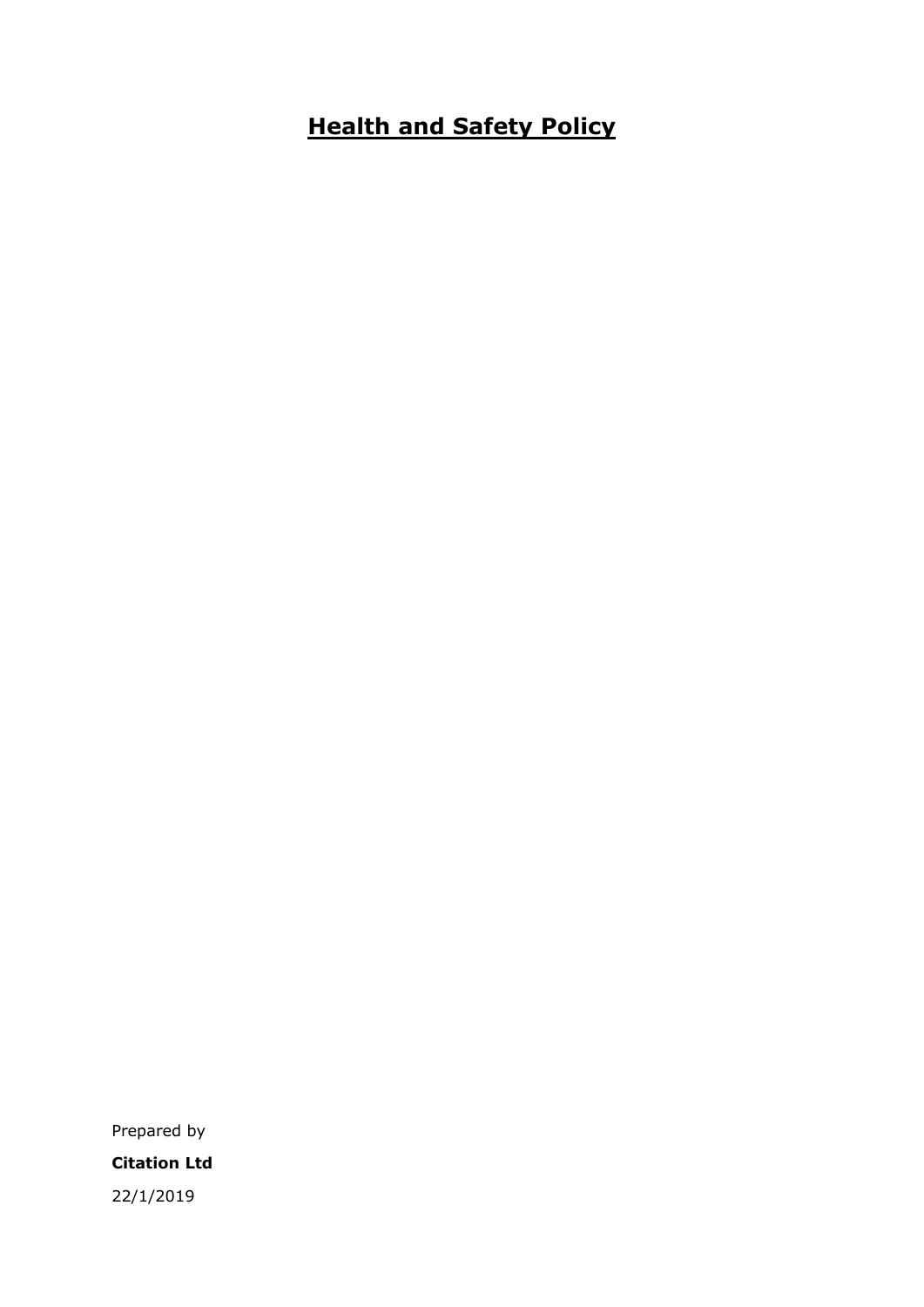# **Health and Safety Policy**

Prepared by

**Citation Ltd**

22/1/2019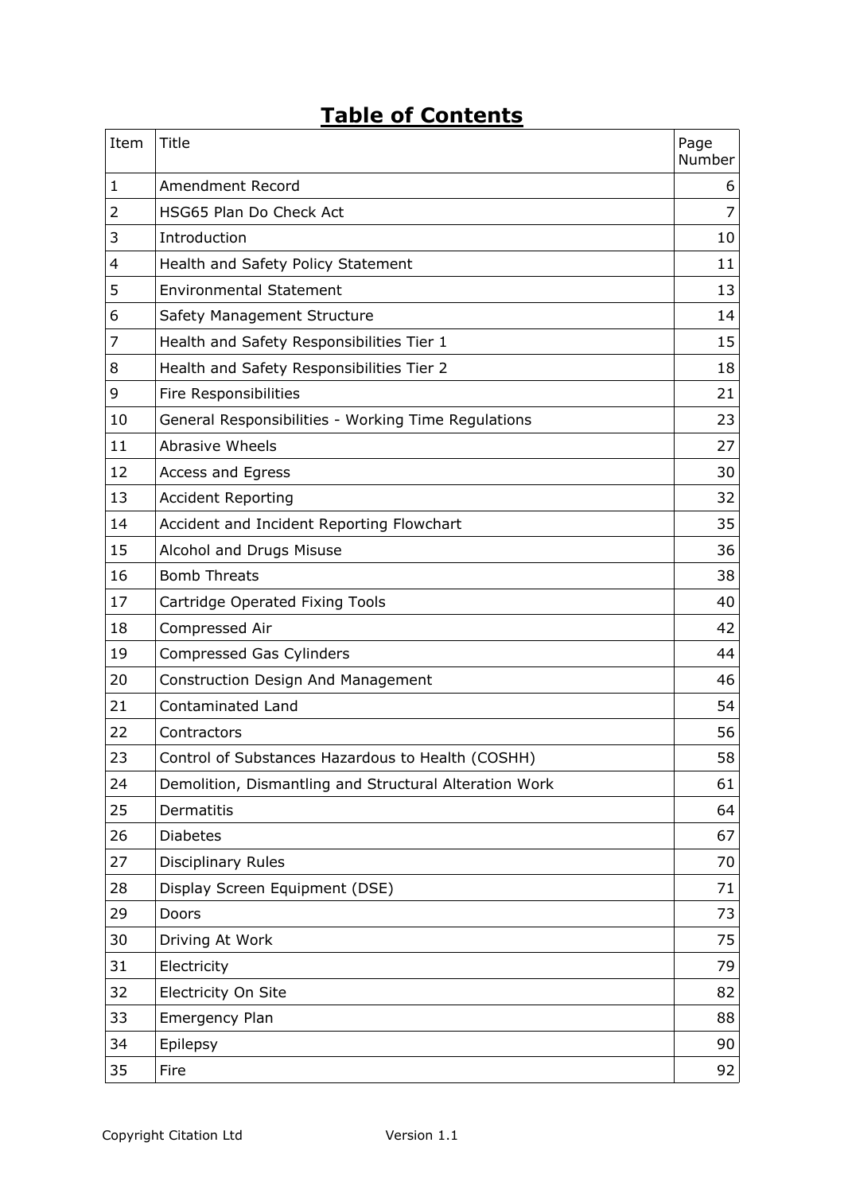# Table of Contents

| Item | Title | Page Number |
|---|---|---|
| 1 | Amendment Record | 6 |
| 2 | HSG65 Plan Do Check Act | 7 |
| 3 | Introduction | 10 |
| 4 | Health and Safety Policy Statement | 11 |
| 5 | Environmental Statement | 13 |
| 6 | Safety Management Structure | 14 |
| 7 | Health and Safety Responsibilities Tier 1 | 15 |
| 8 | Health and Safety Responsibilities Tier 2 | 18 |
| 9 | Fire Responsibilities | 21 |
| 10 | General Responsibilities - Working Time Regulations | 23 |
| 11 | Abrasive Wheels | 27 |
| 12 | Access and Egress | 30 |
| 13 | Accident Reporting | 32 |
| 14 | Accident and Incident Reporting Flowchart | 35 |
| 15 | Alcohol and Drugs Misuse | 36 |
| 16 | Bomb Threats | 38 |
| 17 | Cartridge Operated Fixing Tools | 40 |
| 18 | Compressed Air | 42 |
| 19 | Compressed Gas Cylinders | 44 |
| 20 | Construction Design And Management | 46 |
| 21 | Contaminated Land | 54 |
| 22 | Contractors | 56 |
| 23 | Control of Substances Hazardous to Health (COSHH) | 58 |
| 24 | Demolition, Dismantling and Structural Alteration Work | 61 |
| 25 | Dermatitis | 64 |
| 26 | Diabetes | 67 |
| 27 | Disciplinary Rules | 70 |
| 28 | Display Screen Equipment (DSE) | 71 |
| 29 | Doors | 73 |
| 30 | Driving At Work | 75 |
| 31 | Electricity | 79 |
| 32 | Electricity On Site | 82 |
| 33 | Emergency Plan | 88 |
| 34 | Epilepsy | 90 |
| 35 | Fire | 92 |

Copyright Citation Ltd Version 1.1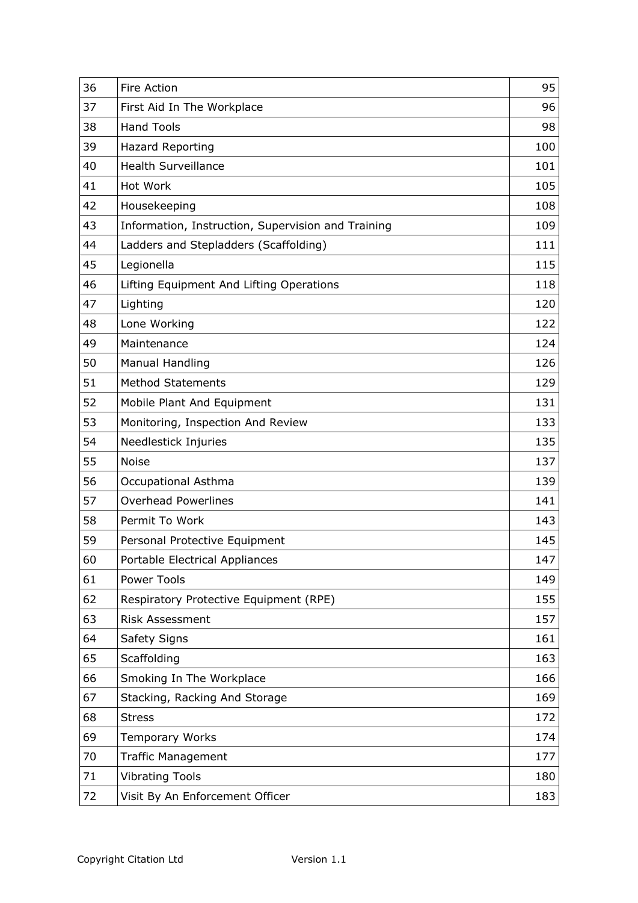| | | |
|---|---|---|
| 36 | Fire Action | 95 |
| 37 | First Aid In The Workplace | 96 |
| 38 | Hand Tools | 98 |
| 39 | Hazard Reporting | 100 |
| 40 | Health Surveillance | 101 |
| 41 | Hot Work | 105 |
| 42 | Housekeeping | 108 |
| 43 | Information, Instruction, Supervision and Training | 109 |
| 44 | Ladders and Stepladders (Scaffolding) | 111 |
| 45 | Legionella | 115 |
| 46 | Lifting Equipment And Lifting Operations | 118 |
| 47 | Lighting | 120 |
| 48 | Lone Working | 122 |
| 49 | Maintenance | 124 |
| 50 | Manual Handling | 126 |
| 51 | Method Statements | 129 |
| 52 | Mobile Plant And Equipment | 131 |
| 53 | Monitoring, Inspection And Review | 133 |
| 54 | Needlestick Injuries | 135 |
| 55 | Noise | 137 |
| 56 | Occupational Asthma | 139 |
| 57 | Overhead Powerlines | 141 |
| 58 | Permit To Work | 143 |
| 59 | Personal Protective Equipment | 145 |
| 60 | Portable Electrical Appliances | 147 |
| 61 | Power Tools | 149 |
| 62 | Respiratory Protective Equipment (RPE) | 155 |
| 63 | Risk Assessment | 157 |
| 64 | Safety Signs | 161 |
| 65 | Scaffolding | 163 |
| 66 | Smoking In The Workplace | 166 |
| 67 | Stacking, Racking And Storage | 169 |
| 68 | Stress | 172 |
| 69 | Temporary Works | 174 |
| 70 | Traffic Management | 177 |
| 71 | Vibrating Tools | 180 |
| 72 | Visit By An Enforcement Officer | 183 |

Copyright Citation Ltd Version 1.1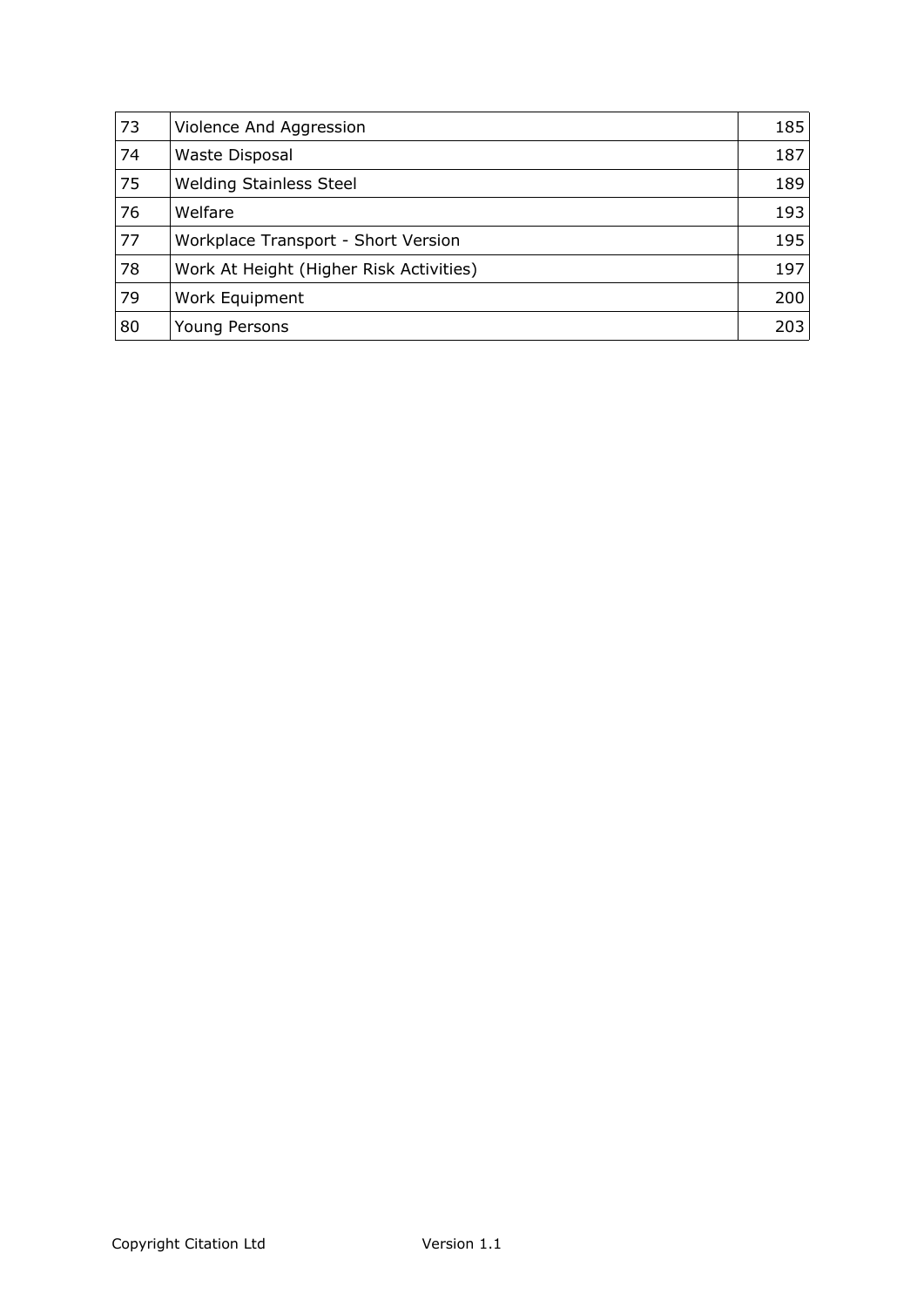| | | |
|---|---|---|
| 73 | Violence And Aggression | 185 |
| 74 | Waste Disposal | 187 |
| 75 | Welding Stainless Steel | 189 |
| 76 | Welfare | 193 |
| 77 | Workplace Transport - Short Version | 195 |
| 78 | Work At Height (Higher Risk Activities) | 197 |
| 79 | Work Equipment | 200 |
| 80 | Young Persons | 203 |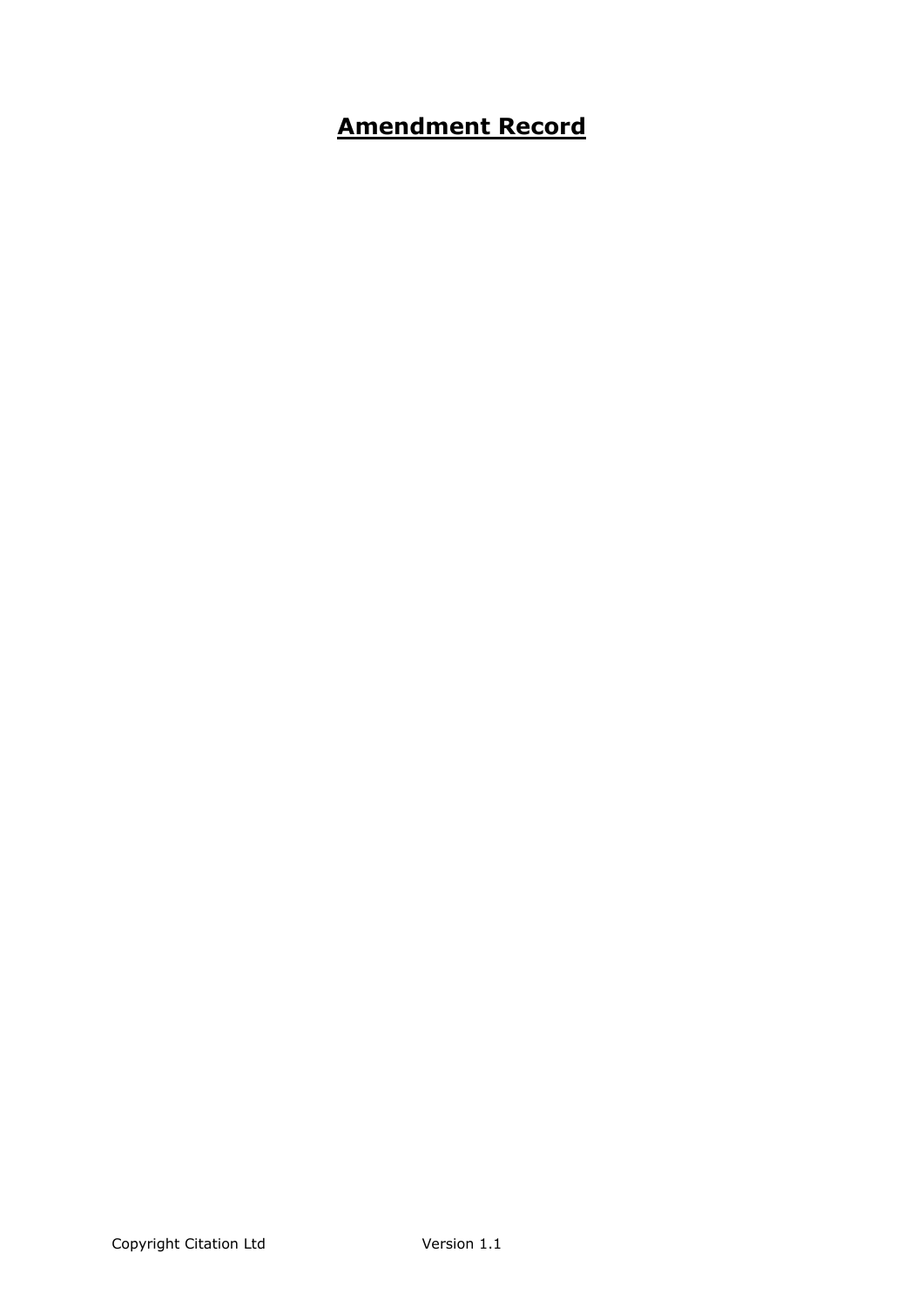# **Amendment Record**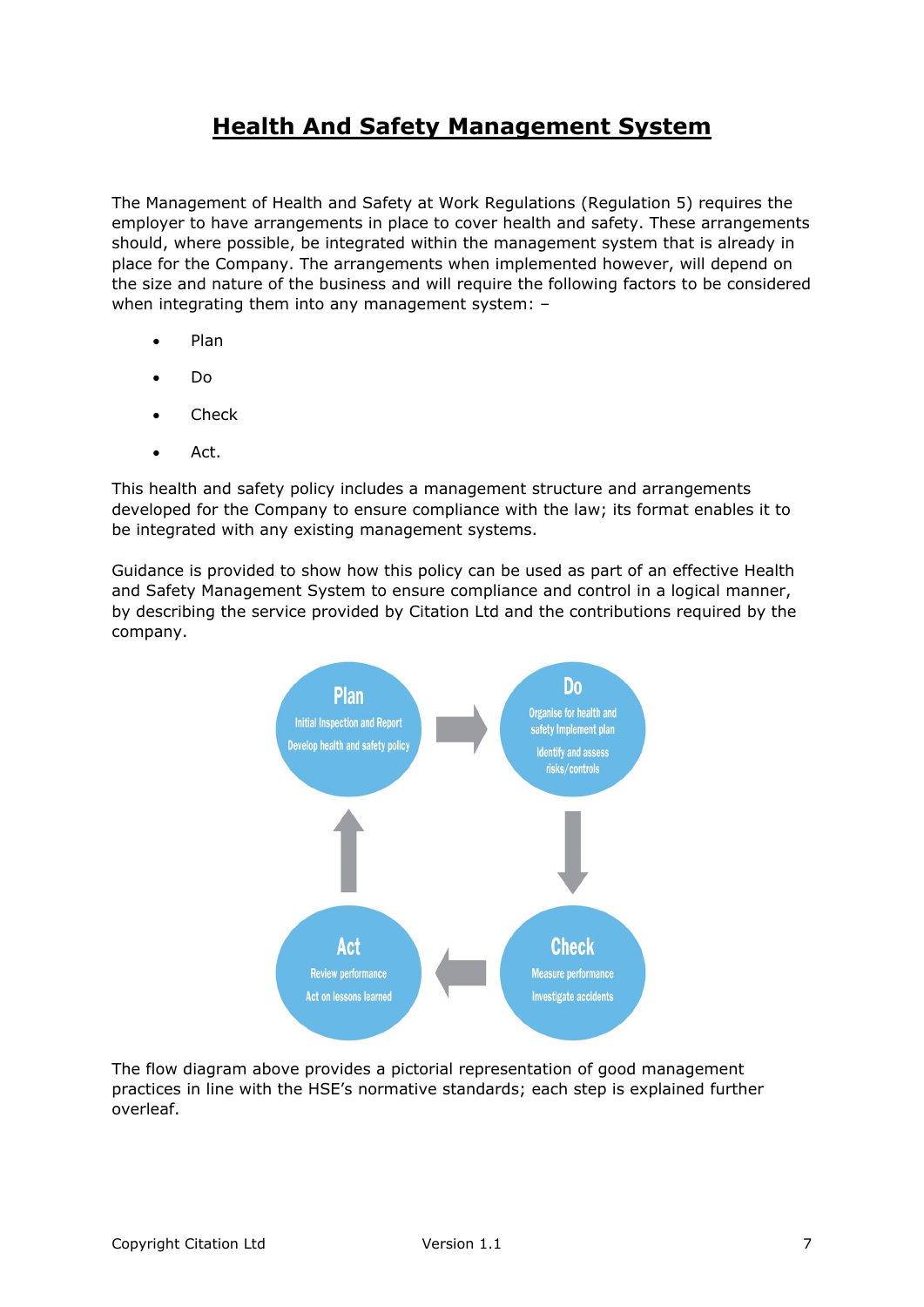# Health And Safety Management System

The Management of Health and Safety at Work Regulations (Regulation 5) requires the employer to have arrangements in place to cover health and safety. These arrangements should, where possible, be integrated within the management system that is already in place for the Company. The arrangements when implemented however, will depend on the size and nature of the business and will require the following factors to be considered when integrating them into any management system: –

- Plan
- Do
- Check
- Act.

This health and safety policy includes a management structure and arrangements developed for the Company to ensure compliance with the law; its format enables it to be integrated with any existing management systems.

Guidance is provided to show how this policy can be used as part of an effective Health and Safety Management System to ensure compliance and control in a logical manner, by describing the service provided by Citation Ltd and the contributions required by the company.

**Plan**
Initial Inspection and Report
Develop health and safety policy

**Do**
Organise for health and safety Implement plan
Identify and assess risks/controls

**Check**
Measure performance
Investigate accidents

**Act**
Review performance
Act on lessons learned

The flow diagram above provides a pictorial representation of good management practices in line with the HSE's normative standards; each step is explained further overleaf.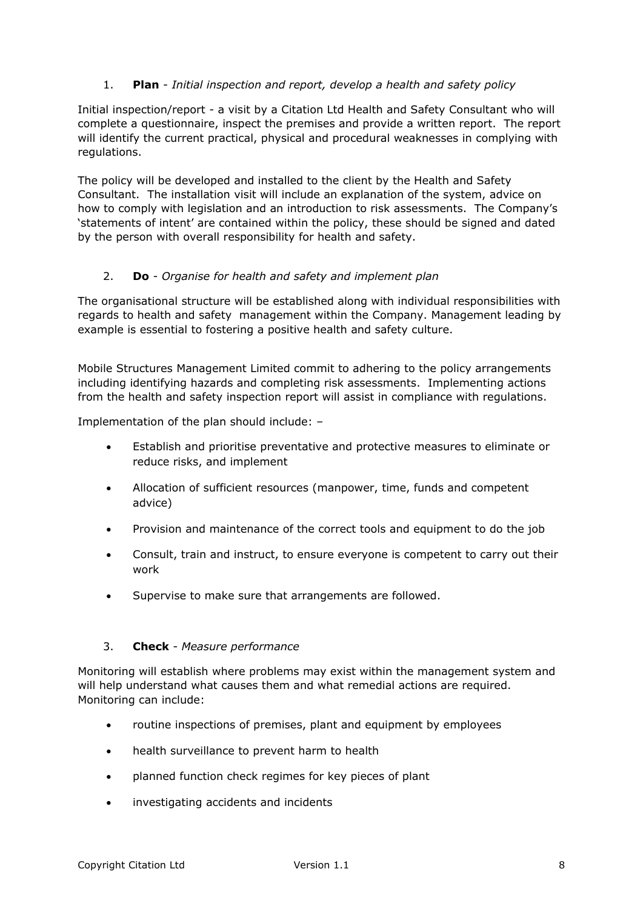1. **Plan** - *Initial inspection and report, develop a health and safety policy*

Initial inspection/report - a visit by a Citation Ltd Health and Safety Consultant who will complete a questionnaire, inspect the premises and provide a written report. The report will identify the current practical, physical and procedural weaknesses in complying with regulations.

The policy will be developed and installed to the client by the Health and Safety Consultant. The installation visit will include an explanation of the system, advice on how to comply with legislation and an introduction to risk assessments. The Company's 'statements of intent' are contained within the policy, these should be signed and dated by the person with overall responsibility for health and safety.

2. **Do** - *Organise for health and safety and implement plan*

The organisational structure will be established along with individual responsibilities with regards to health and safety management within the Company. Management leading by example is essential to fostering a positive health and safety culture.

Mobile Structures Management Limited commit to adhering to the policy arrangements including identifying hazards and completing risk assessments. Implementing actions from the health and safety inspection report will assist in compliance with regulations.

Implementation of the plan should include: –

- Establish and prioritise preventative and protective measures to eliminate or reduce risks, and implement
- Allocation of sufficient resources (manpower, time, funds and competent advice)
- Provision and maintenance of the correct tools and equipment to do the job
- Consult, train and instruct, to ensure everyone is competent to carry out their work
- Supervise to make sure that arrangements are followed.

3. **Check** - *Measure performance*

Monitoring will establish where problems may exist within the management system and will help understand what causes them and what remedial actions are required. Monitoring can include:

- routine inspections of premises, plant and equipment by employees
- health surveillance to prevent harm to health
- planned function check regimes for key pieces of plant
- investigating accidents and incidents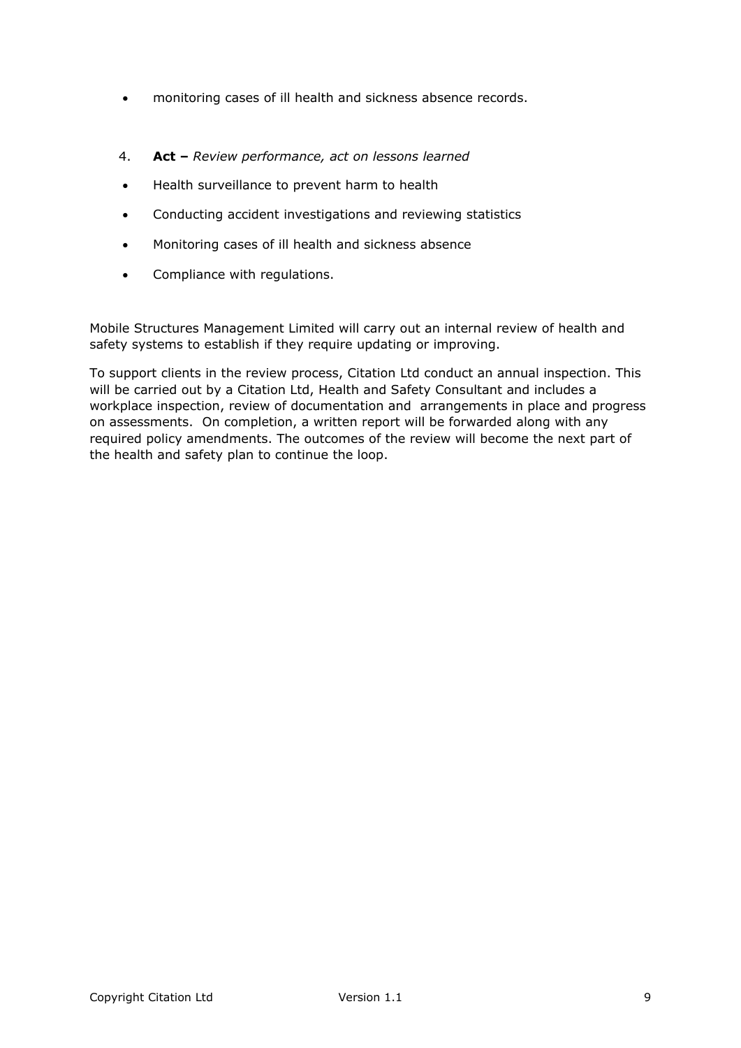- monitoring cases of ill health and sickness absence records.

4. **Act –** *Review performance, act on lessons learned*

- Health surveillance to prevent harm to health
- Conducting accident investigations and reviewing statistics
- Monitoring cases of ill health and sickness absence
- Compliance with regulations.

Mobile Structures Management Limited will carry out an internal review of health and safety systems to establish if they require updating or improving.

To support clients in the review process, Citation Ltd conduct an annual inspection. This will be carried out by a Citation Ltd, Health and Safety Consultant and includes a workplace inspection, review of documentation and arrangements in place and progress on assessments. On completion, a written report will be forwarded along with any required policy amendments. The outcomes of the review will become the next part of the health and safety plan to continue the loop.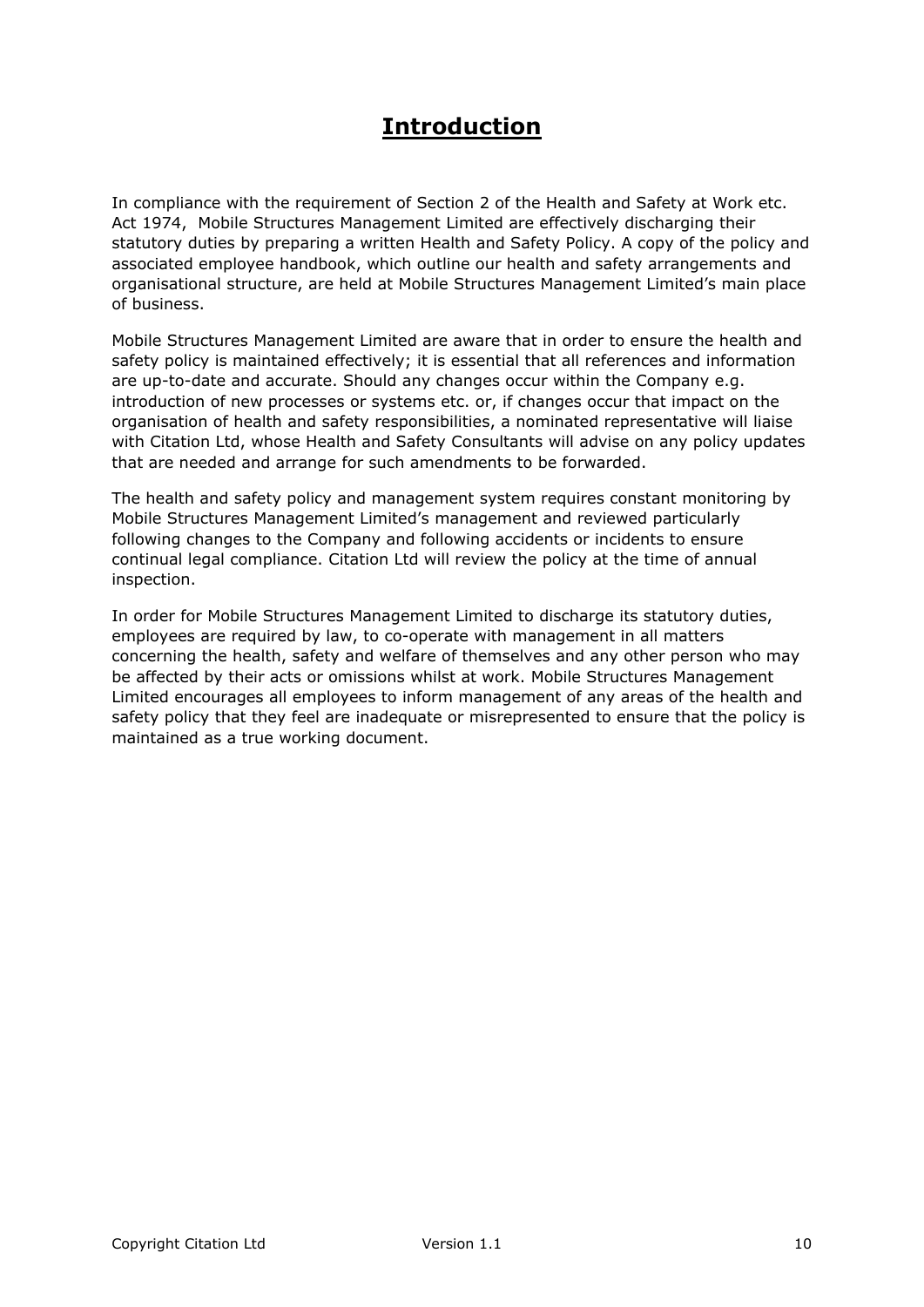# Introduction

In compliance with the requirement of Section 2 of the Health and Safety at Work etc. Act 1974, Mobile Structures Management Limited are effectively discharging their statutory duties by preparing a written Health and Safety Policy. A copy of the policy and associated employee handbook, which outline our health and safety arrangements and organisational structure, are held at Mobile Structures Management Limited's main place of business.

Mobile Structures Management Limited are aware that in order to ensure the health and safety policy is maintained effectively; it is essential that all references and information are up-to-date and accurate. Should any changes occur within the Company e.g. introduction of new processes or systems etc. or, if changes occur that impact on the organisation of health and safety responsibilities, a nominated representative will liaise with Citation Ltd, whose Health and Safety Consultants will advise on any policy updates that are needed and arrange for such amendments to be forwarded.

The health and safety policy and management system requires constant monitoring by Mobile Structures Management Limited's management and reviewed particularly following changes to the Company and following accidents or incidents to ensure continual legal compliance. Citation Ltd will review the policy at the time of annual inspection.

In order for Mobile Structures Management Limited to discharge its statutory duties, employees are required by law, to co-operate with management in all matters concerning the health, safety and welfare of themselves and any other person who may be affected by their acts or omissions whilst at work. Mobile Structures Management Limited encourages all employees to inform management of any areas of the health and safety policy that they feel are inadequate or misrepresented to ensure that the policy is maintained as a true working document.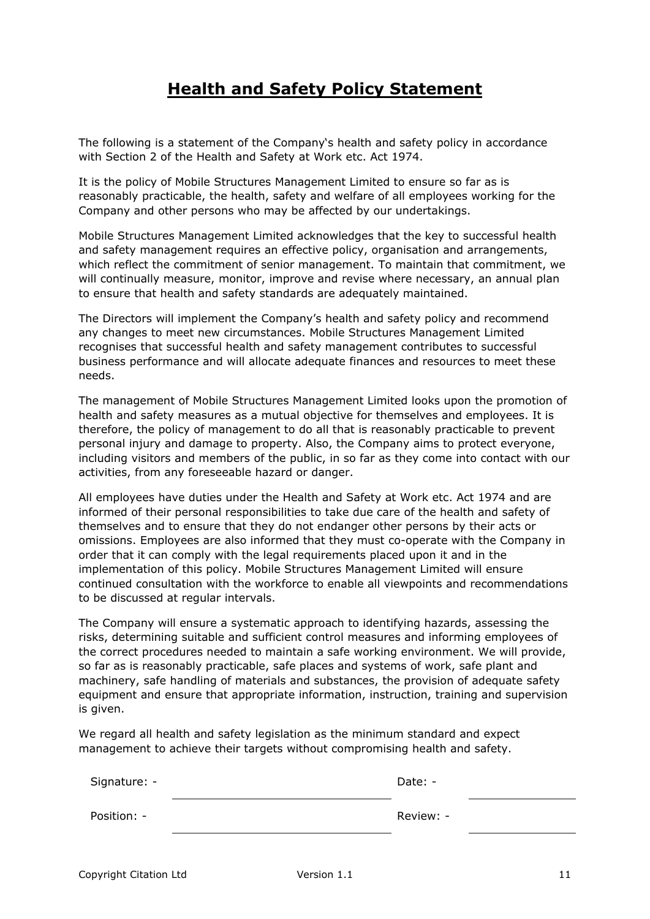# Health and Safety Policy Statement

The following is a statement of the Company's health and safety policy in accordance with Section 2 of the Health and Safety at Work etc. Act 1974.

It is the policy of Mobile Structures Management Limited to ensure so far as is reasonably practicable, the health, safety and welfare of all employees working for the Company and other persons who may be affected by our undertakings.

Mobile Structures Management Limited acknowledges that the key to successful health and safety management requires an effective policy, organisation and arrangements, which reflect the commitment of senior management. To maintain that commitment, we will continually measure, monitor, improve and revise where necessary, an annual plan to ensure that health and safety standards are adequately maintained.

The Directors will implement the Company's health and safety policy and recommend any changes to meet new circumstances. Mobile Structures Management Limited recognises that successful health and safety management contributes to successful business performance and will allocate adequate finances and resources to meet these needs.

The management of Mobile Structures Management Limited looks upon the promotion of health and safety measures as a mutual objective for themselves and employees. It is therefore, the policy of management to do all that is reasonably practicable to prevent personal injury and damage to property. Also, the Company aims to protect everyone, including visitors and members of the public, in so far as they come into contact with our activities, from any foreseeable hazard or danger.

All employees have duties under the Health and Safety at Work etc. Act 1974 and are informed of their personal responsibilities to take due care of the health and safety of themselves and to ensure that they do not endanger other persons by their acts or omissions. Employees are also informed that they must co-operate with the Company in order that it can comply with the legal requirements placed upon it and in the implementation of this policy. Mobile Structures Management Limited will ensure continued consultation with the workforce to enable all viewpoints and recommendations to be discussed at regular intervals.

The Company will ensure a systematic approach to identifying hazards, assessing the risks, determining suitable and sufficient control measures and informing employees of the correct procedures needed to maintain a safe working environment. We will provide, so far as is reasonably practicable, safe places and systems of work, safe plant and machinery, safe handling of materials and substances, the provision of adequate safety equipment and ensure that appropriate information, instruction, training and supervision is given.

We regard all health and safety legislation as the minimum standard and expect management to achieve their targets without compromising health and safety.

| | | | |
|---|---|---|---|
| Signature: - | | Date: - | |
| Position: - | | Review: - | |

Copyright Citation Ltd Version 1.1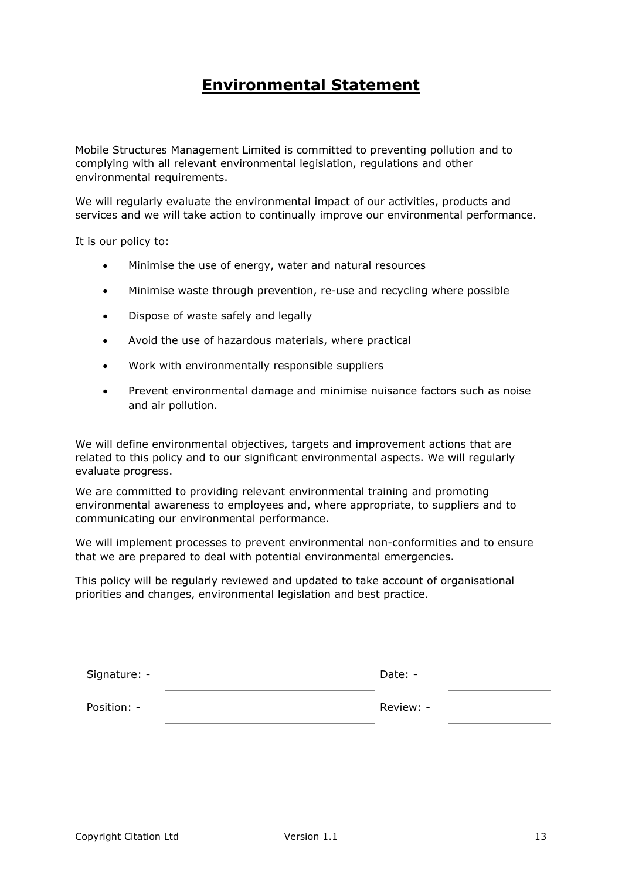# Environmental Statement

Mobile Structures Management Limited is committed to preventing pollution and to complying with all relevant environmental legislation, regulations and other environmental requirements.

We will regularly evaluate the environmental impact of our activities, products and services and we will take action to continually improve our environmental performance.

It is our policy to:

- Minimise the use of energy, water and natural resources
- Minimise waste through prevention, re-use and recycling where possible
- Dispose of waste safely and legally
- Avoid the use of hazardous materials, where practical
- Work with environmentally responsible suppliers
- Prevent environmental damage and minimise nuisance factors such as noise and air pollution.

We will define environmental objectives, targets and improvement actions that are related to this policy and to our significant environmental aspects. We will regularly evaluate progress.

We are committed to providing relevant environmental training and promoting environmental awareness to employees and, where appropriate, to suppliers and to communicating our environmental performance.

We will implement processes to prevent environmental non-conformities and to ensure that we are prepared to deal with potential environmental emergencies.

This policy will be regularly reviewed and updated to take account of organisational priorities and changes, environmental legislation and best practice.

| Signature: - | | Date: - | |
|---|---|---|---|
| Position: - | | Review: - | |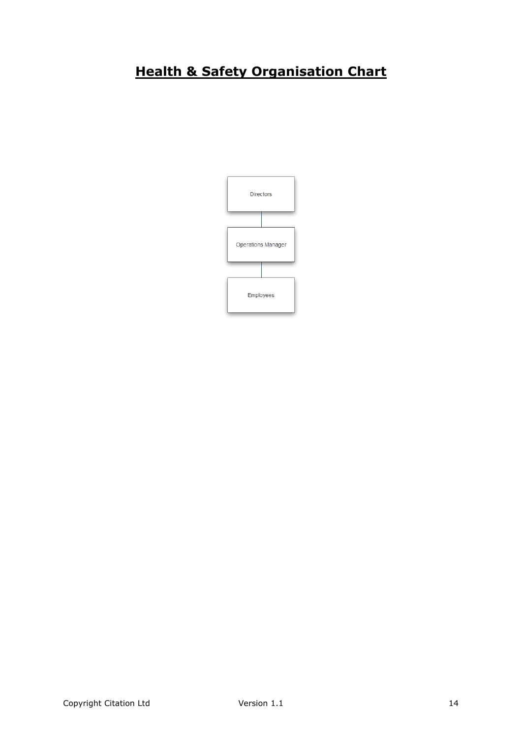# Health & Safety Organisation Chart

Directors

Operations Manager

Employees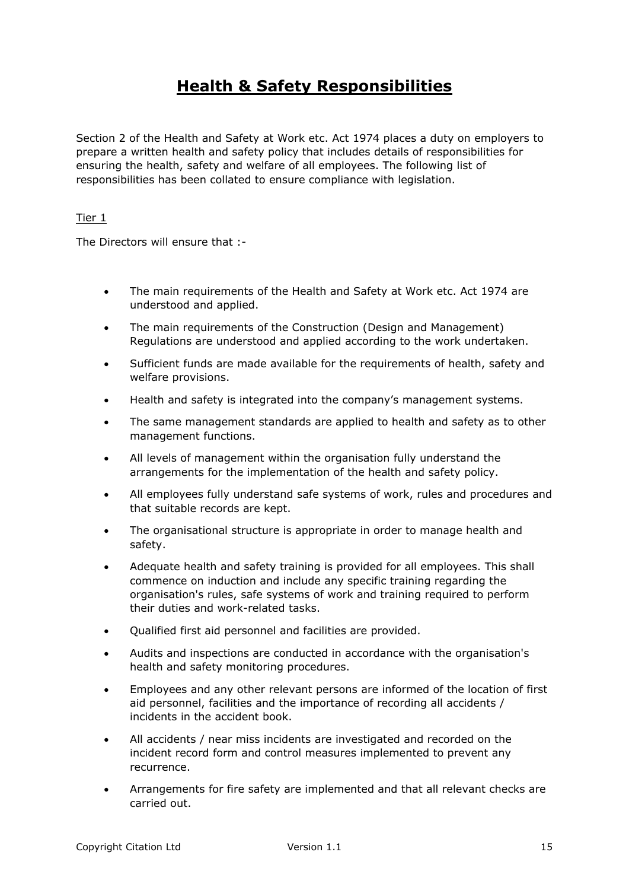# Health & Safety Responsibilities

Section 2 of the Health and Safety at Work etc. Act 1974 places a duty on employers to prepare a written health and safety policy that includes details of responsibilities for ensuring the health, safety and welfare of all employees. The following list of responsibilities has been collated to ensure compliance with legislation.

Tier 1

The Directors will ensure that :-

- The main requirements of the Health and Safety at Work etc. Act 1974 are understood and applied.
- The main requirements of the Construction (Design and Management) Regulations are understood and applied according to the work undertaken.
- Sufficient funds are made available for the requirements of health, safety and welfare provisions.
- Health and safety is integrated into the company's management systems.
- The same management standards are applied to health and safety as to other management functions.
- All levels of management within the organisation fully understand the arrangements for the implementation of the health and safety policy.
- All employees fully understand safe systems of work, rules and procedures and that suitable records are kept.
- The organisational structure is appropriate in order to manage health and safety.
- Adequate health and safety training is provided for all employees. This shall commence on induction and include any specific training regarding the organisation's rules, safe systems of work and training required to perform their duties and work-related tasks.
- Qualified first aid personnel and facilities are provided.
- Audits and inspections are conducted in accordance with the organisation's health and safety monitoring procedures.
- Employees and any other relevant persons are informed of the location of first aid personnel, facilities and the importance of recording all accidents / incidents in the accident book.
- All accidents / near miss incidents are investigated and recorded on the incident record form and control measures implemented to prevent any recurrence.
- Arrangements for fire safety are implemented and that all relevant checks are carried out.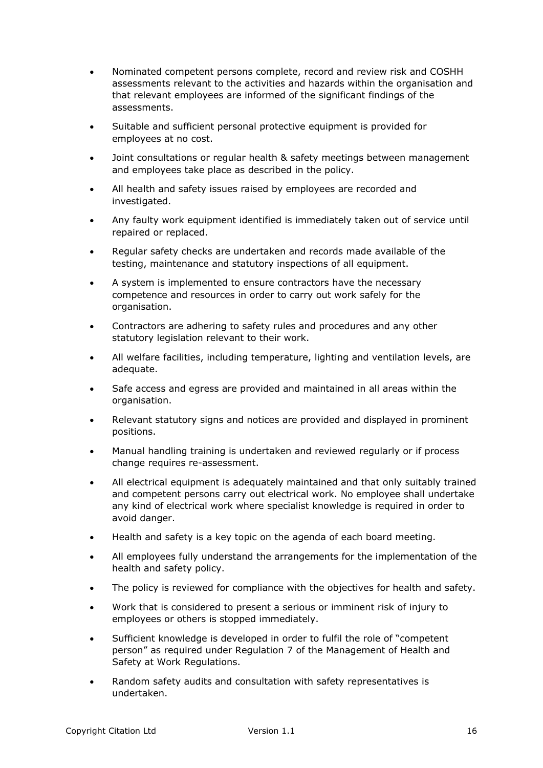- Nominated competent persons complete, record and review risk and COSHH assessments relevant to the activities and hazards within the organisation and that relevant employees are informed of the significant findings of the assessments.
- Suitable and sufficient personal protective equipment is provided for employees at no cost.
- Joint consultations or regular health & safety meetings between management and employees take place as described in the policy.
- All health and safety issues raised by employees are recorded and investigated.
- Any faulty work equipment identified is immediately taken out of service until repaired or replaced.
- Regular safety checks are undertaken and records made available of the testing, maintenance and statutory inspections of all equipment.
- A system is implemented to ensure contractors have the necessary competence and resources in order to carry out work safely for the organisation.
- Contractors are adhering to safety rules and procedures and any other statutory legislation relevant to their work.
- All welfare facilities, including temperature, lighting and ventilation levels, are adequate.
- Safe access and egress are provided and maintained in all areas within the organisation.
- Relevant statutory signs and notices are provided and displayed in prominent positions.
- Manual handling training is undertaken and reviewed regularly or if process change requires re-assessment.
- All electrical equipment is adequately maintained and that only suitably trained and competent persons carry out electrical work. No employee shall undertake any kind of electrical work where specialist knowledge is required in order to avoid danger.
- Health and safety is a key topic on the agenda of each board meeting.
- All employees fully understand the arrangements for the implementation of the health and safety policy.
- The policy is reviewed for compliance with the objectives for health and safety.
- Work that is considered to present a serious or imminent risk of injury to employees or others is stopped immediately.
- Sufficient knowledge is developed in order to fulfil the role of "competent person" as required under Regulation 7 of the Management of Health and Safety at Work Regulations.
- Random safety audits and consultation with safety representatives is undertaken.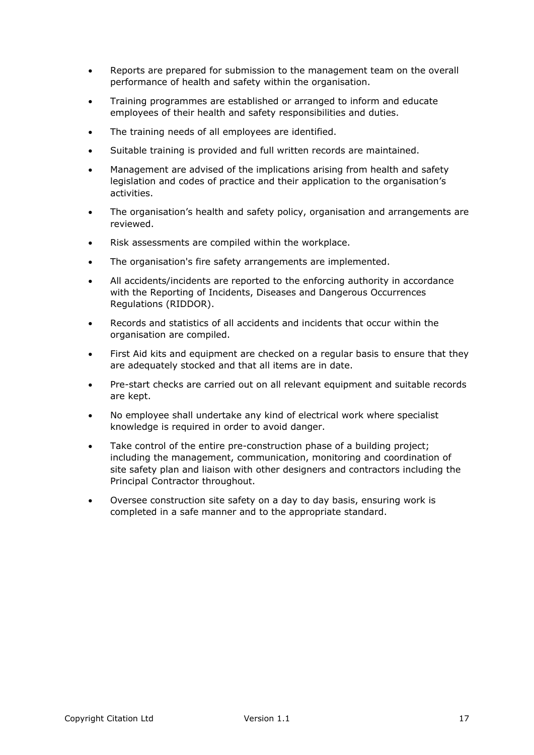- Reports are prepared for submission to the management team on the overall performance of health and safety within the organisation.
- Training programmes are established or arranged to inform and educate employees of their health and safety responsibilities and duties.
- The training needs of all employees are identified.
- Suitable training is provided and full written records are maintained.
- Management are advised of the implications arising from health and safety legislation and codes of practice and their application to the organisation's activities.
- The organisation's health and safety policy, organisation and arrangements are reviewed.
- Risk assessments are compiled within the workplace.
- The organisation's fire safety arrangements are implemented.
- All accidents/incidents are reported to the enforcing authority in accordance with the Reporting of Incidents, Diseases and Dangerous Occurrences Regulations (RIDDOR).
- Records and statistics of all accidents and incidents that occur within the organisation are compiled.
- First Aid kits and equipment are checked on a regular basis to ensure that they are adequately stocked and that all items are in date.
- Pre-start checks are carried out on all relevant equipment and suitable records are kept.
- No employee shall undertake any kind of electrical work where specialist knowledge is required in order to avoid danger.
- Take control of the entire pre-construction phase of a building project; including the management, communication, monitoring and coordination of site safety plan and liaison with other designers and contractors including the Principal Contractor throughout.
- Oversee construction site safety on a day to day basis, ensuring work is completed in a safe manner and to the appropriate standard.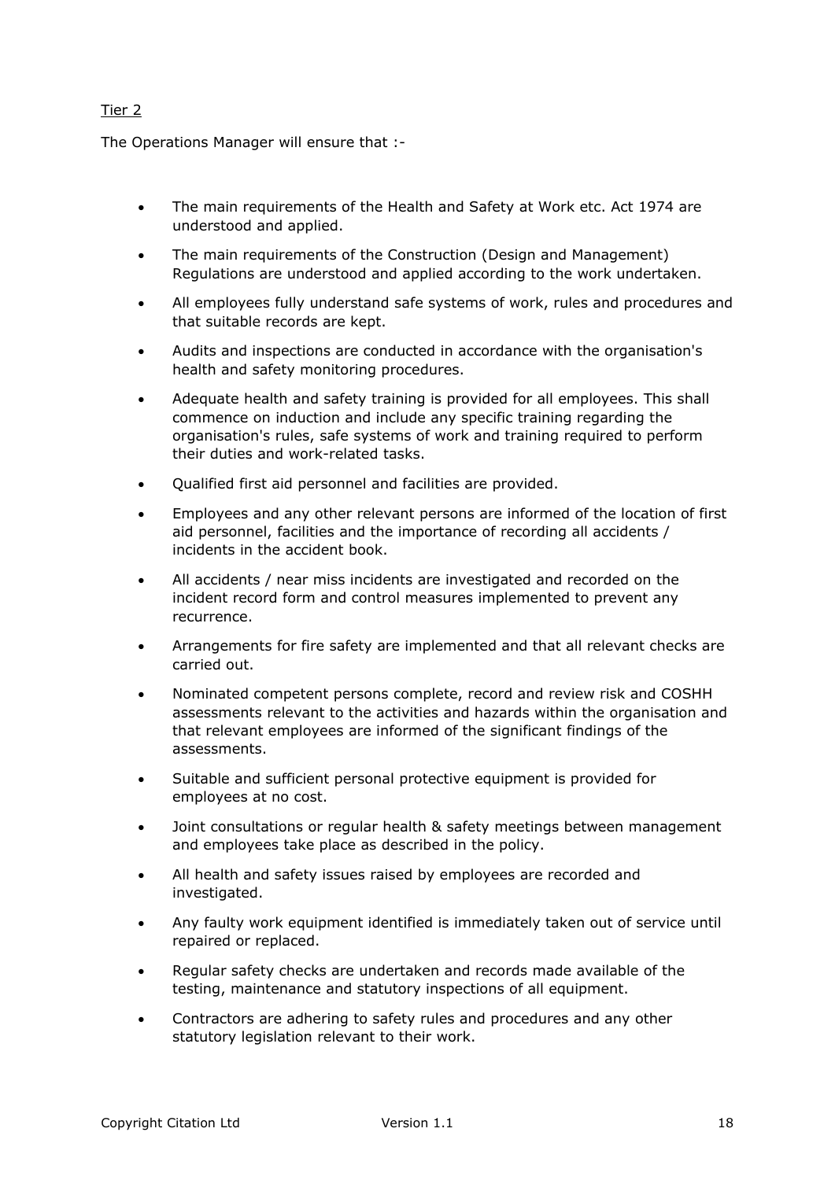Tier 2

The Operations Manager will ensure that :-

- The main requirements of the Health and Safety at Work etc. Act 1974 are understood and applied.
- The main requirements of the Construction (Design and Management) Regulations are understood and applied according to the work undertaken.
- All employees fully understand safe systems of work, rules and procedures and that suitable records are kept.
- Audits and inspections are conducted in accordance with the organisation's health and safety monitoring procedures.
- Adequate health and safety training is provided for all employees. This shall commence on induction and include any specific training regarding the organisation's rules, safe systems of work and training required to perform their duties and work-related tasks.
- Qualified first aid personnel and facilities are provided.
- Employees and any other relevant persons are informed of the location of first aid personnel, facilities and the importance of recording all accidents / incidents in the accident book.
- All accidents / near miss incidents are investigated and recorded on the incident record form and control measures implemented to prevent any recurrence.
- Arrangements for fire safety are implemented and that all relevant checks are carried out.
- Nominated competent persons complete, record and review risk and COSHH assessments relevant to the activities and hazards within the organisation and that relevant employees are informed of the significant findings of the assessments.
- Suitable and sufficient personal protective equipment is provided for employees at no cost.
- Joint consultations or regular health & safety meetings between management and employees take place as described in the policy.
- All health and safety issues raised by employees are recorded and investigated.
- Any faulty work equipment identified is immediately taken out of service until repaired or replaced.
- Regular safety checks are undertaken and records made available of the testing, maintenance and statutory inspections of all equipment.
- Contractors are adhering to safety rules and procedures and any other statutory legislation relevant to their work.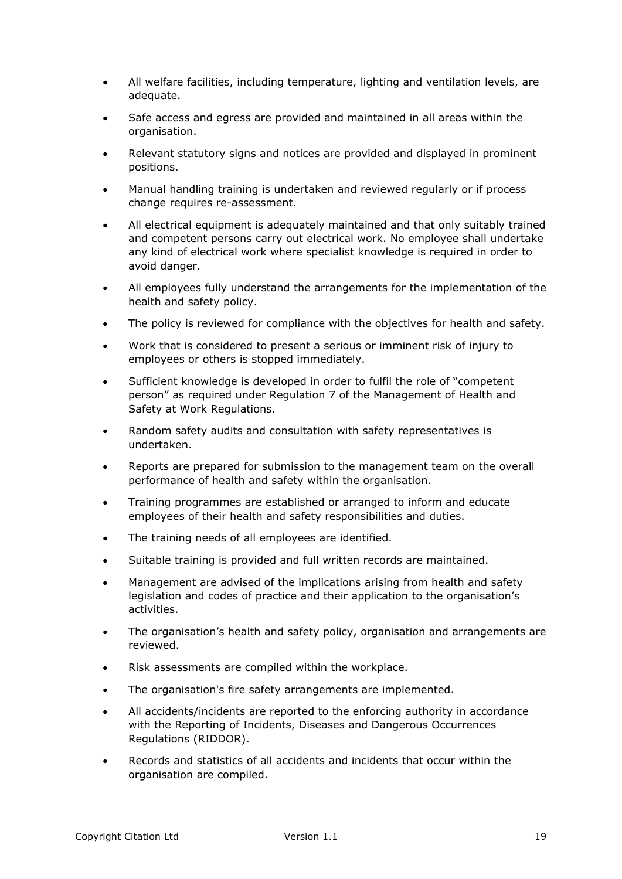- All welfare facilities, including temperature, lighting and ventilation levels, are adequate.
- Safe access and egress are provided and maintained in all areas within the organisation.
- Relevant statutory signs and notices are provided and displayed in prominent positions.
- Manual handling training is undertaken and reviewed regularly or if process change requires re-assessment.
- All electrical equipment is adequately maintained and that only suitably trained and competent persons carry out electrical work. No employee shall undertake any kind of electrical work where specialist knowledge is required in order to avoid danger.
- All employees fully understand the arrangements for the implementation of the health and safety policy.
- The policy is reviewed for compliance with the objectives for health and safety.
- Work that is considered to present a serious or imminent risk of injury to employees or others is stopped immediately.
- Sufficient knowledge is developed in order to fulfil the role of "competent person" as required under Regulation 7 of the Management of Health and Safety at Work Regulations.
- Random safety audits and consultation with safety representatives is undertaken.
- Reports are prepared for submission to the management team on the overall performance of health and safety within the organisation.
- Training programmes are established or arranged to inform and educate employees of their health and safety responsibilities and duties.
- The training needs of all employees are identified.
- Suitable training is provided and full written records are maintained.
- Management are advised of the implications arising from health and safety legislation and codes of practice and their application to the organisation's activities.
- The organisation's health and safety policy, organisation and arrangements are reviewed.
- Risk assessments are compiled within the workplace.
- The organisation's fire safety arrangements are implemented.
- All accidents/incidents are reported to the enforcing authority in accordance with the Reporting of Incidents, Diseases and Dangerous Occurrences Regulations (RIDDOR).
- Records and statistics of all accidents and incidents that occur within the organisation are compiled.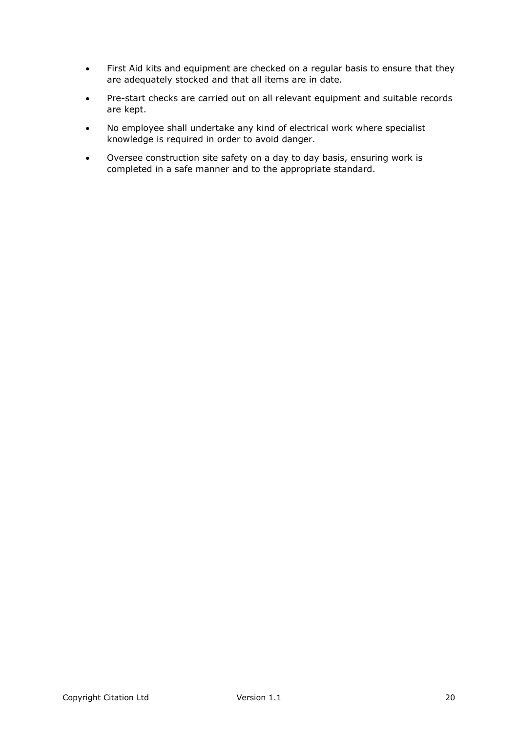- First Aid kits and equipment are checked on a regular basis to ensure that they are adequately stocked and that all items are in date.
- Pre-start checks are carried out on all relevant equipment and suitable records are kept.
- No employee shall undertake any kind of electrical work where specialist knowledge is required in order to avoid danger.
- Oversee construction site safety on a day to day basis, ensuring work is completed in a safe manner and to the appropriate standard.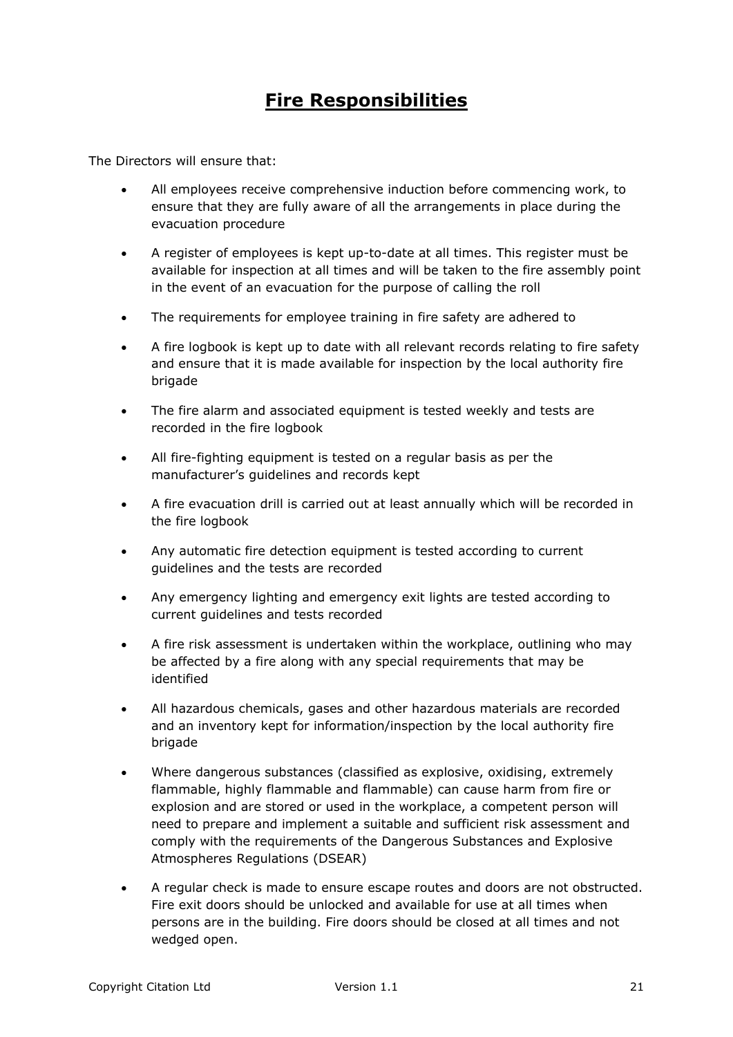# Fire Responsibilities

The Directors will ensure that:

- All employees receive comprehensive induction before commencing work, to ensure that they are fully aware of all the arrangements in place during the evacuation procedure
- A register of employees is kept up-to-date at all times. This register must be available for inspection at all times and will be taken to the fire assembly point in the event of an evacuation for the purpose of calling the roll
- The requirements for employee training in fire safety are adhered to
- A fire logbook is kept up to date with all relevant records relating to fire safety and ensure that it is made available for inspection by the local authority fire brigade
- The fire alarm and associated equipment is tested weekly and tests are recorded in the fire logbook
- All fire-fighting equipment is tested on a regular basis as per the manufacturer's guidelines and records kept
- A fire evacuation drill is carried out at least annually which will be recorded in the fire logbook
- Any automatic fire detection equipment is tested according to current guidelines and the tests are recorded
- Any emergency lighting and emergency exit lights are tested according to current guidelines and tests recorded
- A fire risk assessment is undertaken within the workplace, outlining who may be affected by a fire along with any special requirements that may be identified
- All hazardous chemicals, gases and other hazardous materials are recorded and an inventory kept for information/inspection by the local authority fire brigade
- Where dangerous substances (classified as explosive, oxidising, extremely flammable, highly flammable and flammable) can cause harm from fire or explosion and are stored or used in the workplace, a competent person will need to prepare and implement a suitable and sufficient risk assessment and comply with the requirements of the Dangerous Substances and Explosive Atmospheres Regulations (DSEAR)
- A regular check is made to ensure escape routes and doors are not obstructed. Fire exit doors should be unlocked and available for use at all times when persons are in the building. Fire doors should be closed at all times and not wedged open.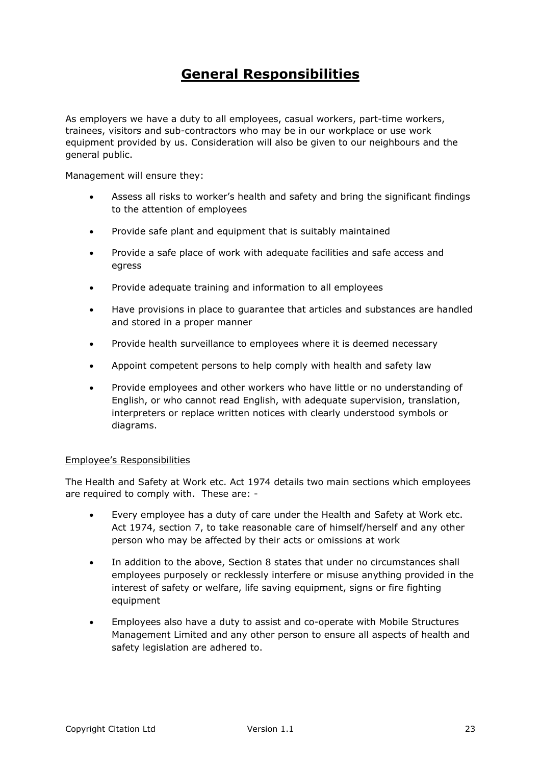# General Responsibilities

As employers we have a duty to all employees, casual workers, part-time workers, trainees, visitors and sub-contractors who may be in our workplace or use work equipment provided by us. Consideration will also be given to our neighbours and the general public.

Management will ensure they:

- Assess all risks to worker's health and safety and bring the significant findings to the attention of employees
- Provide safe plant and equipment that is suitably maintained
- Provide a safe place of work with adequate facilities and safe access and egress
- Provide adequate training and information to all employees
- Have provisions in place to guarantee that articles and substances are handled and stored in a proper manner
- Provide health surveillance to employees where it is deemed necessary
- Appoint competent persons to help comply with health and safety law
- Provide employees and other workers who have little or no understanding of English, or who cannot read English, with adequate supervision, translation, interpreters or replace written notices with clearly understood symbols or diagrams.

<u>Employee's Responsibilities</u>

The Health and Safety at Work etc. Act 1974 details two main sections which employees are required to comply with. These are: -

- Every employee has a duty of care under the Health and Safety at Work etc. Act 1974, section 7, to take reasonable care of himself/herself and any other person who may be affected by their acts or omissions at work
- In addition to the above, Section 8 states that under no circumstances shall employees purposely or recklessly interfere or misuse anything provided in the interest of safety or welfare, life saving equipment, signs or fire fighting equipment
- Employees also have a duty to assist and co-operate with Mobile Structures Management Limited and any other person to ensure all aspects of health and safety legislation are adhered to.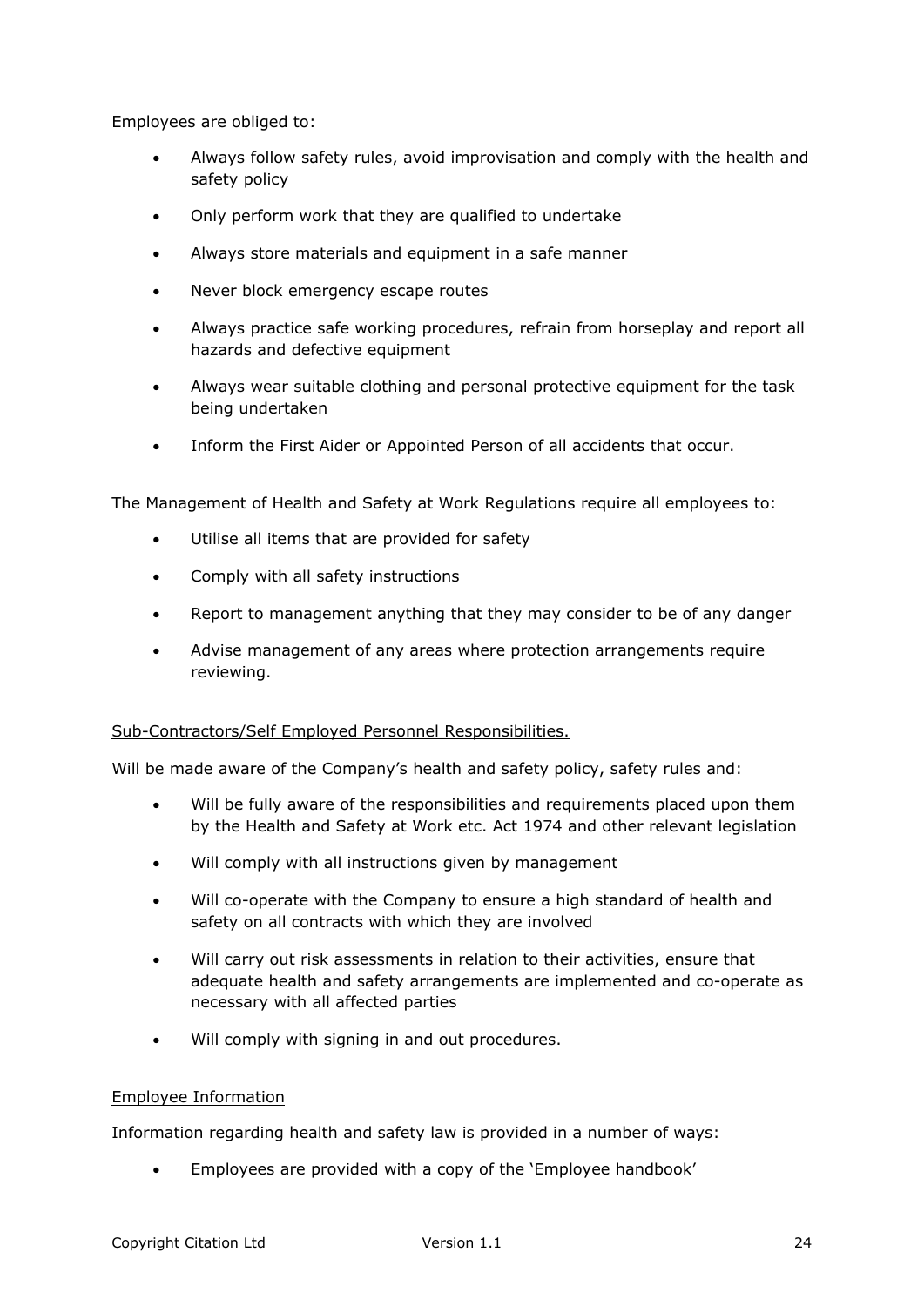Employees are obliged to:

- Always follow safety rules, avoid improvisation and comply with the health and safety policy
- Only perform work that they are qualified to undertake
- Always store materials and equipment in a safe manner
- Never block emergency escape routes
- Always practice safe working procedures, refrain from horseplay and report all hazards and defective equipment
- Always wear suitable clothing and personal protective equipment for the task being undertaken
- Inform the First Aider or Appointed Person of all accidents that occur.

The Management of Health and Safety at Work Regulations require all employees to:

- Utilise all items that are provided for safety
- Comply with all safety instructions
- Report to management anything that they may consider to be of any danger
- Advise management of any areas where protection arrangements require reviewing.

<u>Sub-Contractors/Self Employed Personnel Responsibilities.</u>

Will be made aware of the Company's health and safety policy, safety rules and:

- Will be fully aware of the responsibilities and requirements placed upon them by the Health and Safety at Work etc. Act 1974 and other relevant legislation
- Will comply with all instructions given by management
- Will co-operate with the Company to ensure a high standard of health and safety on all contracts with which they are involved
- Will carry out risk assessments in relation to their activities, ensure that adequate health and safety arrangements are implemented and co-operate as necessary with all affected parties
- Will comply with signing in and out procedures.

<u>Employee Information</u>

Information regarding health and safety law is provided in a number of ways:

- Employees are provided with a copy of the 'Employee handbook'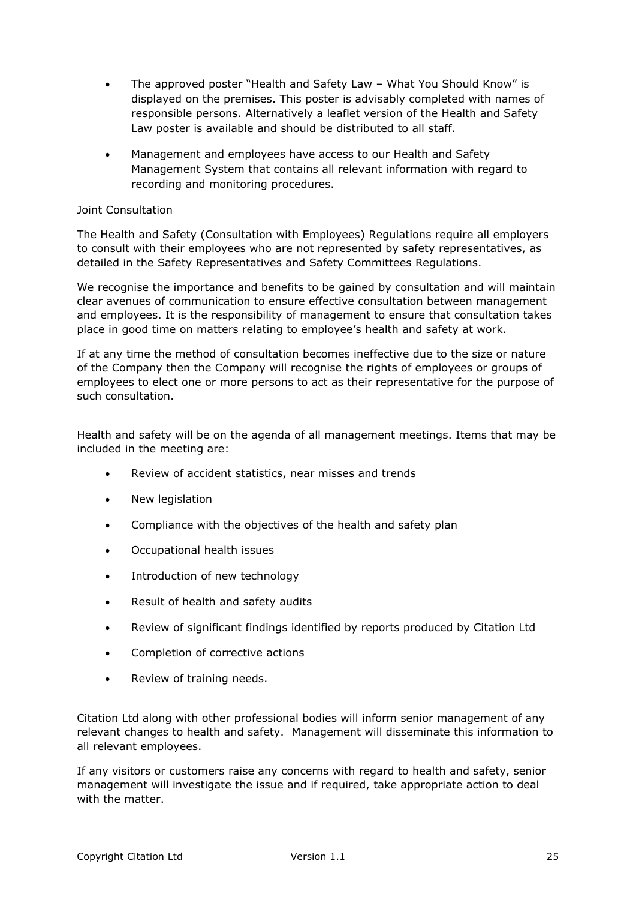- The approved poster "Health and Safety Law – What You Should Know" is displayed on the premises. This poster is advisably completed with names of responsible persons. Alternatively a leaflet version of the Health and Safety Law poster is available and should be distributed to all staff.

- Management and employees have access to our Health and Safety Management System that contains all relevant information with regard to recording and monitoring procedures.

<u>Joint Consultation</u>

The Health and Safety (Consultation with Employees) Regulations require all employers to consult with their employees who are not represented by safety representatives, as detailed in the Safety Representatives and Safety Committees Regulations.

We recognise the importance and benefits to be gained by consultation and will maintain clear avenues of communication to ensure effective consultation between management and employees. It is the responsibility of management to ensure that consultation takes place in good time on matters relating to employee's health and safety at work.

If at any time the method of consultation becomes ineffective due to the size or nature of the Company then the Company will recognise the rights of employees or groups of employees to elect one or more persons to act as their representative for the purpose of such consultation.

Health and safety will be on the agenda of all management meetings. Items that may be included in the meeting are:

- Review of accident statistics, near misses and trends
- New legislation
- Compliance with the objectives of the health and safety plan
- Occupational health issues
- Introduction of new technology
- Result of health and safety audits
- Review of significant findings identified by reports produced by Citation Ltd
- Completion of corrective actions
- Review of training needs.

Citation Ltd along with other professional bodies will inform senior management of any relevant changes to health and safety. Management will disseminate this information to all relevant employees.

If any visitors or customers raise any concerns with regard to health and safety, senior management will investigate the issue and if required, take appropriate action to deal with the matter.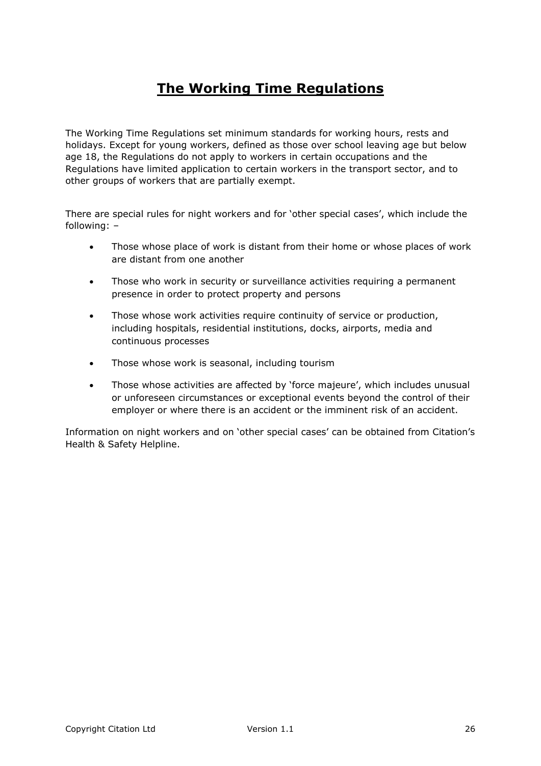# The Working Time Regulations

The Working Time Regulations set minimum standards for working hours, rests and holidays. Except for young workers, defined as those over school leaving age but below age 18, the Regulations do not apply to workers in certain occupations and the Regulations have limited application to certain workers in the transport sector, and to other groups of workers that are partially exempt.

There are special rules for night workers and for 'other special cases', which include the following: –

- Those whose place of work is distant from their home or whose places of work are distant from one another
- Those who work in security or surveillance activities requiring a permanent presence in order to protect property and persons
- Those whose work activities require continuity of service or production, including hospitals, residential institutions, docks, airports, media and continuous processes
- Those whose work is seasonal, including tourism
- Those whose activities are affected by 'force majeure', which includes unusual or unforeseen circumstances or exceptional events beyond the control of their employer or where there is an accident or the imminent risk of an accident.

Information on night workers and on 'other special cases' can be obtained from Citation's Health & Safety Helpline.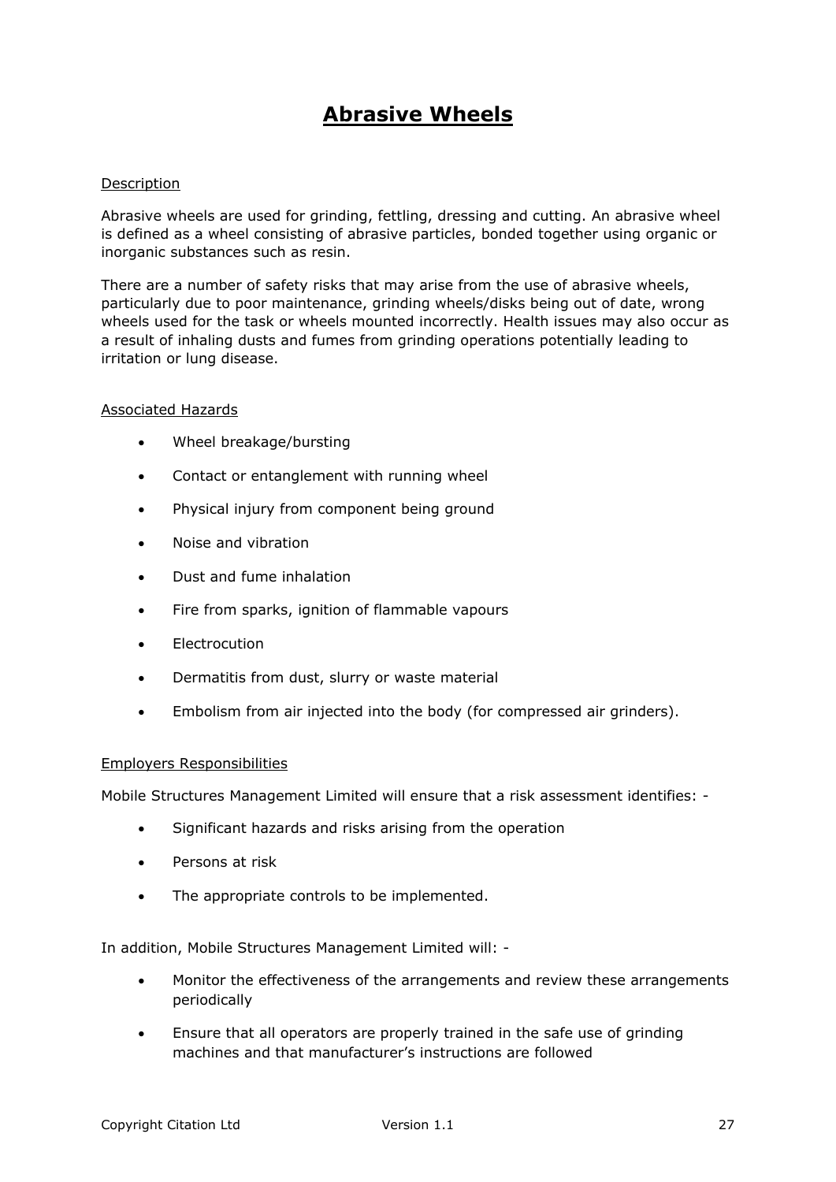# **Abrasive Wheels**

Description

Abrasive wheels are used for grinding, fettling, dressing and cutting. An abrasive wheel is defined as a wheel consisting of abrasive particles, bonded together using organic or inorganic substances such as resin.

There are a number of safety risks that may arise from the use of abrasive wheels, particularly due to poor maintenance, grinding wheels/disks being out of date, wrong wheels used for the task or wheels mounted incorrectly. Health issues may also occur as a result of inhaling dusts and fumes from grinding operations potentially leading to irritation or lung disease.

Associated Hazards

- Wheel breakage/bursting
- Contact or entanglement with running wheel
- Physical injury from component being ground
- Noise and vibration
- Dust and fume inhalation
- Fire from sparks, ignition of flammable vapours
- Electrocution
- Dermatitis from dust, slurry or waste material
- Embolism from air injected into the body (for compressed air grinders).

Employers Responsibilities

Mobile Structures Management Limited will ensure that a risk assessment identifies: -

- Significant hazards and risks arising from the operation
- Persons at risk
- The appropriate controls to be implemented.

In addition, Mobile Structures Management Limited will: -

- Monitor the effectiveness of the arrangements and review these arrangements periodically
- Ensure that all operators are properly trained in the safe use of grinding machines and that manufacturer's instructions are followed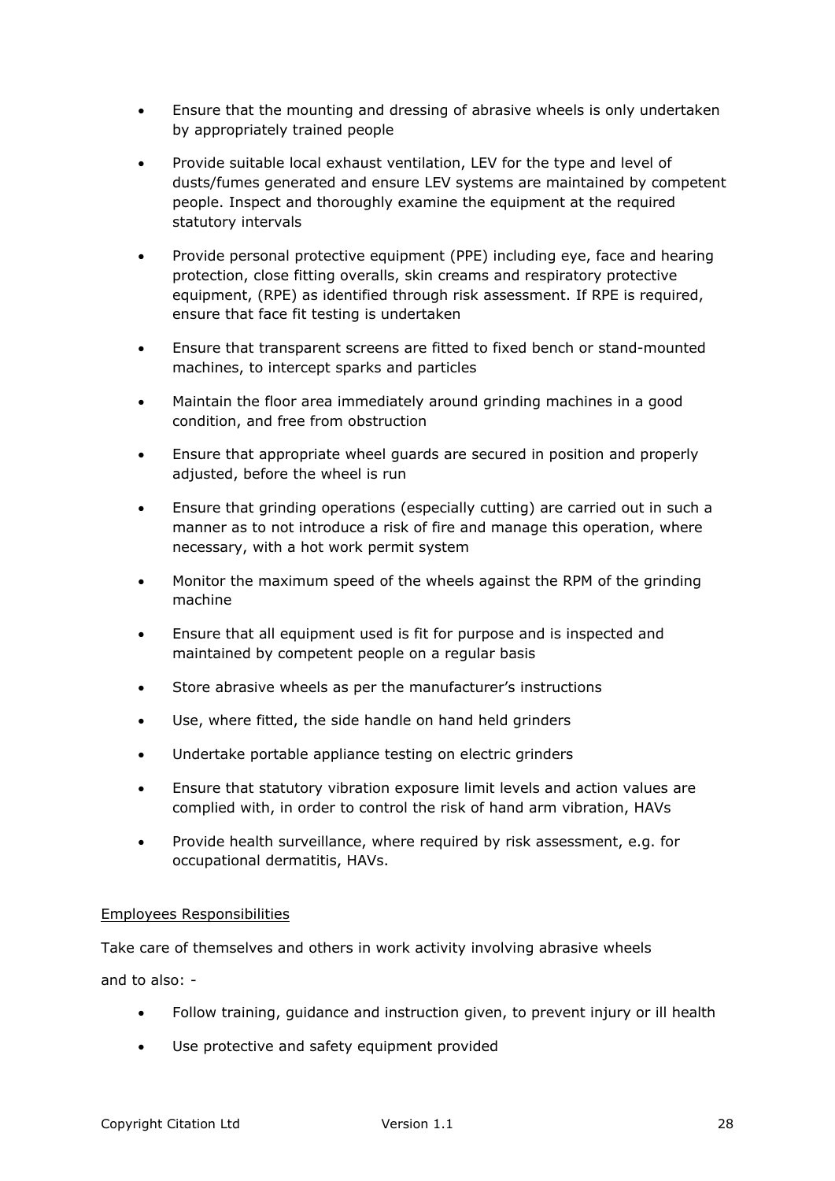- Ensure that the mounting and dressing of abrasive wheels is only undertaken by appropriately trained people
- Provide suitable local exhaust ventilation, LEV for the type and level of dusts/fumes generated and ensure LEV systems are maintained by competent people. Inspect and thoroughly examine the equipment at the required statutory intervals
- Provide personal protective equipment (PPE) including eye, face and hearing protection, close fitting overalls, skin creams and respiratory protective equipment, (RPE) as identified through risk assessment. If RPE is required, ensure that face fit testing is undertaken
- Ensure that transparent screens are fitted to fixed bench or stand-mounted machines, to intercept sparks and particles
- Maintain the floor area immediately around grinding machines in a good condition, and free from obstruction
- Ensure that appropriate wheel guards are secured in position and properly adjusted, before the wheel is run
- Ensure that grinding operations (especially cutting) are carried out in such a manner as to not introduce a risk of fire and manage this operation, where necessary, with a hot work permit system
- Monitor the maximum speed of the wheels against the RPM of the grinding machine
- Ensure that all equipment used is fit for purpose and is inspected and maintained by competent people on a regular basis
- Store abrasive wheels as per the manufacturer's instructions
- Use, where fitted, the side handle on hand held grinders
- Undertake portable appliance testing on electric grinders
- Ensure that statutory vibration exposure limit levels and action values are complied with, in order to control the risk of hand arm vibration, HAVs
- Provide health surveillance, where required by risk assessment, e.g. for occupational dermatitis, HAVs.

<u>Employees Responsibilities</u>

Take care of themselves and others in work activity involving abrasive wheels

and to also: -

- Follow training, guidance and instruction given, to prevent injury or ill health
- Use protective and safety equipment provided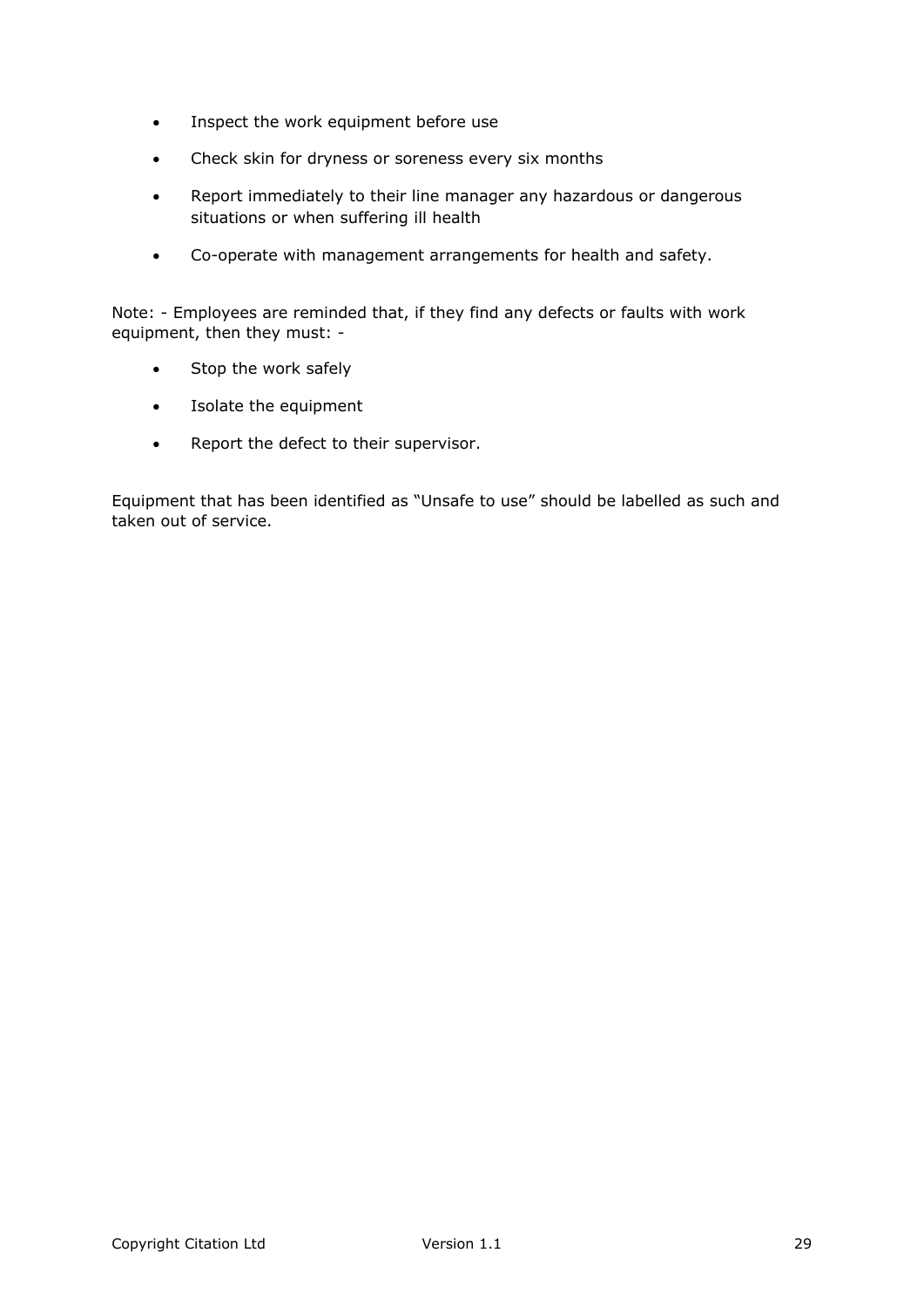- Inspect the work equipment before use
- Check skin for dryness or soreness every six months
- Report immediately to their line manager any hazardous or dangerous situations or when suffering ill health
- Co-operate with management arrangements for health and safety.

Note: - Employees are reminded that, if they find any defects or faults with work equipment, then they must: -

- Stop the work safely
- Isolate the equipment
- Report the defect to their supervisor.

Equipment that has been identified as "Unsafe to use" should be labelled as such and taken out of service.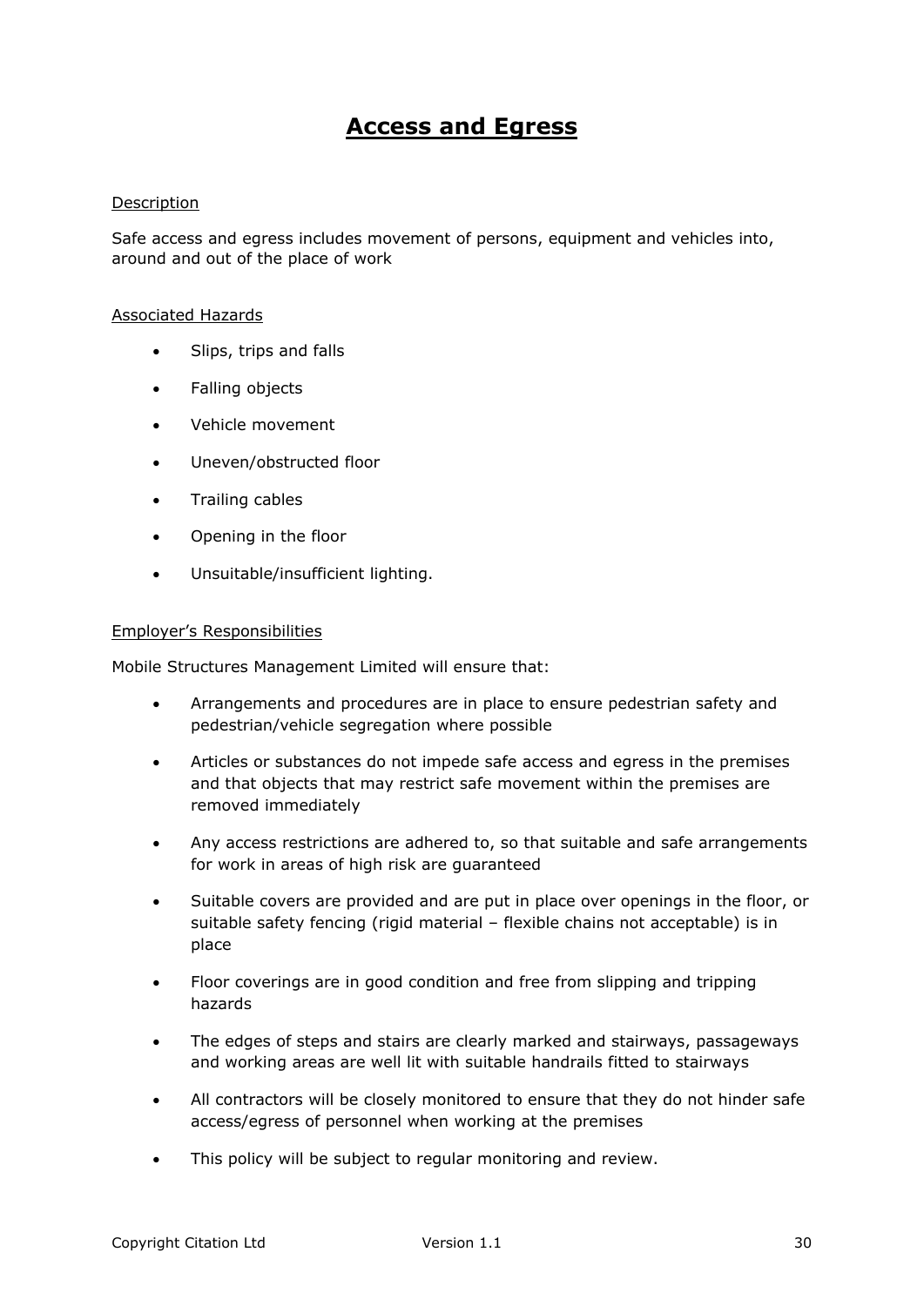# Access and Egress

Description

Safe access and egress includes movement of persons, equipment and vehicles into, around and out of the place of work

Associated Hazards

- Slips, trips and falls
- Falling objects
- Vehicle movement
- Uneven/obstructed floor
- Trailing cables
- Opening in the floor
- Unsuitable/insufficient lighting.

Employer's Responsibilities

Mobile Structures Management Limited will ensure that:

- Arrangements and procedures are in place to ensure pedestrian safety and pedestrian/vehicle segregation where possible
- Articles or substances do not impede safe access and egress in the premises and that objects that may restrict safe movement within the premises are removed immediately
- Any access restrictions are adhered to, so that suitable and safe arrangements for work in areas of high risk are guaranteed
- Suitable covers are provided and are put in place over openings in the floor, or suitable safety fencing (rigid material – flexible chains not acceptable) is in place
- Floor coverings are in good condition and free from slipping and tripping hazards
- The edges of steps and stairs are clearly marked and stairways, passageways and working areas are well lit with suitable handrails fitted to stairways
- All contractors will be closely monitored to ensure that they do not hinder safe access/egress of personnel when working at the premises
- This policy will be subject to regular monitoring and review.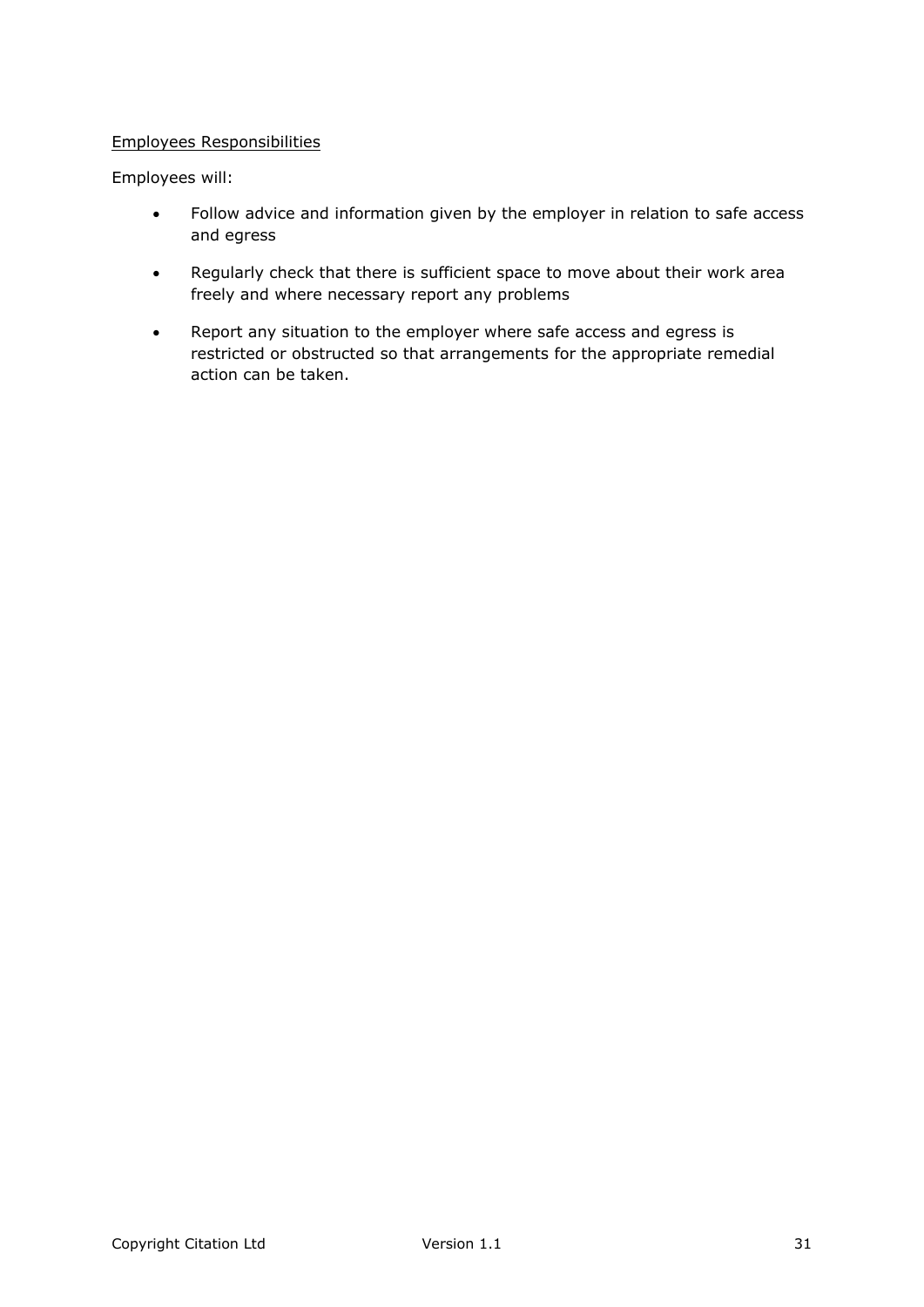<u>Employees Responsibilities</u>

Employees will:

- Follow advice and information given by the employer in relation to safe access and egress
- Regularly check that there is sufficient space to move about their work area freely and where necessary report any problems
- Report any situation to the employer where safe access and egress is restricted or obstructed so that arrangements for the appropriate remedial action can be taken.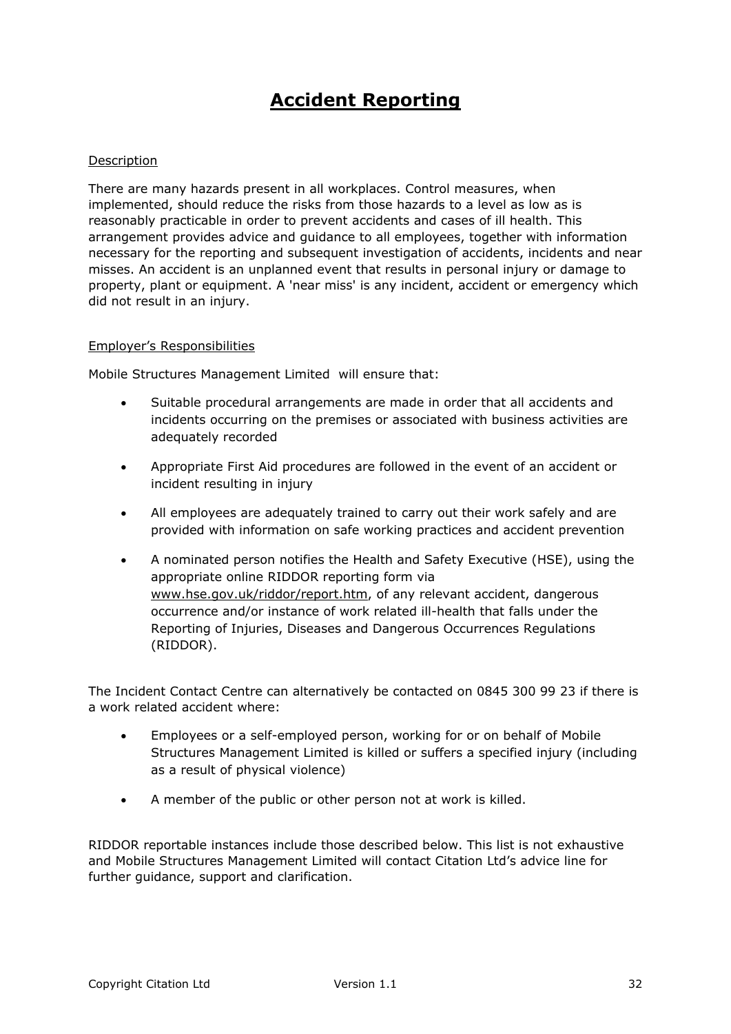# Accident Reporting

Description

There are many hazards present in all workplaces. Control measures, when implemented, should reduce the risks from those hazards to a level as low as is reasonably practicable in order to prevent accidents and cases of ill health. This arrangement provides advice and guidance to all employees, together with information necessary for the reporting and subsequent investigation of accidents, incidents and near misses. An accident is an unplanned event that results in personal injury or damage to property, plant or equipment. A 'near miss' is any incident, accident or emergency which did not result in an injury.

Employer's Responsibilities

Mobile Structures Management Limited will ensure that:

- Suitable procedural arrangements are made in order that all accidents and incidents occurring on the premises or associated with business activities are adequately recorded
- Appropriate First Aid procedures are followed in the event of an accident or incident resulting in injury
- All employees are adequately trained to carry out their work safely and are provided with information on safe working practices and accident prevention
- A nominated person notifies the Health and Safety Executive (HSE), using the appropriate online RIDDOR reporting form via www.hse.gov.uk/riddor/report.htm, of any relevant accident, dangerous occurrence and/or instance of work related ill-health that falls under the Reporting of Injuries, Diseases and Dangerous Occurrences Regulations (RIDDOR).

The Incident Contact Centre can alternatively be contacted on 0845 300 99 23 if there is a work related accident where:

- Employees or a self-employed person, working for or on behalf of Mobile Structures Management Limited is killed or suffers a specified injury (including as a result of physical violence)
- A member of the public or other person not at work is killed.

RIDDOR reportable instances include those described below. This list is not exhaustive and Mobile Structures Management Limited will contact Citation Ltd's advice line for further guidance, support and clarification.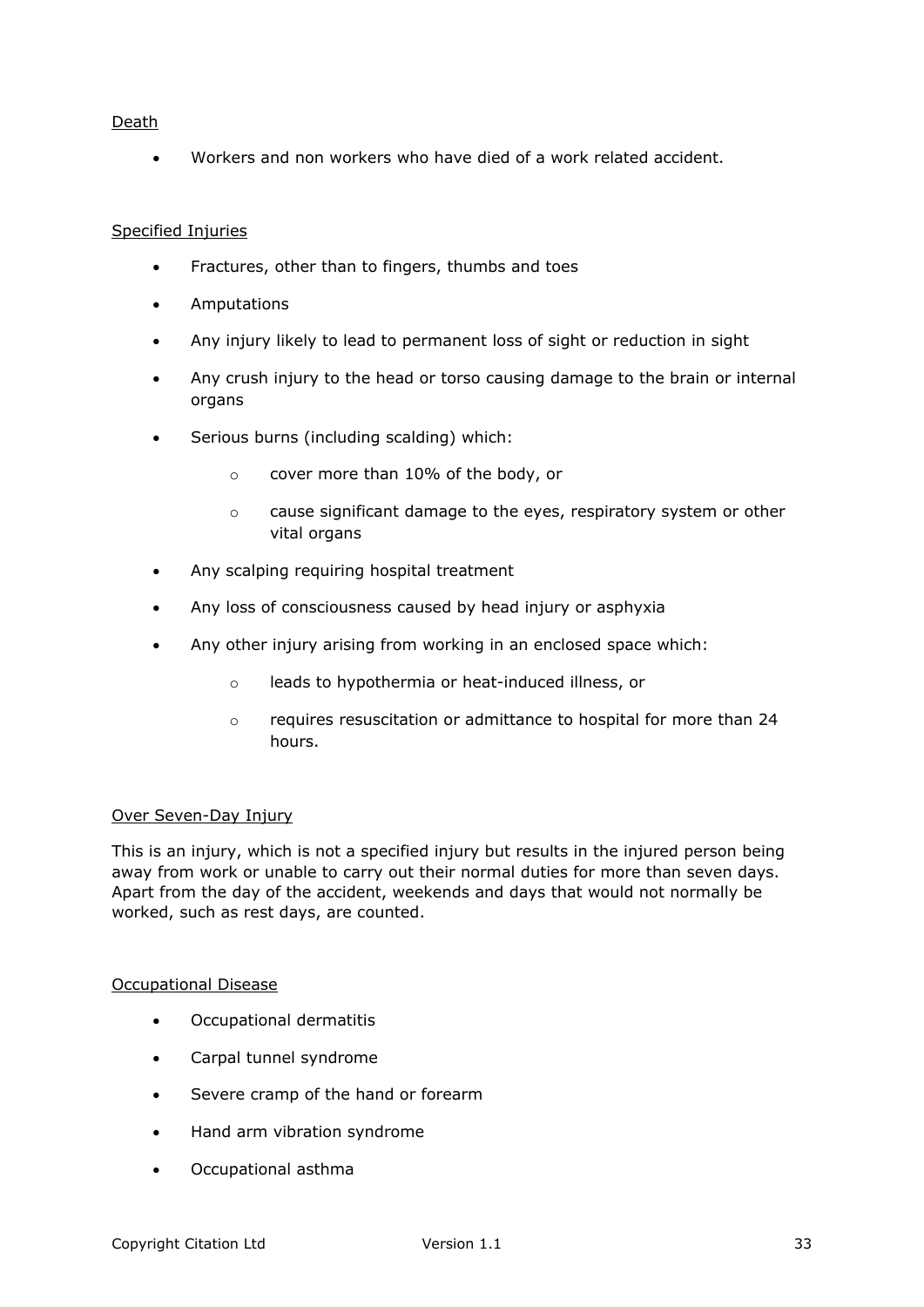Death

- Workers and non workers who have died of a work related accident.

Specified Injuries

- Fractures, other than to fingers, thumbs and toes
- Amputations
- Any injury likely to lead to permanent loss of sight or reduction in sight
- Any crush injury to the head or torso causing damage to the brain or internal organs
- Serious burns (including scalding) which:
    - cover more than 10% of the body, or
    - cause significant damage to the eyes, respiratory system or other vital organs
- Any scalping requiring hospital treatment
- Any loss of consciousness caused by head injury or asphyxia
- Any other injury arising from working in an enclosed space which:
    - leads to hypothermia or heat-induced illness, or
    - requires resuscitation or admittance to hospital for more than 24 hours.

Over Seven-Day Injury

This is an injury, which is not a specified injury but results in the injured person being away from work or unable to carry out their normal duties for more than seven days. Apart from the day of the accident, weekends and days that would not normally be worked, such as rest days, are counted.

Occupational Disease

- Occupational dermatitis
- Carpal tunnel syndrome
- Severe cramp of the hand or forearm
- Hand arm vibration syndrome
- Occupational asthma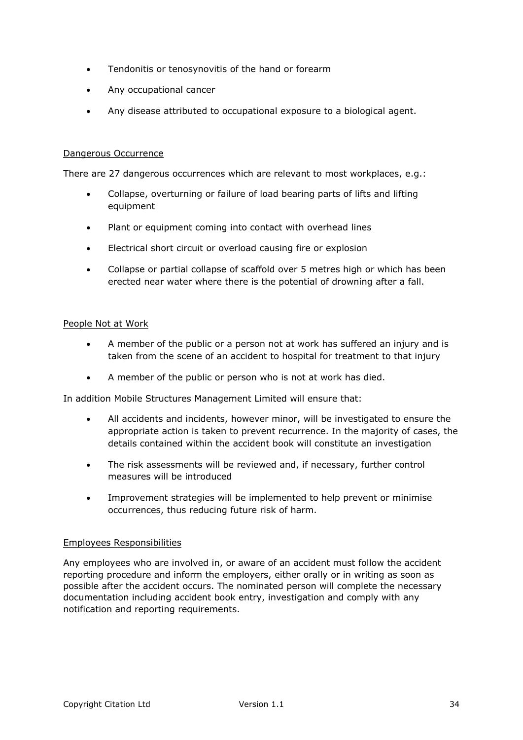- Tendonitis or tenosynovitis of the hand or forearm
- Any occupational cancer
- Any disease attributed to occupational exposure to a biological agent.

<u>Dangerous Occurrence</u>

There are 27 dangerous occurrences which are relevant to most workplaces, e.g.:

- Collapse, overturning or failure of load bearing parts of lifts and lifting equipment
- Plant or equipment coming into contact with overhead lines
- Electrical short circuit or overload causing fire or explosion
- Collapse or partial collapse of scaffold over 5 metres high or which has been erected near water where there is the potential of drowning after a fall.

<u>People Not at Work</u>

- A member of the public or a person not at work has suffered an injury and is taken from the scene of an accident to hospital for treatment to that injury
- A member of the public or person who is not at work has died.

In addition Mobile Structures Management Limited will ensure that:

- All accidents and incidents, however minor, will be investigated to ensure the appropriate action is taken to prevent recurrence. In the majority of cases, the details contained within the accident book will constitute an investigation
- The risk assessments will be reviewed and, if necessary, further control measures will be introduced
- Improvement strategies will be implemented to help prevent or minimise occurrences, thus reducing future risk of harm.

<u>Employees Responsibilities</u>

Any employees who are involved in, or aware of an accident must follow the accident reporting procedure and inform the employers, either orally or in writing as soon as possible after the accident occurs. The nominated person will complete the necessary documentation including accident book entry, investigation and comply with any notification and reporting requirements.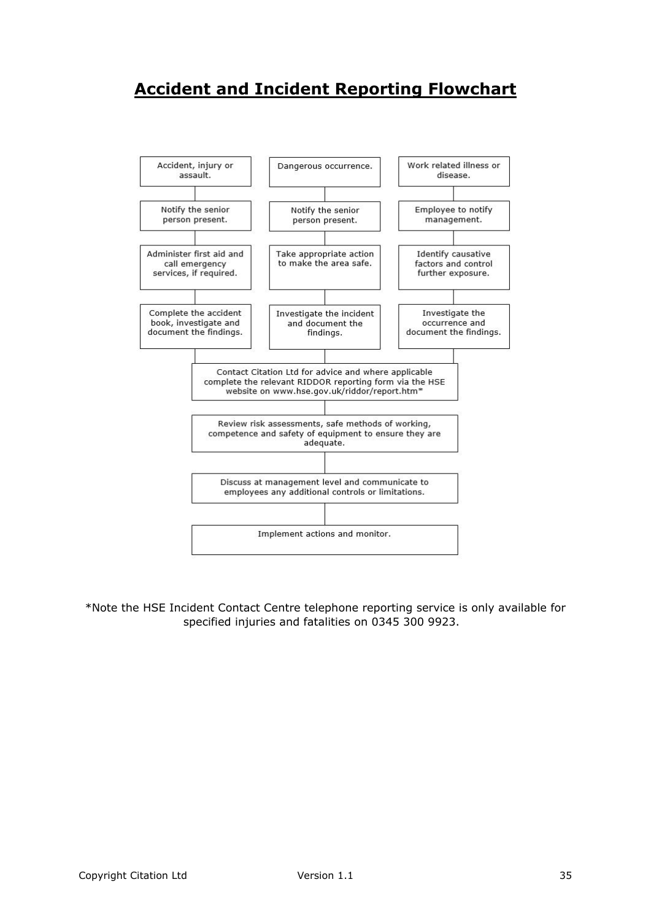# Accident and Incident Reporting Flowchart

| Accident, injury or assault. | Dangerous occurrence. | Work related illness or disease. |
|---|---|---|
| Notify the senior person present. | Notify the senior person present. | Employee to notify management. |
| Administer first aid and call emergency services, if required. | Take appropriate action to make the area safe. | Identify causative factors and control further exposure. |
| Complete the accident book, investigate and document the findings. | Investigate the incident and document the findings. | Investigate the occurrence and document the findings. |

All three paths then continue:

1. Contact Citation Ltd for advice and where applicable complete the relevant RIDDOR reporting form via the HSE website on www.hse.gov.uk/riddor/report.htm*
2. Review risk assessments, safe methods of working, competence and safety of equipment to ensure they are adequate.
3. Discuss at management level and communicate to employees any additional controls or limitations.
4. Implement actions and monitor.

*Note the HSE Incident Contact Centre telephone reporting service is only available for specified injuries and fatalities on 0345 300 9923.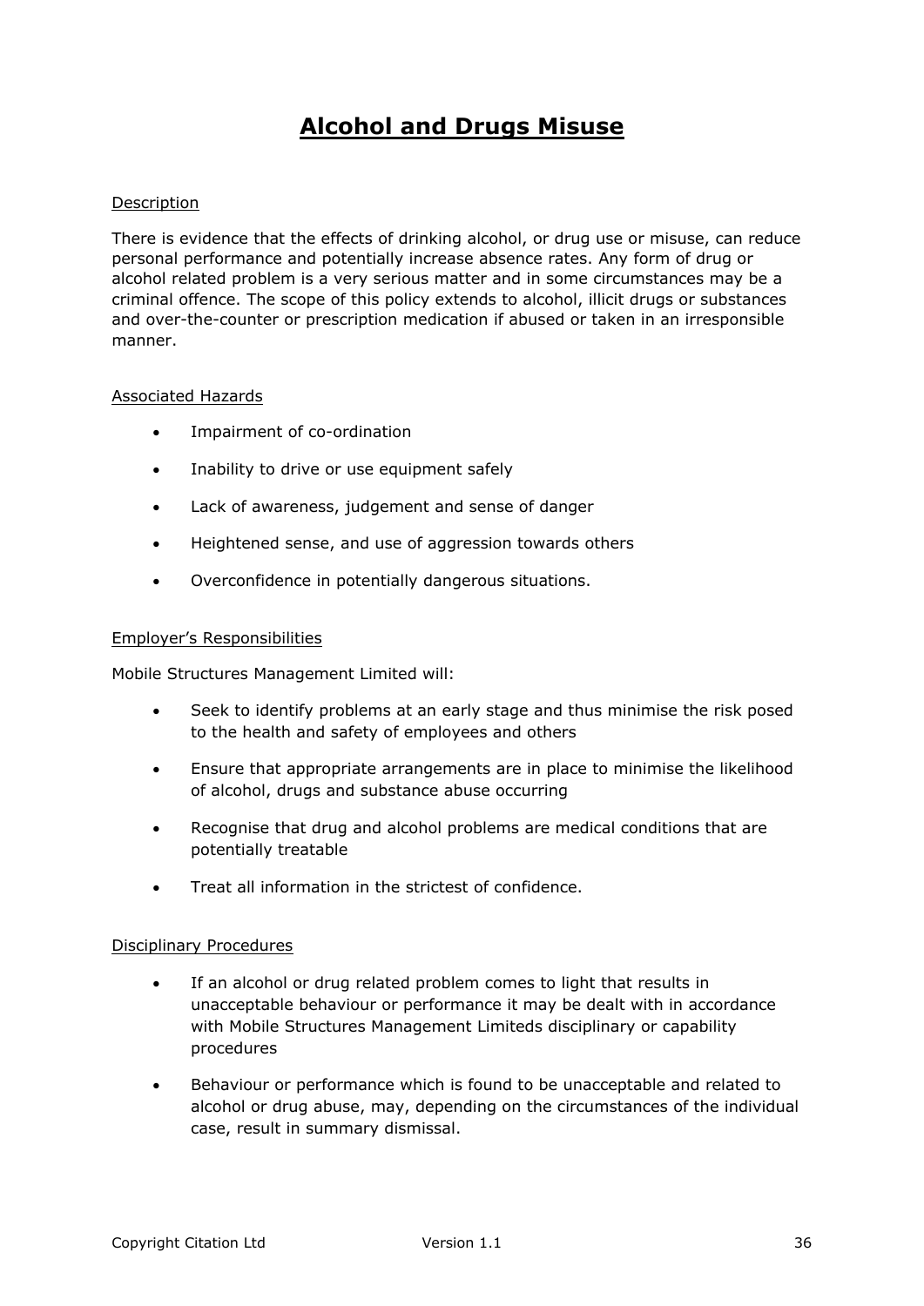# Alcohol and Drugs Misuse

Description

There is evidence that the effects of drinking alcohol, or drug use or misuse, can reduce personal performance and potentially increase absence rates. Any form of drug or alcohol related problem is a very serious matter and in some circumstances may be a criminal offence. The scope of this policy extends to alcohol, illicit drugs or substances and over-the-counter or prescription medication if abused or taken in an irresponsible manner.

Associated Hazards

- Impairment of co-ordination
- Inability to drive or use equipment safely
- Lack of awareness, judgement and sense of danger
- Heightened sense, and use of aggression towards others
- Overconfidence in potentially dangerous situations.

Employer's Responsibilities

Mobile Structures Management Limited will:

- Seek to identify problems at an early stage and thus minimise the risk posed to the health and safety of employees and others
- Ensure that appropriate arrangements are in place to minimise the likelihood of alcohol, drugs and substance abuse occurring
- Recognise that drug and alcohol problems are medical conditions that are potentially treatable
- Treat all information in the strictest of confidence.

Disciplinary Procedures

- If an alcohol or drug related problem comes to light that results in unacceptable behaviour or performance it may be dealt with in accordance with Mobile Structures Management Limiteds disciplinary or capability procedures
- Behaviour or performance which is found to be unacceptable and related to alcohol or drug abuse, may, depending on the circumstances of the individual case, result in summary dismissal.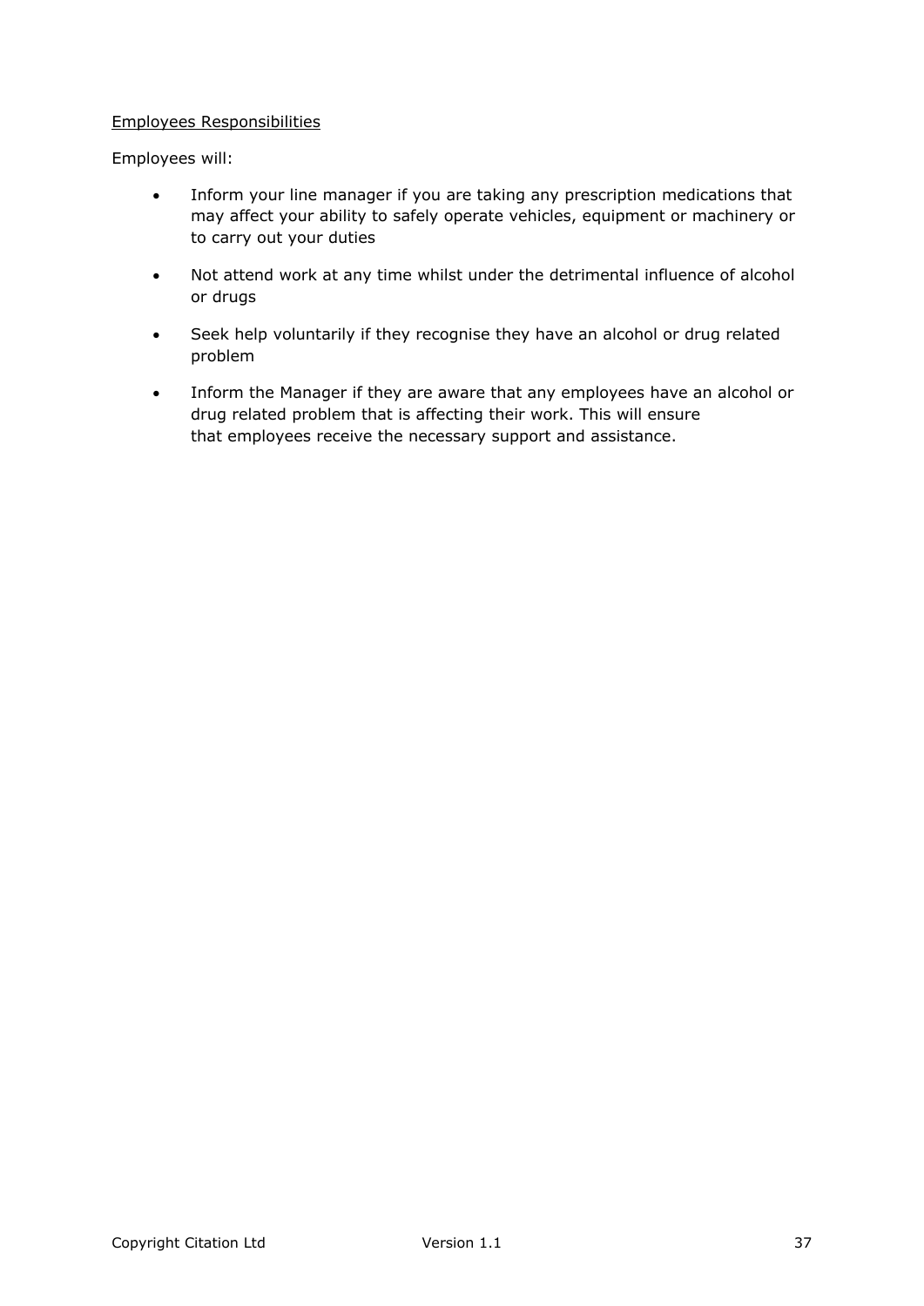Employees Responsibilities

Employees will:

- Inform your line manager if you are taking any prescription medications that may affect your ability to safely operate vehicles, equipment or machinery or to carry out your duties
- Not attend work at any time whilst under the detrimental influence of alcohol or drugs
- Seek help voluntarily if they recognise they have an alcohol or drug related problem
- Inform the Manager if they are aware that any employees have an alcohol or drug related problem that is affecting their work. This will ensure that employees receive the necessary support and assistance.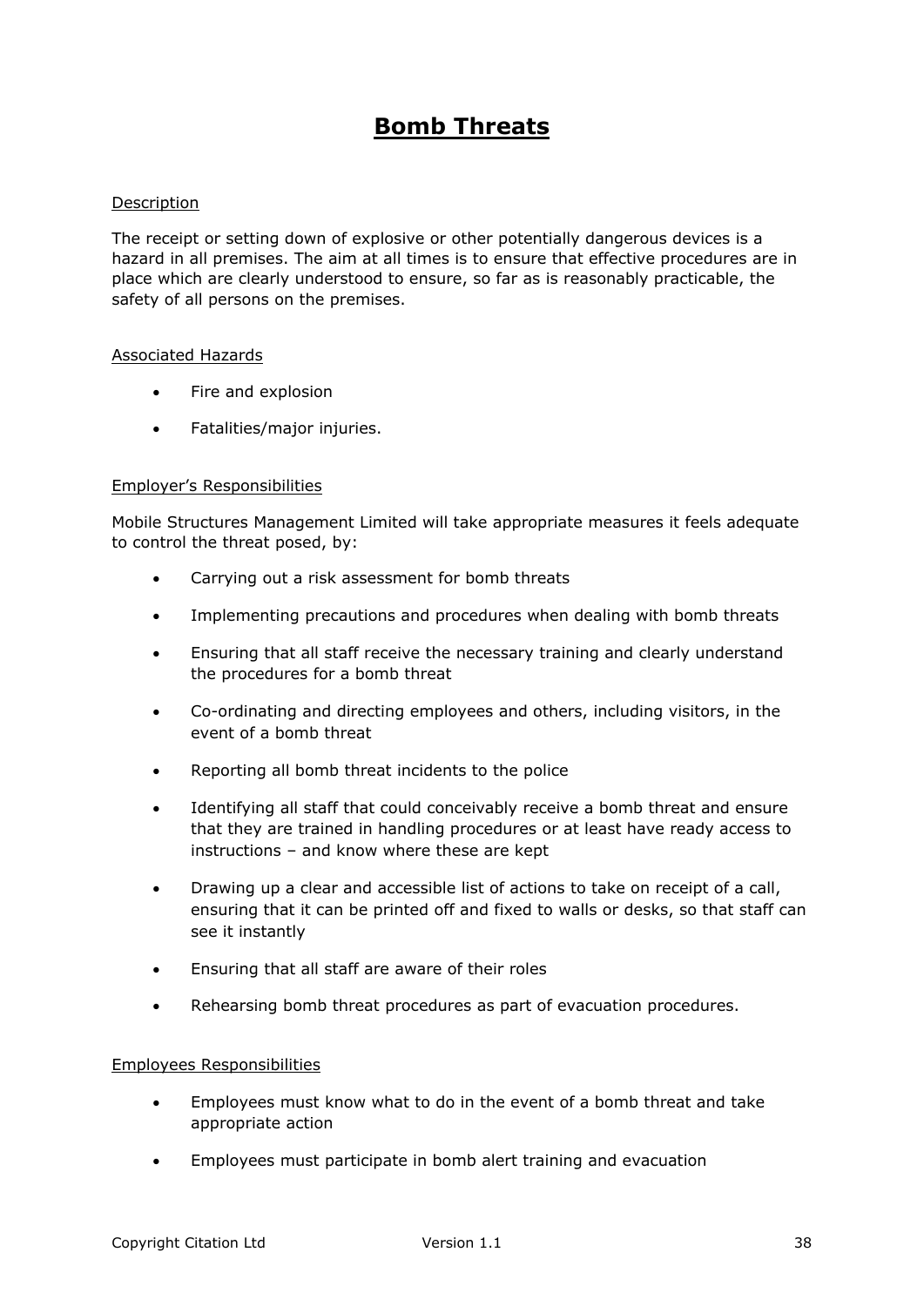# Bomb Threats

Description

The receipt or setting down of explosive or other potentially dangerous devices is a hazard in all premises. The aim at all times is to ensure that effective procedures are in place which are clearly understood to ensure, so far as is reasonably practicable, the safety of all persons on the premises.

Associated Hazards

- Fire and explosion
- Fatalities/major injuries.

Employer's Responsibilities

Mobile Structures Management Limited will take appropriate measures it feels adequate to control the threat posed, by:

- Carrying out a risk assessment for bomb threats
- Implementing precautions and procedures when dealing with bomb threats
- Ensuring that all staff receive the necessary training and clearly understand the procedures for a bomb threat
- Co-ordinating and directing employees and others, including visitors, in the event of a bomb threat
- Reporting all bomb threat incidents to the police
- Identifying all staff that could conceivably receive a bomb threat and ensure that they are trained in handling procedures or at least have ready access to instructions – and know where these are kept
- Drawing up a clear and accessible list of actions to take on receipt of a call, ensuring that it can be printed off and fixed to walls or desks, so that staff can see it instantly
- Ensuring that all staff are aware of their roles
- Rehearsing bomb threat procedures as part of evacuation procedures.

Employees Responsibilities

- Employees must know what to do in the event of a bomb threat and take appropriate action
- Employees must participate in bomb alert training and evacuation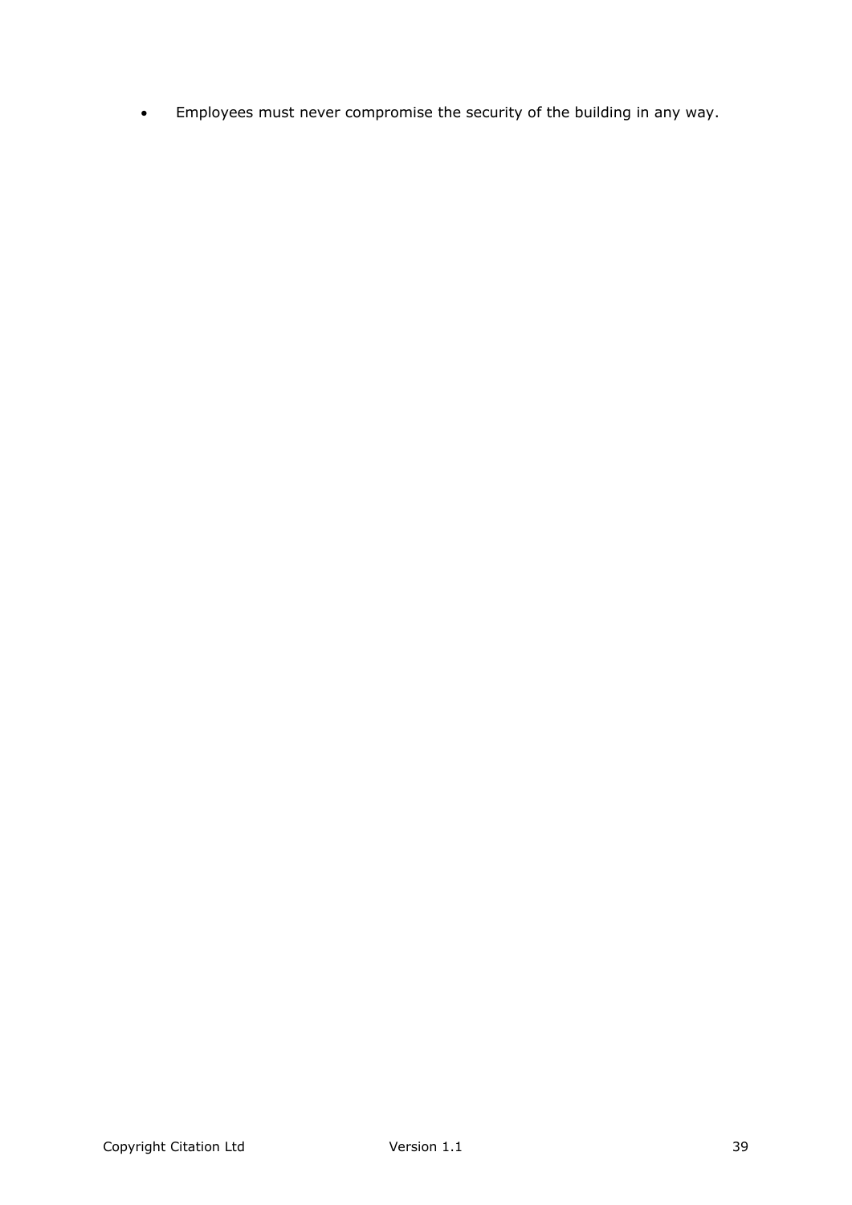- Employees must never compromise the security of the building in any way.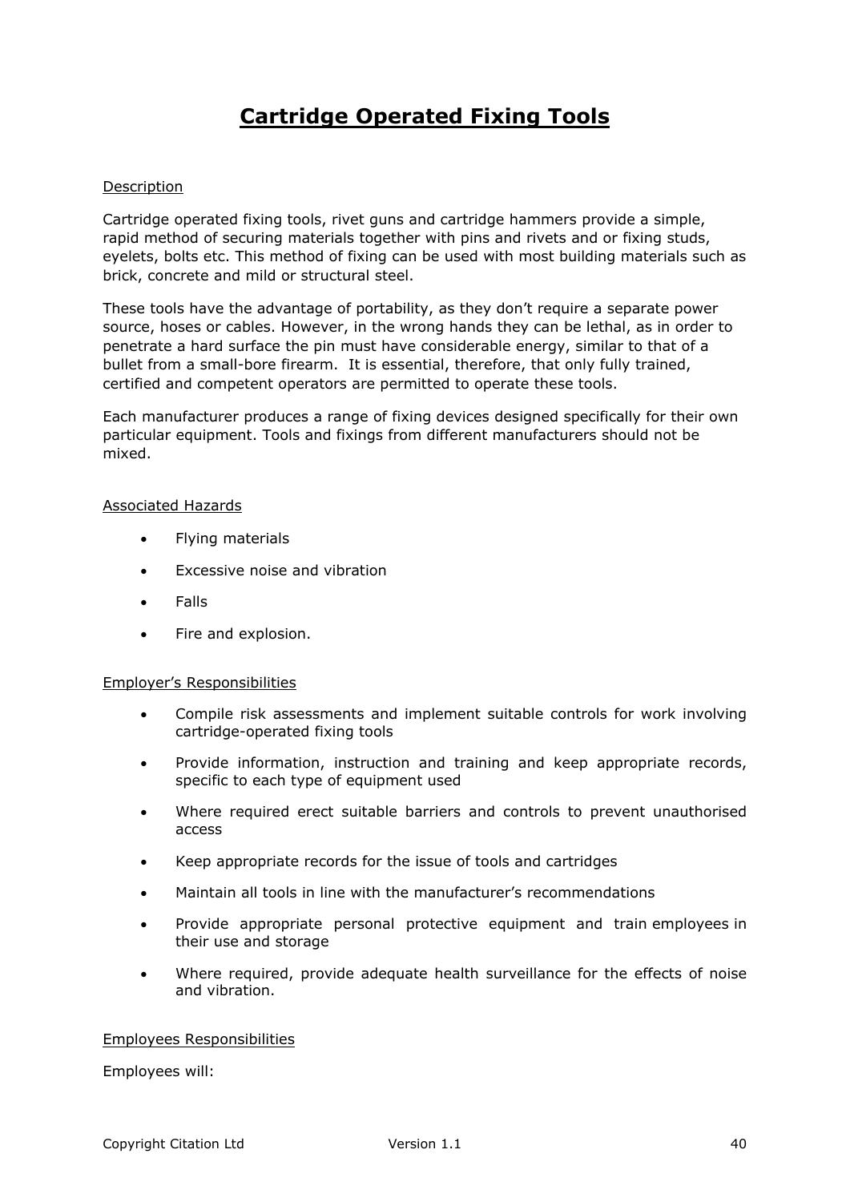# Cartridge Operated Fixing Tools

Description

Cartridge operated fixing tools, rivet guns and cartridge hammers provide a simple, rapid method of securing materials together with pins and rivets and or fixing studs, eyelets, bolts etc. This method of fixing can be used with most building materials such as brick, concrete and mild or structural steel.

These tools have the advantage of portability, as they don't require a separate power source, hoses or cables. However, in the wrong hands they can be lethal, as in order to penetrate a hard surface the pin must have considerable energy, similar to that of a bullet from a small-bore firearm. It is essential, therefore, that only fully trained, certified and competent operators are permitted to operate these tools.

Each manufacturer produces a range of fixing devices designed specifically for their own particular equipment. Tools and fixings from different manufacturers should not be mixed.

Associated Hazards

- Flying materials
- Excessive noise and vibration
- Falls
- Fire and explosion.

Employer's Responsibilities

- Compile risk assessments and implement suitable controls for work involving cartridge-operated fixing tools
- Provide information, instruction and training and keep appropriate records, specific to each type of equipment used
- Where required erect suitable barriers and controls to prevent unauthorised access
- Keep appropriate records for the issue of tools and cartridges
- Maintain all tools in line with the manufacturer's recommendations
- Provide appropriate personal protective equipment and train employees in their use and storage
- Where required, provide adequate health surveillance for the effects of noise and vibration.

Employees Responsibilities

Employees will: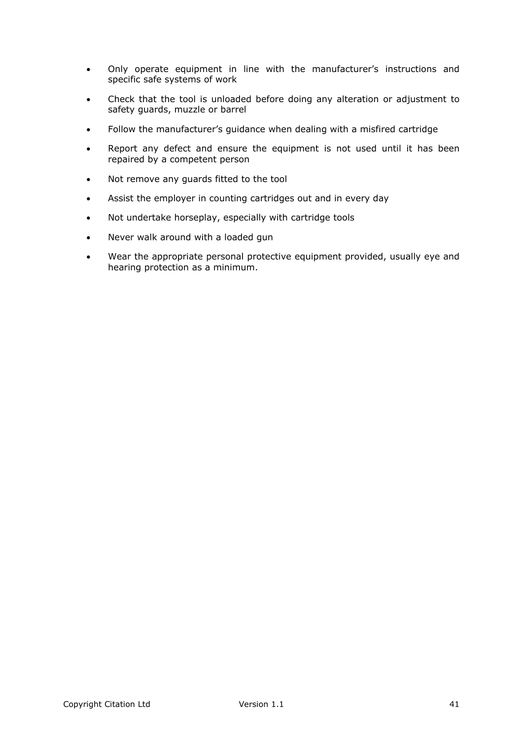- Only operate equipment in line with the manufacturer's instructions and specific safe systems of work
- Check that the tool is unloaded before doing any alteration or adjustment to safety guards, muzzle or barrel
- Follow the manufacturer's guidance when dealing with a misfired cartridge
- Report any defect and ensure the equipment is not used until it has been repaired by a competent person
- Not remove any guards fitted to the tool
- Assist the employer in counting cartridges out and in every day
- Not undertake horseplay, especially with cartridge tools
- Never walk around with a loaded gun
- Wear the appropriate personal protective equipment provided, usually eye and hearing protection as a minimum.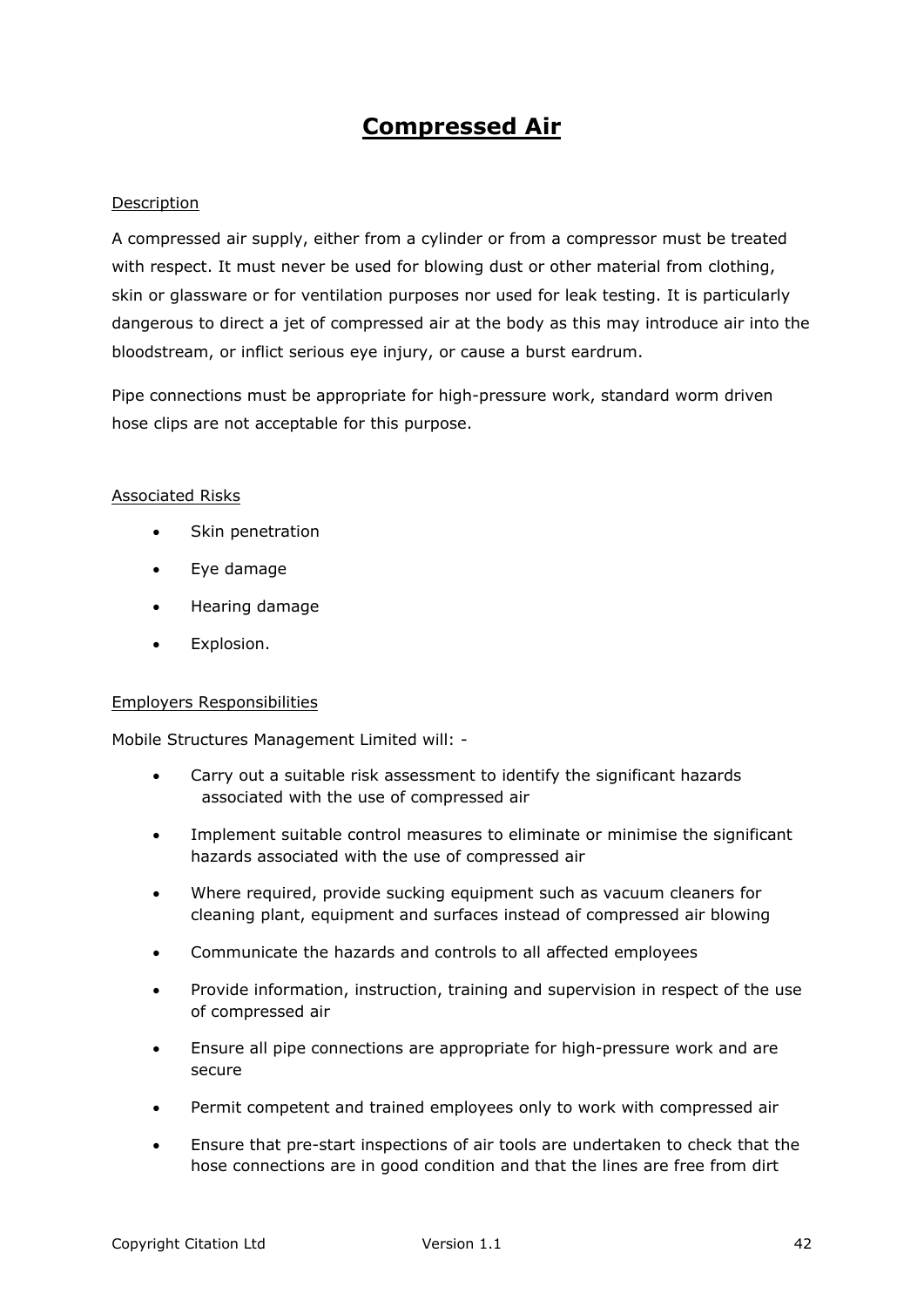# Compressed Air

## Description

A compressed air supply, either from a cylinder or from a compressor must be treated with respect. It must never be used for blowing dust or other material from clothing, skin or glassware or for ventilation purposes nor used for leak testing. It is particularly dangerous to direct a jet of compressed air at the body as this may introduce air into the bloodstream, or inflict serious eye injury, or cause a burst eardrum.

Pipe connections must be appropriate for high-pressure work, standard worm driven hose clips are not acceptable for this purpose.

## Associated Risks

- Skin penetration
- Eye damage
- Hearing damage
- Explosion.

## Employers Responsibilities

Mobile Structures Management Limited will: -

- Carry out a suitable risk assessment to identify the significant hazards associated with the use of compressed air
- Implement suitable control measures to eliminate or minimise the significant hazards associated with the use of compressed air
- Where required, provide sucking equipment such as vacuum cleaners for cleaning plant, equipment and surfaces instead of compressed air blowing
- Communicate the hazards and controls to all affected employees
- Provide information, instruction, training and supervision in respect of the use of compressed air
- Ensure all pipe connections are appropriate for high-pressure work and are secure
- Permit competent and trained employees only to work with compressed air
- Ensure that pre-start inspections of air tools are undertaken to check that the hose connections are in good condition and that the lines are free from dirt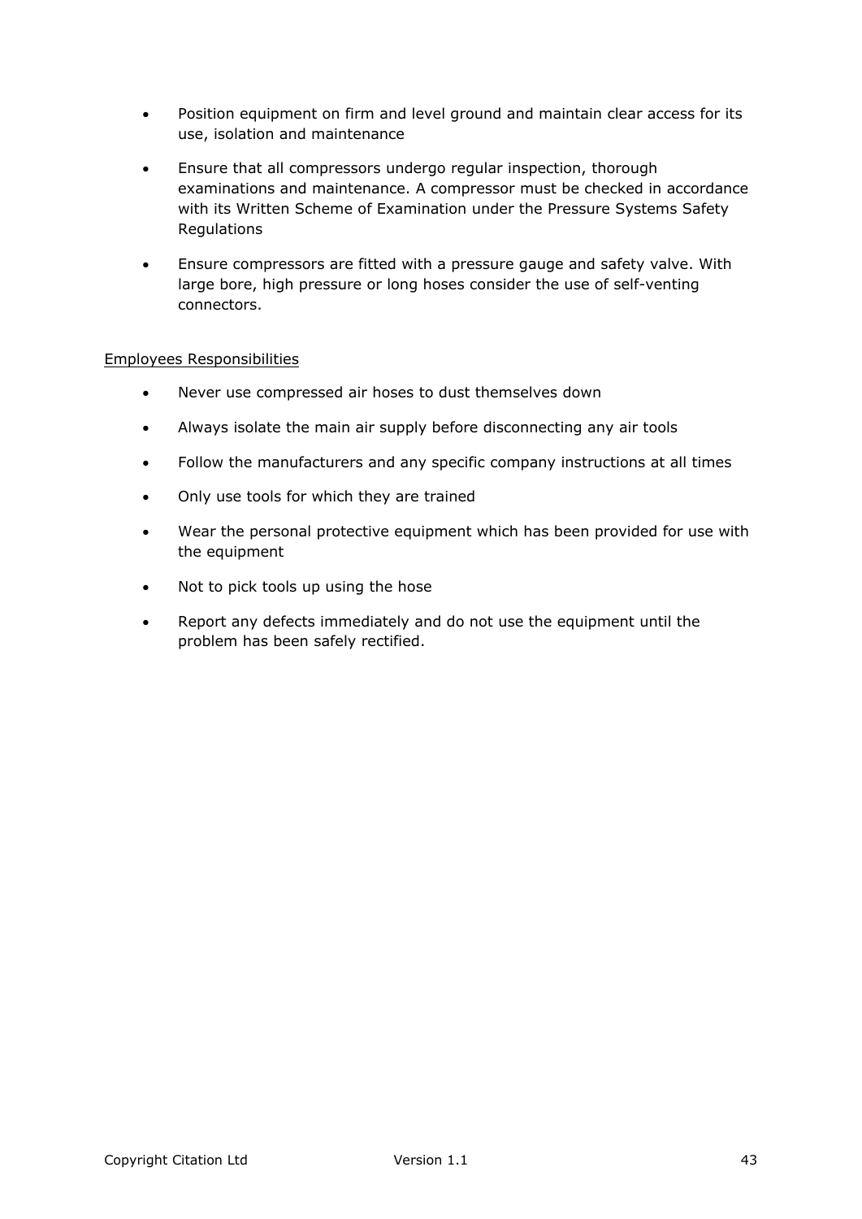- Position equipment on firm and level ground and maintain clear access for its use, isolation and maintenance

- Ensure that all compressors undergo regular inspection, thorough examinations and maintenance. A compressor must be checked in accordance with its Written Scheme of Examination under the Pressure Systems Safety Regulations

- Ensure compressors are fitted with a pressure gauge and safety valve. With large bore, high pressure or long hoses consider the use of self-venting connectors.

<u>Employees Responsibilities</u>

- Never use compressed air hoses to dust themselves down

- Always isolate the main air supply before disconnecting any air tools

- Follow the manufacturers and any specific company instructions at all times

- Only use tools for which they are trained

- Wear the personal protective equipment which has been provided for use with the equipment

- Not to pick tools up using the hose

- Report any defects immediately and do not use the equipment until the problem has been safely rectified.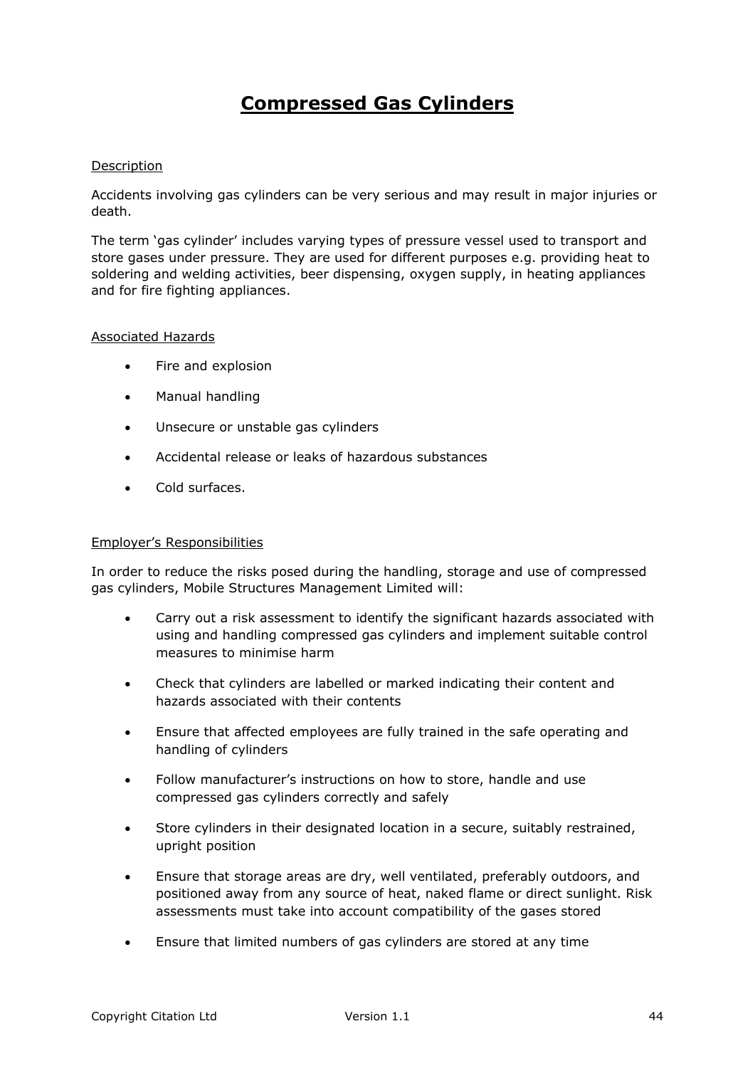# Compressed Gas Cylinders

Description

Accidents involving gas cylinders can be very serious and may result in major injuries or death.

The term 'gas cylinder' includes varying types of pressure vessel used to transport and store gases under pressure. They are used for different purposes e.g. providing heat to soldering and welding activities, beer dispensing, oxygen supply, in heating appliances and for fire fighting appliances.

Associated Hazards

- Fire and explosion
- Manual handling
- Unsecure or unstable gas cylinders
- Accidental release or leaks of hazardous substances
- Cold surfaces.

Employer's Responsibilities

In order to reduce the risks posed during the handling, storage and use of compressed gas cylinders, Mobile Structures Management Limited will:

- Carry out a risk assessment to identify the significant hazards associated with using and handling compressed gas cylinders and implement suitable control measures to minimise harm
- Check that cylinders are labelled or marked indicating their content and hazards associated with their contents
- Ensure that affected employees are fully trained in the safe operating and handling of cylinders
- Follow manufacturer's instructions on how to store, handle and use compressed gas cylinders correctly and safely
- Store cylinders in their designated location in a secure, suitably restrained, upright position
- Ensure that storage areas are dry, well ventilated, preferably outdoors, and positioned away from any source of heat, naked flame or direct sunlight. Risk assessments must take into account compatibility of the gases stored
- Ensure that limited numbers of gas cylinders are stored at any time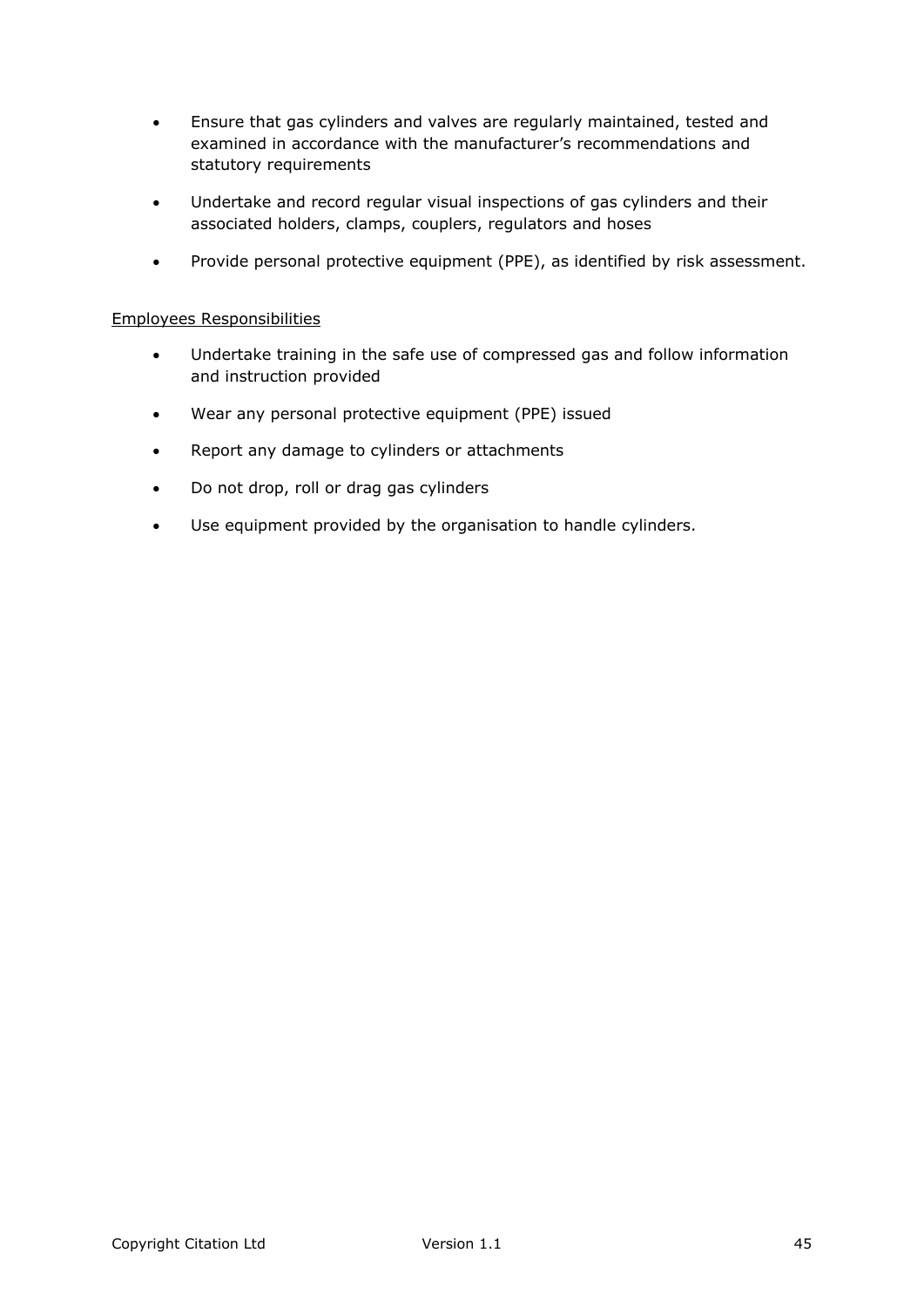- Ensure that gas cylinders and valves are regularly maintained, tested and examined in accordance with the manufacturer's recommendations and statutory requirements
- Undertake and record regular visual inspections of gas cylinders and their associated holders, clamps, couplers, regulators and hoses
- Provide personal protective equipment (PPE), as identified by risk assessment.

<u>Employees Responsibilities</u>

- Undertake training in the safe use of compressed gas and follow information and instruction provided
- Wear any personal protective equipment (PPE) issued
- Report any damage to cylinders or attachments
- Do not drop, roll or drag gas cylinders
- Use equipment provided by the organisation to handle cylinders.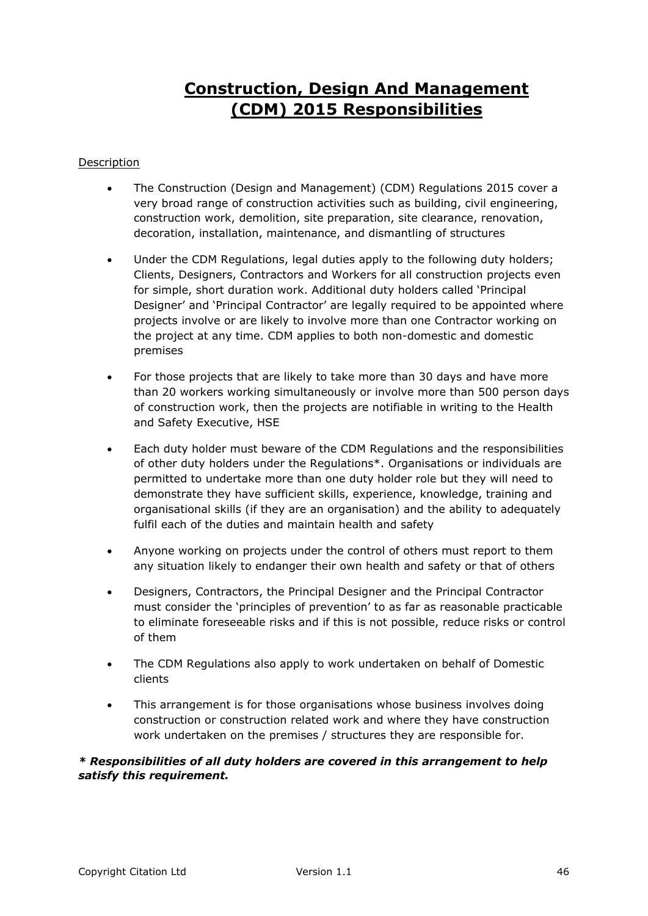# Construction, Design And Management (CDM) 2015 Responsibilities

Description

- The Construction (Design and Management) (CDM) Regulations 2015 cover a very broad range of construction activities such as building, civil engineering, construction work, demolition, site preparation, site clearance, renovation, decoration, installation, maintenance, and dismantling of structures
- Under the CDM Regulations, legal duties apply to the following duty holders; Clients, Designers, Contractors and Workers for all construction projects even for simple, short duration work. Additional duty holders called 'Principal Designer' and 'Principal Contractor' are legally required to be appointed where projects involve or are likely to involve more than one Contractor working on the project at any time. CDM applies to both non-domestic and domestic premises
- For those projects that are likely to take more than 30 days and have more than 20 workers working simultaneously or involve more than 500 person days of construction work, then the projects are notifiable in writing to the Health and Safety Executive, HSE
- Each duty holder must beware of the CDM Regulations and the responsibilities of other duty holders under the Regulations*. Organisations or individuals are permitted to undertake more than one duty holder role but they will need to demonstrate they have sufficient skills, experience, knowledge, training and organisational skills (if they are an organisation) and the ability to adequately fulfil each of the duties and maintain health and safety
- Anyone working on projects under the control of others must report to them any situation likely to endanger their own health and safety or that of others
- Designers, Contractors, the Principal Designer and the Principal Contractor must consider the 'principles of prevention' to as far as reasonable practicable to eliminate foreseeable risks and if this is not possible, reduce risks or control of them
- The CDM Regulations also apply to work undertaken on behalf of Domestic clients
- This arrangement is for those organisations whose business involves doing construction or construction related work and where they have construction work undertaken on the premises / structures they are responsible for.

***\* Responsibilities of all duty holders are covered in this arrangement to help satisfy this requirement.***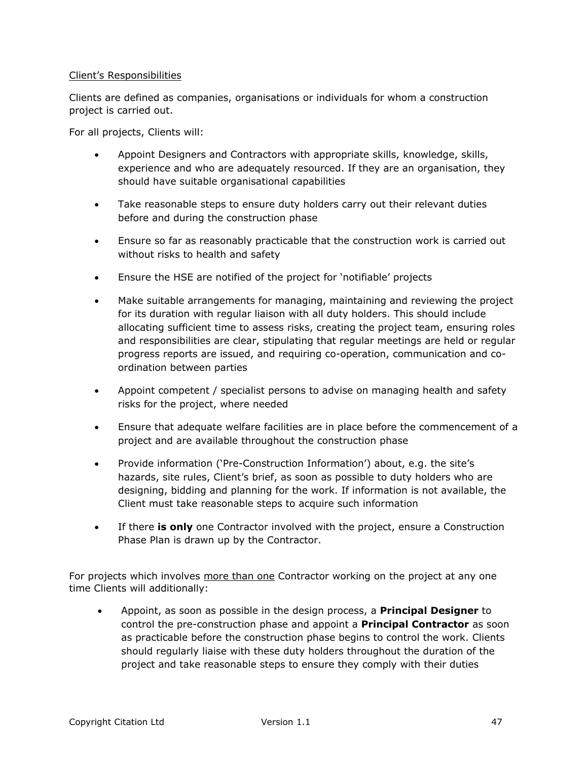Client's Responsibilities

Clients are defined as companies, organisations or individuals for whom a construction project is carried out.

For all projects, Clients will:

- Appoint Designers and Contractors with appropriate skills, knowledge, skills, experience and who are adequately resourced. If they are an organisation, they should have suitable organisational capabilities
- Take reasonable steps to ensure duty holders carry out their relevant duties before and during the construction phase
- Ensure so far as reasonably practicable that the construction work is carried out without risks to health and safety
- Ensure the HSE are notified of the project for 'notifiable' projects
- Make suitable arrangements for managing, maintaining and reviewing the project for its duration with regular liaison with all duty holders. This should include allocating sufficient time to assess risks, creating the project team, ensuring roles and responsibilities are clear, stipulating that regular meetings are held or regular progress reports are issued, and requiring co-operation, communication and co-ordination between parties
- Appoint competent / specialist persons to advise on managing health and safety risks for the project, where needed
- Ensure that adequate welfare facilities are in place before the commencement of a project and are available throughout the construction phase
- Provide information ('Pre-Construction Information') about, e.g. the site's hazards, site rules, Client's brief, as soon as possible to duty holders who are designing, bidding and planning for the work. If information is not available, the Client must take reasonable steps to acquire such information
- If there **is only** one Contractor involved with the project, ensure a Construction Phase Plan is drawn up by the Contractor.

For projects which involves more than one Contractor working on the project at any one time Clients will additionally:

- Appoint, as soon as possible in the design process, a **Principal Designer** to control the pre-construction phase and appoint a **Principal Contractor** as soon as practicable before the construction phase begins to control the work. Clients should regularly liaise with these duty holders throughout the duration of the project and take reasonable steps to ensure they comply with their duties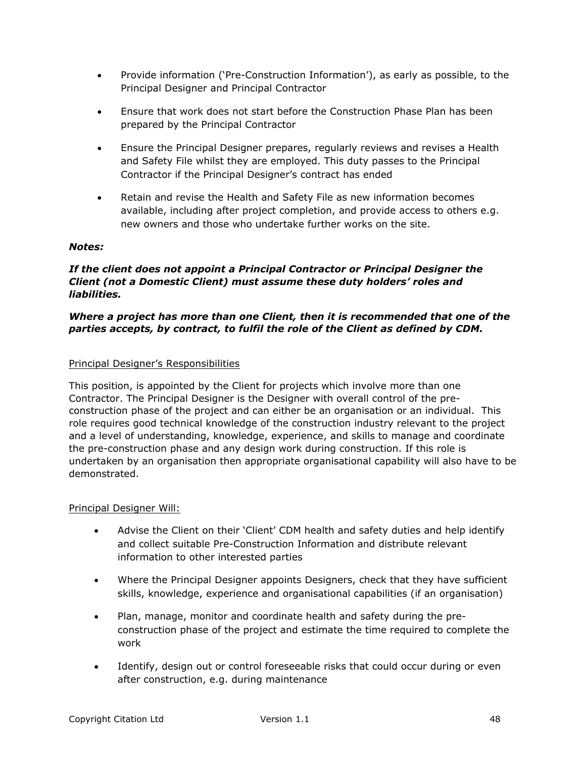- Provide information ('Pre-Construction Information'), as early as possible, to the Principal Designer and Principal Contractor
- Ensure that work does not start before the Construction Phase Plan has been prepared by the Principal Contractor
- Ensure the Principal Designer prepares, regularly reviews and revises a Health and Safety File whilst they are employed. This duty passes to the Principal Contractor if the Principal Designer's contract has ended
- Retain and revise the Health and Safety File as new information becomes available, including after project completion, and provide access to others e.g. new owners and those who undertake further works on the site.

***Notes:***

***If the client does not appoint a Principal Contractor or Principal Designer the Client (not a Domestic Client) must assume these duty holders' roles and liabilities.***

***Where a project has more than one Client, then it is recommended that one of the parties accepts, by contract, to fulfil the role of the Client as defined by CDM.***

<u>Principal Designer's Responsibilities</u>

This position, is appointed by the Client for projects which involve more than one Contractor. The Principal Designer is the Designer with overall control of the pre-construction phase of the project and can either be an organisation or an individual. This role requires good technical knowledge of the construction industry relevant to the project and a level of understanding, knowledge, experience, and skills to manage and coordinate the pre-construction phase and any design work during construction. If this role is undertaken by an organisation then appropriate organisational capability will also have to be demonstrated.

<u>Principal Designer Will:</u>

- Advise the Client on their 'Client' CDM health and safety duties and help identify and collect suitable Pre-Construction Information and distribute relevant information to other interested parties
- Where the Principal Designer appoints Designers, check that they have sufficient skills, knowledge, experience and organisational capabilities (if an organisation)
- Plan, manage, monitor and coordinate health and safety during the pre-construction phase of the project and estimate the time required to complete the work
- Identify, design out or control foreseeable risks that could occur during or even after construction, e.g. during maintenance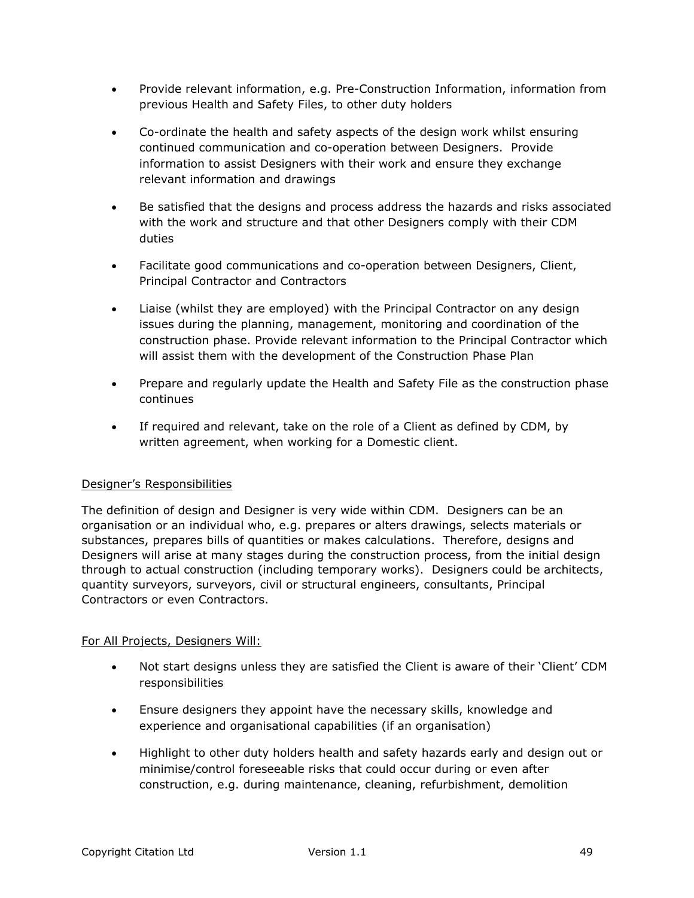- Provide relevant information, e.g. Pre-Construction Information, information from previous Health and Safety Files, to other duty holders

- Co-ordinate the health and safety aspects of the design work whilst ensuring continued communication and co-operation between Designers. Provide information to assist Designers with their work and ensure they exchange relevant information and drawings

- Be satisfied that the designs and process address the hazards and risks associated with the work and structure and that other Designers comply with their CDM duties

- Facilitate good communications and co-operation between Designers, Client, Principal Contractor and Contractors

- Liaise (whilst they are employed) with the Principal Contractor on any design issues during the planning, management, monitoring and coordination of the construction phase. Provide relevant information to the Principal Contractor which will assist them with the development of the Construction Phase Plan

- Prepare and regularly update the Health and Safety File as the construction phase continues

- If required and relevant, take on the role of a Client as defined by CDM, by written agreement, when working for a Domestic client.

<u>Designer's Responsibilities</u>

The definition of design and Designer is very wide within CDM. Designers can be an organisation or an individual who, e.g. prepares or alters drawings, selects materials or substances, prepares bills of quantities or makes calculations. Therefore, designs and Designers will arise at many stages during the construction process, from the initial design through to actual construction (including temporary works). Designers could be architects, quantity surveyors, surveyors, civil or structural engineers, consultants, Principal Contractors or even Contractors.

<u>For All Projects, Designers Will:</u>

- Not start designs unless they are satisfied the Client is aware of their 'Client' CDM responsibilities

- Ensure designers they appoint have the necessary skills, knowledge and experience and organisational capabilities (if an organisation)

- Highlight to other duty holders health and safety hazards early and design out or minimise/control foreseeable risks that could occur during or even after construction, e.g. during maintenance, cleaning, refurbishment, demolition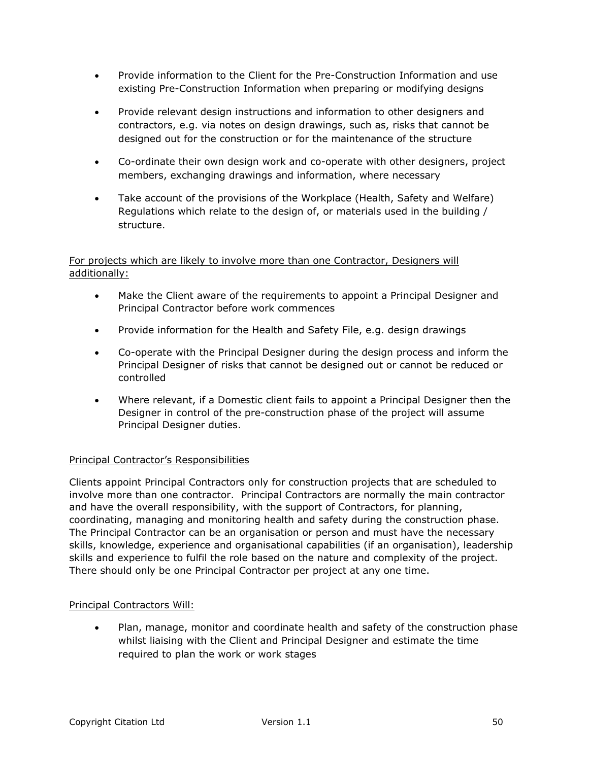- Provide information to the Client for the Pre-Construction Information and use existing Pre-Construction Information when preparing or modifying designs
- Provide relevant design instructions and information to other designers and contractors, e.g. via notes on design drawings, such as, risks that cannot be designed out for the construction or for the maintenance of the structure
- Co-ordinate their own design work and co-operate with other designers, project members, exchanging drawings and information, where necessary
- Take account of the provisions of the Workplace (Health, Safety and Welfare) Regulations which relate to the design of, or materials used in the building / structure.

<u>For projects which are likely to involve more than one Contractor, Designers will additionally:</u>

- Make the Client aware of the requirements to appoint a Principal Designer and Principal Contractor before work commences
- Provide information for the Health and Safety File, e.g. design drawings
- Co-operate with the Principal Designer during the design process and inform the Principal Designer of risks that cannot be designed out or cannot be reduced or controlled
- Where relevant, if a Domestic client fails to appoint a Principal Designer then the Designer in control of the pre-construction phase of the project will assume Principal Designer duties.

<u>Principal Contractor's Responsibilities</u>

Clients appoint Principal Contractors only for construction projects that are scheduled to involve more than one contractor. Principal Contractors are normally the main contractor and have the overall responsibility, with the support of Contractors, for planning, coordinating, managing and monitoring health and safety during the construction phase. The Principal Contractor can be an organisation or person and must have the necessary skills, knowledge, experience and organisational capabilities (if an organisation), leadership skills and experience to fulfil the role based on the nature and complexity of the project. There should only be one Principal Contractor per project at any one time.

<u>Principal Contractors Will:</u>

- Plan, manage, monitor and coordinate health and safety of the construction phase whilst liaising with the Client and Principal Designer and estimate the time required to plan the work or work stages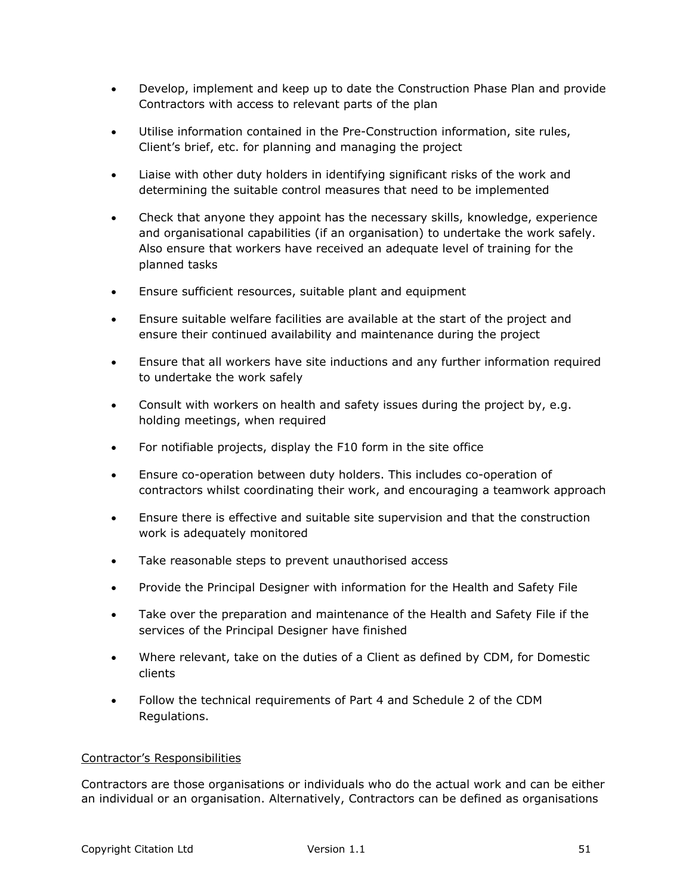- Develop, implement and keep up to date the Construction Phase Plan and provide Contractors with access to relevant parts of the plan
- Utilise information contained in the Pre-Construction information, site rules, Client's brief, etc. for planning and managing the project
- Liaise with other duty holders in identifying significant risks of the work and determining the suitable control measures that need to be implemented
- Check that anyone they appoint has the necessary skills, knowledge, experience and organisational capabilities (if an organisation) to undertake the work safely. Also ensure that workers have received an adequate level of training for the planned tasks
- Ensure sufficient resources, suitable plant and equipment
- Ensure suitable welfare facilities are available at the start of the project and ensure their continued availability and maintenance during the project
- Ensure that all workers have site inductions and any further information required to undertake the work safely
- Consult with workers on health and safety issues during the project by, e.g. holding meetings, when required
- For notifiable projects, display the F10 form in the site office
- Ensure co-operation between duty holders. This includes co-operation of contractors whilst coordinating their work, and encouraging a teamwork approach
- Ensure there is effective and suitable site supervision and that the construction work is adequately monitored
- Take reasonable steps to prevent unauthorised access
- Provide the Principal Designer with information for the Health and Safety File
- Take over the preparation and maintenance of the Health and Safety File if the services of the Principal Designer have finished
- Where relevant, take on the duties of a Client as defined by CDM, for Domestic clients
- Follow the technical requirements of Part 4 and Schedule 2 of the CDM Regulations.

<u>Contractor's Responsibilities</u>

Contractors are those organisations or individuals who do the actual work and can be either an individual or an organisation. Alternatively, Contractors can be defined as organisations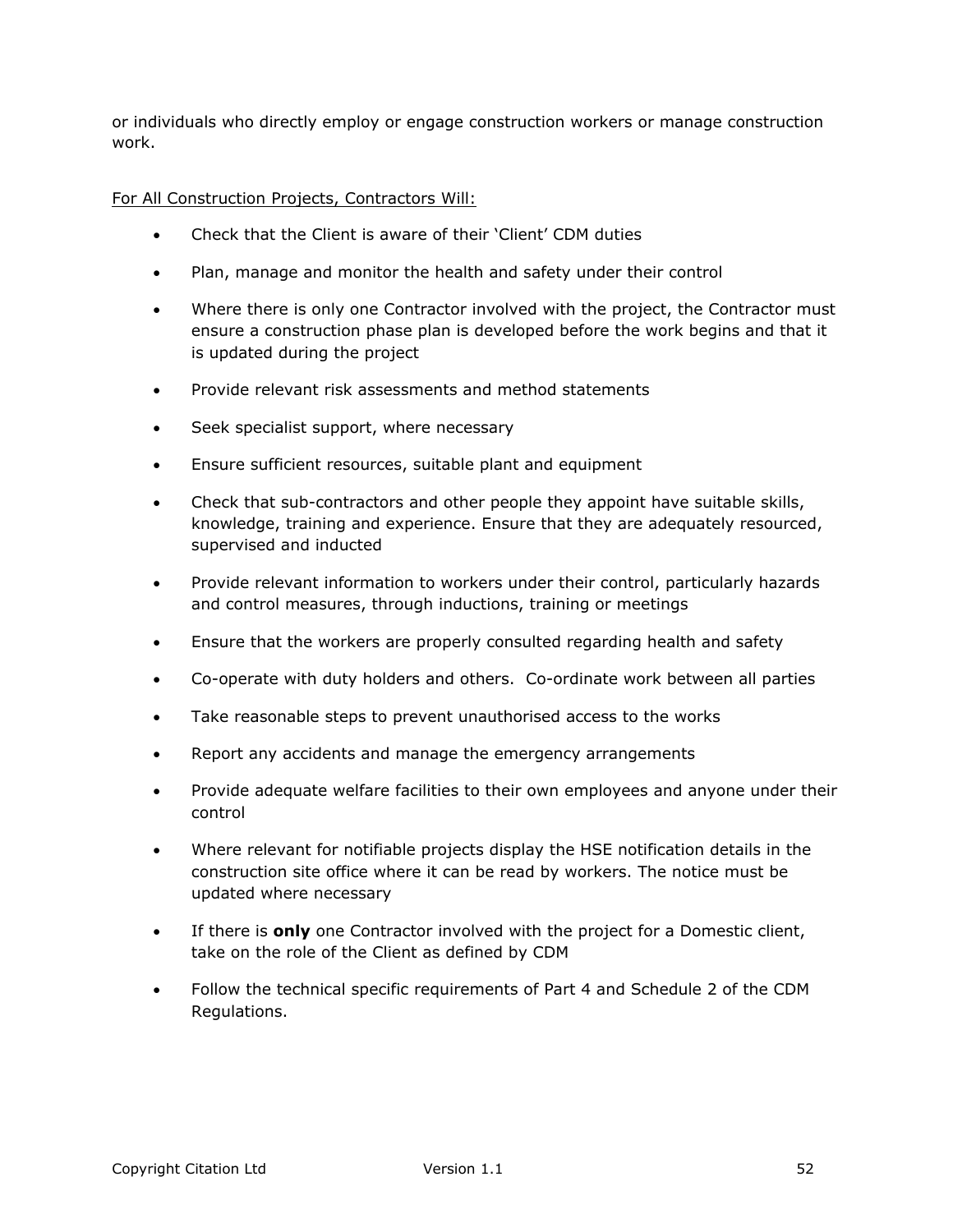or individuals who directly employ or engage construction workers or manage construction work.

For All Construction Projects, Contractors Will:

- Check that the Client is aware of their 'Client' CDM duties
- Plan, manage and monitor the health and safety under their control
- Where there is only one Contractor involved with the project, the Contractor must ensure a construction phase plan is developed before the work begins and that it is updated during the project
- Provide relevant risk assessments and method statements
- Seek specialist support, where necessary
- Ensure sufficient resources, suitable plant and equipment
- Check that sub-contractors and other people they appoint have suitable skills, knowledge, training and experience. Ensure that they are adequately resourced, supervised and inducted
- Provide relevant information to workers under their control, particularly hazards and control measures, through inductions, training or meetings
- Ensure that the workers are properly consulted regarding health and safety
- Co-operate with duty holders and others. Co-ordinate work between all parties
- Take reasonable steps to prevent unauthorised access to the works
- Report any accidents and manage the emergency arrangements
- Provide adequate welfare facilities to their own employees and anyone under their control
- Where relevant for notifiable projects display the HSE notification details in the construction site office where it can be read by workers. The notice must be updated where necessary
- If there is **only** one Contractor involved with the project for a Domestic client, take on the role of the Client as defined by CDM
- Follow the technical specific requirements of Part 4 and Schedule 2 of the CDM Regulations.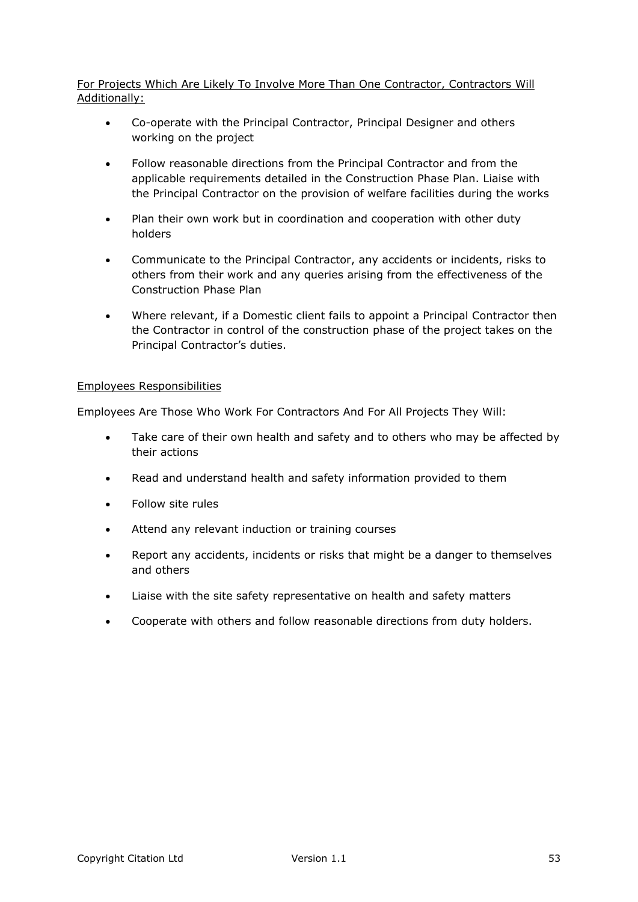For Projects Which Are Likely To Involve More Than One Contractor, Contractors Will Additionally:

- Co-operate with the Principal Contractor, Principal Designer and others working on the project
- Follow reasonable directions from the Principal Contractor and from the applicable requirements detailed in the Construction Phase Plan. Liaise with the Principal Contractor on the provision of welfare facilities during the works
- Plan their own work but in coordination and cooperation with other duty holders
- Communicate to the Principal Contractor, any accidents or incidents, risks to others from their work and any queries arising from the effectiveness of the Construction Phase Plan
- Where relevant, if a Domestic client fails to appoint a Principal Contractor then the Contractor in control of the construction phase of the project takes on the Principal Contractor's duties.

Employees Responsibilities

Employees Are Those Who Work For Contractors And For All Projects They Will:

- Take care of their own health and safety and to others who may be affected by their actions
- Read and understand health and safety information provided to them
- Follow site rules
- Attend any relevant induction or training courses
- Report any accidents, incidents or risks that might be a danger to themselves and others
- Liaise with the site safety representative on health and safety matters
- Cooperate with others and follow reasonable directions from duty holders.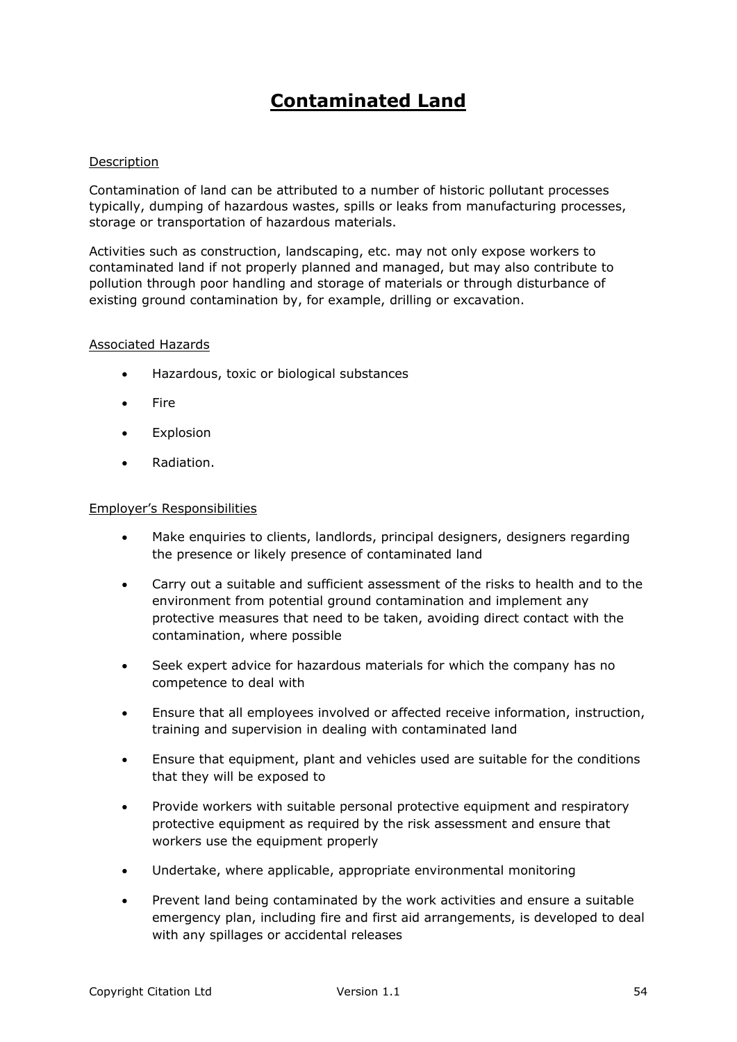# Contaminated Land

## Description

Contamination of land can be attributed to a number of historic pollutant processes typically, dumping of hazardous wastes, spills or leaks from manufacturing processes, storage or transportation of hazardous materials.

Activities such as construction, landscaping, etc. may not only expose workers to contaminated land if not properly planned and managed, but may also contribute to pollution through poor handling and storage of materials or through disturbance of existing ground contamination by, for example, drilling or excavation.

## Associated Hazards

- Hazardous, toxic or biological substances
- Fire
- Explosion
- Radiation.

## Employer's Responsibilities

- Make enquiries to clients, landlords, principal designers, designers regarding the presence or likely presence of contaminated land
- Carry out a suitable and sufficient assessment of the risks to health and to the environment from potential ground contamination and implement any protective measures that need to be taken, avoiding direct contact with the contamination, where possible
- Seek expert advice for hazardous materials for which the company has no competence to deal with
- Ensure that all employees involved or affected receive information, instruction, training and supervision in dealing with contaminated land
- Ensure that equipment, plant and vehicles used are suitable for the conditions that they will be exposed to
- Provide workers with suitable personal protective equipment and respiratory protective equipment as required by the risk assessment and ensure that workers use the equipment properly
- Undertake, where applicable, appropriate environmental monitoring
- Prevent land being contaminated by the work activities and ensure a suitable emergency plan, including fire and first aid arrangements, is developed to deal with any spillages or accidental releases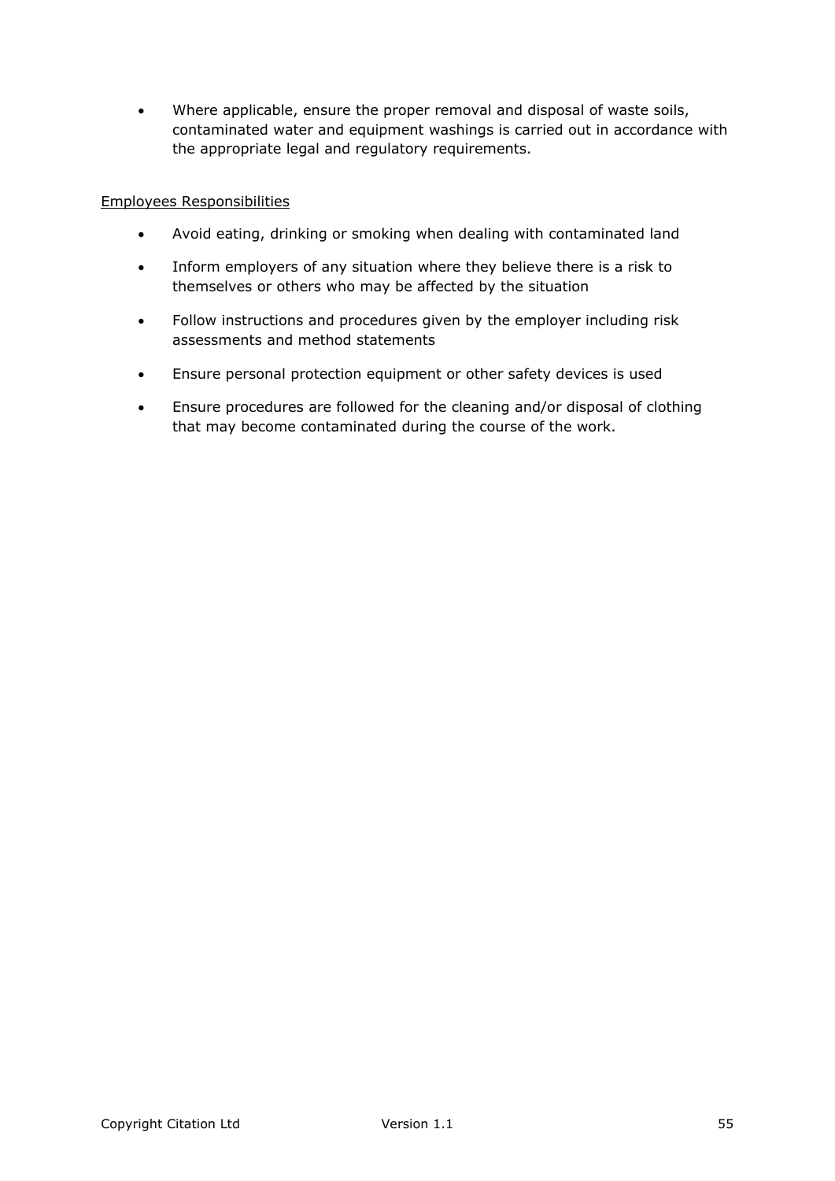- Where applicable, ensure the proper removal and disposal of waste soils, contaminated water and equipment washings is carried out in accordance with the appropriate legal and regulatory requirements.

<u>Employees Responsibilities</u>

- Avoid eating, drinking or smoking when dealing with contaminated land
- Inform employers of any situation where they believe there is a risk to themselves or others who may be affected by the situation
- Follow instructions and procedures given by the employer including risk assessments and method statements
- Ensure personal protection equipment or other safety devices is used
- Ensure procedures are followed for the cleaning and/or disposal of clothing that may become contaminated during the course of the work.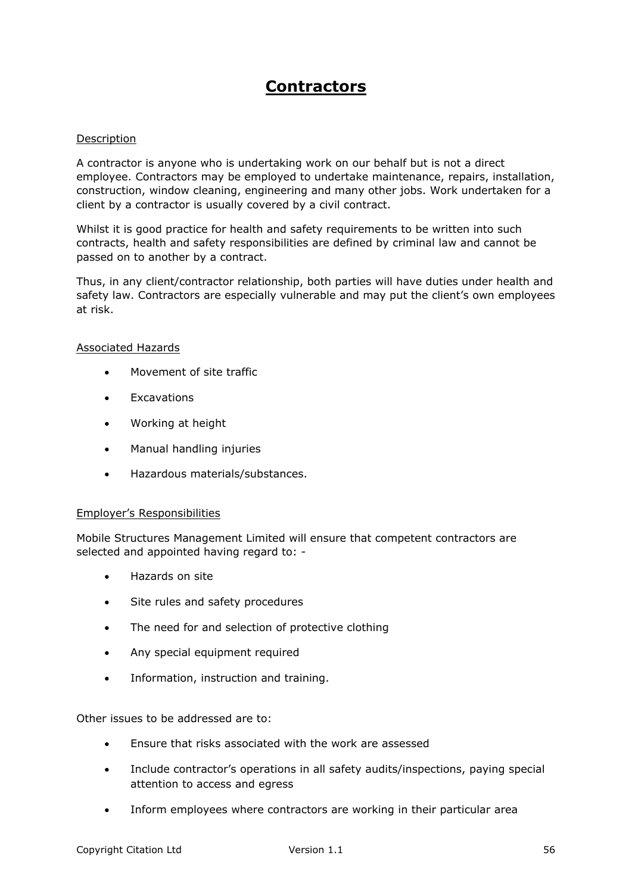# Contractors

Description

A contractor is anyone who is undertaking work on our behalf but is not a direct employee. Contractors may be employed to undertake maintenance, repairs, installation, construction, window cleaning, engineering and many other jobs. Work undertaken for a client by a contractor is usually covered by a civil contract.

Whilst it is good practice for health and safety requirements to be written into such contracts, health and safety responsibilities are defined by criminal law and cannot be passed on to another by a contract.

Thus, in any client/contractor relationship, both parties will have duties under health and safety law. Contractors are especially vulnerable and may put the client's own employees at risk.

Associated Hazards

- Movement of site traffic
- Excavations
- Working at height
- Manual handling injuries
- Hazardous materials/substances.

Employer's Responsibilities

Mobile Structures Management Limited will ensure that competent contractors are selected and appointed having regard to: -

- Hazards on site
- Site rules and safety procedures
- The need for and selection of protective clothing
- Any special equipment required
- Information, instruction and training.

Other issues to be addressed are to:

- Ensure that risks associated with the work are assessed
- Include contractor's operations in all safety audits/inspections, paying special attention to access and egress
- Inform employees where contractors are working in their particular area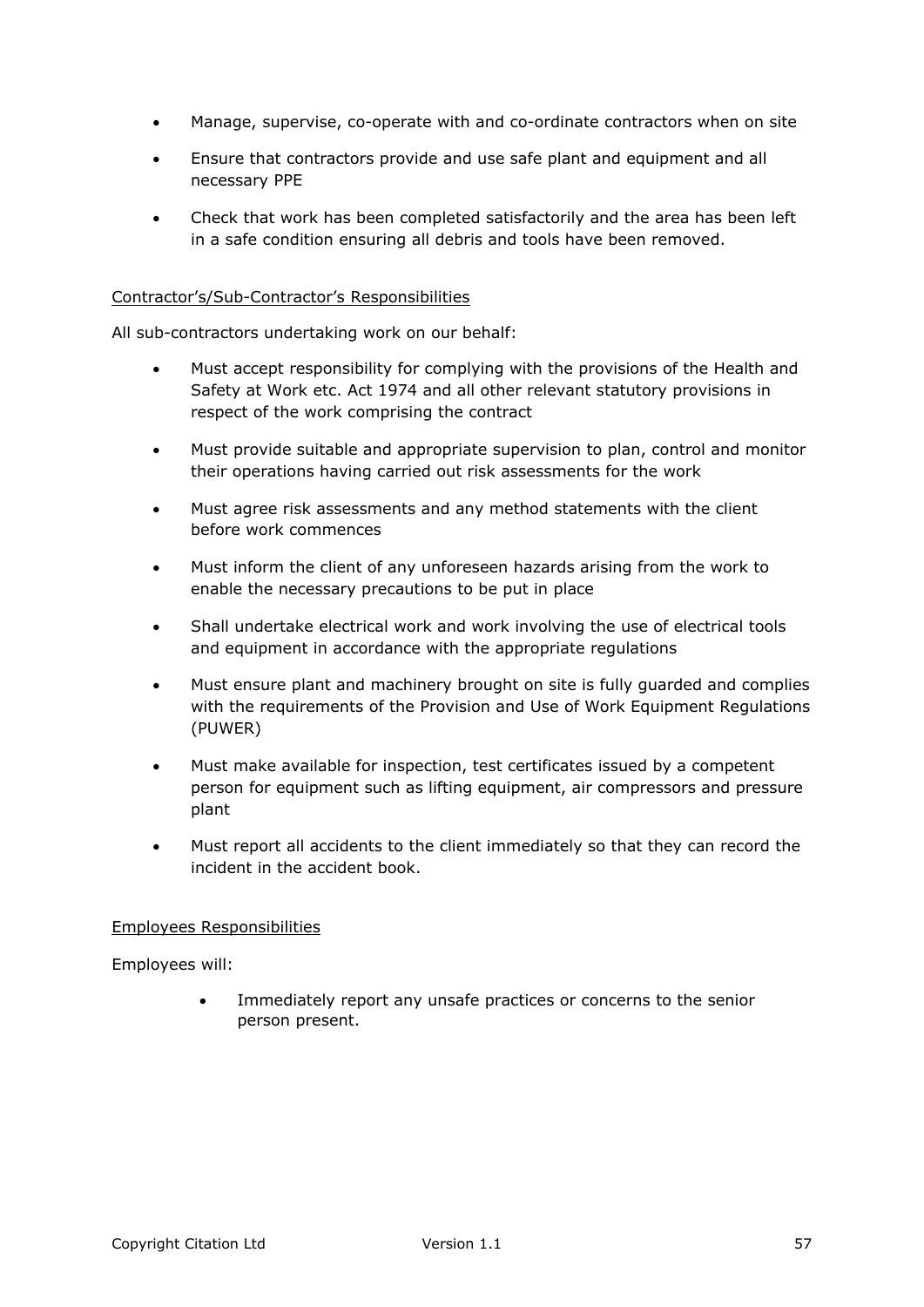- Manage, supervise, co-operate with and co-ordinate contractors when on site
- Ensure that contractors provide and use safe plant and equipment and all necessary PPE
- Check that work has been completed satisfactorily and the area has been left in a safe condition ensuring all debris and tools have been removed.

Contractor's/Sub-Contractor's Responsibilities

All sub-contractors undertaking work on our behalf:

- Must accept responsibility for complying with the provisions of the Health and Safety at Work etc. Act 1974 and all other relevant statutory provisions in respect of the work comprising the contract
- Must provide suitable and appropriate supervision to plan, control and monitor their operations having carried out risk assessments for the work
- Must agree risk assessments and any method statements with the client before work commences
- Must inform the client of any unforeseen hazards arising from the work to enable the necessary precautions to be put in place
- Shall undertake electrical work and work involving the use of electrical tools and equipment in accordance with the appropriate regulations
- Must ensure plant and machinery brought on site is fully guarded and complies with the requirements of the Provision and Use of Work Equipment Regulations (PUWER)
- Must make available for inspection, test certificates issued by a competent person for equipment such as lifting equipment, air compressors and pressure plant
- Must report all accidents to the client immediately so that they can record the incident in the accident book.

Employees Responsibilities

Employees will:

- Immediately report any unsafe practices or concerns to the senior person present.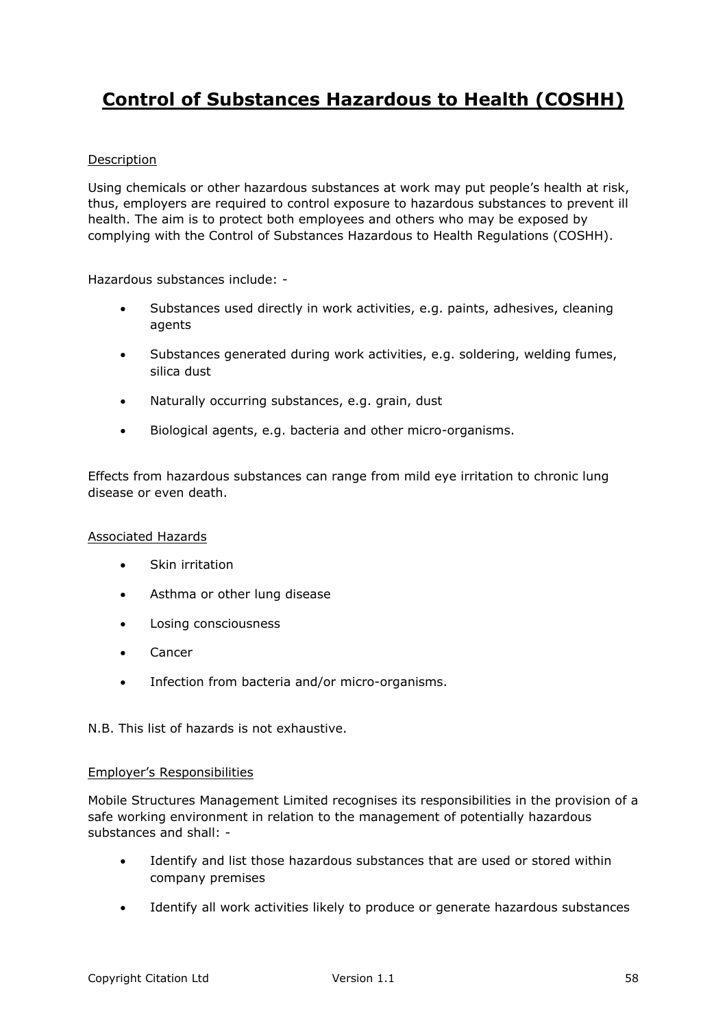# Control of Substances Hazardous to Health (COSHH)

Description

Using chemicals or other hazardous substances at work may put people's health at risk, thus, employers are required to control exposure to hazardous substances to prevent ill health. The aim is to protect both employees and others who may be exposed by complying with the Control of Substances Hazardous to Health Regulations (COSHH).

Hazardous substances include: -

- Substances used directly in work activities, e.g. paints, adhesives, cleaning agents
- Substances generated during work activities, e.g. soldering, welding fumes, silica dust
- Naturally occurring substances, e.g. grain, dust
- Biological agents, e.g. bacteria and other micro-organisms.

Effects from hazardous substances can range from mild eye irritation to chronic lung disease or even death.

Associated Hazards

- Skin irritation
- Asthma or other lung disease
- Losing consciousness
- Cancer
- Infection from bacteria and/or micro-organisms.

N.B. This list of hazards is not exhaustive.

Employer's Responsibilities

Mobile Structures Management Limited recognises its responsibilities in the provision of a safe working environment in relation to the management of potentially hazardous substances and shall: -

- Identify and list those hazardous substances that are used or stored within company premises
- Identify all work activities likely to produce or generate hazardous substances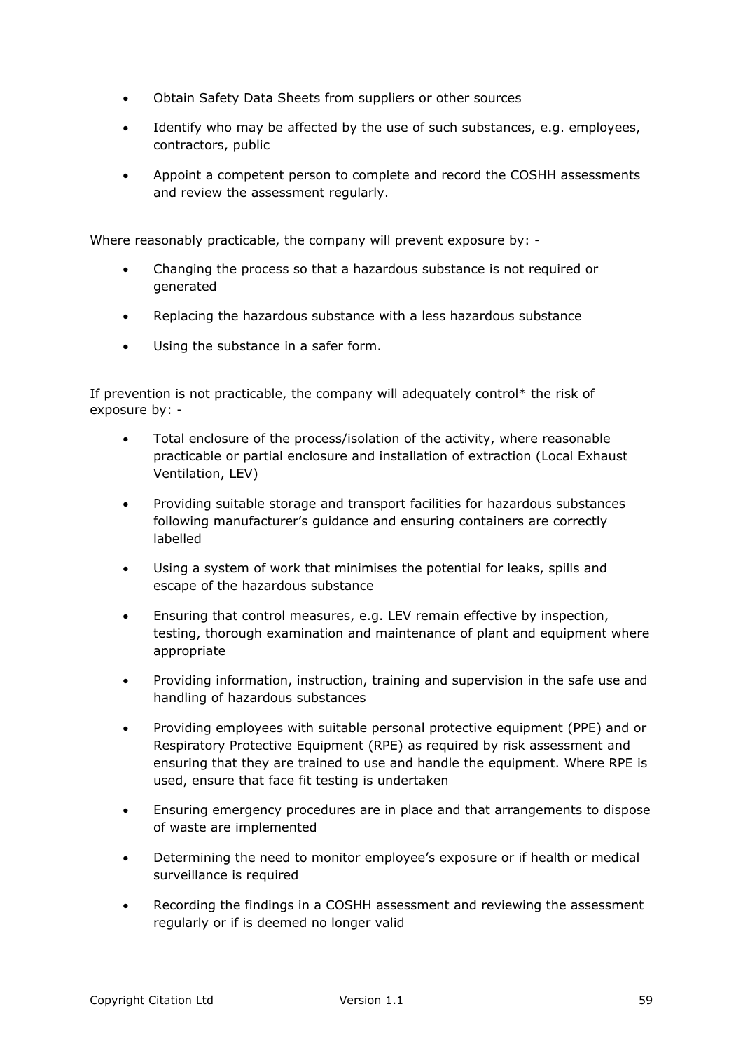- Obtain Safety Data Sheets from suppliers or other sources
- Identify who may be affected by the use of such substances, e.g. employees, contractors, public
- Appoint a competent person to complete and record the COSHH assessments and review the assessment regularly.

Where reasonably practicable, the company will prevent exposure by: -

- Changing the process so that a hazardous substance is not required or generated
- Replacing the hazardous substance with a less hazardous substance
- Using the substance in a safer form.

If prevention is not practicable, the company will adequately control* the risk of exposure by: -

- Total enclosure of the process/isolation of the activity, where reasonable practicable or partial enclosure and installation of extraction (Local Exhaust Ventilation, LEV)
- Providing suitable storage and transport facilities for hazardous substances following manufacturer's guidance and ensuring containers are correctly labelled
- Using a system of work that minimises the potential for leaks, spills and escape of the hazardous substance
- Ensuring that control measures, e.g. LEV remain effective by inspection, testing, thorough examination and maintenance of plant and equipment where appropriate
- Providing information, instruction, training and supervision in the safe use and handling of hazardous substances
- Providing employees with suitable personal protective equipment (PPE) and or Respiratory Protective Equipment (RPE) as required by risk assessment and ensuring that they are trained to use and handle the equipment. Where RPE is used, ensure that face fit testing is undertaken
- Ensuring emergency procedures are in place and that arrangements to dispose of waste are implemented
- Determining the need to monitor employee's exposure or if health or medical surveillance is required
- Recording the findings in a COSHH assessment and reviewing the assessment regularly or if is deemed no longer valid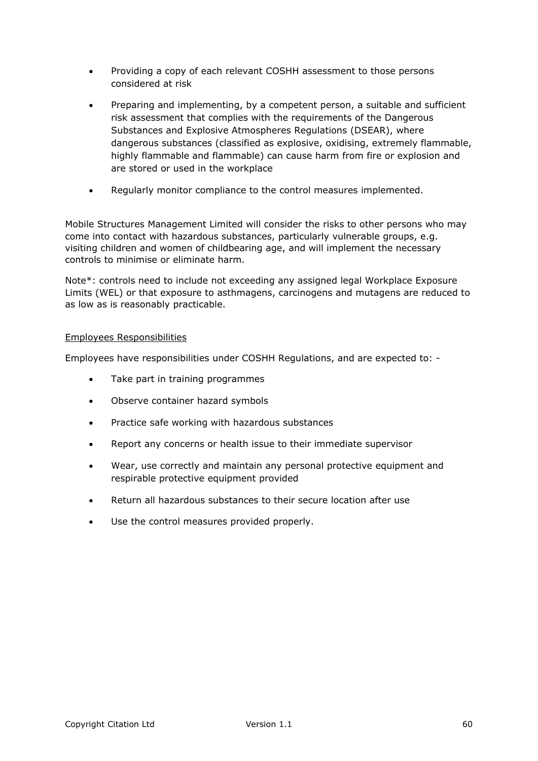- Providing a copy of each relevant COSHH assessment to those persons considered at risk
- Preparing and implementing, by a competent person, a suitable and sufficient risk assessment that complies with the requirements of the Dangerous Substances and Explosive Atmospheres Regulations (DSEAR), where dangerous substances (classified as explosive, oxidising, extremely flammable, highly flammable and flammable) can cause harm from fire or explosion and are stored or used in the workplace
- Regularly monitor compliance to the control measures implemented.

Mobile Structures Management Limited will consider the risks to other persons who may come into contact with hazardous substances, particularly vulnerable groups, e.g. visiting children and women of childbearing age, and will implement the necessary controls to minimise or eliminate harm.

Note*: controls need to include not exceeding any assigned legal Workplace Exposure Limits (WEL) or that exposure to asthmagens, carcinogens and mutagens are reduced to as low as is reasonably practicable.

<u>Employees Responsibilities</u>

Employees have responsibilities under COSHH Regulations, and are expected to: -

- Take part in training programmes
- Observe container hazard symbols
- Practice safe working with hazardous substances
- Report any concerns or health issue to their immediate supervisor
- Wear, use correctly and maintain any personal protective equipment and respirable protective equipment provided
- Return all hazardous substances to their secure location after use
- Use the control measures provided properly.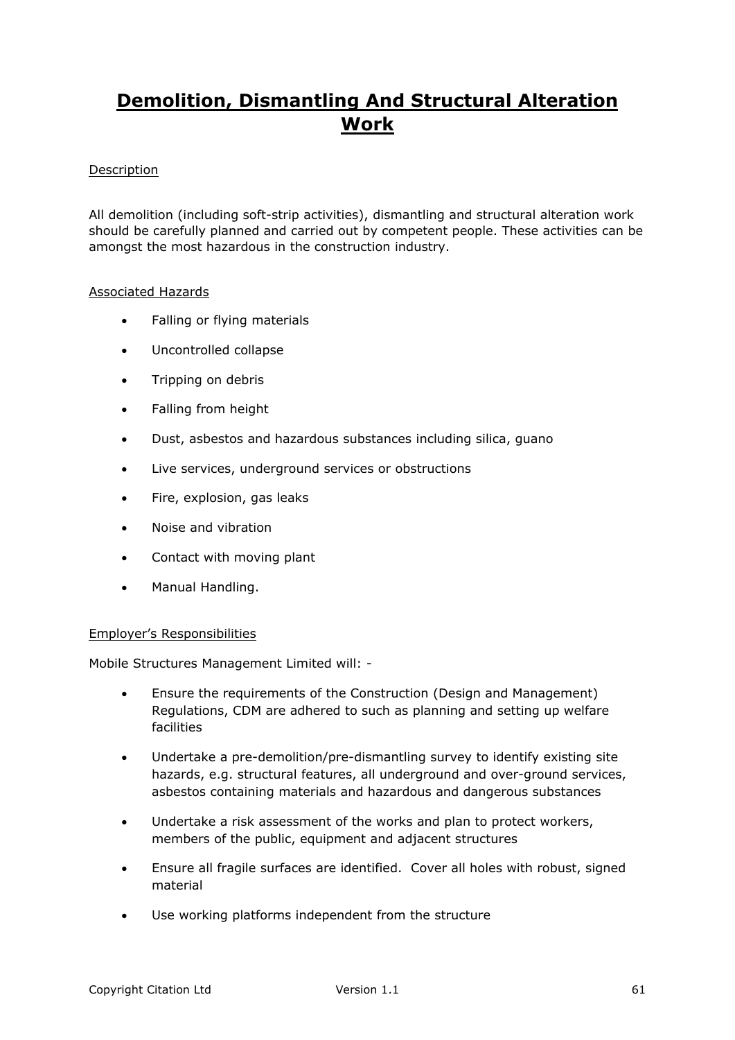# Demolition, Dismantling And Structural Alteration Work

Description

All demolition (including soft-strip activities), dismantling and structural alteration work should be carefully planned and carried out by competent people. These activities can be amongst the most hazardous in the construction industry.

Associated Hazards

- Falling or flying materials
- Uncontrolled collapse
- Tripping on debris
- Falling from height
- Dust, asbestos and hazardous substances including silica, guano
- Live services, underground services or obstructions
- Fire, explosion, gas leaks
- Noise and vibration
- Contact with moving plant
- Manual Handling.

Employer's Responsibilities

Mobile Structures Management Limited will: -

- Ensure the requirements of the Construction (Design and Management) Regulations, CDM are adhered to such as planning and setting up welfare facilities
- Undertake a pre-demolition/pre-dismantling survey to identify existing site hazards, e.g. structural features, all underground and over-ground services, asbestos containing materials and hazardous and dangerous substances
- Undertake a risk assessment of the works and plan to protect workers, members of the public, equipment and adjacent structures
- Ensure all fragile surfaces are identified. Cover all holes with robust, signed material
- Use working platforms independent from the structure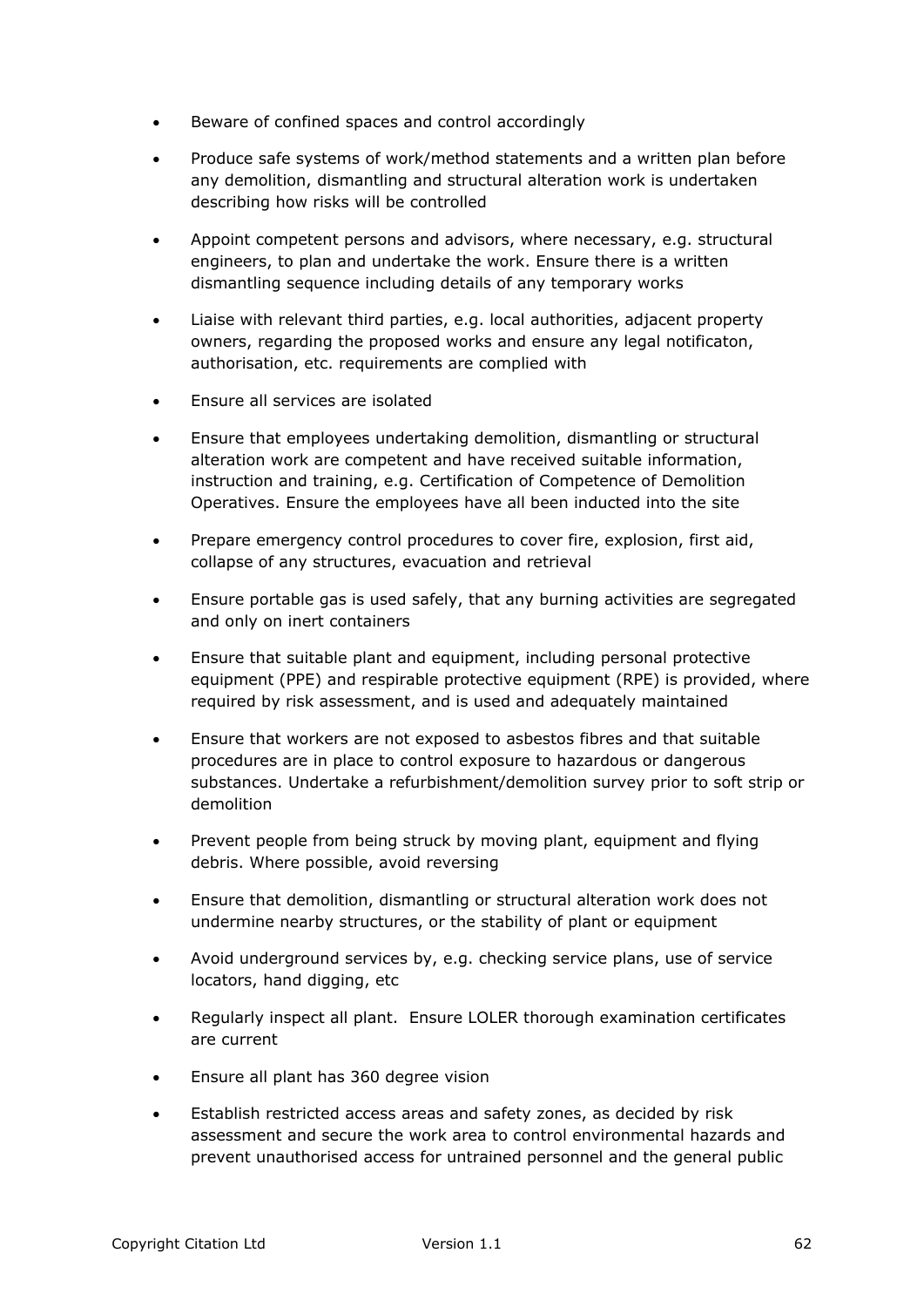- Beware of confined spaces and control accordingly
- Produce safe systems of work/method statements and a written plan before any demolition, dismantling and structural alteration work is undertaken describing how risks will be controlled
- Appoint competent persons and advisors, where necessary, e.g. structural engineers, to plan and undertake the work. Ensure there is a written dismantling sequence including details of any temporary works
- Liaise with relevant third parties, e.g. local authorities, adjacent property owners, regarding the proposed works and ensure any legal notificaton, authorisation, etc. requirements are complied with
- Ensure all services are isolated
- Ensure that employees undertaking demolition, dismantling or structural alteration work are competent and have received suitable information, instruction and training, e.g. Certification of Competence of Demolition Operatives. Ensure the employees have all been inducted into the site
- Prepare emergency control procedures to cover fire, explosion, first aid, collapse of any structures, evacuation and retrieval
- Ensure portable gas is used safely, that any burning activities are segregated and only on inert containers
- Ensure that suitable plant and equipment, including personal protective equipment (PPE) and respirable protective equipment (RPE) is provided, where required by risk assessment, and is used and adequately maintained
- Ensure that workers are not exposed to asbestos fibres and that suitable procedures are in place to control exposure to hazardous or dangerous substances. Undertake a refurbishment/demolition survey prior to soft strip or demolition
- Prevent people from being struck by moving plant, equipment and flying debris. Where possible, avoid reversing
- Ensure that demolition, dismantling or structural alteration work does not undermine nearby structures, or the stability of plant or equipment
- Avoid underground services by, e.g. checking service plans, use of service locators, hand digging, etc
- Regularly inspect all plant. Ensure LOLER thorough examination certificates are current
- Ensure all plant has 360 degree vision
- Establish restricted access areas and safety zones, as decided by risk assessment and secure the work area to control environmental hazards and prevent unauthorised access for untrained personnel and the general public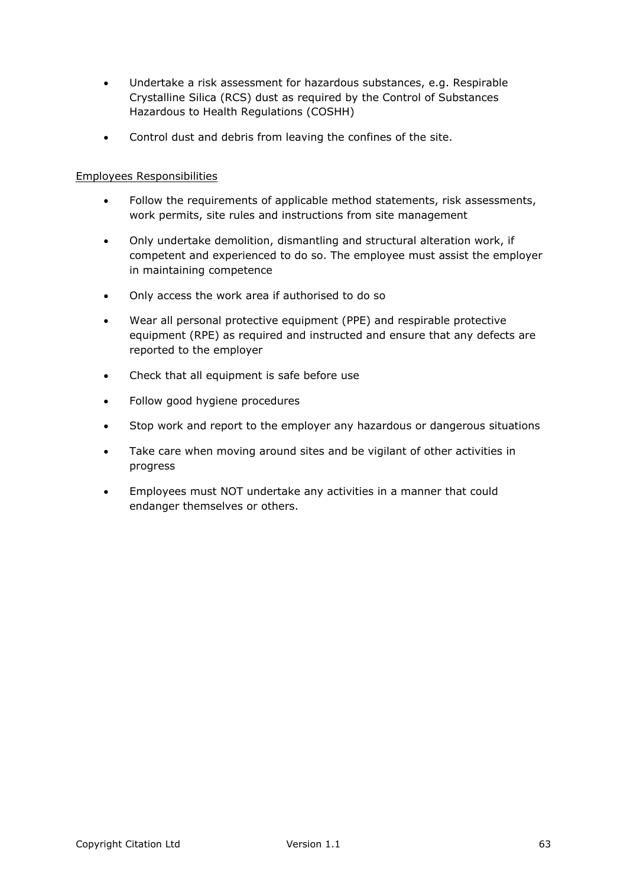- Undertake a risk assessment for hazardous substances, e.g. Respirable Crystalline Silica (RCS) dust as required by the Control of Substances Hazardous to Health Regulations (COSHH)
- Control dust and debris from leaving the confines of the site.

<u>Employees Responsibilities</u>

- Follow the requirements of applicable method statements, risk assessments, work permits, site rules and instructions from site management
- Only undertake demolition, dismantling and structural alteration work, if competent and experienced to do so. The employee must assist the employer in maintaining competence
- Only access the work area if authorised to do so
- Wear all personal protective equipment (PPE) and respirable protective equipment (RPE) as required and instructed and ensure that any defects are reported to the employer
- Check that all equipment is safe before use
- Follow good hygiene procedures
- Stop work and report to the employer any hazardous or dangerous situations
- Take care when moving around sites and be vigilant of other activities in progress
- Employees must NOT undertake any activities in a manner that could endanger themselves or others.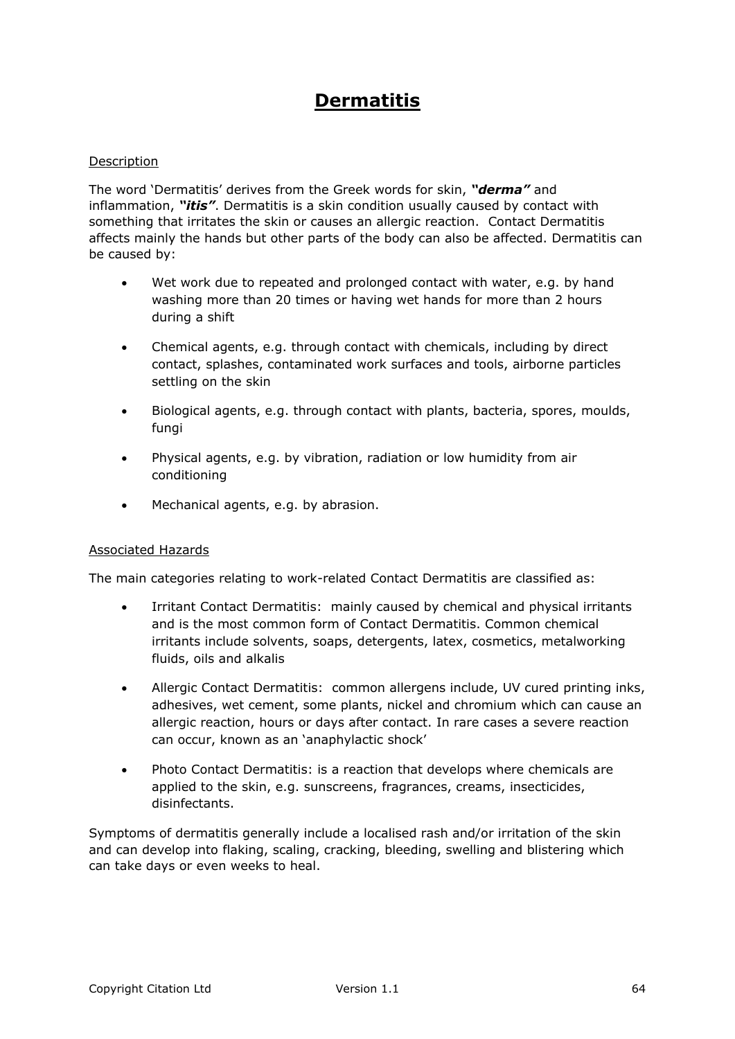# Dermatitis

Description

The word 'Dermatitis' derives from the Greek words for skin, ***"derma"*** and inflammation, ***"itis"***. Dermatitis is a skin condition usually caused by contact with something that irritates the skin or causes an allergic reaction. Contact Dermatitis affects mainly the hands but other parts of the body can also be affected. Dermatitis can be caused by:

- Wet work due to repeated and prolonged contact with water, e.g. by hand washing more than 20 times or having wet hands for more than 2 hours during a shift
- Chemical agents, e.g. through contact with chemicals, including by direct contact, splashes, contaminated work surfaces and tools, airborne particles settling on the skin
- Biological agents, e.g. through contact with plants, bacteria, spores, moulds, fungi
- Physical agents, e.g. by vibration, radiation or low humidity from air conditioning
- Mechanical agents, e.g. by abrasion.

Associated Hazards

The main categories relating to work-related Contact Dermatitis are classified as:

- Irritant Contact Dermatitis: mainly caused by chemical and physical irritants and is the most common form of Contact Dermatitis. Common chemical irritants include solvents, soaps, detergents, latex, cosmetics, metalworking fluids, oils and alkalis
- Allergic Contact Dermatitis: common allergens include, UV cured printing inks, adhesives, wet cement, some plants, nickel and chromium which can cause an allergic reaction, hours or days after contact. In rare cases a severe reaction can occur, known as an 'anaphylactic shock'
- Photo Contact Dermatitis: is a reaction that develops where chemicals are applied to the skin, e.g. sunscreens, fragrances, creams, insecticides, disinfectants.

Symptoms of dermatitis generally include a localised rash and/or irritation of the skin and can develop into flaking, scaling, cracking, bleeding, swelling and blistering which can take days or even weeks to heal.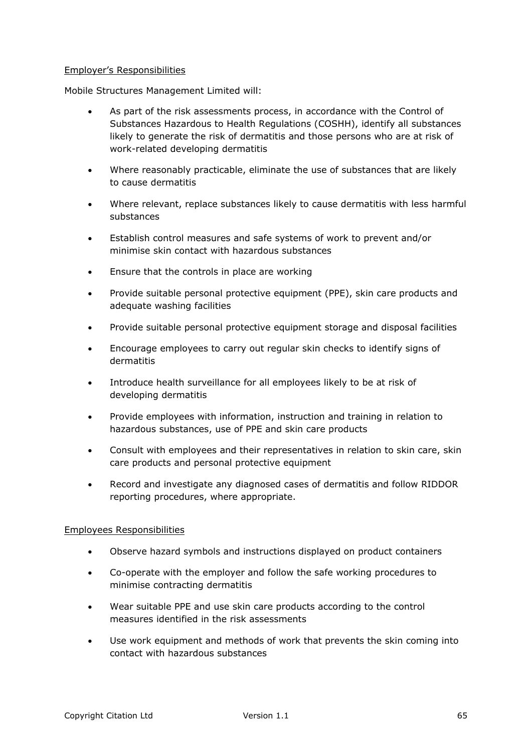Employer's Responsibilities

Mobile Structures Management Limited will:

- As part of the risk assessments process, in accordance with the Control of Substances Hazardous to Health Regulations (COSHH), identify all substances likely to generate the risk of dermatitis and those persons who are at risk of work-related developing dermatitis
- Where reasonably practicable, eliminate the use of substances that are likely to cause dermatitis
- Where relevant, replace substances likely to cause dermatitis with less harmful substances
- Establish control measures and safe systems of work to prevent and/or minimise skin contact with hazardous substances
- Ensure that the controls in place are working
- Provide suitable personal protective equipment (PPE), skin care products and adequate washing facilities
- Provide suitable personal protective equipment storage and disposal facilities
- Encourage employees to carry out regular skin checks to identify signs of dermatitis
- Introduce health surveillance for all employees likely to be at risk of developing dermatitis
- Provide employees with information, instruction and training in relation to hazardous substances, use of PPE and skin care products
- Consult with employees and their representatives in relation to skin care, skin care products and personal protective equipment
- Record and investigate any diagnosed cases of dermatitis and follow RIDDOR reporting procedures, where appropriate.

Employees Responsibilities

- Observe hazard symbols and instructions displayed on product containers
- Co-operate with the employer and follow the safe working procedures to minimise contracting dermatitis
- Wear suitable PPE and use skin care products according to the control measures identified in the risk assessments
- Use work equipment and methods of work that prevents the skin coming into contact with hazardous substances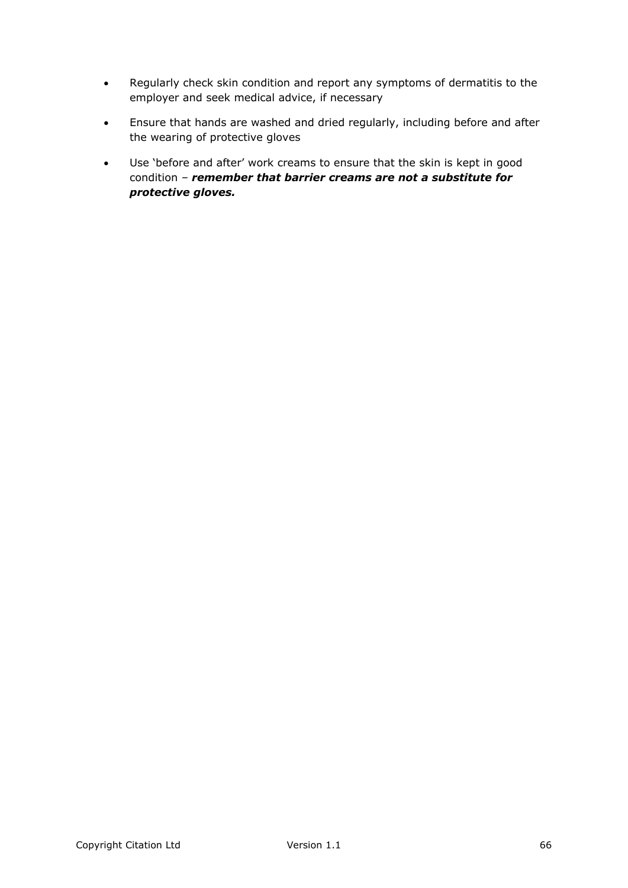- Regularly check skin condition and report any symptoms of dermatitis to the employer and seek medical advice, if necessary
- Ensure that hands are washed and dried regularly, including before and after the wearing of protective gloves
- Use 'before and after' work creams to ensure that the skin is kept in good condition – ***remember that barrier creams are not a substitute for protective gloves.***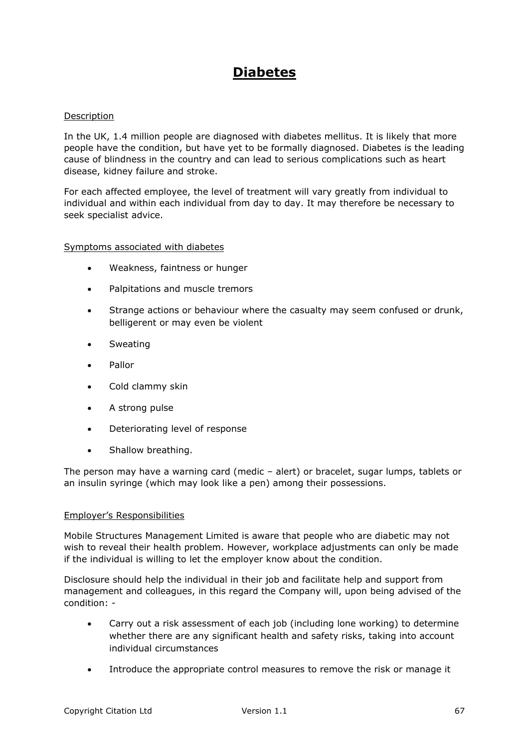# Diabetes

Description

In the UK, 1.4 million people are diagnosed with diabetes mellitus. It is likely that more people have the condition, but have yet to be formally diagnosed. Diabetes is the leading cause of blindness in the country and can lead to serious complications such as heart disease, kidney failure and stroke.

For each affected employee, the level of treatment will vary greatly from individual to individual and within each individual from day to day. It may therefore be necessary to seek specialist advice.

Symptoms associated with diabetes

- Weakness, faintness or hunger
- Palpitations and muscle tremors
- Strange actions or behaviour where the casualty may seem confused or drunk, belligerent or may even be violent
- Sweating
- Pallor
- Cold clammy skin
- A strong pulse
- Deteriorating level of response
- Shallow breathing.

The person may have a warning card (medic – alert) or bracelet, sugar lumps, tablets or an insulin syringe (which may look like a pen) among their possessions.

Employer's Responsibilities

Mobile Structures Management Limited is aware that people who are diabetic may not wish to reveal their health problem. However, workplace adjustments can only be made if the individual is willing to let the employer know about the condition.

Disclosure should help the individual in their job and facilitate help and support from management and colleagues, in this regard the Company will, upon being advised of the condition: -

- Carry out a risk assessment of each job (including lone working) to determine whether there are any significant health and safety risks, taking into account individual circumstances
- Introduce the appropriate control measures to remove the risk or manage it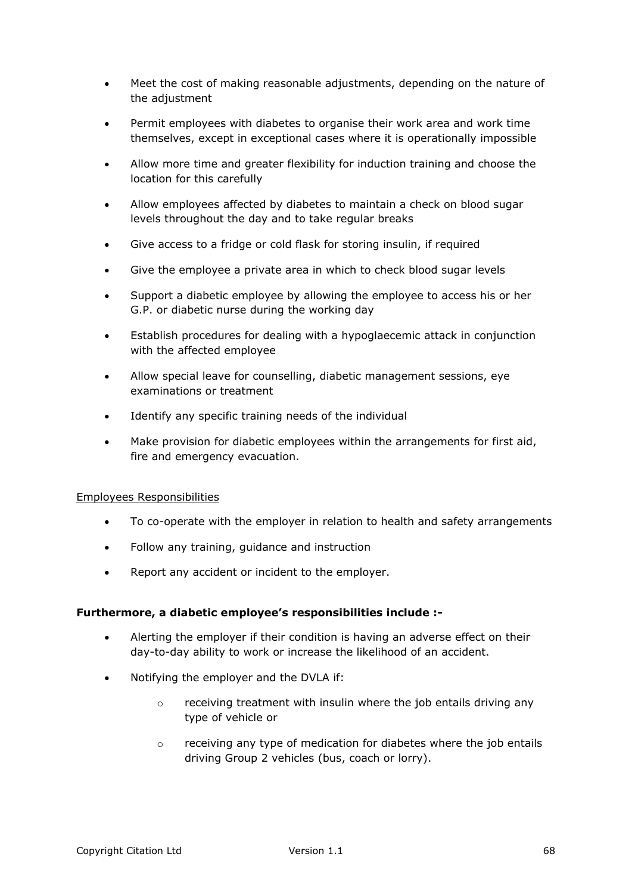- Meet the cost of making reasonable adjustments, depending on the nature of the adjustment
- Permit employees with diabetes to organise their work area and work time themselves, except in exceptional cases where it is operationally impossible
- Allow more time and greater flexibility for induction training and choose the location for this carefully
- Allow employees affected by diabetes to maintain a check on blood sugar levels throughout the day and to take regular breaks
- Give access to a fridge or cold flask for storing insulin, if required
- Give the employee a private area in which to check blood sugar levels
- Support a diabetic employee by allowing the employee to access his or her G.P. or diabetic nurse during the working day
- Establish procedures for dealing with a hypoglaecemic attack in conjunction with the affected employee
- Allow special leave for counselling, diabetic management sessions, eye examinations or treatment
- Identify any specific training needs of the individual
- Make provision for diabetic employees within the arrangements for first aid, fire and emergency evacuation.

<u>Employees Responsibilities</u>

- To co-operate with the employer in relation to health and safety arrangements
- Follow any training, guidance and instruction
- Report any accident or incident to the employer.

**Furthermore, a diabetic employee's responsibilities include :-**

- Alerting the employer if their condition is having an adverse effect on their day-to-day ability to work or increase the likelihood of an accident.
- Notifying the employer and the DVLA if:
  - receiving treatment with insulin where the job entails driving any type of vehicle or
  - receiving any type of medication for diabetes where the job entails driving Group 2 vehicles (bus, coach or lorry).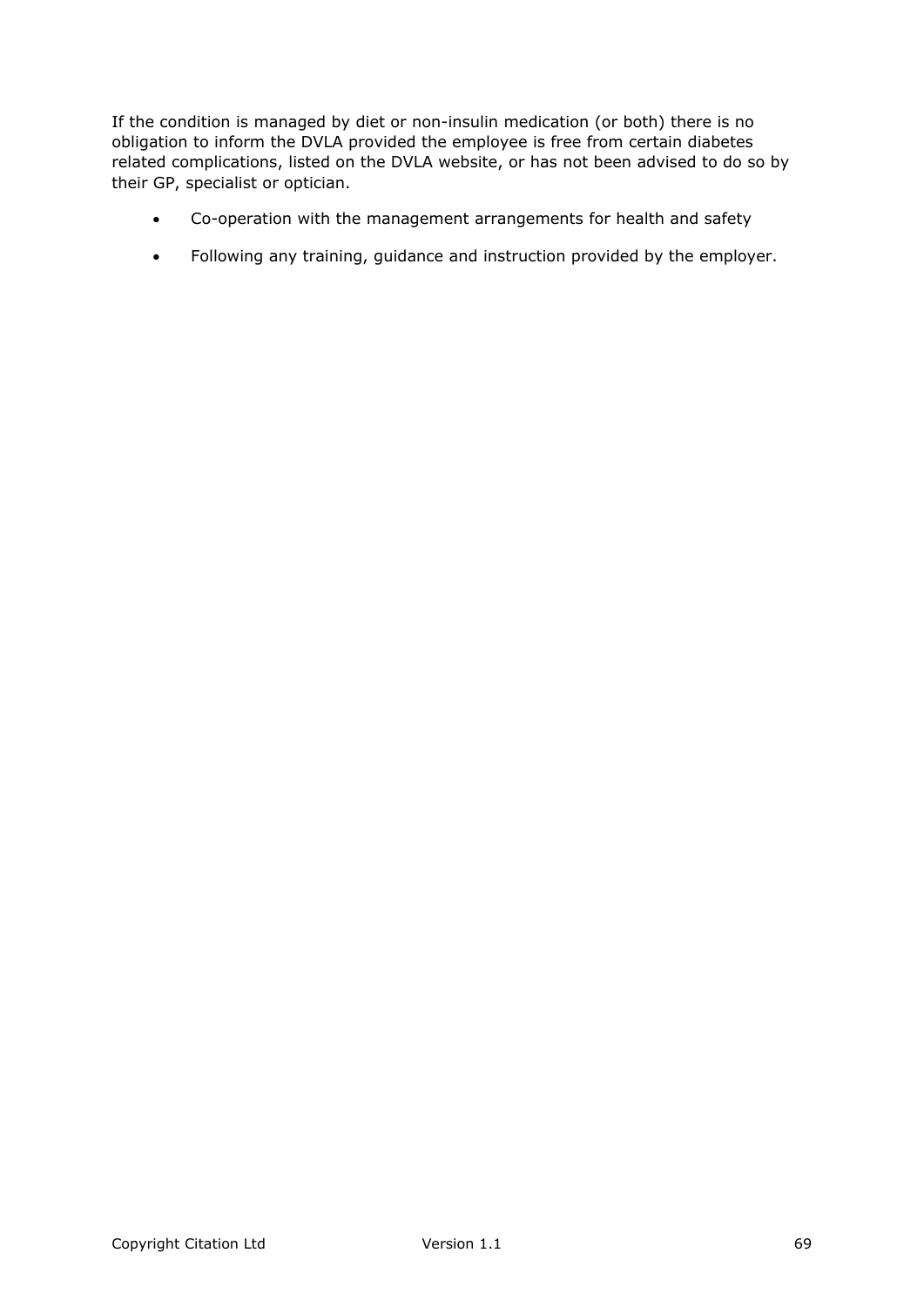If the condition is managed by diet or non-insulin medication (or both) there is no obligation to inform the DVLA provided the employee is free from certain diabetes related complications, listed on the DVLA website, or has not been advised to do so by their GP, specialist or optician.

- Co-operation with the management arrangements for health and safety
- Following any training, guidance and instruction provided by the employer.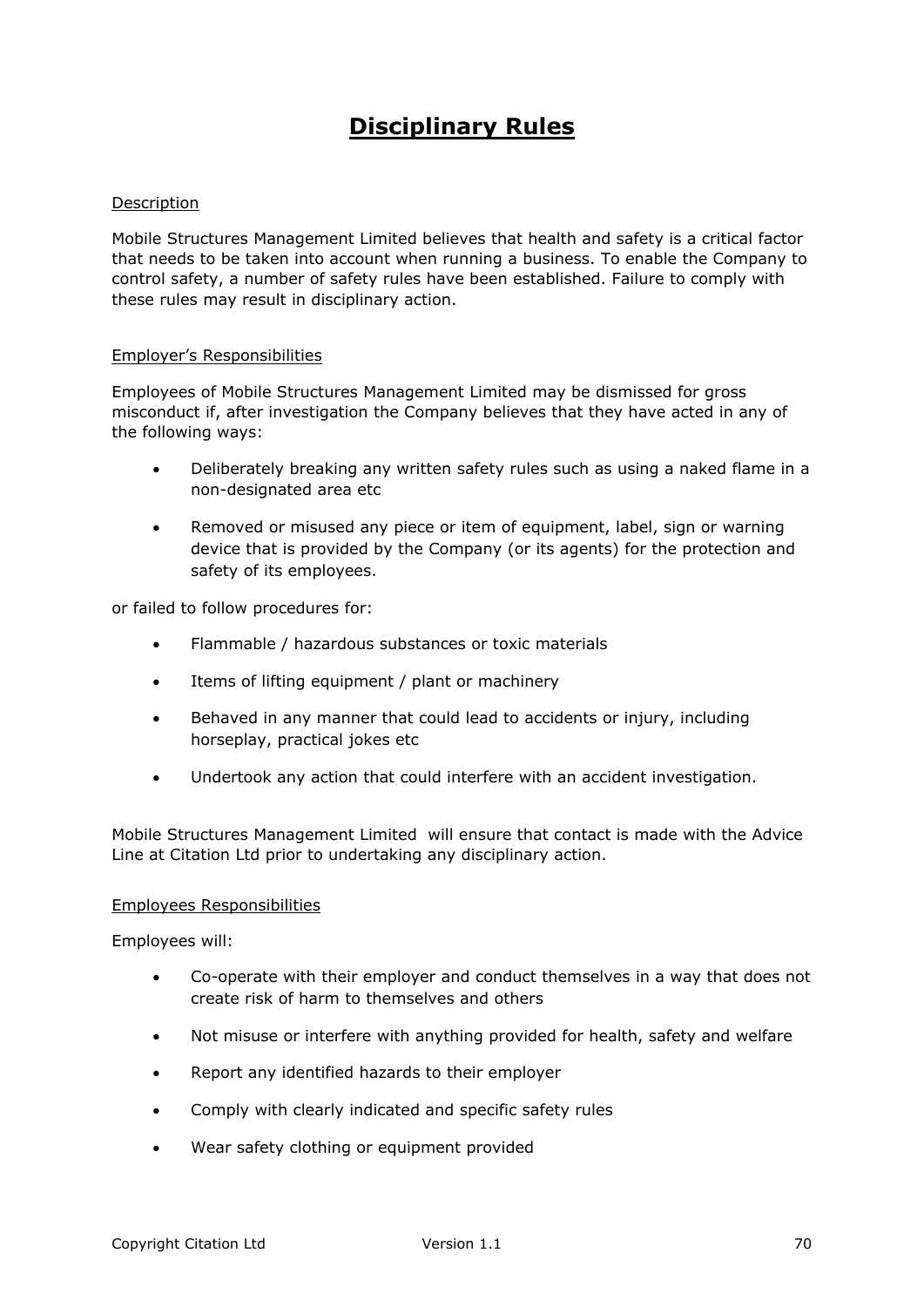# Disciplinary Rules

Description

Mobile Structures Management Limited believes that health and safety is a critical factor that needs to be taken into account when running a business. To enable the Company to control safety, a number of safety rules have been established. Failure to comply with these rules may result in disciplinary action.

Employer's Responsibilities

Employees of Mobile Structures Management Limited may be dismissed for gross misconduct if, after investigation the Company believes that they have acted in any of the following ways:

- Deliberately breaking any written safety rules such as using a naked flame in a non-designated area etc
- Removed or misused any piece or item of equipment, label, sign or warning device that is provided by the Company (or its agents) for the protection and safety of its employees.

or failed to follow procedures for:

- Flammable / hazardous substances or toxic materials
- Items of lifting equipment / plant or machinery
- Behaved in any manner that could lead to accidents or injury, including horseplay, practical jokes etc
- Undertook any action that could interfere with an accident investigation.

Mobile Structures Management Limited will ensure that contact is made with the Advice Line at Citation Ltd prior to undertaking any disciplinary action.

Employees Responsibilities

Employees will:

- Co-operate with their employer and conduct themselves in a way that does not create risk of harm to themselves and others
- Not misuse or interfere with anything provided for health, safety and welfare
- Report any identified hazards to their employer
- Comply with clearly indicated and specific safety rules
- Wear safety clothing or equipment provided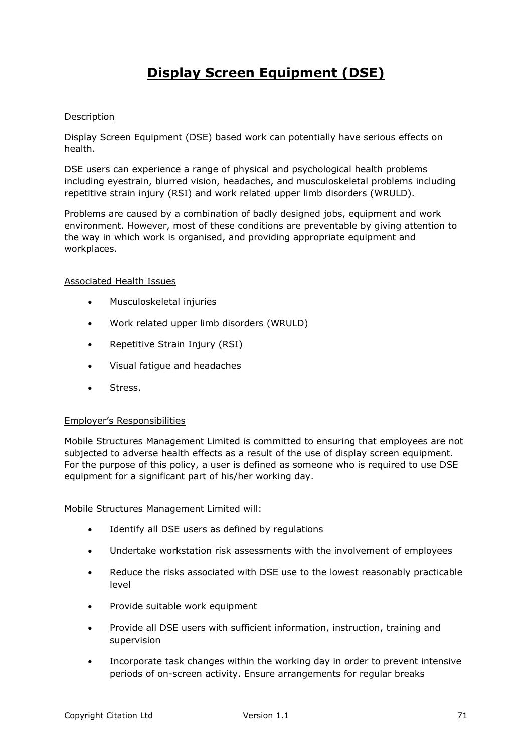# Display Screen Equipment (DSE)

Description

Display Screen Equipment (DSE) based work can potentially have serious effects on health.

DSE users can experience a range of physical and psychological health problems including eyestrain, blurred vision, headaches, and musculoskeletal problems including repetitive strain injury (RSI) and work related upper limb disorders (WRULD).

Problems are caused by a combination of badly designed jobs, equipment and work environment. However, most of these conditions are preventable by giving attention to the way in which work is organised, and providing appropriate equipment and workplaces.

Associated Health Issues

- Musculoskeletal injuries
- Work related upper limb disorders (WRULD)
- Repetitive Strain Injury (RSI)
- Visual fatigue and headaches
- Stress.

Employer's Responsibilities

Mobile Structures Management Limited is committed to ensuring that employees are not subjected to adverse health effects as a result of the use of display screen equipment. For the purpose of this policy, a user is defined as someone who is required to use DSE equipment for a significant part of his/her working day.

Mobile Structures Management Limited will:

- Identify all DSE users as defined by regulations
- Undertake workstation risk assessments with the involvement of employees
- Reduce the risks associated with DSE use to the lowest reasonably practicable level
- Provide suitable work equipment
- Provide all DSE users with sufficient information, instruction, training and supervision
- Incorporate task changes within the working day in order to prevent intensive periods of on-screen activity. Ensure arrangements for regular breaks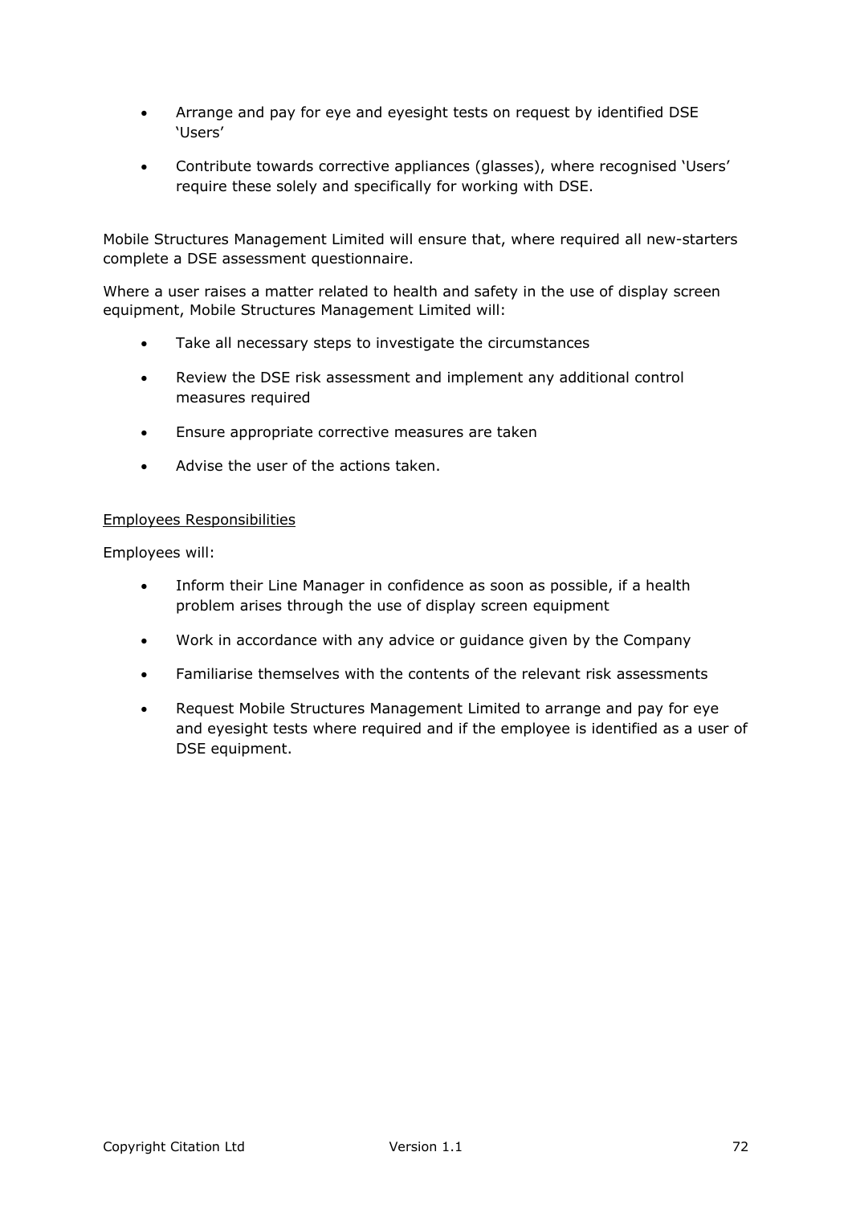- Arrange and pay for eye and eyesight tests on request by identified DSE 'Users'
- Contribute towards corrective appliances (glasses), where recognised 'Users' require these solely and specifically for working with DSE.

Mobile Structures Management Limited will ensure that, where required all new-starters complete a DSE assessment questionnaire.

Where a user raises a matter related to health and safety in the use of display screen equipment, Mobile Structures Management Limited will:

- Take all necessary steps to investigate the circumstances
- Review the DSE risk assessment and implement any additional control measures required
- Ensure appropriate corrective measures are taken
- Advise the user of the actions taken.

<u>Employees Responsibilities</u>

Employees will:

- Inform their Line Manager in confidence as soon as possible, if a health problem arises through the use of display screen equipment
- Work in accordance with any advice or guidance given by the Company
- Familiarise themselves with the contents of the relevant risk assessments
- Request Mobile Structures Management Limited to arrange and pay for eye and eyesight tests where required and if the employee is identified as a user of DSE equipment.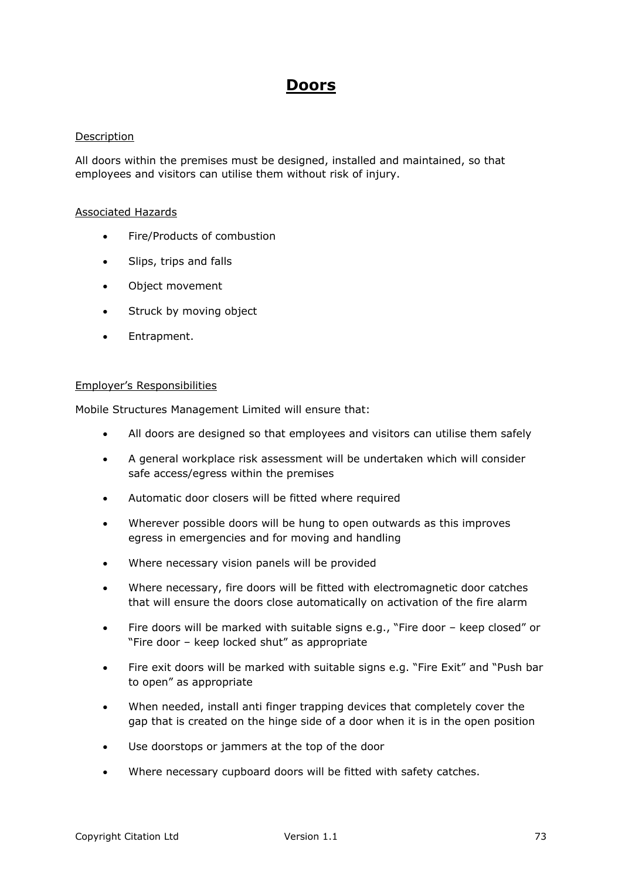# Doors

Description

All doors within the premises must be designed, installed and maintained, so that employees and visitors can utilise them without risk of injury.

Associated Hazards

- Fire/Products of combustion
- Slips, trips and falls
- Object movement
- Struck by moving object
- Entrapment.

Employer's Responsibilities

Mobile Structures Management Limited will ensure that:

- All doors are designed so that employees and visitors can utilise them safely
- A general workplace risk assessment will be undertaken which will consider safe access/egress within the premises
- Automatic door closers will be fitted where required
- Wherever possible doors will be hung to open outwards as this improves egress in emergencies and for moving and handling
- Where necessary vision panels will be provided
- Where necessary, fire doors will be fitted with electromagnetic door catches that will ensure the doors close automatically on activation of the fire alarm
- Fire doors will be marked with suitable signs e.g., "Fire door – keep closed" or "Fire door – keep locked shut" as appropriate
- Fire exit doors will be marked with suitable signs e.g. "Fire Exit" and "Push bar to open" as appropriate
- When needed, install anti finger trapping devices that completely cover the gap that is created on the hinge side of a door when it is in the open position
- Use doorstops or jammers at the top of the door
- Where necessary cupboard doors will be fitted with safety catches.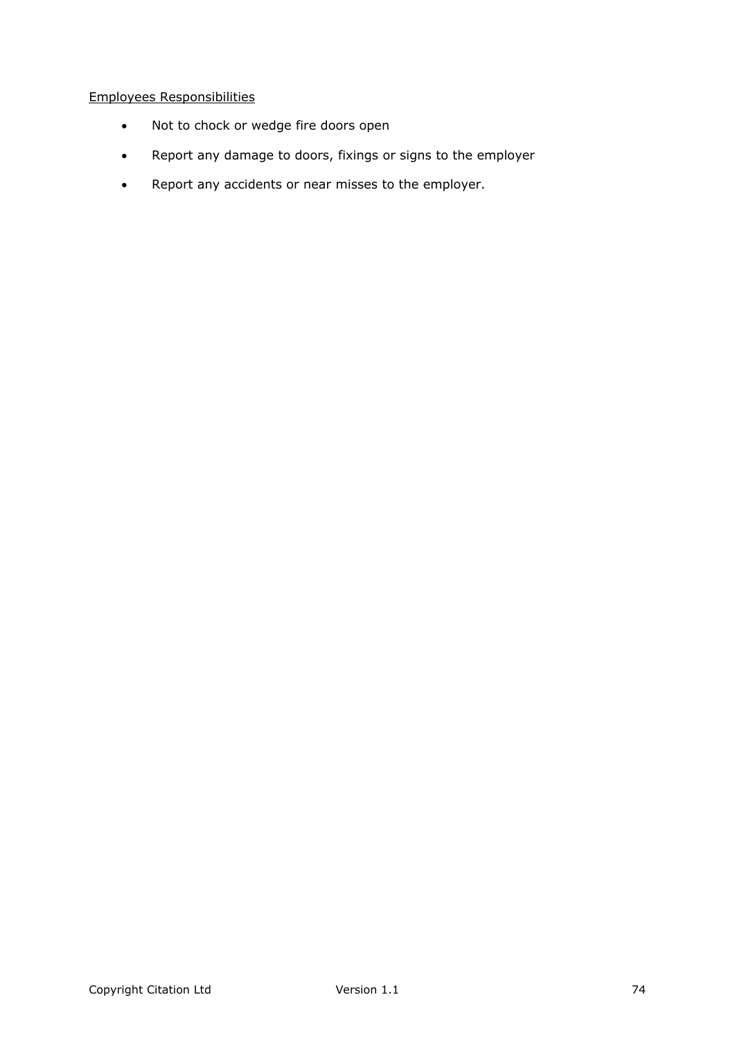<u>Employees Responsibilities</u>

- Not to chock or wedge fire doors open
- Report any damage to doors, fixings or signs to the employer
- Report any accidents or near misses to the employer.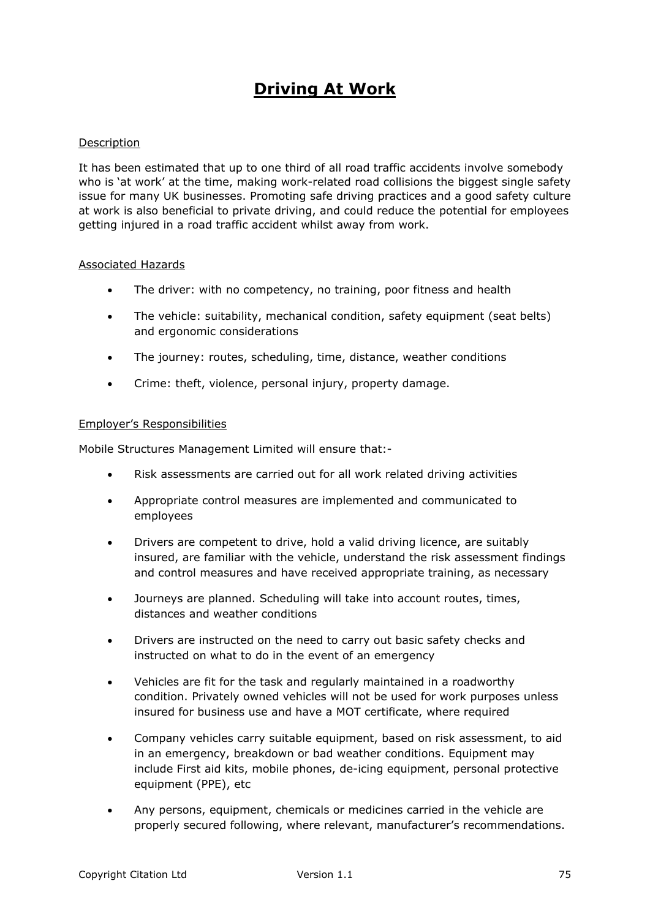# Driving At Work

## Description

It has been estimated that up to one third of all road traffic accidents involve somebody who is 'at work' at the time, making work-related road collisions the biggest single safety issue for many UK businesses. Promoting safe driving practices and a good safety culture at work is also beneficial to private driving, and could reduce the potential for employees getting injured in a road traffic accident whilst away from work.

## Associated Hazards

- The driver: with no competency, no training, poor fitness and health
- The vehicle: suitability, mechanical condition, safety equipment (seat belts) and ergonomic considerations
- The journey: routes, scheduling, time, distance, weather conditions
- Crime: theft, violence, personal injury, property damage.

## Employer's Responsibilities

Mobile Structures Management Limited will ensure that:-

- Risk assessments are carried out for all work related driving activities
- Appropriate control measures are implemented and communicated to employees
- Drivers are competent to drive, hold a valid driving licence, are suitably insured, are familiar with the vehicle, understand the risk assessment findings and control measures and have received appropriate training, as necessary
- Journeys are planned. Scheduling will take into account routes, times, distances and weather conditions
- Drivers are instructed on the need to carry out basic safety checks and instructed on what to do in the event of an emergency
- Vehicles are fit for the task and regularly maintained in a roadworthy condition. Privately owned vehicles will not be used for work purposes unless insured for business use and have a MOT certificate, where required
- Company vehicles carry suitable equipment, based on risk assessment, to aid in an emergency, breakdown or bad weather conditions. Equipment may include First aid kits, mobile phones, de-icing equipment, personal protective equipment (PPE), etc
- Any persons, equipment, chemicals or medicines carried in the vehicle are properly secured following, where relevant, manufacturer's recommendations.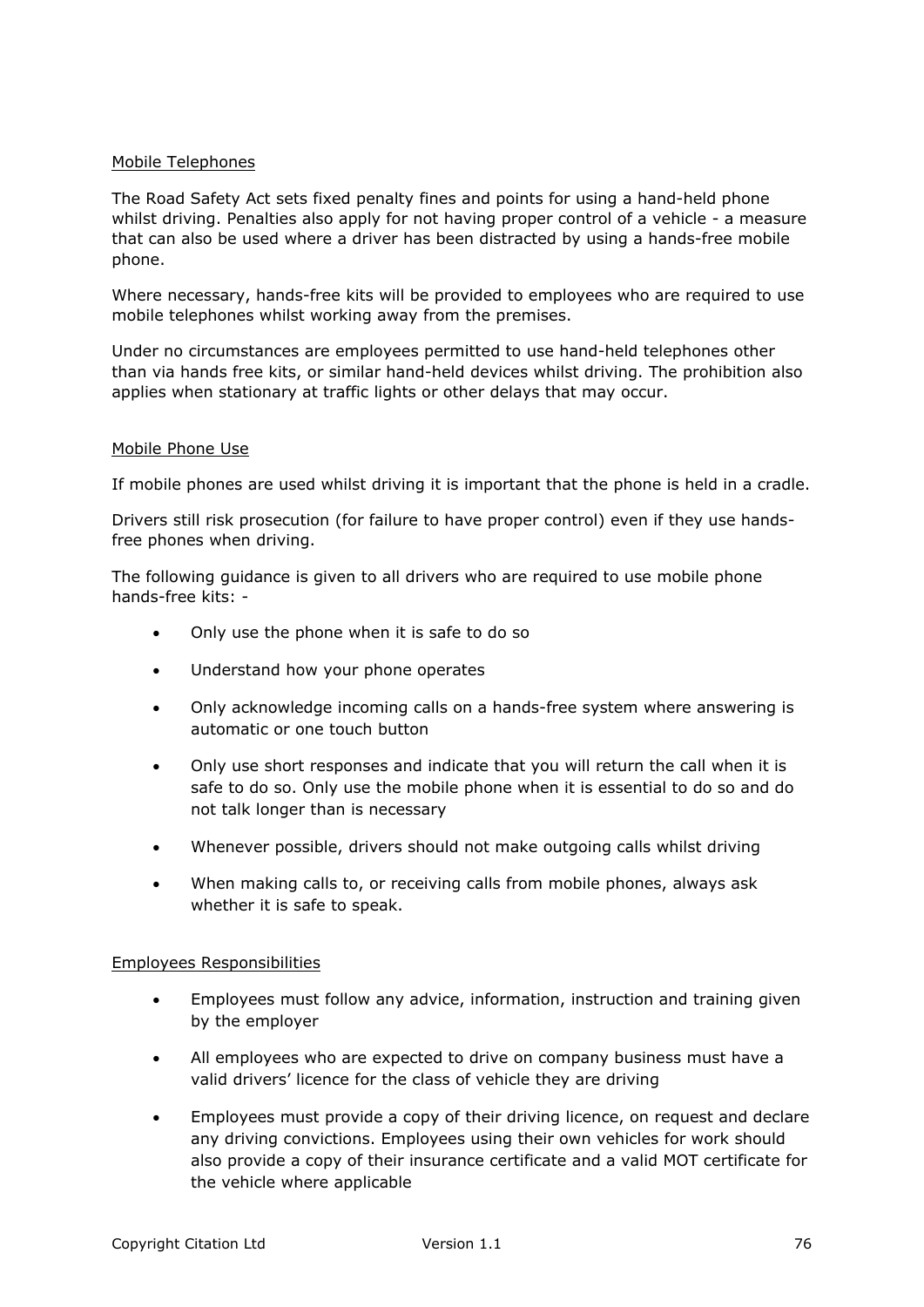<u>Mobile Telephones</u>

The Road Safety Act sets fixed penalty fines and points for using a hand-held phone whilst driving. Penalties also apply for not having proper control of a vehicle - a measure that can also be used where a driver has been distracted by using a hands-free mobile phone.

Where necessary, hands-free kits will be provided to employees who are required to use mobile telephones whilst working away from the premises.

Under no circumstances are employees permitted to use hand-held telephones other than via hands free kits, or similar hand-held devices whilst driving. The prohibition also applies when stationary at traffic lights or other delays that may occur.

<u>Mobile Phone Use</u>

If mobile phones are used whilst driving it is important that the phone is held in a cradle.

Drivers still risk prosecution (for failure to have proper control) even if they use hands-free phones when driving.

The following guidance is given to all drivers who are required to use mobile phone hands-free kits: -

- Only use the phone when it is safe to do so
- Understand how your phone operates
- Only acknowledge incoming calls on a hands-free system where answering is automatic or one touch button
- Only use short responses and indicate that you will return the call when it is safe to do so. Only use the mobile phone when it is essential to do so and do not talk longer than is necessary
- Whenever possible, drivers should not make outgoing calls whilst driving
- When making calls to, or receiving calls from mobile phones, always ask whether it is safe to speak.

<u>Employees Responsibilities</u>

- Employees must follow any advice, information, instruction and training given by the employer
- All employees who are expected to drive on company business must have a valid drivers' licence for the class of vehicle they are driving
- Employees must provide a copy of their driving licence, on request and declare any driving convictions. Employees using their own vehicles for work should also provide a copy of their insurance certificate and a valid MOT certificate for the vehicle where applicable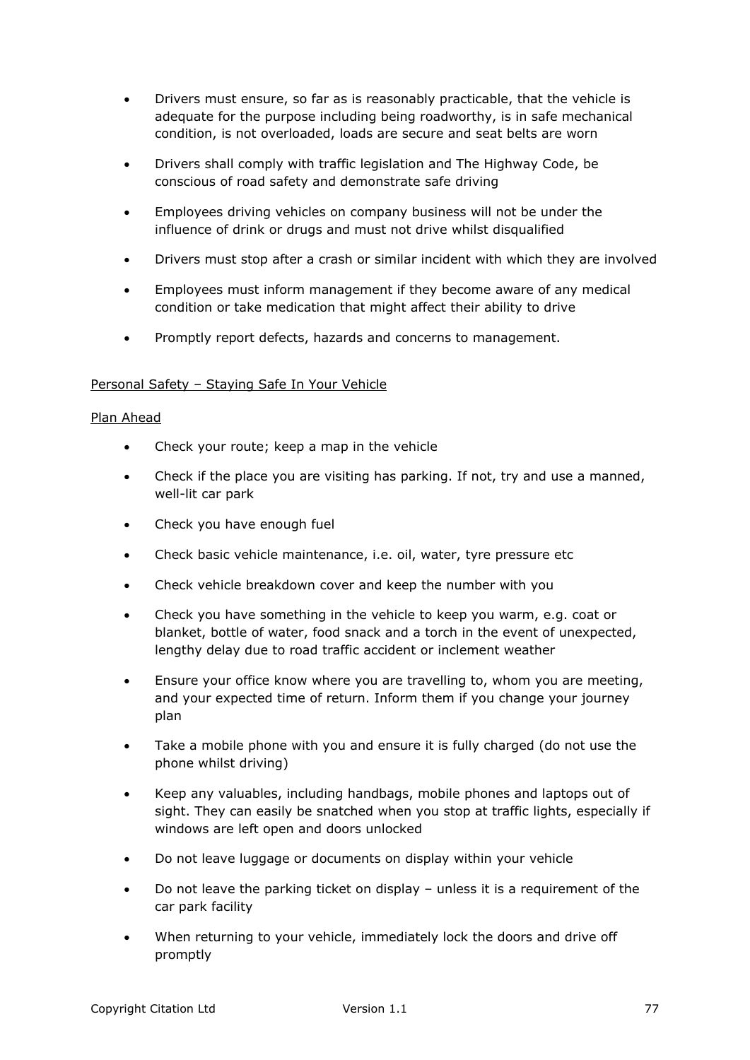- Drivers must ensure, so far as is reasonably practicable, that the vehicle is adequate for the purpose including being roadworthy, is in safe mechanical condition, is not overloaded, loads are secure and seat belts are worn
- Drivers shall comply with traffic legislation and The Highway Code, be conscious of road safety and demonstrate safe driving
- Employees driving vehicles on company business will not be under the influence of drink or drugs and must not drive whilst disqualified
- Drivers must stop after a crash or similar incident with which they are involved
- Employees must inform management if they become aware of any medical condition or take medication that might affect their ability to drive
- Promptly report defects, hazards and concerns to management.

<u>Personal Safety – Staying Safe In Your Vehicle</u>

<u>Plan Ahead</u>

- Check your route; keep a map in the vehicle
- Check if the place you are visiting has parking. If not, try and use a manned, well-lit car park
- Check you have enough fuel
- Check basic vehicle maintenance, i.e. oil, water, tyre pressure etc
- Check vehicle breakdown cover and keep the number with you
- Check you have something in the vehicle to keep you warm, e.g. coat or blanket, bottle of water, food snack and a torch in the event of unexpected, lengthy delay due to road traffic accident or inclement weather
- Ensure your office know where you are travelling to, whom you are meeting, and your expected time of return. Inform them if you change your journey plan
- Take a mobile phone with you and ensure it is fully charged (do not use the phone whilst driving)
- Keep any valuables, including handbags, mobile phones and laptops out of sight. They can easily be snatched when you stop at traffic lights, especially if windows are left open and doors unlocked
- Do not leave luggage or documents on display within your vehicle
- Do not leave the parking ticket on display – unless it is a requirement of the car park facility
- When returning to your vehicle, immediately lock the doors and drive off promptly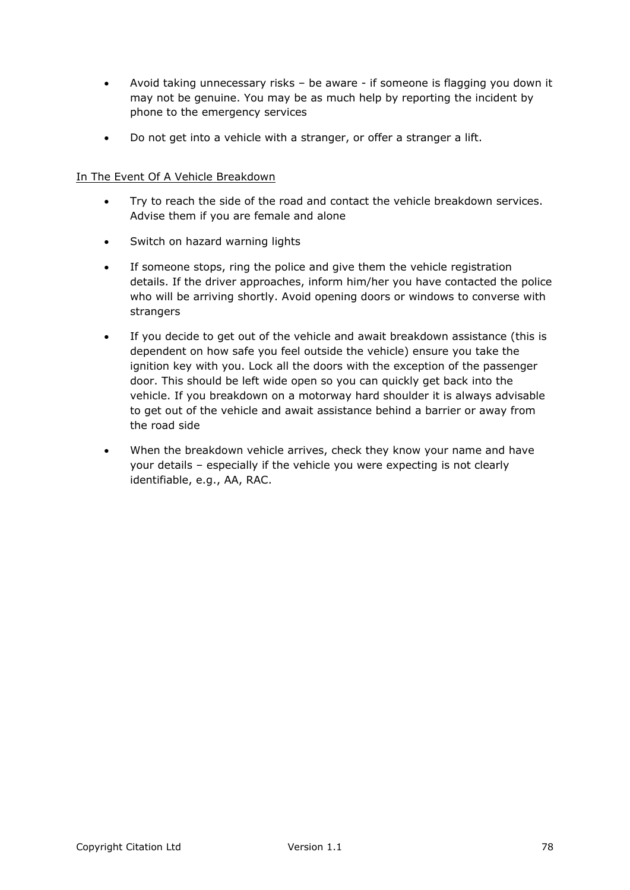- Avoid taking unnecessary risks – be aware - if someone is flagging you down it may not be genuine. You may be as much help by reporting the incident by phone to the emergency services
- Do not get into a vehicle with a stranger, or offer a stranger a lift.

In The Event Of A Vehicle Breakdown

- Try to reach the side of the road and contact the vehicle breakdown services. Advise them if you are female and alone
- Switch on hazard warning lights
- If someone stops, ring the police and give them the vehicle registration details. If the driver approaches, inform him/her you have contacted the police who will be arriving shortly. Avoid opening doors or windows to converse with strangers
- If you decide to get out of the vehicle and await breakdown assistance (this is dependent on how safe you feel outside the vehicle) ensure you take the ignition key with you. Lock all the doors with the exception of the passenger door. This should be left wide open so you can quickly get back into the vehicle. If you breakdown on a motorway hard shoulder it is always advisable to get out of the vehicle and await assistance behind a barrier or away from the road side
- When the breakdown vehicle arrives, check they know your name and have your details – especially if the vehicle you were expecting is not clearly identifiable, e.g., AA, RAC.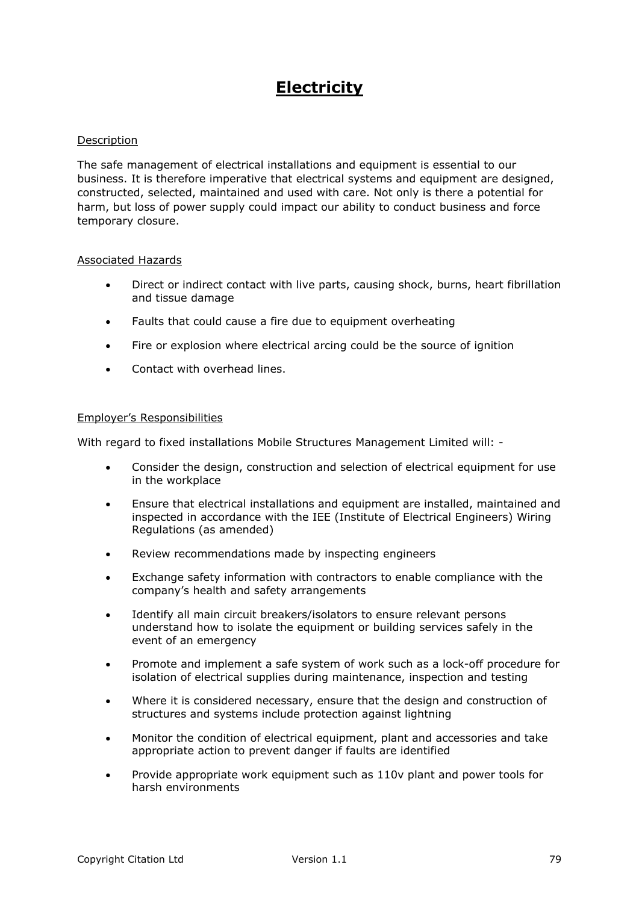# Electricity

Description

The safe management of electrical installations and equipment is essential to our business. It is therefore imperative that electrical systems and equipment are designed, constructed, selected, maintained and used with care. Not only is there a potential for harm, but loss of power supply could impact our ability to conduct business and force temporary closure.

Associated Hazards

- Direct or indirect contact with live parts, causing shock, burns, heart fibrillation and tissue damage
- Faults that could cause a fire due to equipment overheating
- Fire or explosion where electrical arcing could be the source of ignition
- Contact with overhead lines.

Employer's Responsibilities

With regard to fixed installations Mobile Structures Management Limited will: -

- Consider the design, construction and selection of electrical equipment for use in the workplace
- Ensure that electrical installations and equipment are installed, maintained and inspected in accordance with the IEE (Institute of Electrical Engineers) Wiring Regulations (as amended)
- Review recommendations made by inspecting engineers
- Exchange safety information with contractors to enable compliance with the company's health and safety arrangements
- Identify all main circuit breakers/isolators to ensure relevant persons understand how to isolate the equipment or building services safely in the event of an emergency
- Promote and implement a safe system of work such as a lock-off procedure for isolation of electrical supplies during maintenance, inspection and testing
- Where it is considered necessary, ensure that the design and construction of structures and systems include protection against lightning
- Monitor the condition of electrical equipment, plant and accessories and take appropriate action to prevent danger if faults are identified
- Provide appropriate work equipment such as 110v plant and power tools for harsh environments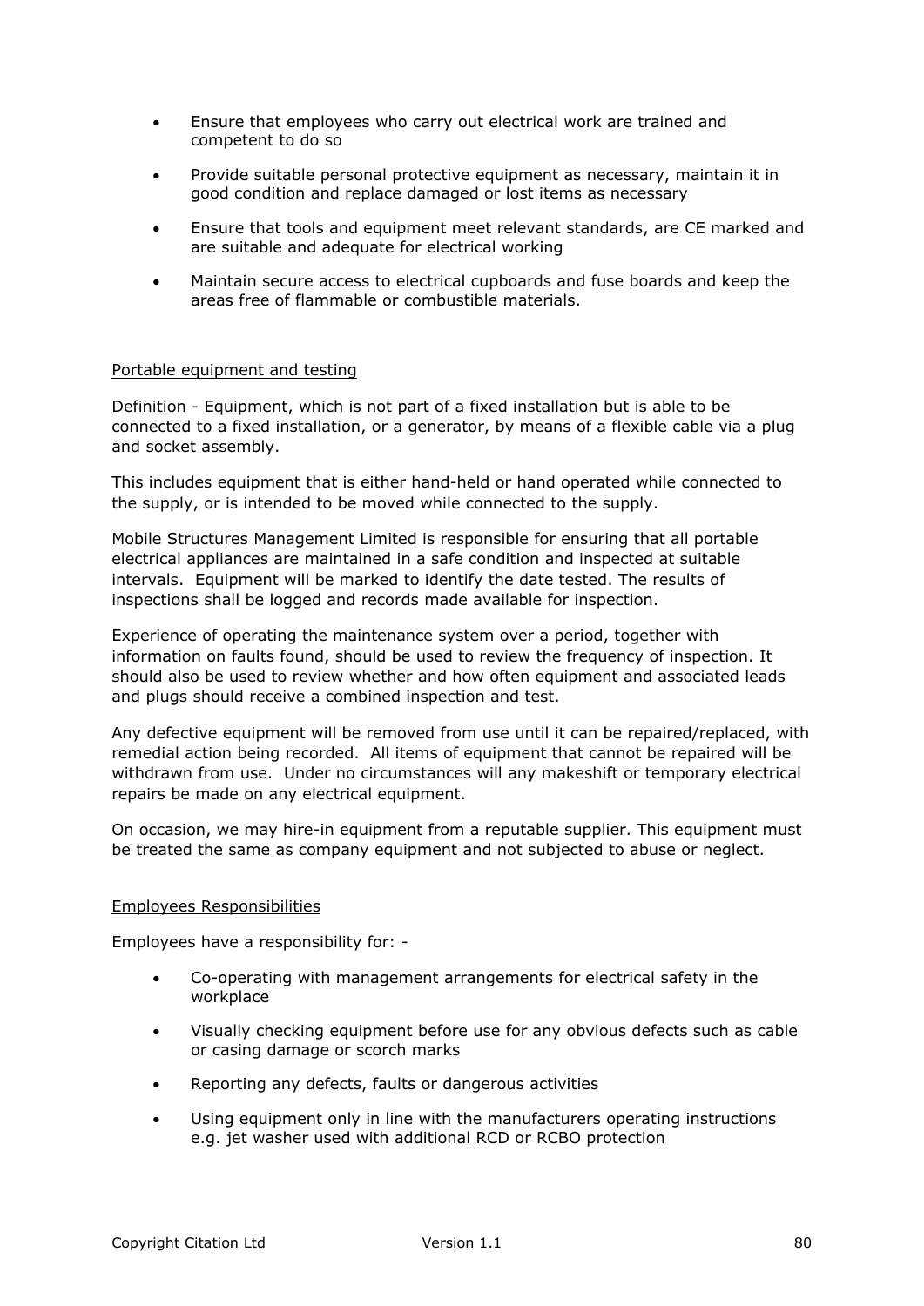- Ensure that employees who carry out electrical work are trained and competent to do so
- Provide suitable personal protective equipment as necessary, maintain it in good condition and replace damaged or lost items as necessary
- Ensure that tools and equipment meet relevant standards, are CE marked and are suitable and adequate for electrical working
- Maintain secure access to electrical cupboards and fuse boards and keep the areas free of flammable or combustible materials.

<u>Portable equipment and testing</u>

Definition - Equipment, which is not part of a fixed installation but is able to be connected to a fixed installation, or a generator, by means of a flexible cable via a plug and socket assembly.

This includes equipment that is either hand-held or hand operated while connected to the supply, or is intended to be moved while connected to the supply.

Mobile Structures Management Limited is responsible for ensuring that all portable electrical appliances are maintained in a safe condition and inspected at suitable intervals. Equipment will be marked to identify the date tested. The results of inspections shall be logged and records made available for inspection.

Experience of operating the maintenance system over a period, together with information on faults found, should be used to review the frequency of inspection. It should also be used to review whether and how often equipment and associated leads and plugs should receive a combined inspection and test.

Any defective equipment will be removed from use until it can be repaired/replaced, with remedial action being recorded. All items of equipment that cannot be repaired will be withdrawn from use. Under no circumstances will any makeshift or temporary electrical repairs be made on any electrical equipment.

On occasion, we may hire-in equipment from a reputable supplier. This equipment must be treated the same as company equipment and not subjected to abuse or neglect.

<u>Employees Responsibilities</u>

Employees have a responsibility for: -

- Co-operating with management arrangements for electrical safety in the workplace
- Visually checking equipment before use for any obvious defects such as cable or casing damage or scorch marks
- Reporting any defects, faults or dangerous activities
- Using equipment only in line with the manufacturers operating instructions e.g. jet washer used with additional RCD or RCBO protection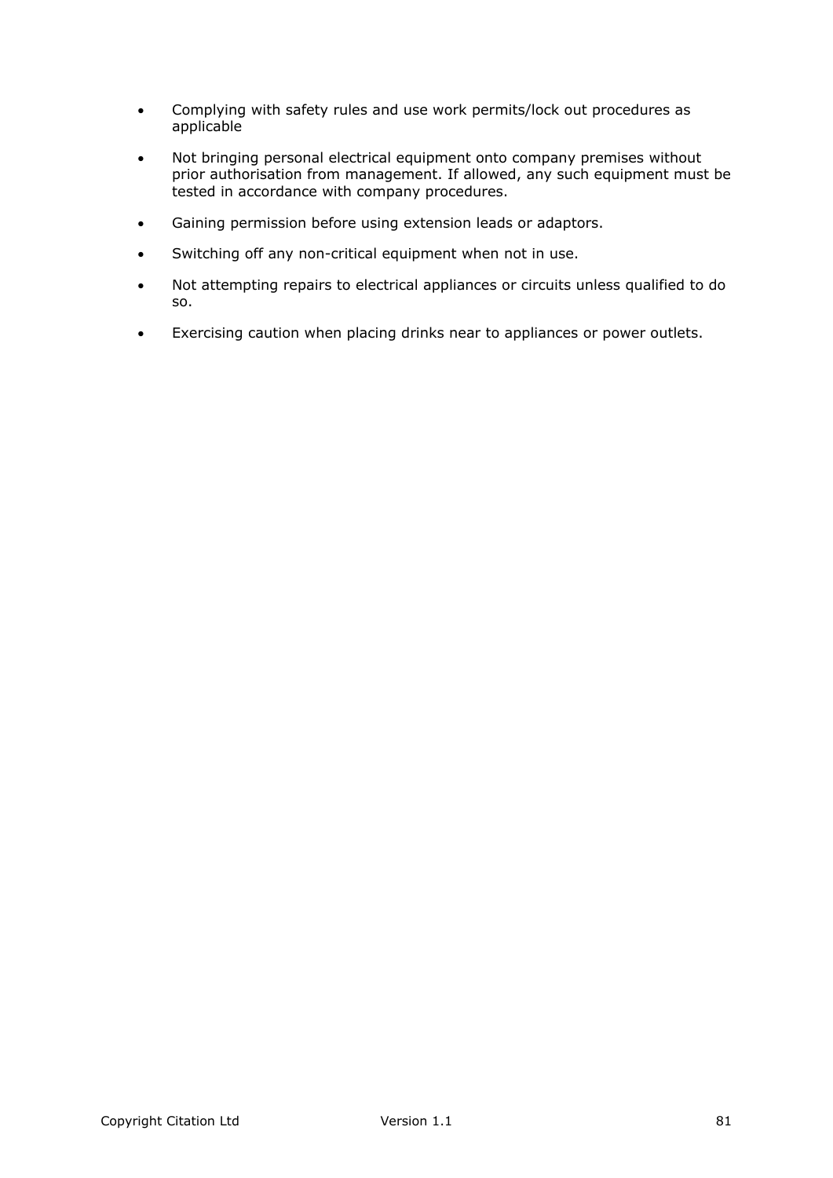- Complying with safety rules and use work permits/lock out procedures as applicable
- Not bringing personal electrical equipment onto company premises without prior authorisation from management. If allowed, any such equipment must be tested in accordance with company procedures.
- Gaining permission before using extension leads or adaptors.
- Switching off any non-critical equipment when not in use.
- Not attempting repairs to electrical appliances or circuits unless qualified to do so.
- Exercising caution when placing drinks near to appliances or power outlets.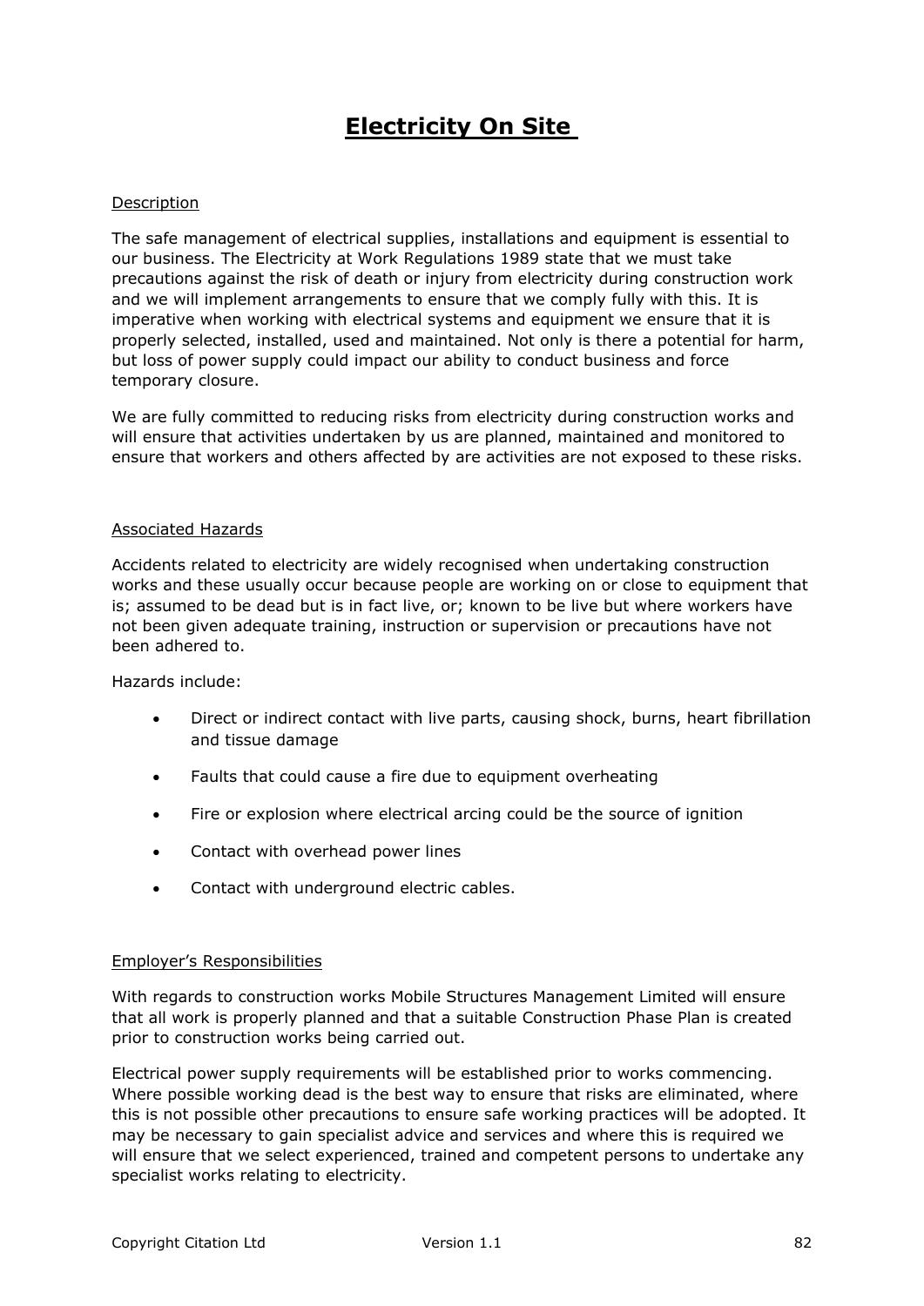# Electricity On Site

Description

The safe management of electrical supplies, installations and equipment is essential to our business. The Electricity at Work Regulations 1989 state that we must take precautions against the risk of death or injury from electricity during construction work and we will implement arrangements to ensure that we comply fully with this. It is imperative when working with electrical systems and equipment we ensure that it is properly selected, installed, used and maintained. Not only is there a potential for harm, but loss of power supply could impact our ability to conduct business and force temporary closure.

We are fully committed to reducing risks from electricity during construction works and will ensure that activities undertaken by us are planned, maintained and monitored to ensure that workers and others affected by are activities are not exposed to these risks.

Associated Hazards

Accidents related to electricity are widely recognised when undertaking construction works and these usually occur because people are working on or close to equipment that is; assumed to be dead but is in fact live, or; known to be live but where workers have not been given adequate training, instruction or supervision or precautions have not been adhered to.

Hazards include:

- Direct or indirect contact with live parts, causing shock, burns, heart fibrillation and tissue damage
- Faults that could cause a fire due to equipment overheating
- Fire or explosion where electrical arcing could be the source of ignition
- Contact with overhead power lines
- Contact with underground electric cables.

Employer's Responsibilities

With regards to construction works Mobile Structures Management Limited will ensure that all work is properly planned and that a suitable Construction Phase Plan is created prior to construction works being carried out.

Electrical power supply requirements will be established prior to works commencing. Where possible working dead is the best way to ensure that risks are eliminated, where this is not possible other precautions to ensure safe working practices will be adopted. It may be necessary to gain specialist advice and services and where this is required we will ensure that we select experienced, trained and competent persons to undertake any specialist works relating to electricity.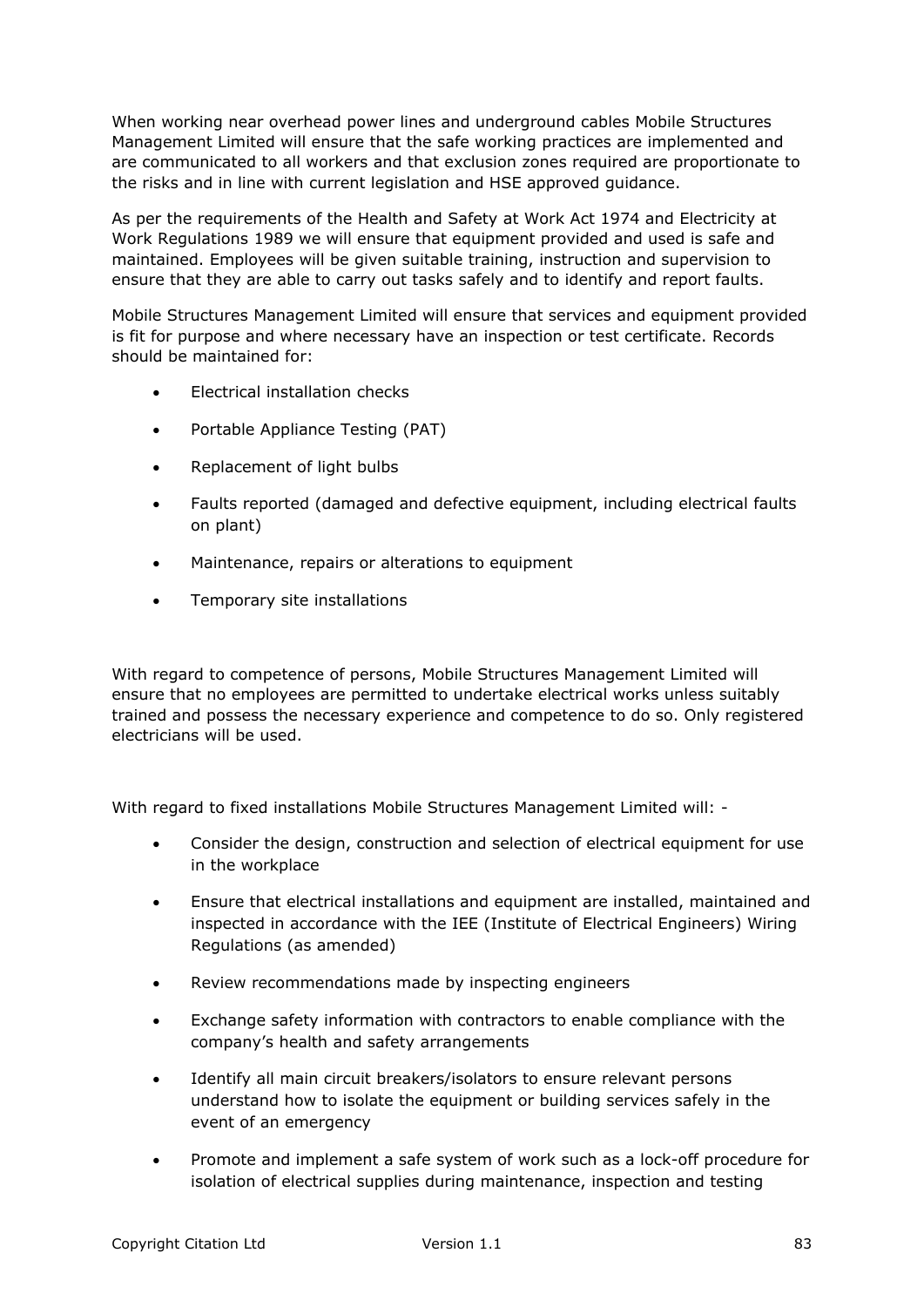When working near overhead power lines and underground cables Mobile Structures Management Limited will ensure that the safe working practices are implemented and are communicated to all workers and that exclusion zones required are proportionate to the risks and in line with current legislation and HSE approved guidance.

As per the requirements of the Health and Safety at Work Act 1974 and Electricity at Work Regulations 1989 we will ensure that equipment provided and used is safe and maintained. Employees will be given suitable training, instruction and supervision to ensure that they are able to carry out tasks safely and to identify and report faults.

Mobile Structures Management Limited will ensure that services and equipment provided is fit for purpose and where necessary have an inspection or test certificate. Records should be maintained for:

- Electrical installation checks
- Portable Appliance Testing (PAT)
- Replacement of light bulbs
- Faults reported (damaged and defective equipment, including electrical faults on plant)
- Maintenance, repairs or alterations to equipment
- Temporary site installations

With regard to competence of persons, Mobile Structures Management Limited will ensure that no employees are permitted to undertake electrical works unless suitably trained and possess the necessary experience and competence to do so. Only registered electricians will be used.

With regard to fixed installations Mobile Structures Management Limited will: -

- Consider the design, construction and selection of electrical equipment for use in the workplace
- Ensure that electrical installations and equipment are installed, maintained and inspected in accordance with the IEE (Institute of Electrical Engineers) Wiring Regulations (as amended)
- Review recommendations made by inspecting engineers
- Exchange safety information with contractors to enable compliance with the company's health and safety arrangements
- Identify all main circuit breakers/isolators to ensure relevant persons understand how to isolate the equipment or building services safely in the event of an emergency
- Promote and implement a safe system of work such as a lock-off procedure for isolation of electrical supplies during maintenance, inspection and testing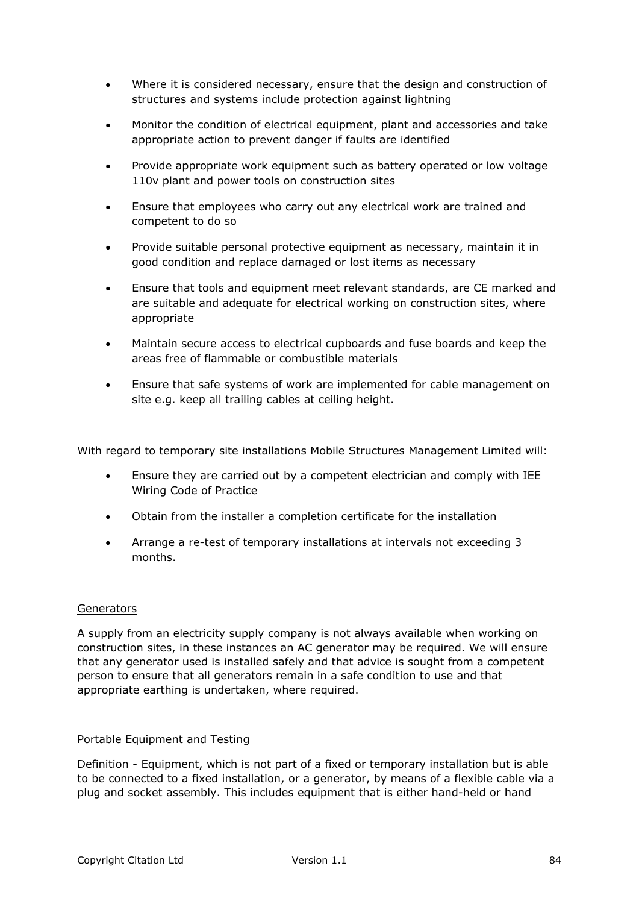- Where it is considered necessary, ensure that the design and construction of structures and systems include protection against lightning
- Monitor the condition of electrical equipment, plant and accessories and take appropriate action to prevent danger if faults are identified
- Provide appropriate work equipment such as battery operated or low voltage 110v plant and power tools on construction sites
- Ensure that employees who carry out any electrical work are trained and competent to do so
- Provide suitable personal protective equipment as necessary, maintain it in good condition and replace damaged or lost items as necessary
- Ensure that tools and equipment meet relevant standards, are CE marked and are suitable and adequate for electrical working on construction sites, where appropriate
- Maintain secure access to electrical cupboards and fuse boards and keep the areas free of flammable or combustible materials
- Ensure that safe systems of work are implemented for cable management on site e.g. keep all trailing cables at ceiling height.

With regard to temporary site installations Mobile Structures Management Limited will:

- Ensure they are carried out by a competent electrician and comply with IEE Wiring Code of Practice
- Obtain from the installer a completion certificate for the installation
- Arrange a re-test of temporary installations at intervals not exceeding 3 months.

<u>Generators</u>

A supply from an electricity supply company is not always available when working on construction sites, in these instances an AC generator may be required. We will ensure that any generator used is installed safely and that advice is sought from a competent person to ensure that all generators remain in a safe condition to use and that appropriate earthing is undertaken, where required.

<u>Portable Equipment and Testing</u>

Definition - Equipment, which is not part of a fixed or temporary installation but is able to be connected to a fixed installation, or a generator, by means of a flexible cable via a plug and socket assembly. This includes equipment that is either hand-held or hand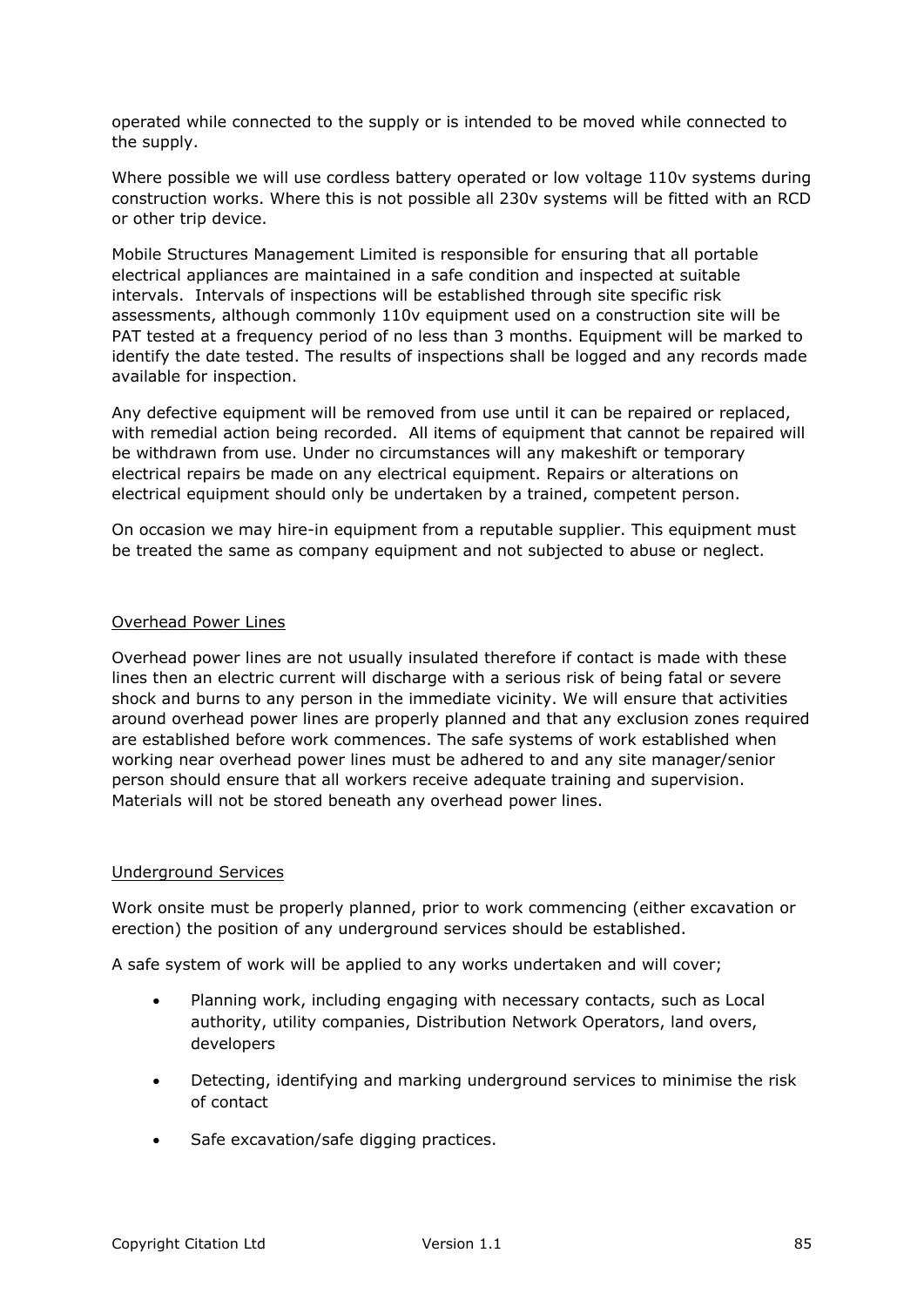operated while connected to the supply or is intended to be moved while connected to the supply.

Where possible we will use cordless battery operated or low voltage 110v systems during construction works. Where this is not possible all 230v systems will be fitted with an RCD or other trip device.

Mobile Structures Management Limited is responsible for ensuring that all portable electrical appliances are maintained in a safe condition and inspected at suitable intervals. Intervals of inspections will be established through site specific risk assessments, although commonly 110v equipment used on a construction site will be PAT tested at a frequency period of no less than 3 months. Equipment will be marked to identify the date tested. The results of inspections shall be logged and any records made available for inspection.

Any defective equipment will be removed from use until it can be repaired or replaced, with remedial action being recorded. All items of equipment that cannot be repaired will be withdrawn from use. Under no circumstances will any makeshift or temporary electrical repairs be made on any electrical equipment. Repairs or alterations on electrical equipment should only be undertaken by a trained, competent person.

On occasion we may hire-in equipment from a reputable supplier. This equipment must be treated the same as company equipment and not subjected to abuse or neglect.

<u>Overhead Power Lines</u>

Overhead power lines are not usually insulated therefore if contact is made with these lines then an electric current will discharge with a serious risk of being fatal or severe shock and burns to any person in the immediate vicinity. We will ensure that activities around overhead power lines are properly planned and that any exclusion zones required are established before work commences. The safe systems of work established when working near overhead power lines must be adhered to and any site manager/senior person should ensure that all workers receive adequate training and supervision. Materials will not be stored beneath any overhead power lines.

<u>Underground Services</u>

Work onsite must be properly planned, prior to work commencing (either excavation or erection) the position of any underground services should be established.

A safe system of work will be applied to any works undertaken and will cover;

- Planning work, including engaging with necessary contacts, such as Local authority, utility companies, Distribution Network Operators, land overs, developers
- Detecting, identifying and marking underground services to minimise the risk of contact
- Safe excavation/safe digging practices.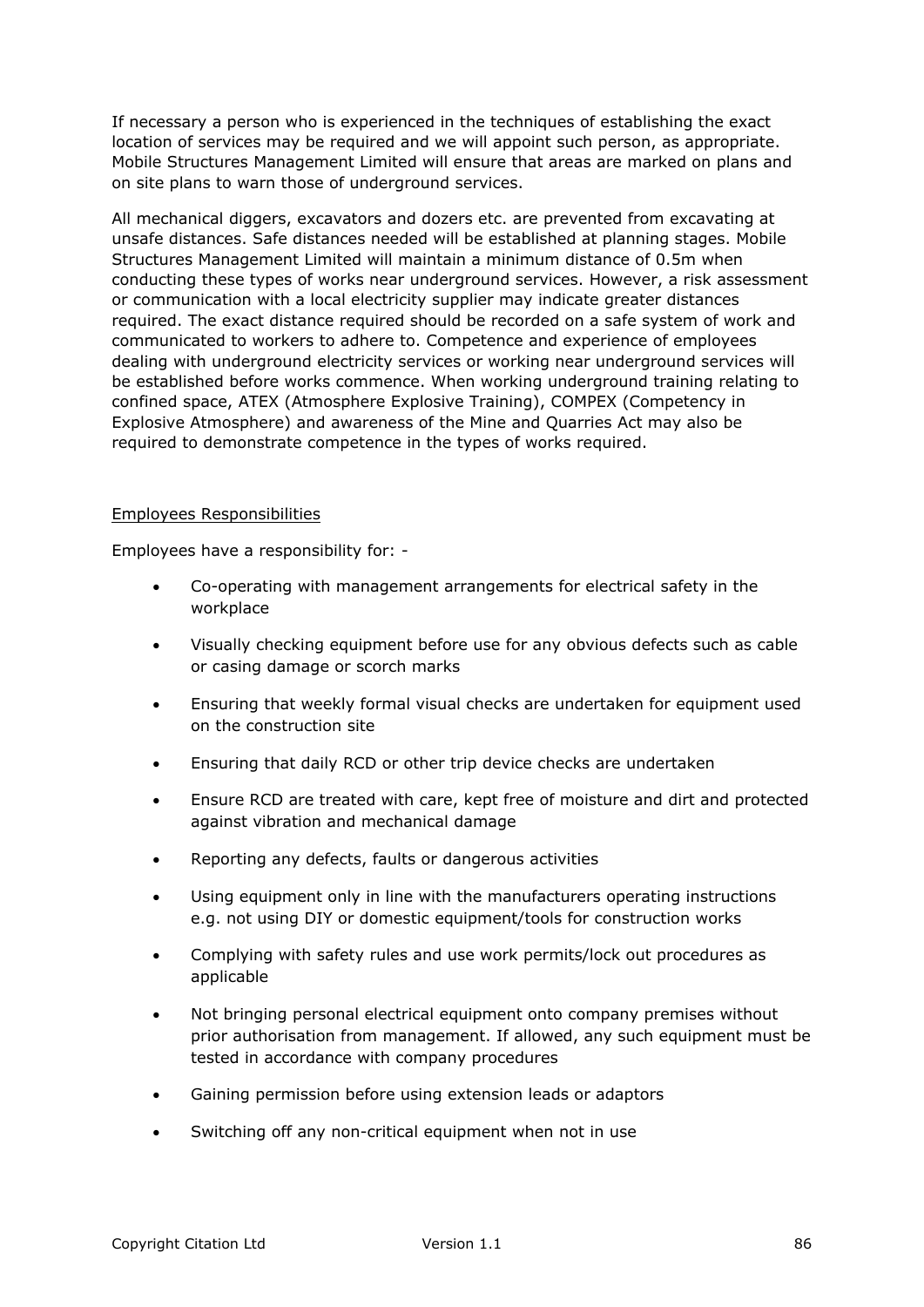If necessary a person who is experienced in the techniques of establishing the exact location of services may be required and we will appoint such person, as appropriate. Mobile Structures Management Limited will ensure that areas are marked on plans and on site plans to warn those of underground services.

All mechanical diggers, excavators and dozers etc. are prevented from excavating at unsafe distances. Safe distances needed will be established at planning stages. Mobile Structures Management Limited will maintain a minimum distance of 0.5m when conducting these types of works near underground services. However, a risk assessment or communication with a local electricity supplier may indicate greater distances required. The exact distance required should be recorded on a safe system of work and communicated to workers to adhere to. Competence and experience of employees dealing with underground electricity services or working near underground services will be established before works commence. When working underground training relating to confined space, ATEX (Atmosphere Explosive Training), COMPEX (Competency in Explosive Atmosphere) and awareness of the Mine and Quarries Act may also be required to demonstrate competence in the types of works required.

<u>Employees Responsibilities</u>

Employees have a responsibility for: -

- Co-operating with management arrangements for electrical safety in the workplace
- Visually checking equipment before use for any obvious defects such as cable or casing damage or scorch marks
- Ensuring that weekly formal visual checks are undertaken for equipment used on the construction site
- Ensuring that daily RCD or other trip device checks are undertaken
- Ensure RCD are treated with care, kept free of moisture and dirt and protected against vibration and mechanical damage
- Reporting any defects, faults or dangerous activities
- Using equipment only in line with the manufacturers operating instructions e.g. not using DIY or domestic equipment/tools for construction works
- Complying with safety rules and use work permits/lock out procedures as applicable
- Not bringing personal electrical equipment onto company premises without prior authorisation from management. If allowed, any such equipment must be tested in accordance with company procedures
- Gaining permission before using extension leads or adaptors
- Switching off any non-critical equipment when not in use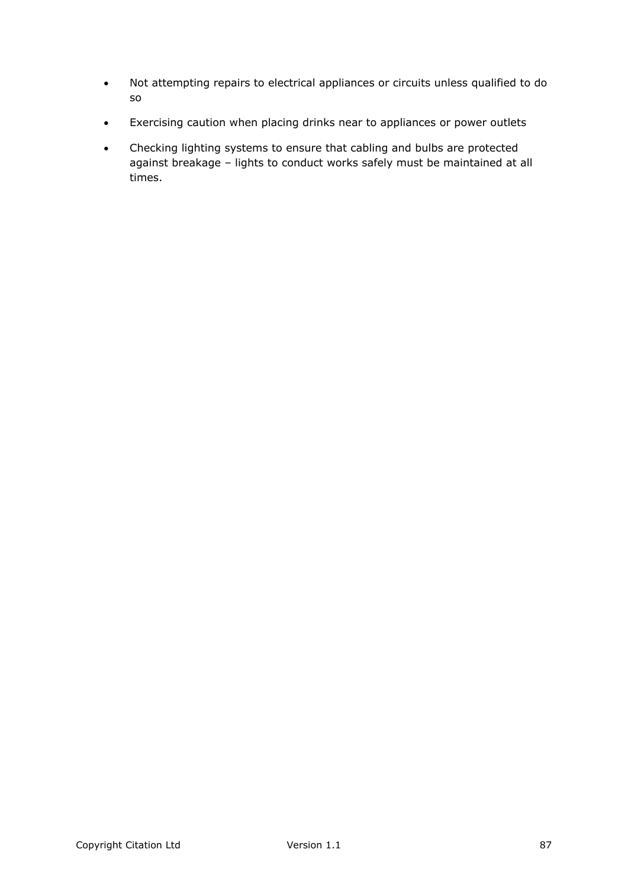- Not attempting repairs to electrical appliances or circuits unless qualified to do so
- Exercising caution when placing drinks near to appliances or power outlets
- Checking lighting systems to ensure that cabling and bulbs are protected against breakage – lights to conduct works safely must be maintained at all times.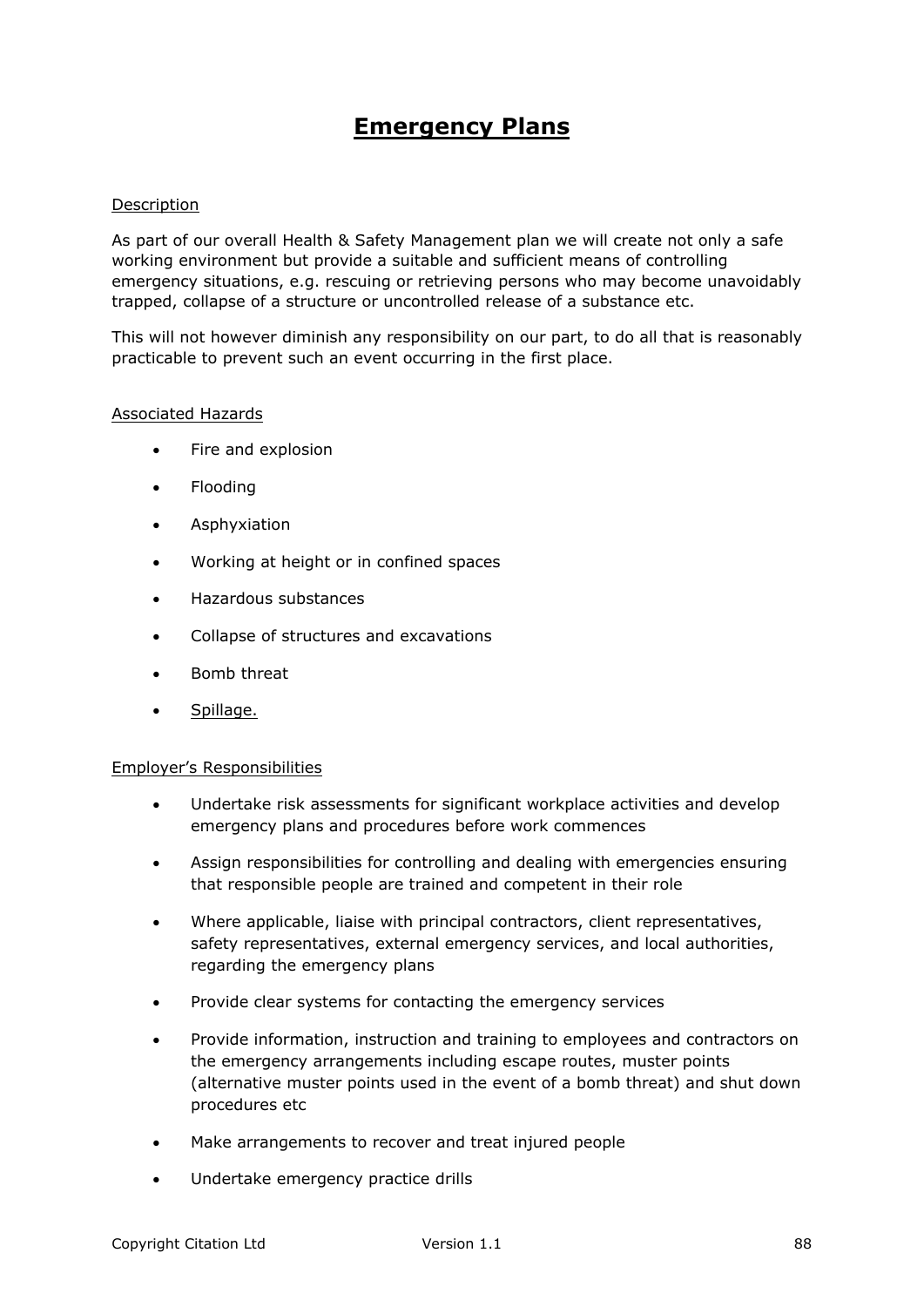# Emergency Plans

Description

As part of our overall Health & Safety Management plan we will create not only a safe working environment but provide a suitable and sufficient means of controlling emergency situations, e.g. rescuing or retrieving persons who may become unavoidably trapped, collapse of a structure or uncontrolled release of a substance etc.

This will not however diminish any responsibility on our part, to do all that is reasonably practicable to prevent such an event occurring in the first place.

Associated Hazards

- Fire and explosion
- Flooding
- Asphyxiation
- Working at height or in confined spaces
- Hazardous substances
- Collapse of structures and excavations
- Bomb threat
- Spillage.

Employer's Responsibilities

- Undertake risk assessments for significant workplace activities and develop emergency plans and procedures before work commences
- Assign responsibilities for controlling and dealing with emergencies ensuring that responsible people are trained and competent in their role
- Where applicable, liaise with principal contractors, client representatives, safety representatives, external emergency services, and local authorities, regarding the emergency plans
- Provide clear systems for contacting the emergency services
- Provide information, instruction and training to employees and contractors on the emergency arrangements including escape routes, muster points (alternative muster points used in the event of a bomb threat) and shut down procedures etc
- Make arrangements to recover and treat injured people
- Undertake emergency practice drills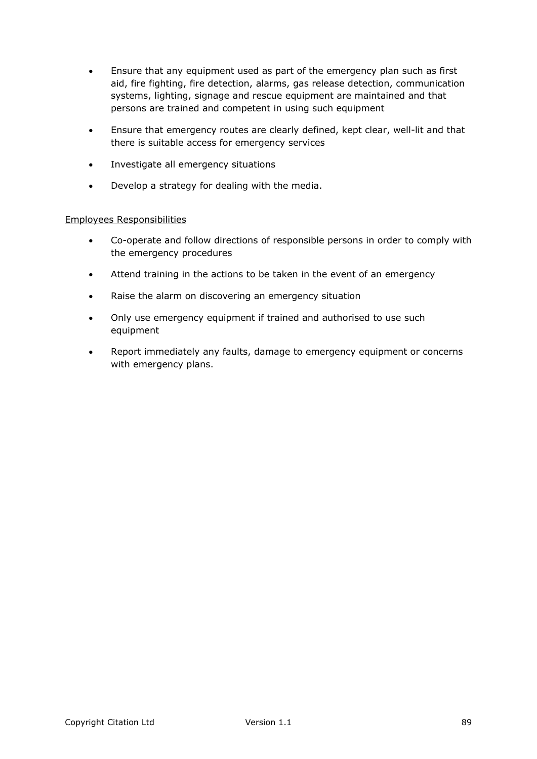- Ensure that any equipment used as part of the emergency plan such as first aid, fire fighting, fire detection, alarms, gas release detection, communication systems, lighting, signage and rescue equipment are maintained and that persons are trained and competent in using such equipment
- Ensure that emergency routes are clearly defined, kept clear, well-lit and that there is suitable access for emergency services
- Investigate all emergency situations
- Develop a strategy for dealing with the media.

<u>Employees Responsibilities</u>

- Co-operate and follow directions of responsible persons in order to comply with the emergency procedures
- Attend training in the actions to be taken in the event of an emergency
- Raise the alarm on discovering an emergency situation
- Only use emergency equipment if trained and authorised to use such equipment
- Report immediately any faults, damage to emergency equipment or concerns with emergency plans.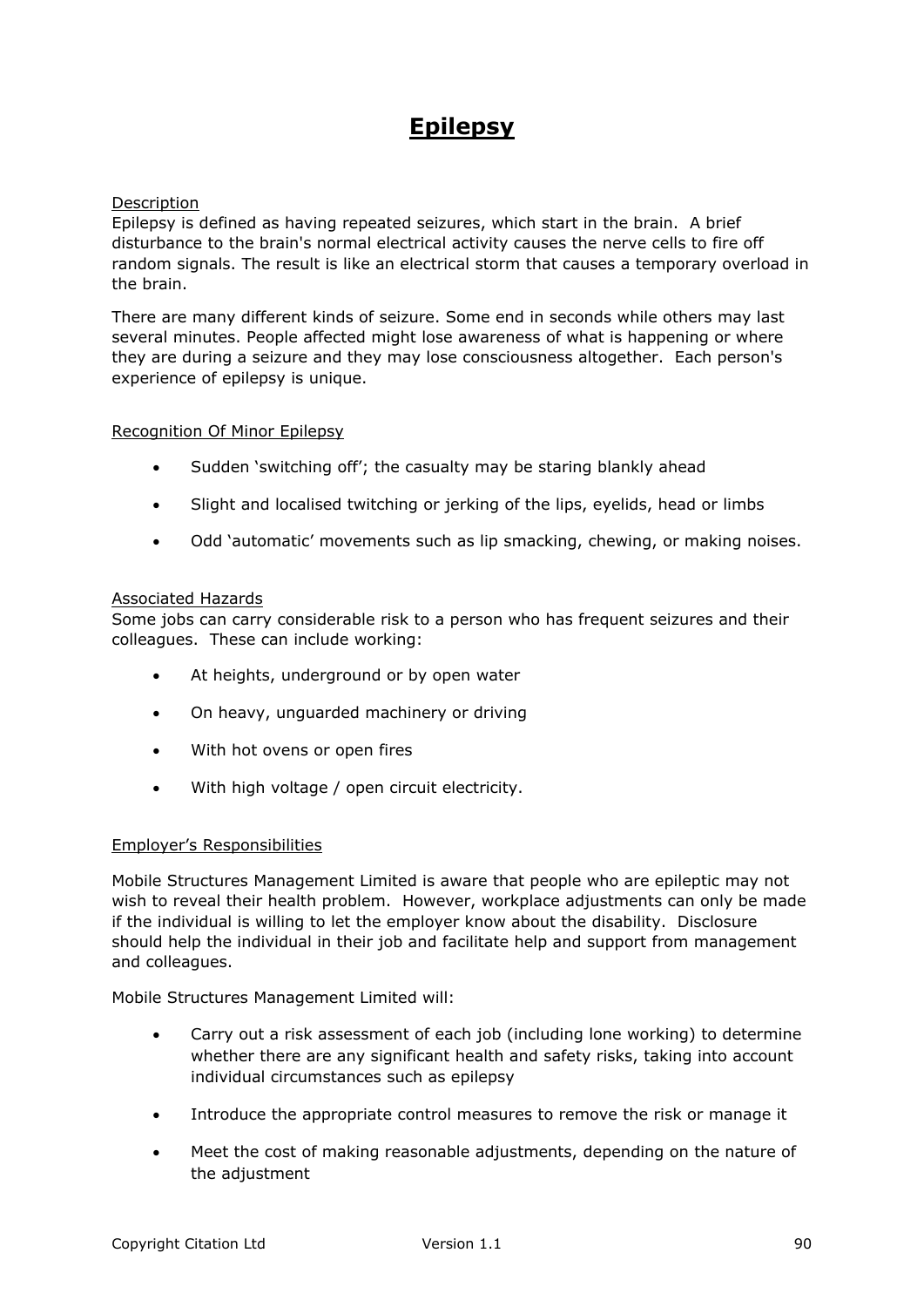# Epilepsy

Description

Epilepsy is defined as having repeated seizures, which start in the brain. A brief disturbance to the brain's normal electrical activity causes the nerve cells to fire off random signals. The result is like an electrical storm that causes a temporary overload in the brain.

There are many different kinds of seizure. Some end in seconds while others may last several minutes. People affected might lose awareness of what is happening or where they are during a seizure and they may lose consciousness altogether. Each person's experience of epilepsy is unique.

Recognition Of Minor Epilepsy

- Sudden 'switching off'; the casualty may be staring blankly ahead
- Slight and localised twitching or jerking of the lips, eyelids, head or limbs
- Odd 'automatic' movements such as lip smacking, chewing, or making noises.

Associated Hazards

Some jobs can carry considerable risk to a person who has frequent seizures and their colleagues. These can include working:

- At heights, underground or by open water
- On heavy, unguarded machinery or driving
- With hot ovens or open fires
- With high voltage / open circuit electricity.

Employer's Responsibilities

Mobile Structures Management Limited is aware that people who are epileptic may not wish to reveal their health problem. However, workplace adjustments can only be made if the individual is willing to let the employer know about the disability. Disclosure should help the individual in their job and facilitate help and support from management and colleagues.

Mobile Structures Management Limited will:

- Carry out a risk assessment of each job (including lone working) to determine whether there are any significant health and safety risks, taking into account individual circumstances such as epilepsy
- Introduce the appropriate control measures to remove the risk or manage it
- Meet the cost of making reasonable adjustments, depending on the nature of the adjustment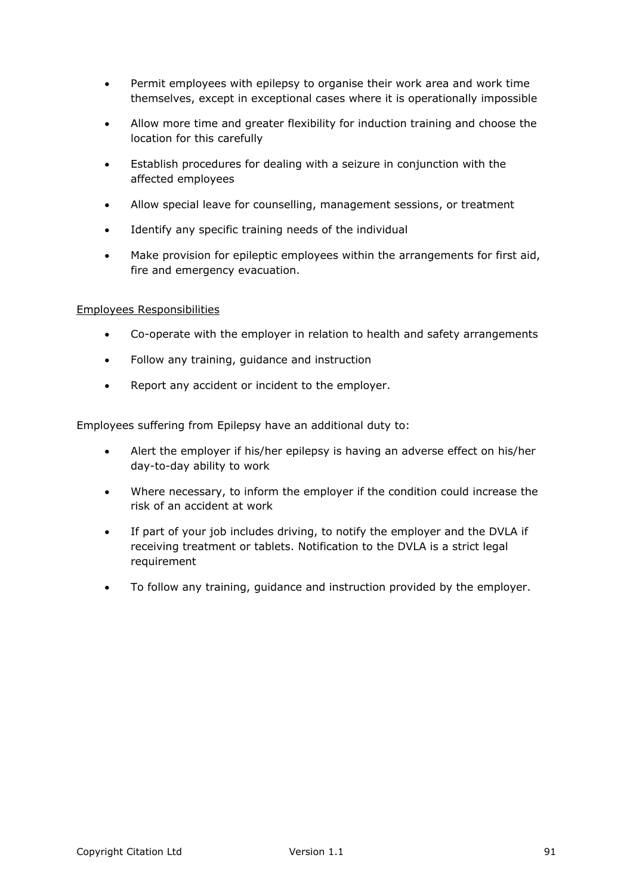- Permit employees with epilepsy to organise their work area and work time themselves, except in exceptional cases where it is operationally impossible
- Allow more time and greater flexibility for induction training and choose the location for this carefully
- Establish procedures for dealing with a seizure in conjunction with the affected employees
- Allow special leave for counselling, management sessions, or treatment
- Identify any specific training needs of the individual
- Make provision for epileptic employees within the arrangements for first aid, fire and emergency evacuation.

<u>Employees Responsibilities</u>

- Co-operate with the employer in relation to health and safety arrangements
- Follow any training, guidance and instruction
- Report any accident or incident to the employer.

Employees suffering from Epilepsy have an additional duty to:

- Alert the employer if his/her epilepsy is having an adverse effect on his/her day-to-day ability to work
- Where necessary, to inform the employer if the condition could increase the risk of an accident at work
- If part of your job includes driving, to notify the employer and the DVLA if receiving treatment or tablets. Notification to the DVLA is a strict legal requirement
- To follow any training, guidance and instruction provided by the employer.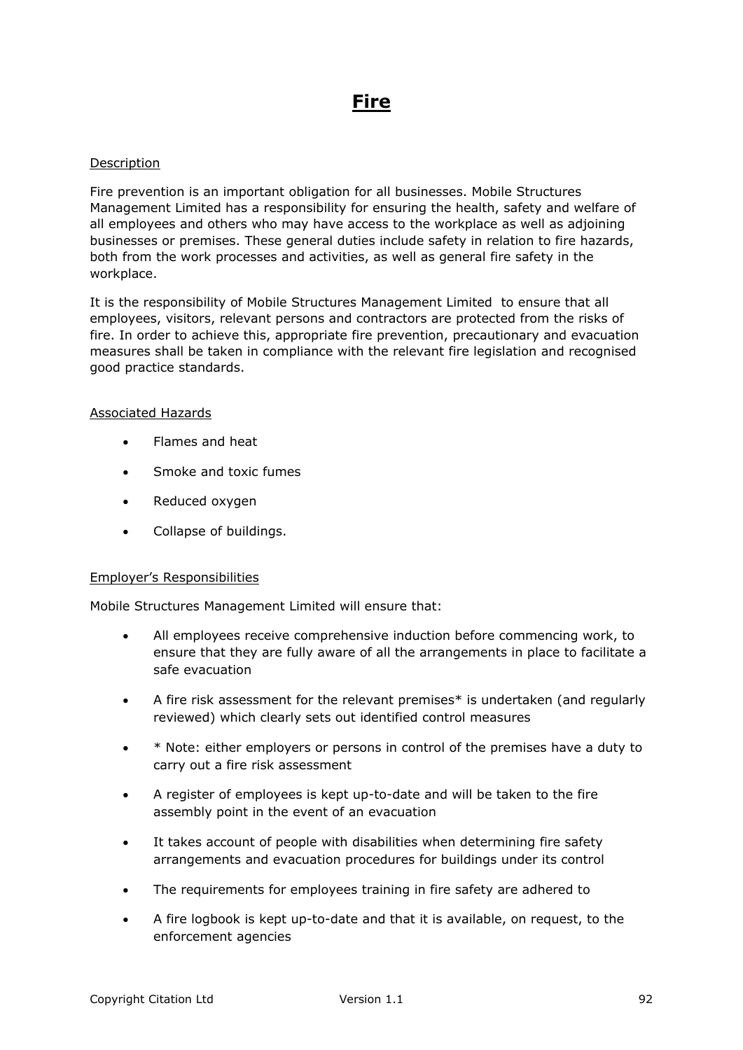# Fire

Description

Fire prevention is an important obligation for all businesses. Mobile Structures Management Limited has a responsibility for ensuring the health, safety and welfare of all employees and others who may have access to the workplace as well as adjoining businesses or premises. These general duties include safety in relation to fire hazards, both from the work processes and activities, as well as general fire safety in the workplace.

It is the responsibility of Mobile Structures Management Limited to ensure that all employees, visitors, relevant persons and contractors are protected from the risks of fire. In order to achieve this, appropriate fire prevention, precautionary and evacuation measures shall be taken in compliance with the relevant fire legislation and recognised good practice standards.

Associated Hazards

- Flames and heat
- Smoke and toxic fumes
- Reduced oxygen
- Collapse of buildings.

Employer's Responsibilities

Mobile Structures Management Limited will ensure that:

- All employees receive comprehensive induction before commencing work, to ensure that they are fully aware of all the arrangements in place to facilitate a safe evacuation
- A fire risk assessment for the relevant premises* is undertaken (and regularly reviewed) which clearly sets out identified control measures
- * Note: either employers or persons in control of the premises have a duty to carry out a fire risk assessment
- A register of employees is kept up-to-date and will be taken to the fire assembly point in the event of an evacuation
- It takes account of people with disabilities when determining fire safety arrangements and evacuation procedures for buildings under its control
- The requirements for employees training in fire safety are adhered to
- A fire logbook is kept up-to-date and that it is available, on request, to the enforcement agencies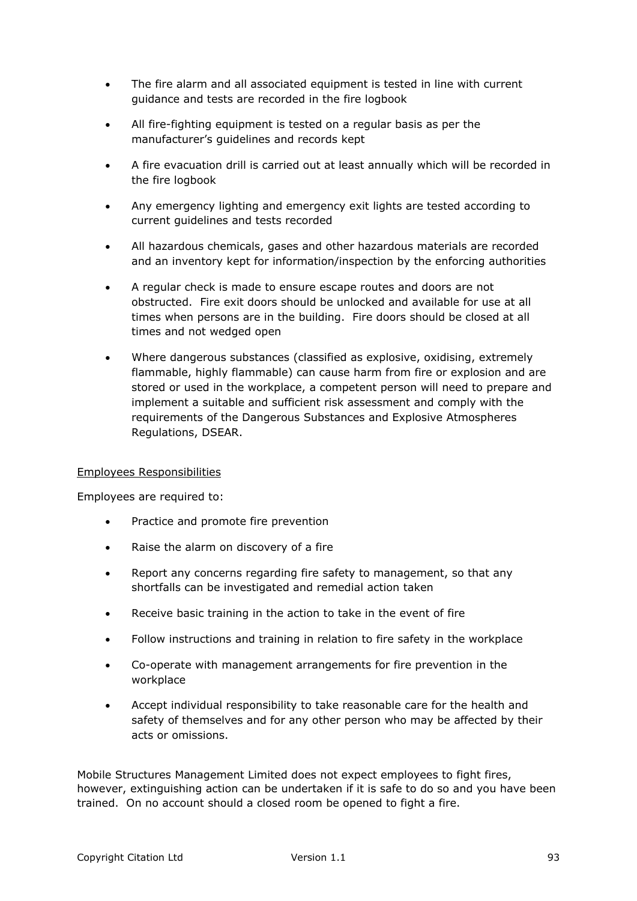- The fire alarm and all associated equipment is tested in line with current guidance and tests are recorded in the fire logbook
- All fire-fighting equipment is tested on a regular basis as per the manufacturer's guidelines and records kept
- A fire evacuation drill is carried out at least annually which will be recorded in the fire logbook
- Any emergency lighting and emergency exit lights are tested according to current guidelines and tests recorded
- All hazardous chemicals, gases and other hazardous materials are recorded and an inventory kept for information/inspection by the enforcing authorities
- A regular check is made to ensure escape routes and doors are not obstructed. Fire exit doors should be unlocked and available for use at all times when persons are in the building. Fire doors should be closed at all times and not wedged open
- Where dangerous substances (classified as explosive, oxidising, extremely flammable, highly flammable) can cause harm from fire or explosion and are stored or used in the workplace, a competent person will need to prepare and implement a suitable and sufficient risk assessment and comply with the requirements of the Dangerous Substances and Explosive Atmospheres Regulations, DSEAR.

Employees Responsibilities

Employees are required to:

- Practice and promote fire prevention
- Raise the alarm on discovery of a fire
- Report any concerns regarding fire safety to management, so that any shortfalls can be investigated and remedial action taken
- Receive basic training in the action to take in the event of fire
- Follow instructions and training in relation to fire safety in the workplace
- Co-operate with management arrangements for fire prevention in the workplace
- Accept individual responsibility to take reasonable care for the health and safety of themselves and for any other person who may be affected by their acts or omissions.

Mobile Structures Management Limited does not expect employees to fight fires, however, extinguishing action can be undertaken if it is safe to do so and you have been trained. On no account should a closed room be opened to fight a fire.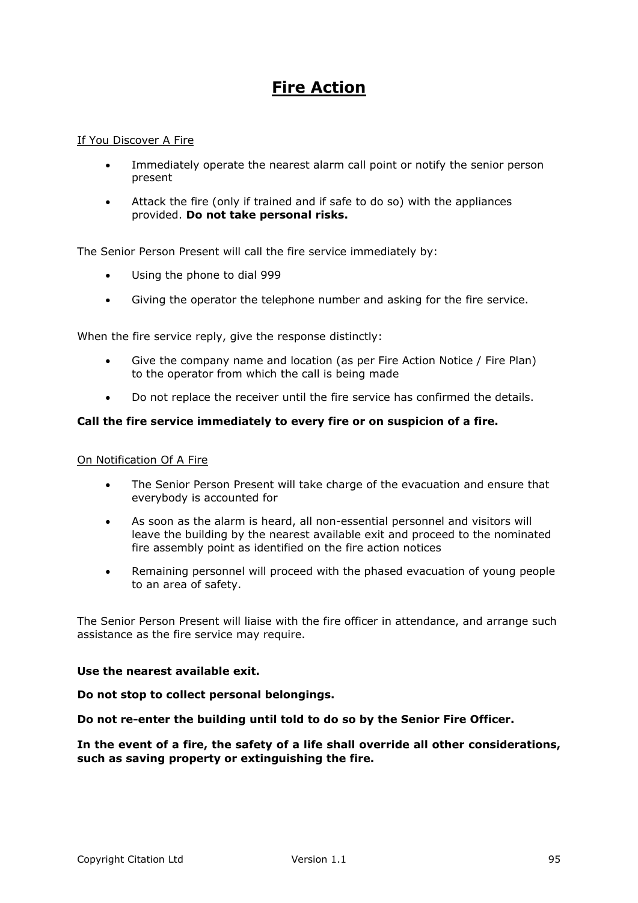# Fire Action

If You Discover A Fire

- Immediately operate the nearest alarm call point or notify the senior person present
- Attack the fire (only if trained and if safe to do so) with the appliances provided. **Do not take personal risks.**

The Senior Person Present will call the fire service immediately by:

- Using the phone to dial 999
- Giving the operator the telephone number and asking for the fire service.

When the fire service reply, give the response distinctly:

- Give the company name and location (as per Fire Action Notice / Fire Plan) to the operator from which the call is being made
- Do not replace the receiver until the fire service has confirmed the details.

**Call the fire service immediately to every fire or on suspicion of a fire.**

On Notification Of A Fire

- The Senior Person Present will take charge of the evacuation and ensure that everybody is accounted for
- As soon as the alarm is heard, all non-essential personnel and visitors will leave the building by the nearest available exit and proceed to the nominated fire assembly point as identified on the fire action notices
- Remaining personnel will proceed with the phased evacuation of young people to an area of safety.

The Senior Person Present will liaise with the fire officer in attendance, and arrange such assistance as the fire service may require.

**Use the nearest available exit.**

**Do not stop to collect personal belongings.**

**Do not re-enter the building until told to do so by the Senior Fire Officer.**

**In the event of a fire, the safety of a life shall override all other considerations, such as saving property or extinguishing the fire.**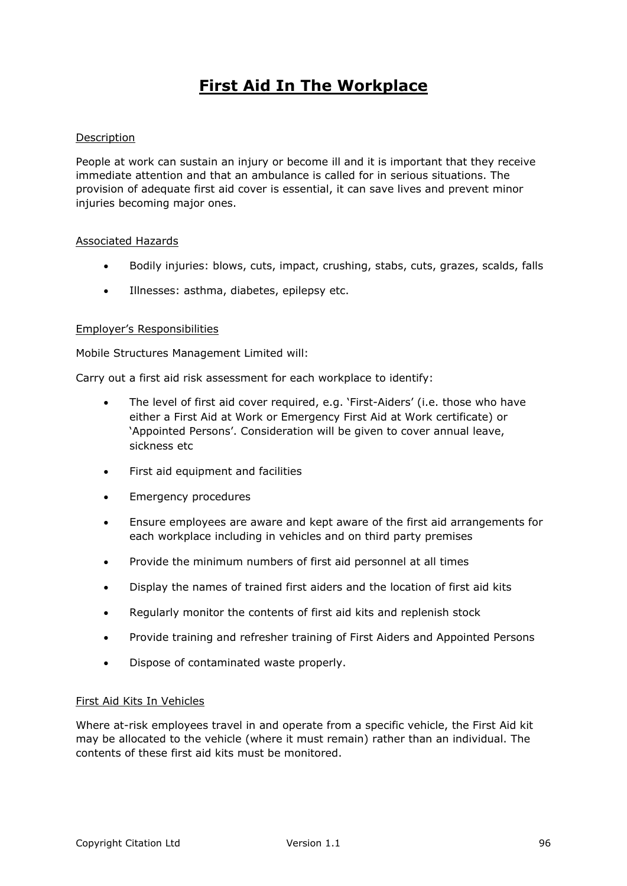# First Aid In The Workplace

## Description

People at work can sustain an injury or become ill and it is important that they receive immediate attention and that an ambulance is called for in serious situations. The provision of adequate first aid cover is essential, it can save lives and prevent minor injuries becoming major ones.

## Associated Hazards

- Bodily injuries: blows, cuts, impact, crushing, stabs, cuts, grazes, scalds, falls
- Illnesses: asthma, diabetes, epilepsy etc.

## Employer's Responsibilities

Mobile Structures Management Limited will:

Carry out a first aid risk assessment for each workplace to identify:

- The level of first aid cover required, e.g. 'First-Aiders' (i.e. those who have either a First Aid at Work or Emergency First Aid at Work certificate) or 'Appointed Persons'. Consideration will be given to cover annual leave, sickness etc
- First aid equipment and facilities
- Emergency procedures
- Ensure employees are aware and kept aware of the first aid arrangements for each workplace including in vehicles and on third party premises
- Provide the minimum numbers of first aid personnel at all times
- Display the names of trained first aiders and the location of first aid kits
- Regularly monitor the contents of first aid kits and replenish stock
- Provide training and refresher training of First Aiders and Appointed Persons
- Dispose of contaminated waste properly.

## First Aid Kits In Vehicles

Where at-risk employees travel in and operate from a specific vehicle, the First Aid kit may be allocated to the vehicle (where it must remain) rather than an individual. The contents of these first aid kits must be monitored.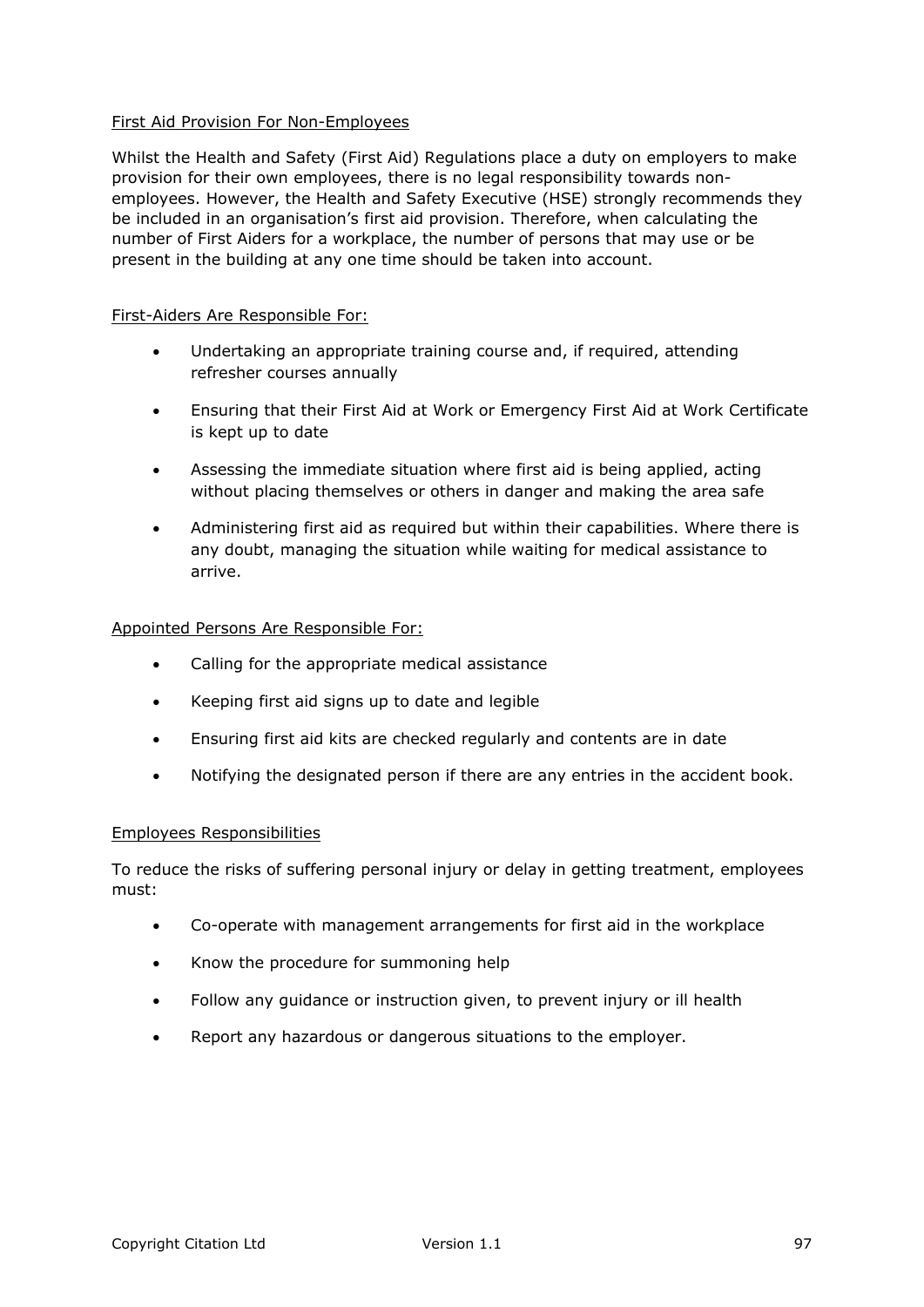First Aid Provision For Non-Employees

Whilst the Health and Safety (First Aid) Regulations place a duty on employers to make provision for their own employees, there is no legal responsibility towards non-employees. However, the Health and Safety Executive (HSE) strongly recommends they be included in an organisation's first aid provision. Therefore, when calculating the number of First Aiders for a workplace, the number of persons that may use or be present in the building at any one time should be taken into account.

First-Aiders Are Responsible For:

- Undertaking an appropriate training course and, if required, attending refresher courses annually
- Ensuring that their First Aid at Work or Emergency First Aid at Work Certificate is kept up to date
- Assessing the immediate situation where first aid is being applied, acting without placing themselves or others in danger and making the area safe
- Administering first aid as required but within their capabilities. Where there is any doubt, managing the situation while waiting for medical assistance to arrive.

Appointed Persons Are Responsible For:

- Calling for the appropriate medical assistance
- Keeping first aid signs up to date and legible
- Ensuring first aid kits are checked regularly and contents are in date
- Notifying the designated person if there are any entries in the accident book.

Employees Responsibilities

To reduce the risks of suffering personal injury or delay in getting treatment, employees must:

- Co-operate with management arrangements for first aid in the workplace
- Know the procedure for summoning help
- Follow any guidance or instruction given, to prevent injury or ill health
- Report any hazardous or dangerous situations to the employer.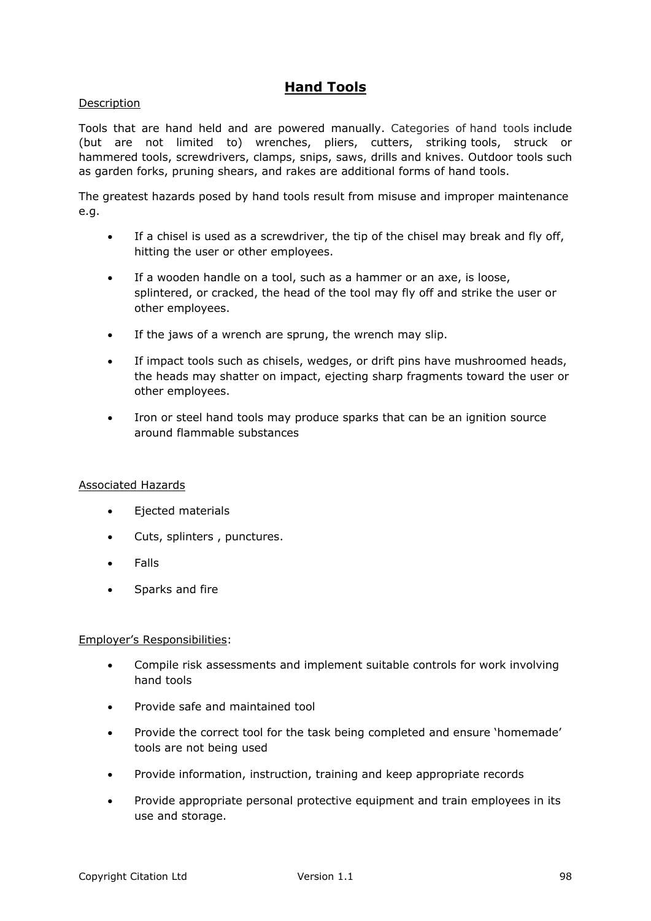# Hand Tools

Description

Tools that are hand held and are powered manually. Categories of hand tools include (but are not limited to) wrenches, pliers, cutters, striking tools, struck or hammered tools, screwdrivers, clamps, snips, saws, drills and knives. Outdoor tools such as garden forks, pruning shears, and rakes are additional forms of hand tools.

The greatest hazards posed by hand tools result from misuse and improper maintenance e.g.

- If a chisel is used as a screwdriver, the tip of the chisel may break and fly off, hitting the user or other employees.
- If a wooden handle on a tool, such as a hammer or an axe, is loose, splintered, or cracked, the head of the tool may fly off and strike the user or other employees.
- If the jaws of a wrench are sprung, the wrench may slip.
- If impact tools such as chisels, wedges, or drift pins have mushroomed heads, the heads may shatter on impact, ejecting sharp fragments toward the user or other employees.
- Iron or steel hand tools may produce sparks that can be an ignition source around flammable substances

Associated Hazards

- Ejected materials
- Cuts, splinters , punctures.
- Falls
- Sparks and fire

Employer's Responsibilities:

- Compile risk assessments and implement suitable controls for work involving hand tools
- Provide safe and maintained tool
- Provide the correct tool for the task being completed and ensure 'homemade' tools are not being used
- Provide information, instruction, training and keep appropriate records
- Provide appropriate personal protective equipment and train employees in its use and storage.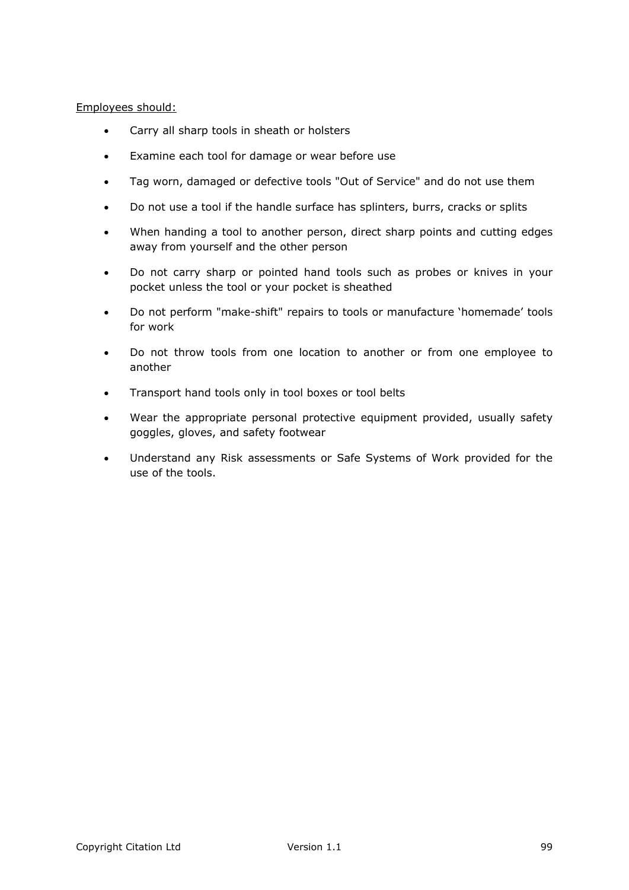<u>Employees should:</u>

- Carry all sharp tools in sheath or holsters
- Examine each tool for damage or wear before use
- Tag worn, damaged or defective tools "Out of Service" and do not use them
- Do not use a tool if the handle surface has splinters, burrs, cracks or splits
- When handing a tool to another person, direct sharp points and cutting edges away from yourself and the other person
- Do not carry sharp or pointed hand tools such as probes or knives in your pocket unless the tool or your pocket is sheathed
- Do not perform "make-shift" repairs to tools or manufacture 'homemade' tools for work
- Do not throw tools from one location to another or from one employee to another
- Transport hand tools only in tool boxes or tool belts
- Wear the appropriate personal protective equipment provided, usually safety goggles, gloves, and safety footwear
- Understand any Risk assessments or Safe Systems of Work provided for the use of the tools.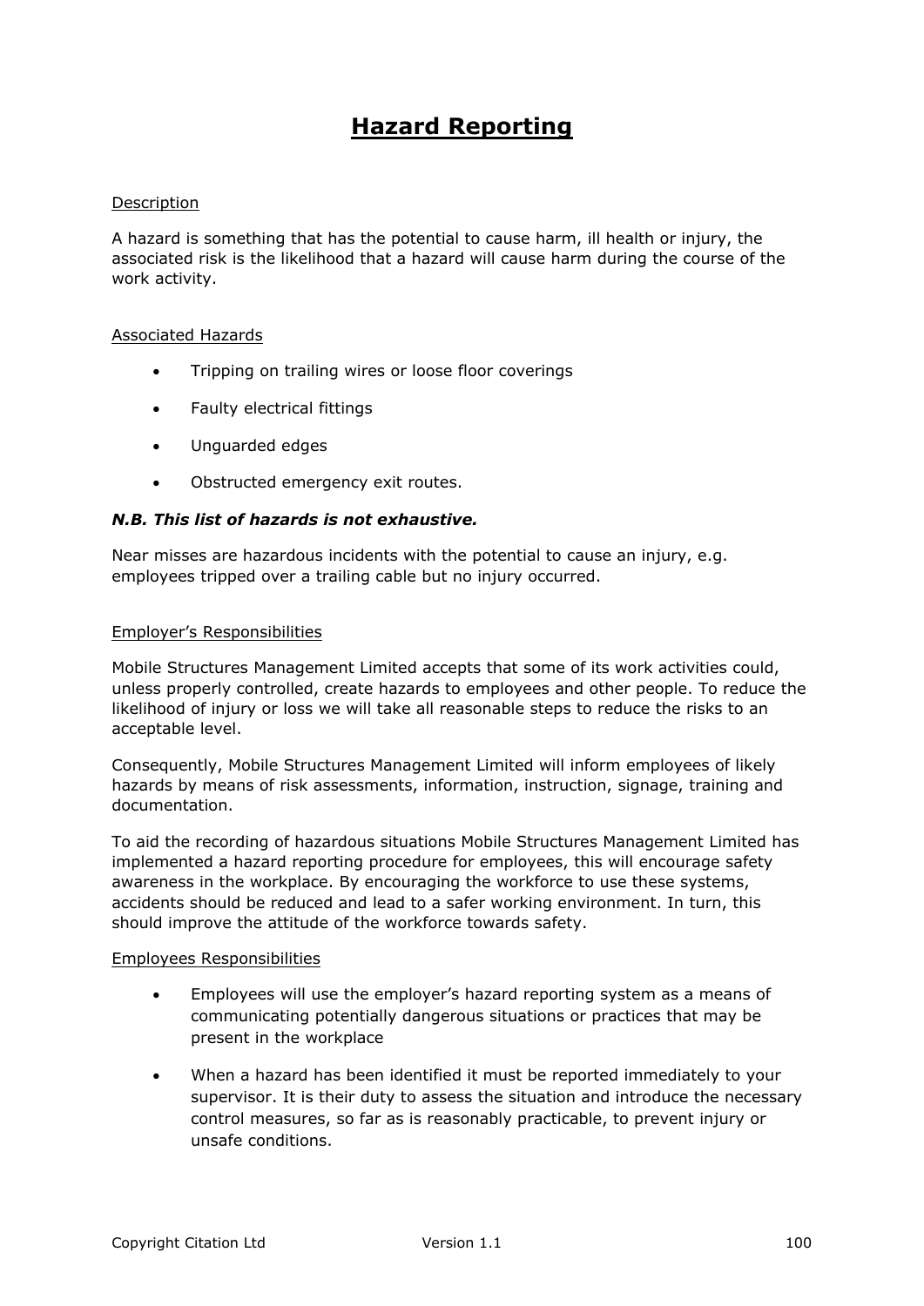# Hazard Reporting

Description

A hazard is something that has the potential to cause harm, ill health or injury, the associated risk is the likelihood that a hazard will cause harm during the course of the work activity.

Associated Hazards

- Tripping on trailing wires or loose floor coverings
- Faulty electrical fittings
- Unguarded edges
- Obstructed emergency exit routes.

***N.B. This list of hazards is not exhaustive.***

Near misses are hazardous incidents with the potential to cause an injury, e.g. employees tripped over a trailing cable but no injury occurred.

Employer's Responsibilities

Mobile Structures Management Limited accepts that some of its work activities could, unless properly controlled, create hazards to employees and other people. To reduce the likelihood of injury or loss we will take all reasonable steps to reduce the risks to an acceptable level.

Consequently, Mobile Structures Management Limited will inform employees of likely hazards by means of risk assessments, information, instruction, signage, training and documentation.

To aid the recording of hazardous situations Mobile Structures Management Limited has implemented a hazard reporting procedure for employees, this will encourage safety awareness in the workplace. By encouraging the workforce to use these systems, accidents should be reduced and lead to a safer working environment. In turn, this should improve the attitude of the workforce towards safety.

Employees Responsibilities

- Employees will use the employer's hazard reporting system as a means of communicating potentially dangerous situations or practices that may be present in the workplace
- When a hazard has been identified it must be reported immediately to your supervisor. It is their duty to assess the situation and introduce the necessary control measures, so far as is reasonably practicable, to prevent injury or unsafe conditions.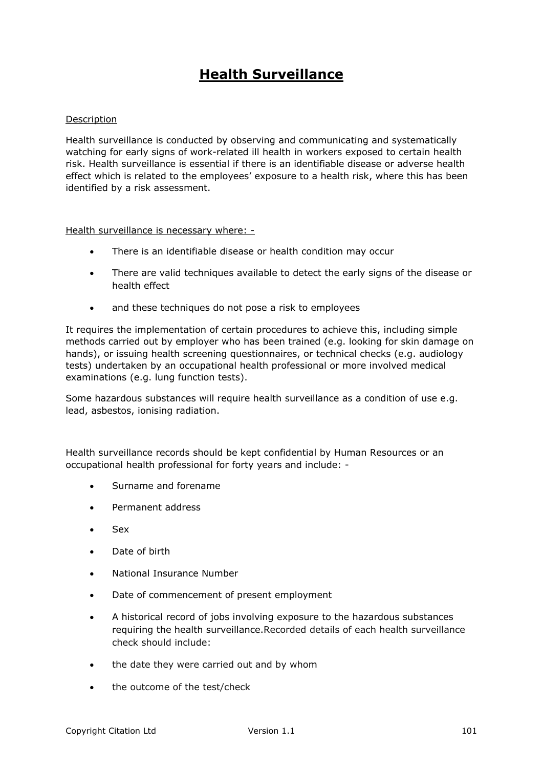# Health Surveillance

Description

Health surveillance is conducted by observing and communicating and systematically watching for early signs of work-related ill health in workers exposed to certain health risk. Health surveillance is essential if there is an identifiable disease or adverse health effect which is related to the employees' exposure to a health risk, where this has been identified by a risk assessment.

Health surveillance is necessary where: -

- There is an identifiable disease or health condition may occur
- There are valid techniques available to detect the early signs of the disease or health effect
- and these techniques do not pose a risk to employees

It requires the implementation of certain procedures to achieve this, including simple methods carried out by employer who has been trained (e.g. looking for skin damage on hands), or issuing health screening questionnaires, or technical checks (e.g. audiology tests) undertaken by an occupational health professional or more involved medical examinations (e.g. lung function tests).

Some hazardous substances will require health surveillance as a condition of use e.g. lead, asbestos, ionising radiation.

Health surveillance records should be kept confidential by Human Resources or an occupational health professional for forty years and include: -

- Surname and forename
- Permanent address
- Sex
- Date of birth
- National Insurance Number
- Date of commencement of present employment
- A historical record of jobs involving exposure to the hazardous substances requiring the health surveillance.Recorded details of each health surveillance check should include:
- the date they were carried out and by whom
- the outcome of the test/check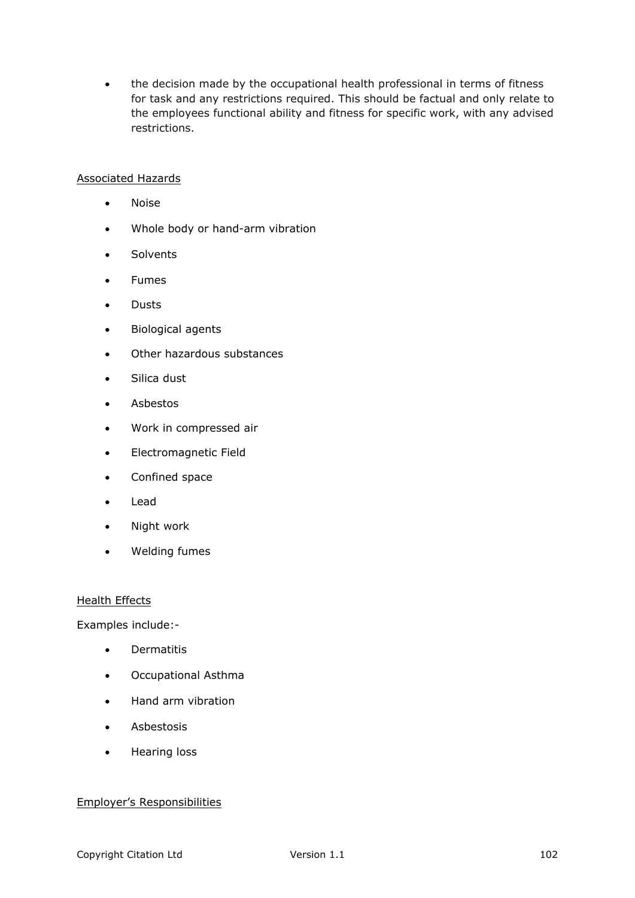- the decision made by the occupational health professional in terms of fitness for task and any restrictions required. This should be factual and only relate to the employees functional ability and fitness for specific work, with any advised restrictions.

<u>Associated Hazards</u>

- Noise
- Whole body or hand-arm vibration
- Solvents
- Fumes
- Dusts
- Biological agents
- Other hazardous substances
- Silica dust
- Asbestos
- Work in compressed air
- Electromagnetic Field
- Confined space
- Lead
- Night work
- Welding fumes

<u>Health Effects</u>

Examples include:-

- Dermatitis
- Occupational Asthma
- Hand arm vibration
- Asbestosis
- Hearing loss

<u>Employer's Responsibilities</u>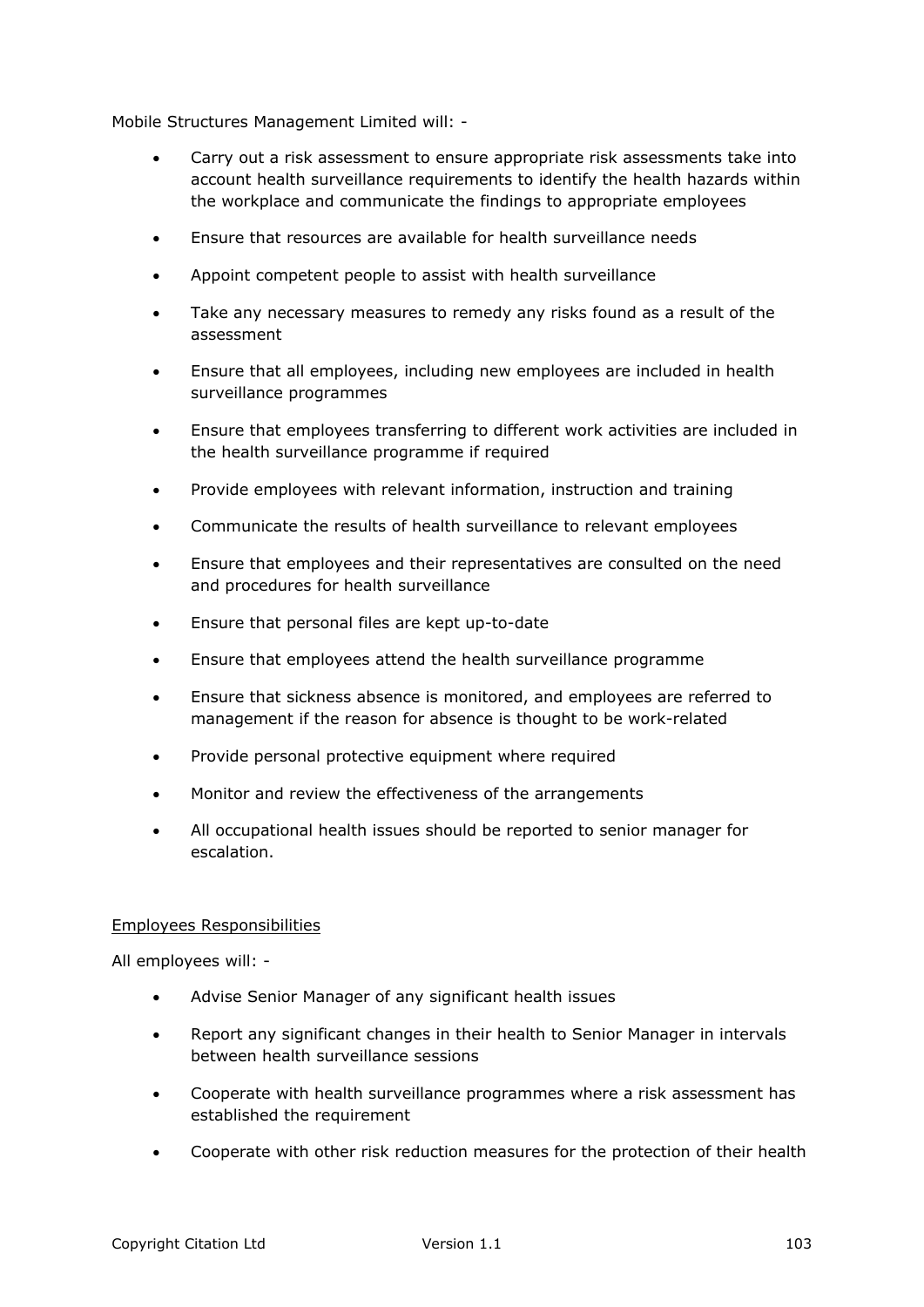Mobile Structures Management Limited will: -

- Carry out a risk assessment to ensure appropriate risk assessments take into account health surveillance requirements to identify the health hazards within the workplace and communicate the findings to appropriate employees
- Ensure that resources are available for health surveillance needs
- Appoint competent people to assist with health surveillance
- Take any necessary measures to remedy any risks found as a result of the assessment
- Ensure that all employees, including new employees are included in health surveillance programmes
- Ensure that employees transferring to different work activities are included in the health surveillance programme if required
- Provide employees with relevant information, instruction and training
- Communicate the results of health surveillance to relevant employees
- Ensure that employees and their representatives are consulted on the need and procedures for health surveillance
- Ensure that personal files are kept up-to-date
- Ensure that employees attend the health surveillance programme
- Ensure that sickness absence is monitored, and employees are referred to management if the reason for absence is thought to be work-related
- Provide personal protective equipment where required
- Monitor and review the effectiveness of the arrangements
- All occupational health issues should be reported to senior manager for escalation.

<u>Employees Responsibilities</u>

All employees will: -

- Advise Senior Manager of any significant health issues
- Report any significant changes in their health to Senior Manager in intervals between health surveillance sessions
- Cooperate with health surveillance programmes where a risk assessment has established the requirement
- Cooperate with other risk reduction measures for the protection of their health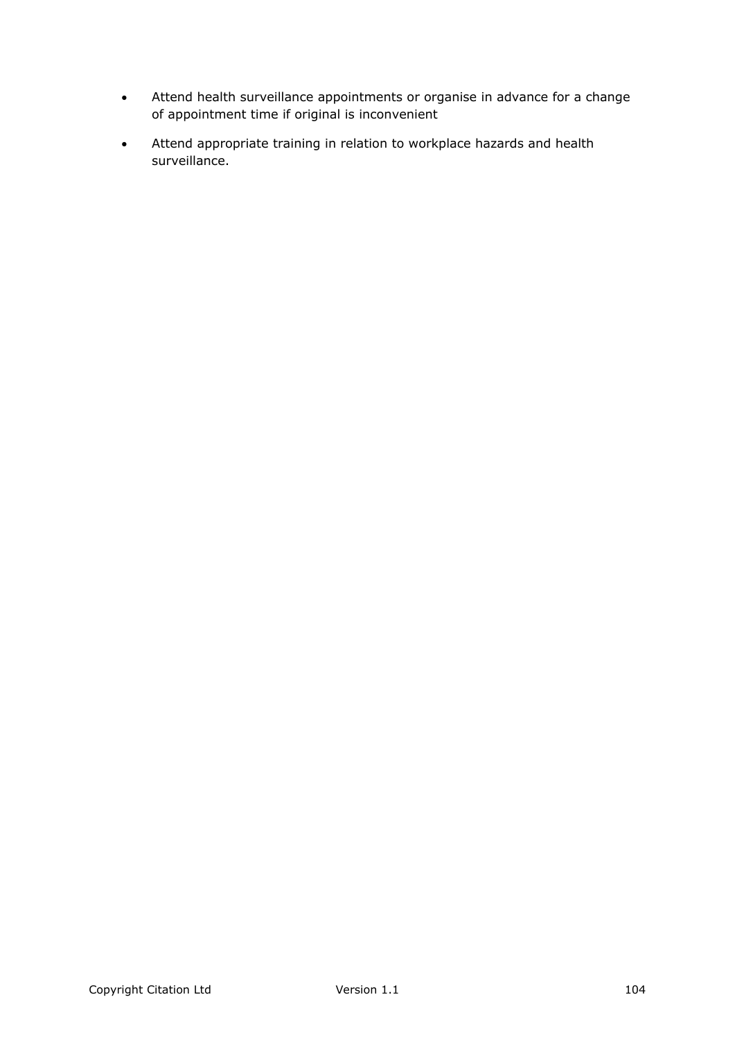- Attend health surveillance appointments or organise in advance for a change of appointment time if original is inconvenient
- Attend appropriate training in relation to workplace hazards and health surveillance.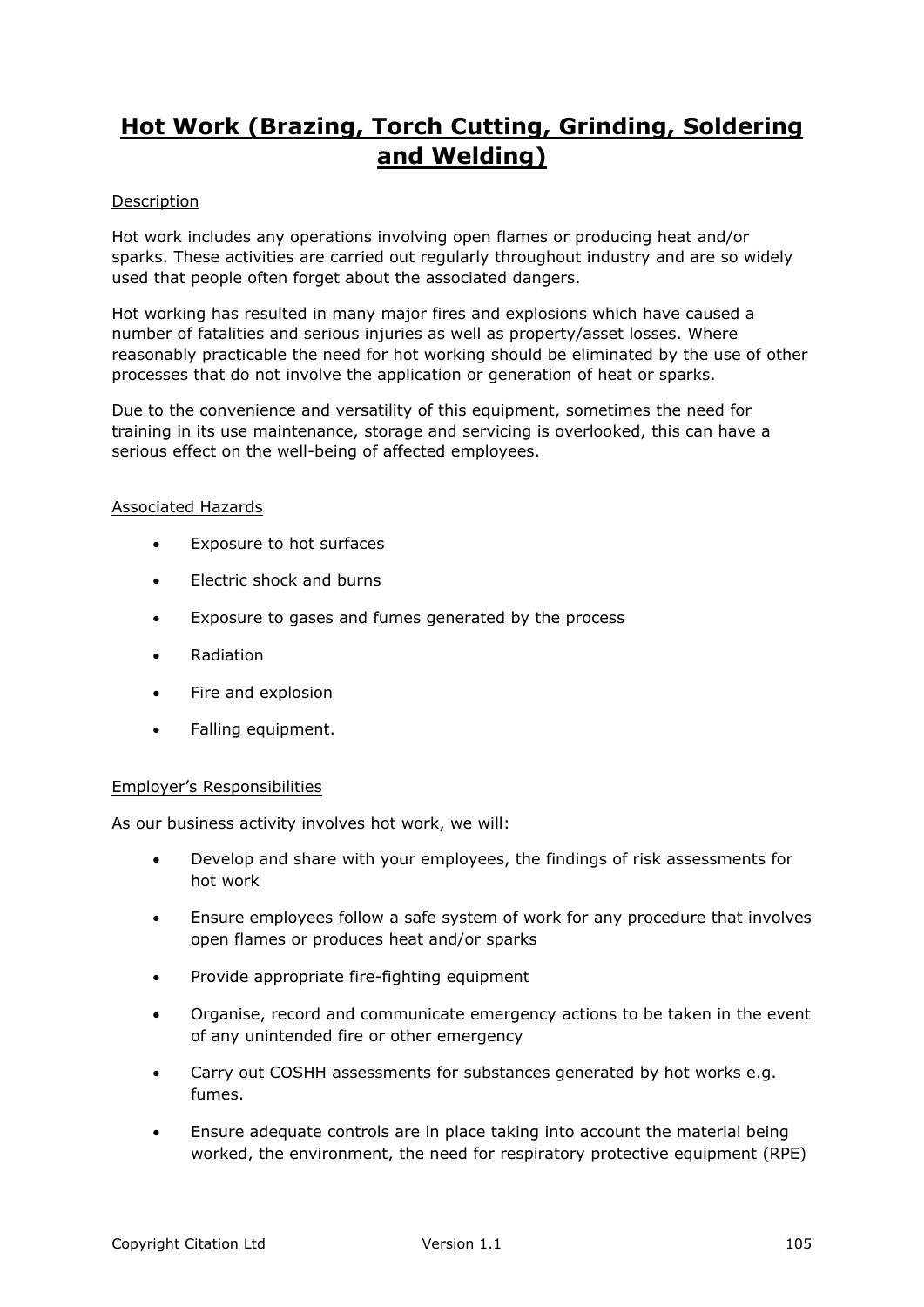# Hot Work (Brazing, Torch Cutting, Grinding, Soldering and Welding)

Description

Hot work includes any operations involving open flames or producing heat and/or sparks. These activities are carried out regularly throughout industry and are so widely used that people often forget about the associated dangers.

Hot working has resulted in many major fires and explosions which have caused a number of fatalities and serious injuries as well as property/asset losses. Where reasonably practicable the need for hot working should be eliminated by the use of other processes that do not involve the application or generation of heat or sparks.

Due to the convenience and versatility of this equipment, sometimes the need for training in its use maintenance, storage and servicing is overlooked, this can have a serious effect on the well-being of affected employees.

Associated Hazards

- Exposure to hot surfaces
- Electric shock and burns
- Exposure to gases and fumes generated by the process
- Radiation
- Fire and explosion
- Falling equipment.

Employer's Responsibilities

As our business activity involves hot work, we will:

- Develop and share with your employees, the findings of risk assessments for hot work
- Ensure employees follow a safe system of work for any procedure that involves open flames or produces heat and/or sparks
- Provide appropriate fire-fighting equipment
- Organise, record and communicate emergency actions to be taken in the event of any unintended fire or other emergency
- Carry out COSHH assessments for substances generated by hot works e.g. fumes.
- Ensure adequate controls are in place taking into account the material being worked, the environment, the need for respiratory protective equipment (RPE)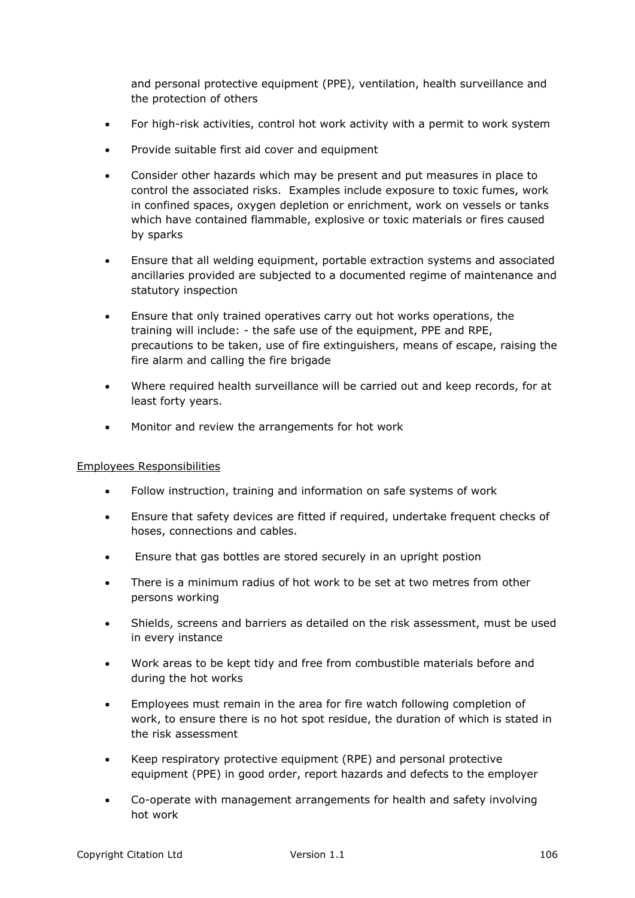and personal protective equipment (PPE), ventilation, health surveillance and the protection of others

- For high-risk activities, control hot work activity with a permit to work system
- Provide suitable first aid cover and equipment
- Consider other hazards which may be present and put measures in place to control the associated risks. Examples include exposure to toxic fumes, work in confined spaces, oxygen depletion or enrichment, work on vessels or tanks which have contained flammable, explosive or toxic materials or fires caused by sparks
- Ensure that all welding equipment, portable extraction systems and associated ancillaries provided are subjected to a documented regime of maintenance and statutory inspection
- Ensure that only trained operatives carry out hot works operations, the training will include: - the safe use of the equipment, PPE and RPE, precautions to be taken, use of fire extinguishers, means of escape, raising the fire alarm and calling the fire brigade
- Where required health surveillance will be carried out and keep records, for at least forty years.
- Monitor and review the arrangements for hot work

Employees Responsibilities

- Follow instruction, training and information on safe systems of work
- Ensure that safety devices are fitted if required, undertake frequent checks of hoses, connections and cables.
- Ensure that gas bottles are stored securely in an upright postion
- There is a minimum radius of hot work to be set at two metres from other persons working
- Shields, screens and barriers as detailed on the risk assessment, must be used in every instance
- Work areas to be kept tidy and free from combustible materials before and during the hot works
- Employees must remain in the area for fire watch following completion of work, to ensure there is no hot spot residue, the duration of which is stated in the risk assessment
- Keep respiratory protective equipment (RPE) and personal protective equipment (PPE) in good order, report hazards and defects to the employer
- Co-operate with management arrangements for health and safety involving hot work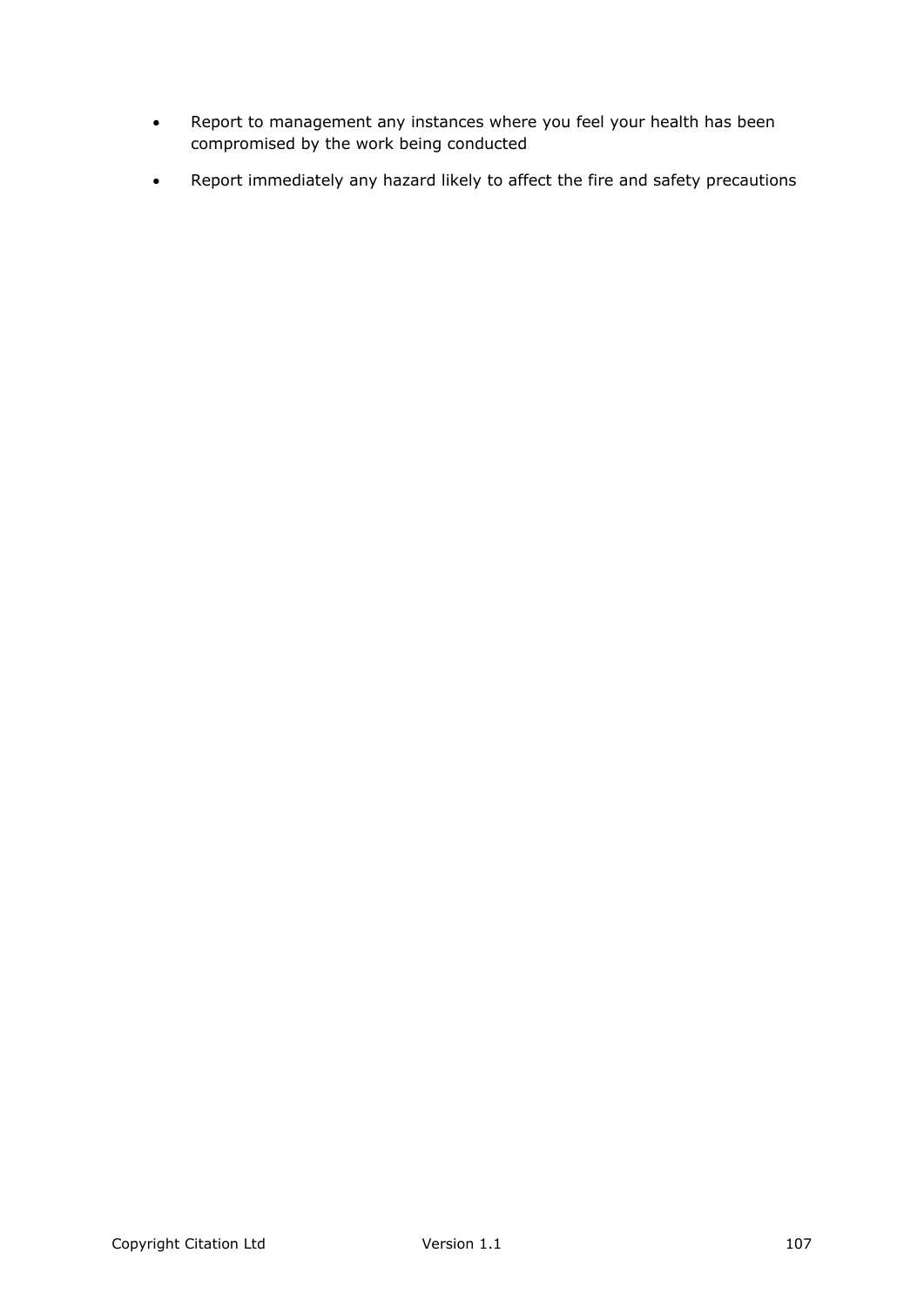- Report to management any instances where you feel your health has been compromised by the work being conducted
- Report immediately any hazard likely to affect the fire and safety precautions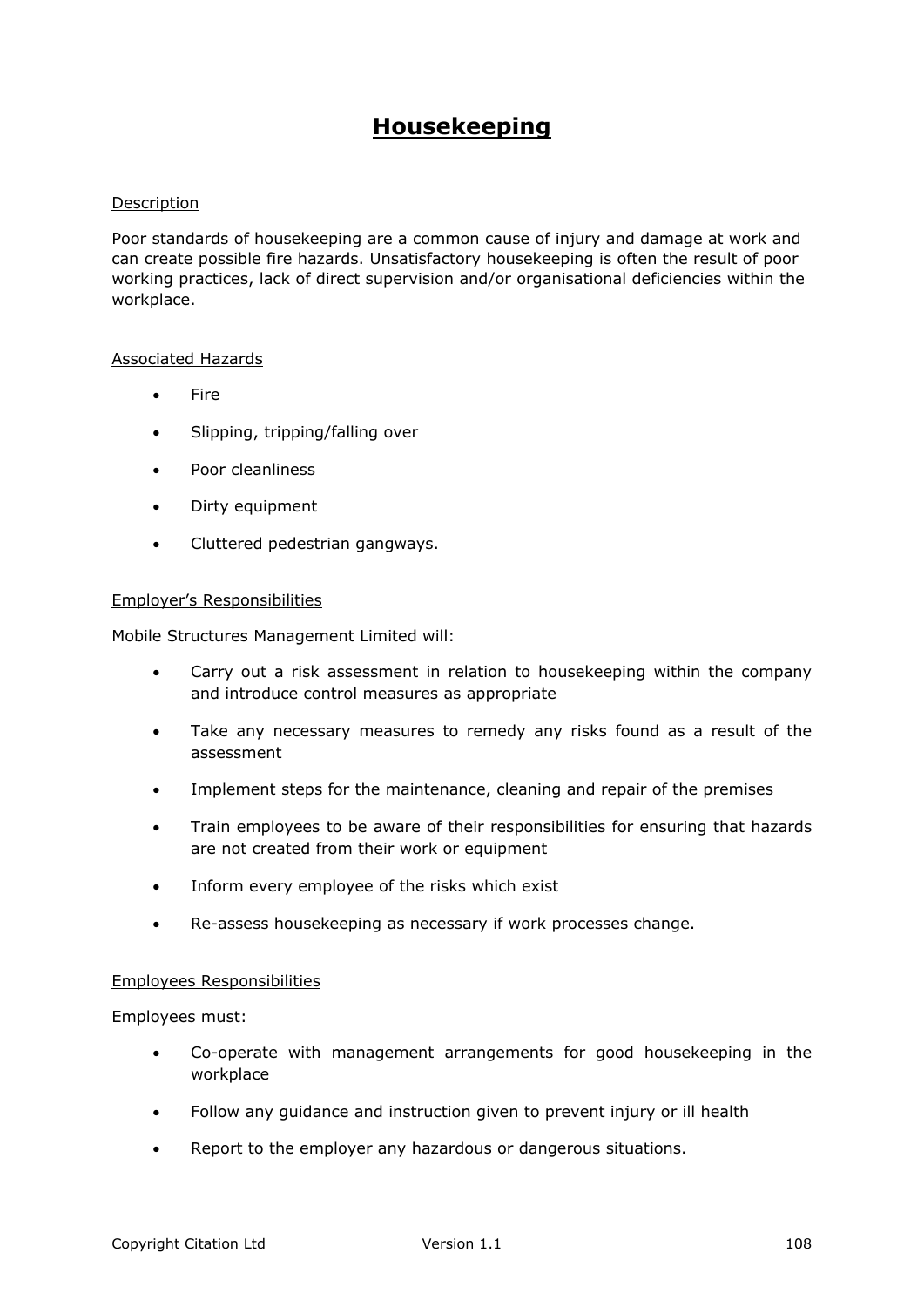# Housekeeping

## Description

Poor standards of housekeeping are a common cause of injury and damage at work and can create possible fire hazards. Unsatisfactory housekeeping is often the result of poor working practices, lack of direct supervision and/or organisational deficiencies within the workplace.

## Associated Hazards

- Fire
- Slipping, tripping/falling over
- Poor cleanliness
- Dirty equipment
- Cluttered pedestrian gangways.

## Employer's Responsibilities

Mobile Structures Management Limited will:

- Carry out a risk assessment in relation to housekeeping within the company and introduce control measures as appropriate
- Take any necessary measures to remedy any risks found as a result of the assessment
- Implement steps for the maintenance, cleaning and repair of the premises
- Train employees to be aware of their responsibilities for ensuring that hazards are not created from their work or equipment
- Inform every employee of the risks which exist
- Re-assess housekeeping as necessary if work processes change.

## Employees Responsibilities

Employees must:

- Co-operate with management arrangements for good housekeeping in the workplace
- Follow any guidance and instruction given to prevent injury or ill health
- Report to the employer any hazardous or dangerous situations.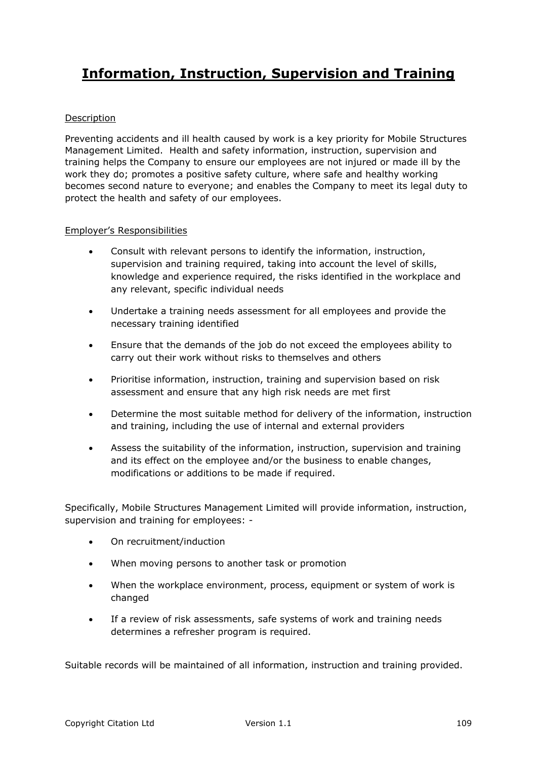# Information, Instruction, Supervision and Training

## Description

Preventing accidents and ill health caused by work is a key priority for Mobile Structures Management Limited. Health and safety information, instruction, supervision and training helps the Company to ensure our employees are not injured or made ill by the work they do; promotes a positive safety culture, where safe and healthy working becomes second nature to everyone; and enables the Company to meet its legal duty to protect the health and safety of our employees.

## Employer's Responsibilities

- Consult with relevant persons to identify the information, instruction, supervision and training required, taking into account the level of skills, knowledge and experience required, the risks identified in the workplace and any relevant, specific individual needs
- Undertake a training needs assessment for all employees and provide the necessary training identified
- Ensure that the demands of the job do not exceed the employees ability to carry out their work without risks to themselves and others
- Prioritise information, instruction, training and supervision based on risk assessment and ensure that any high risk needs are met first
- Determine the most suitable method for delivery of the information, instruction and training, including the use of internal and external providers
- Assess the suitability of the information, instruction, supervision and training and its effect on the employee and/or the business to enable changes, modifications or additions to be made if required.

Specifically, Mobile Structures Management Limited will provide information, instruction, supervision and training for employees: -

- On recruitment/induction
- When moving persons to another task or promotion
- When the workplace environment, process, equipment or system of work is changed
- If a review of risk assessments, safe systems of work and training needs determines a refresher program is required.

Suitable records will be maintained of all information, instruction and training provided.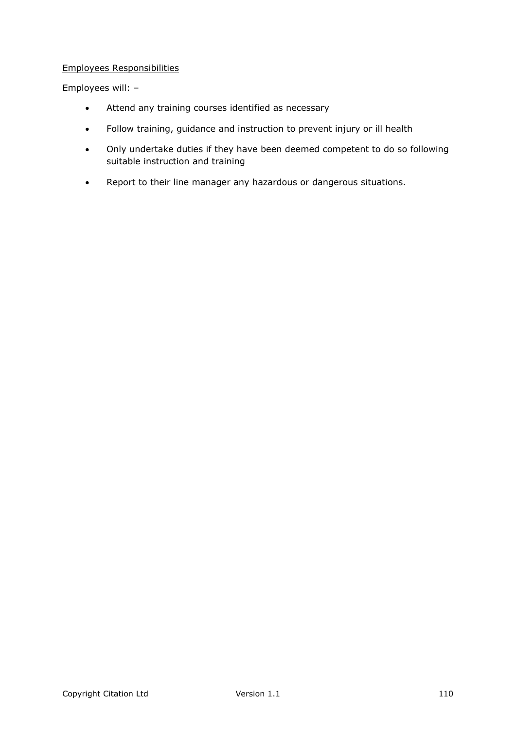<u>Employees Responsibilities</u>

Employees will: –

- Attend any training courses identified as necessary
- Follow training, guidance and instruction to prevent injury or ill health
- Only undertake duties if they have been deemed competent to do so following suitable instruction and training
- Report to their line manager any hazardous or dangerous situations.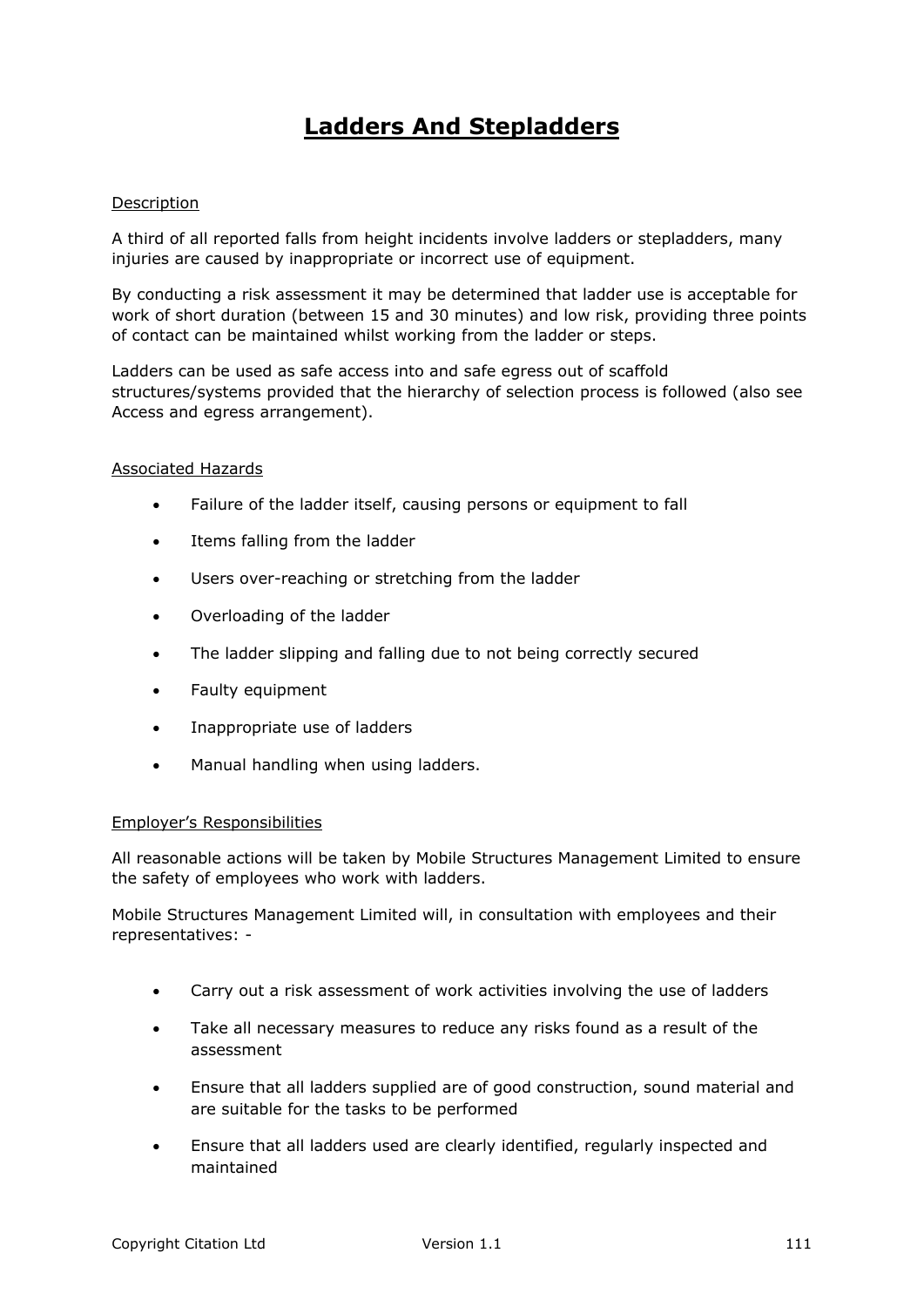# Ladders And Stepladders

Description

A third of all reported falls from height incidents involve ladders or stepladders, many injuries are caused by inappropriate or incorrect use of equipment.

By conducting a risk assessment it may be determined that ladder use is acceptable for work of short duration (between 15 and 30 minutes) and low risk, providing three points of contact can be maintained whilst working from the ladder or steps.

Ladders can be used as safe access into and safe egress out of scaffold structures/systems provided that the hierarchy of selection process is followed (also see Access and egress arrangement).

Associated Hazards

- Failure of the ladder itself, causing persons or equipment to fall
- Items falling from the ladder
- Users over-reaching or stretching from the ladder
- Overloading of the ladder
- The ladder slipping and falling due to not being correctly secured
- Faulty equipment
- Inappropriate use of ladders
- Manual handling when using ladders.

Employer's Responsibilities

All reasonable actions will be taken by Mobile Structures Management Limited to ensure the safety of employees who work with ladders.

Mobile Structures Management Limited will, in consultation with employees and their representatives: -

- Carry out a risk assessment of work activities involving the use of ladders
- Take all necessary measures to reduce any risks found as a result of the assessment
- Ensure that all ladders supplied are of good construction, sound material and are suitable for the tasks to be performed
- Ensure that all ladders used are clearly identified, regularly inspected and maintained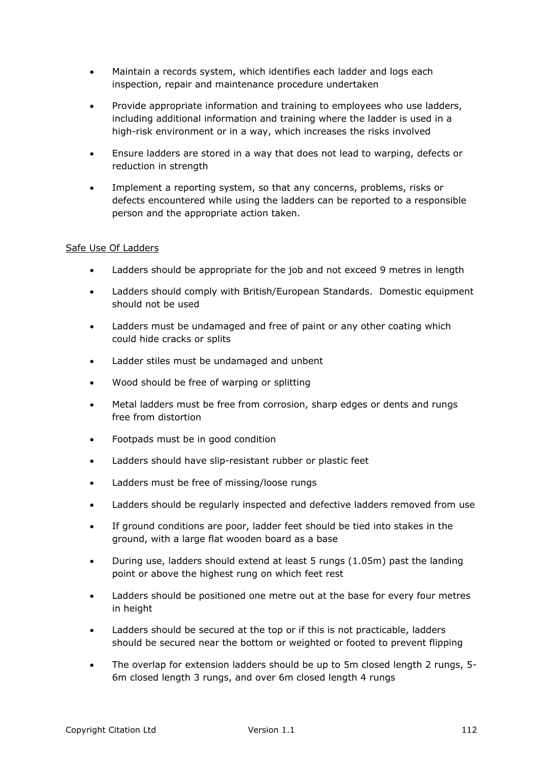- Maintain a records system, which identifies each ladder and logs each inspection, repair and maintenance procedure undertaken
- Provide appropriate information and training to employees who use ladders, including additional information and training where the ladder is used in a high-risk environment or in a way, which increases the risks involved
- Ensure ladders are stored in a way that does not lead to warping, defects or reduction in strength
- Implement a reporting system, so that any concerns, problems, risks or defects encountered while using the ladders can be reported to a responsible person and the appropriate action taken.

<u>Safe Use Of Ladders</u>

- Ladders should be appropriate for the job and not exceed 9 metres in length
- Ladders should comply with British/European Standards. Domestic equipment should not be used
- Ladders must be undamaged and free of paint or any other coating which could hide cracks or splits
- Ladder stiles must be undamaged and unbent
- Wood should be free of warping or splitting
- Metal ladders must be free from corrosion, sharp edges or dents and rungs free from distortion
- Footpads must be in good condition
- Ladders should have slip-resistant rubber or plastic feet
- Ladders must be free of missing/loose rungs
- Ladders should be regularly inspected and defective ladders removed from use
- If ground conditions are poor, ladder feet should be tied into stakes in the ground, with a large flat wooden board as a base
- During use, ladders should extend at least 5 rungs (1.05m) past the landing point or above the highest rung on which feet rest
- Ladders should be positioned one metre out at the base for every four metres in height
- Ladders should be secured at the top or if this is not practicable, ladders should be secured near the bottom or weighted or footed to prevent flipping
- The overlap for extension ladders should be up to 5m closed length 2 rungs, 5-6m closed length 3 rungs, and over 6m closed length 4 rungs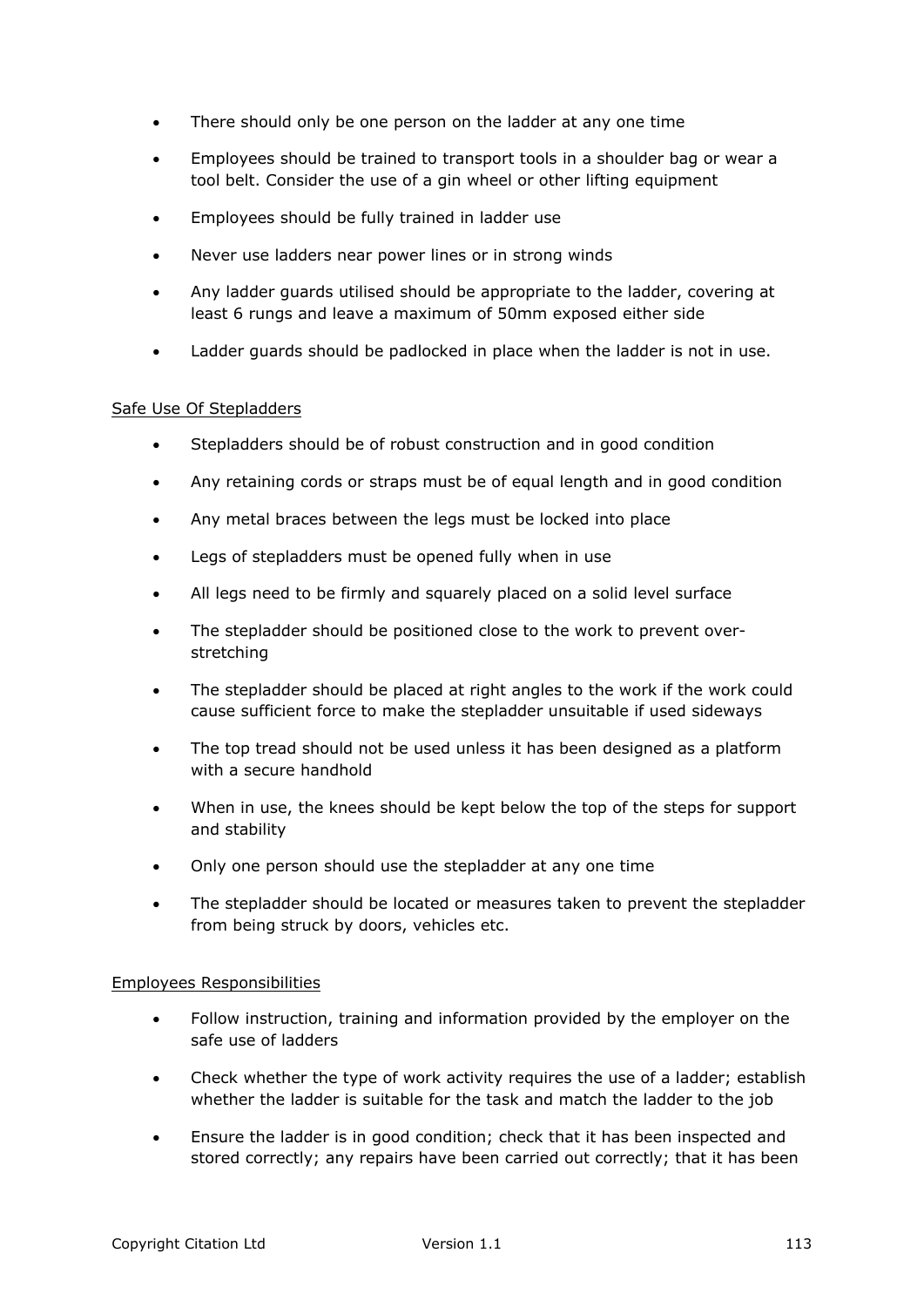- There should only be one person on the ladder at any one time
- Employees should be trained to transport tools in a shoulder bag or wear a tool belt. Consider the use of a gin wheel or other lifting equipment
- Employees should be fully trained in ladder use
- Never use ladders near power lines or in strong winds
- Any ladder guards utilised should be appropriate to the ladder, covering at least 6 rungs and leave a maximum of 50mm exposed either side
- Ladder guards should be padlocked in place when the ladder is not in use.

<u>Safe Use Of Stepladders</u>

- Stepladders should be of robust construction and in good condition
- Any retaining cords or straps must be of equal length and in good condition
- Any metal braces between the legs must be locked into place
- Legs of stepladders must be opened fully when in use
- All legs need to be firmly and squarely placed on a solid level surface
- The stepladder should be positioned close to the work to prevent over-stretching
- The stepladder should be placed at right angles to the work if the work could cause sufficient force to make the stepladder unsuitable if used sideways
- The top tread should not be used unless it has been designed as a platform with a secure handhold
- When in use, the knees should be kept below the top of the steps for support and stability
- Only one person should use the stepladder at any one time
- The stepladder should be located or measures taken to prevent the stepladder from being struck by doors, vehicles etc.

<u>Employees Responsibilities</u>

- Follow instruction, training and information provided by the employer on the safe use of ladders
- Check whether the type of work activity requires the use of a ladder; establish whether the ladder is suitable for the task and match the ladder to the job
- Ensure the ladder is in good condition; check that it has been inspected and stored correctly; any repairs have been carried out correctly; that it has been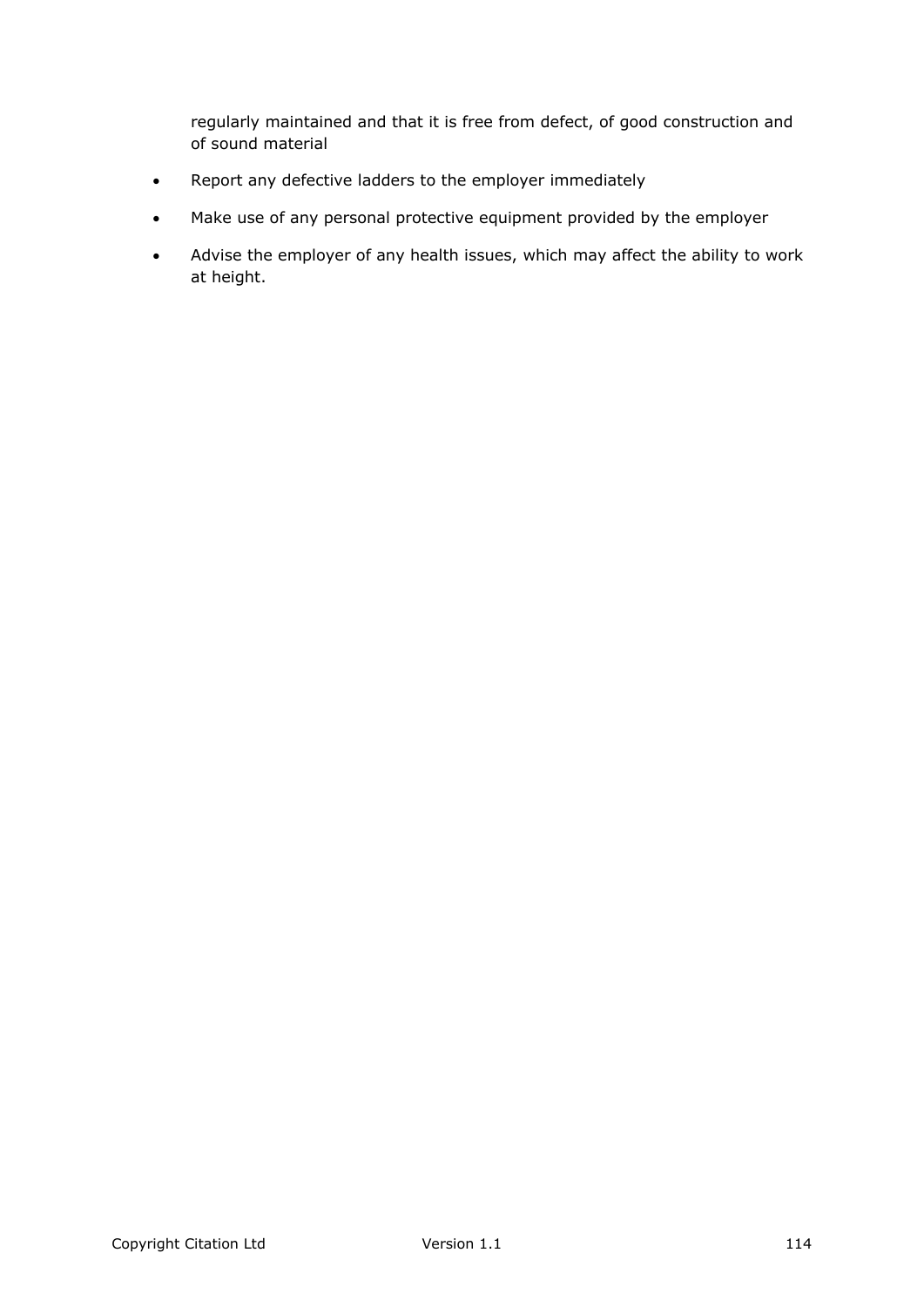regularly maintained and that it is free from defect, of good construction and of sound material

- Report any defective ladders to the employer immediately
- Make use of any personal protective equipment provided by the employer
- Advise the employer of any health issues, which may affect the ability to work at height.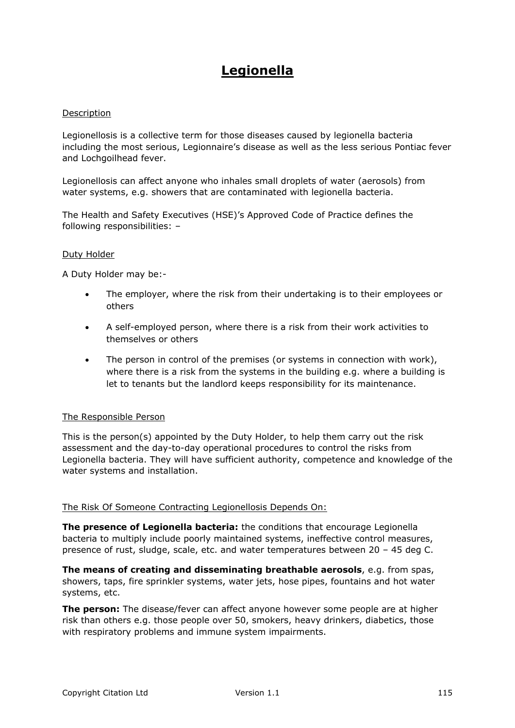# Legionella

Description

Legionellosis is a collective term for those diseases caused by legionella bacteria including the most serious, Legionnaire's disease as well as the less serious Pontiac fever and Lochgoilhead fever.

Legionellosis can affect anyone who inhales small droplets of water (aerosols) from water systems, e.g. showers that are contaminated with legionella bacteria.

The Health and Safety Executives (HSE)'s Approved Code of Practice defines the following responsibilities: –

Duty Holder

A Duty Holder may be:-

- The employer, where the risk from their undertaking is to their employees or others
- A self-employed person, where there is a risk from their work activities to themselves or others
- The person in control of the premises (or systems in connection with work), where there is a risk from the systems in the building e.g. where a building is let to tenants but the landlord keeps responsibility for its maintenance.

The Responsible Person

This is the person(s) appointed by the Duty Holder, to help them carry out the risk assessment and the day-to-day operational procedures to control the risks from Legionella bacteria. They will have sufficient authority, competence and knowledge of the water systems and installation.

The Risk Of Someone Contracting Legionellosis Depends On:

**The presence of Legionella bacteria:** the conditions that encourage Legionella bacteria to multiply include poorly maintained systems, ineffective control measures, presence of rust, sludge, scale, etc. and water temperatures between 20 – 45 deg C.

**The means of creating and disseminating breathable aerosols**, e.g. from spas, showers, taps, fire sprinkler systems, water jets, hose pipes, fountains and hot water systems, etc.

**The person:** The disease/fever can affect anyone however some people are at higher risk than others e.g. those people over 50, smokers, heavy drinkers, diabetics, those with respiratory problems and immune system impairments.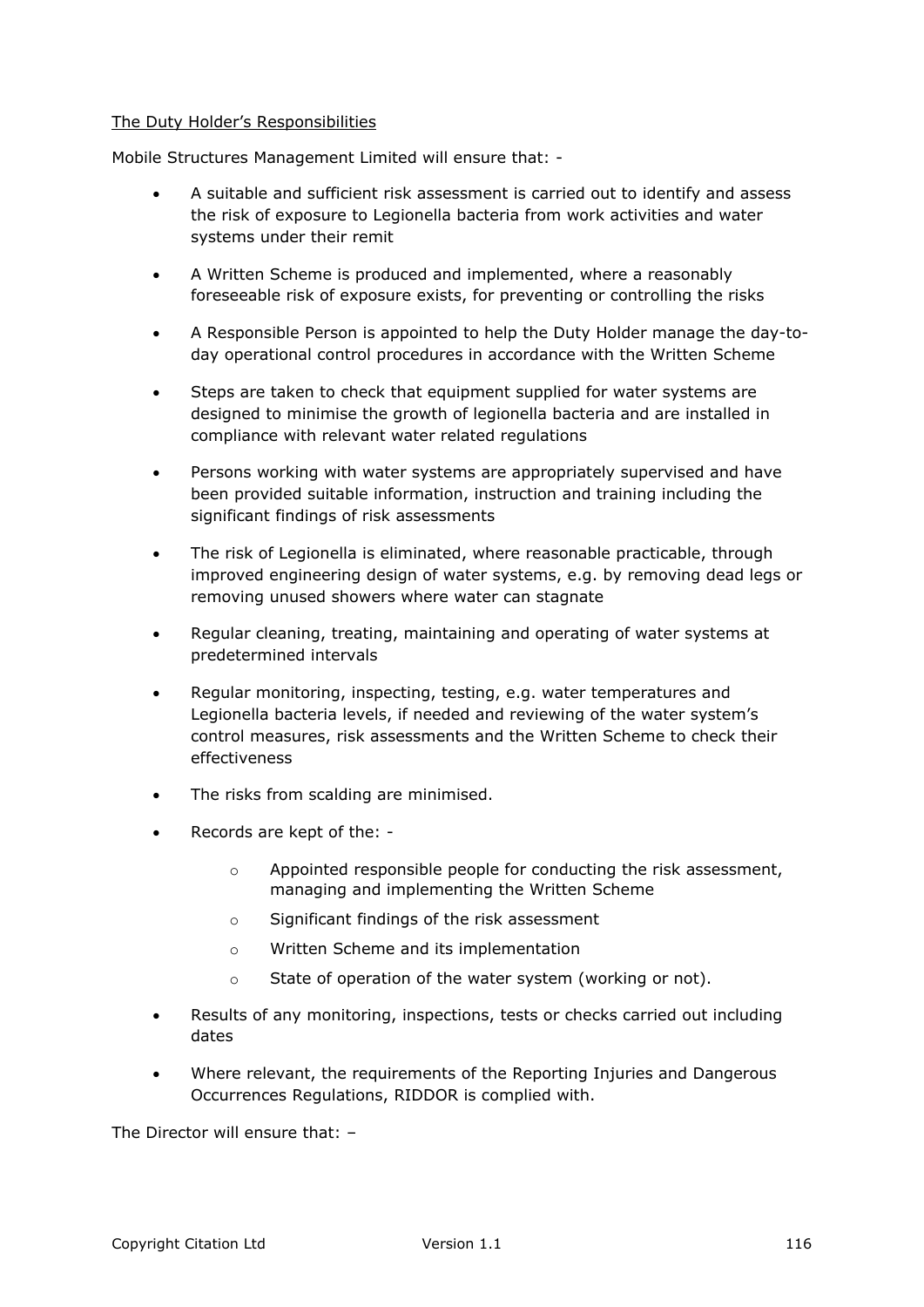<u>The Duty Holder's Responsibilities</u>

Mobile Structures Management Limited will ensure that: -

- A suitable and sufficient risk assessment is carried out to identify and assess the risk of exposure to Legionella bacteria from work activities and water systems under their remit
- A Written Scheme is produced and implemented, where a reasonably foreseeable risk of exposure exists, for preventing or controlling the risks
- A Responsible Person is appointed to help the Duty Holder manage the day-to-day operational control procedures in accordance with the Written Scheme
- Steps are taken to check that equipment supplied for water systems are designed to minimise the growth of legionella bacteria and are installed in compliance with relevant water related regulations
- Persons working with water systems are appropriately supervised and have been provided suitable information, instruction and training including the significant findings of risk assessments
- The risk of Legionella is eliminated, where reasonable practicable, through improved engineering design of water systems, e.g. by removing dead legs or removing unused showers where water can stagnate
- Regular cleaning, treating, maintaining and operating of water systems at predetermined intervals
- Regular monitoring, inspecting, testing, e.g. water temperatures and Legionella bacteria levels, if needed and reviewing of the water system's control measures, risk assessments and the Written Scheme to check their effectiveness
- The risks from scalding are minimised.
- Records are kept of the: -
  - Appointed responsible people for conducting the risk assessment, managing and implementing the Written Scheme
  - Significant findings of the risk assessment
  - Written Scheme and its implementation
  - State of operation of the water system (working or not).
- Results of any monitoring, inspections, tests or checks carried out including dates
- Where relevant, the requirements of the Reporting Injuries and Dangerous Occurrences Regulations, RIDDOR is complied with.

The Director will ensure that: –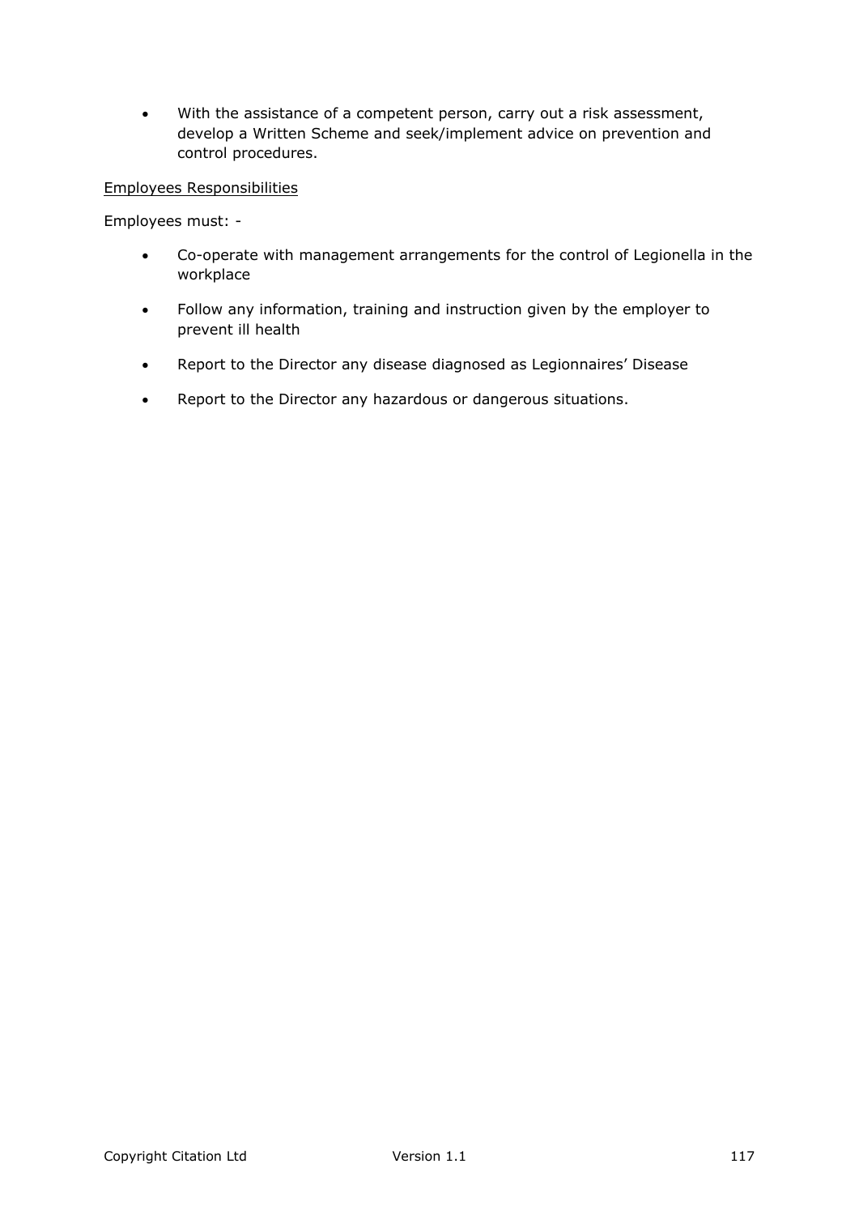- With the assistance of a competent person, carry out a risk assessment, develop a Written Scheme and seek/implement advice on prevention and control procedures.

<u>Employees Responsibilities</u>

Employees must: -

- Co-operate with management arrangements for the control of Legionella in the workplace
- Follow any information, training and instruction given by the employer to prevent ill health
- Report to the Director any disease diagnosed as Legionnaires' Disease
- Report to the Director any hazardous or dangerous situations.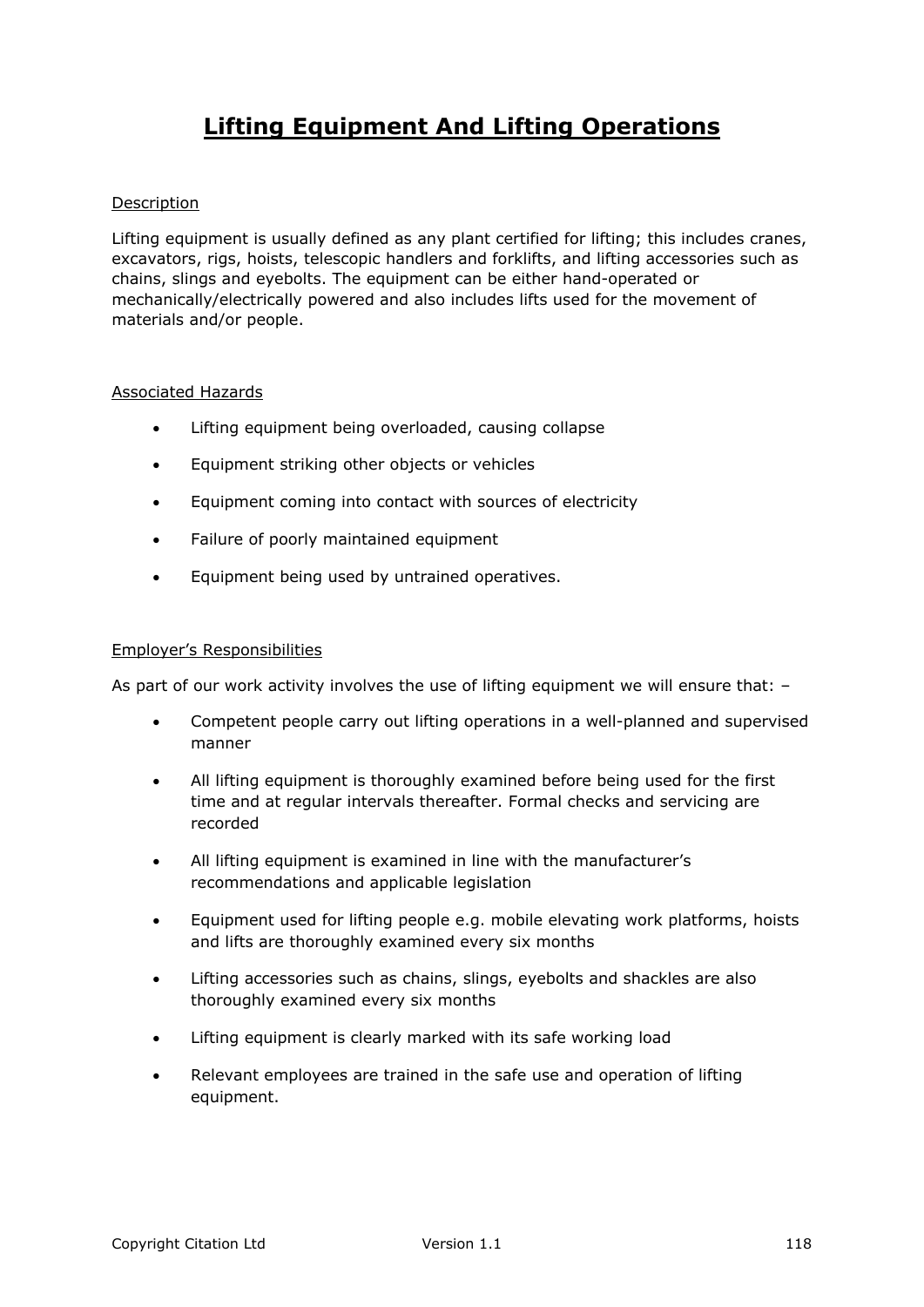# Lifting Equipment And Lifting Operations

Description

Lifting equipment is usually defined as any plant certified for lifting; this includes cranes, excavators, rigs, hoists, telescopic handlers and forklifts, and lifting accessories such as chains, slings and eyebolts. The equipment can be either hand-operated or mechanically/electrically powered and also includes lifts used for the movement of materials and/or people.

Associated Hazards

- Lifting equipment being overloaded, causing collapse
- Equipment striking other objects or vehicles
- Equipment coming into contact with sources of electricity
- Failure of poorly maintained equipment
- Equipment being used by untrained operatives.

Employer's Responsibilities

As part of our work activity involves the use of lifting equipment we will ensure that: –

- Competent people carry out lifting operations in a well-planned and supervised manner
- All lifting equipment is thoroughly examined before being used for the first time and at regular intervals thereafter. Formal checks and servicing are recorded
- All lifting equipment is examined in line with the manufacturer's recommendations and applicable legislation
- Equipment used for lifting people e.g. mobile elevating work platforms, hoists and lifts are thoroughly examined every six months
- Lifting accessories such as chains, slings, eyebolts and shackles are also thoroughly examined every six months
- Lifting equipment is clearly marked with its safe working load
- Relevant employees are trained in the safe use and operation of lifting equipment.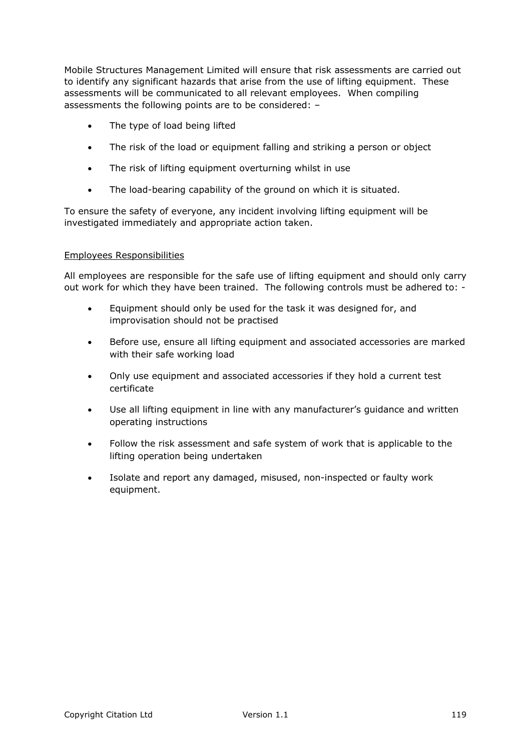Mobile Structures Management Limited will ensure that risk assessments are carried out to identify any significant hazards that arise from the use of lifting equipment. These assessments will be communicated to all relevant employees. When compiling assessments the following points are to be considered: –

- The type of load being lifted
- The risk of the load or equipment falling and striking a person or object
- The risk of lifting equipment overturning whilst in use
- The load-bearing capability of the ground on which it is situated.

To ensure the safety of everyone, any incident involving lifting equipment will be investigated immediately and appropriate action taken.

Employees Responsibilities

All employees are responsible for the safe use of lifting equipment and should only carry out work for which they have been trained. The following controls must be adhered to: -

- Equipment should only be used for the task it was designed for, and improvisation should not be practised
- Before use, ensure all lifting equipment and associated accessories are marked with their safe working load
- Only use equipment and associated accessories if they hold a current test certificate
- Use all lifting equipment in line with any manufacturer's guidance and written operating instructions
- Follow the risk assessment and safe system of work that is applicable to the lifting operation being undertaken
- Isolate and report any damaged, misused, non-inspected or faulty work equipment.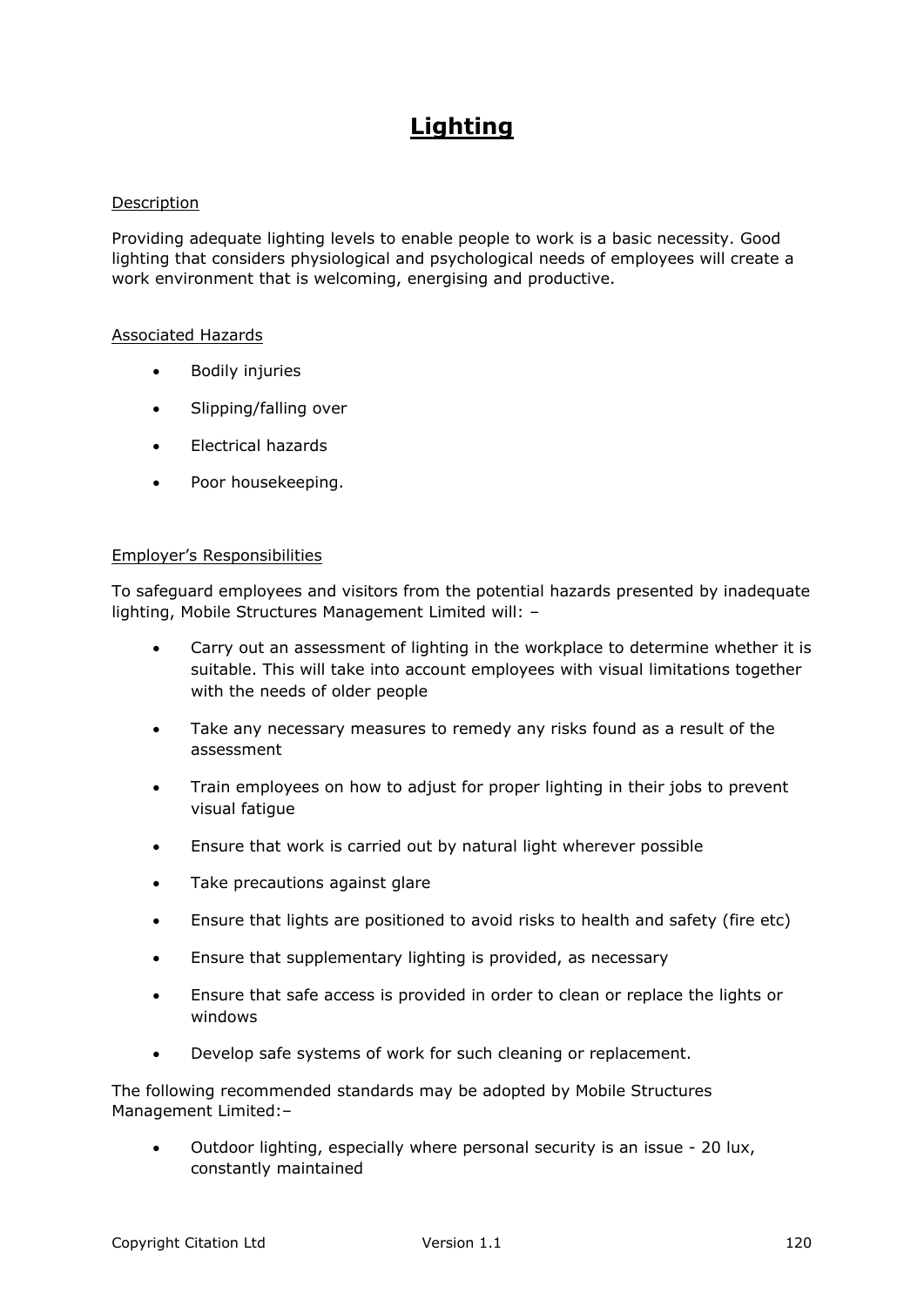# Lighting

Description

Providing adequate lighting levels to enable people to work is a basic necessity. Good lighting that considers physiological and psychological needs of employees will create a work environment that is welcoming, energising and productive.

Associated Hazards

- Bodily injuries
- Slipping/falling over
- Electrical hazards
- Poor housekeeping.

Employer's Responsibilities

To safeguard employees and visitors from the potential hazards presented by inadequate lighting, Mobile Structures Management Limited will: –

- Carry out an assessment of lighting in the workplace to determine whether it is suitable. This will take into account employees with visual limitations together with the needs of older people
- Take any necessary measures to remedy any risks found as a result of the assessment
- Train employees on how to adjust for proper lighting in their jobs to prevent visual fatigue
- Ensure that work is carried out by natural light wherever possible
- Take precautions against glare
- Ensure that lights are positioned to avoid risks to health and safety (fire etc)
- Ensure that supplementary lighting is provided, as necessary
- Ensure that safe access is provided in order to clean or replace the lights or windows
- Develop safe systems of work for such cleaning or replacement.

The following recommended standards may be adopted by Mobile Structures Management Limited:–

- Outdoor lighting, especially where personal security is an issue - 20 lux, constantly maintained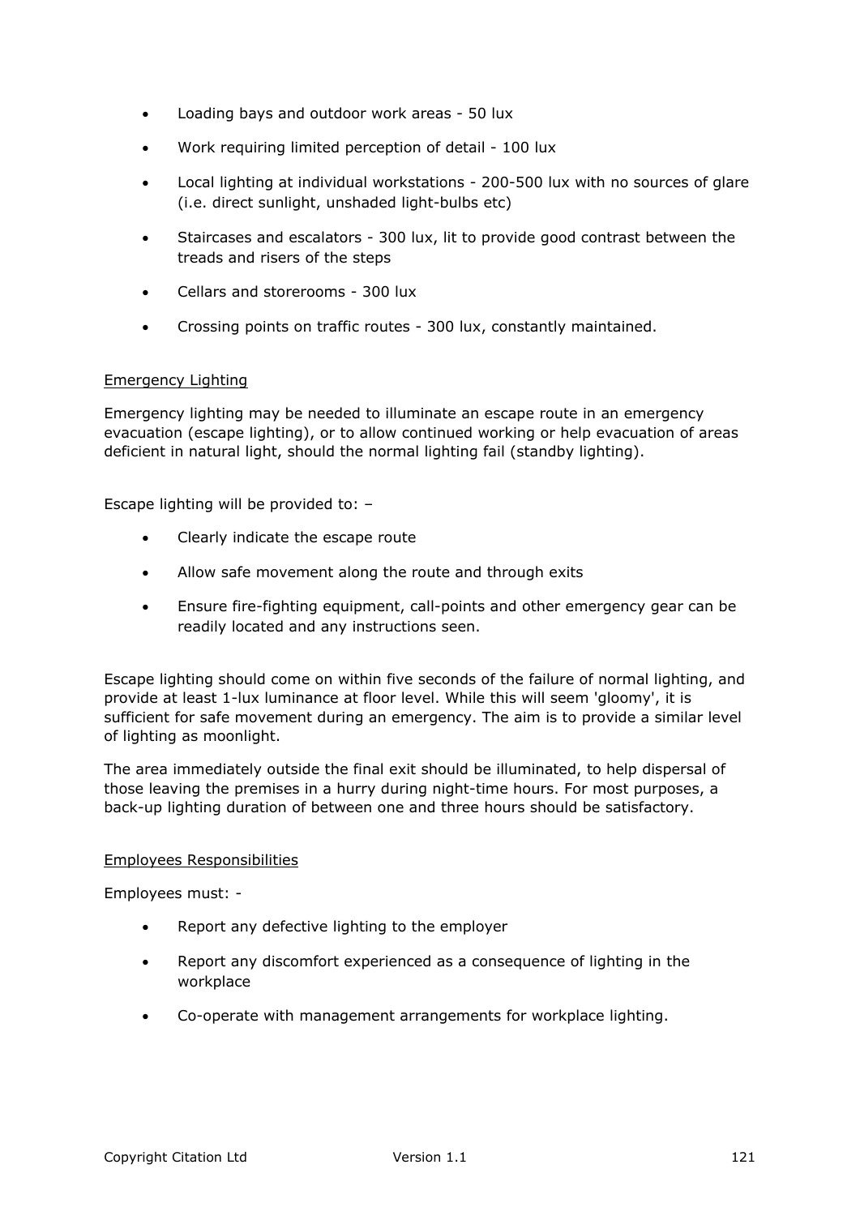- Loading bays and outdoor work areas - 50 lux
- Work requiring limited perception of detail - 100 lux
- Local lighting at individual workstations - 200-500 lux with no sources of glare (i.e. direct sunlight, unshaded light-bulbs etc)
- Staircases and escalators - 300 lux, lit to provide good contrast between the treads and risers of the steps
- Cellars and storerooms - 300 lux
- Crossing points on traffic routes - 300 lux, constantly maintained.

### Emergency Lighting

Emergency lighting may be needed to illuminate an escape route in an emergency evacuation (escape lighting), or to allow continued working or help evacuation of areas deficient in natural light, should the normal lighting fail (standby lighting).

Escape lighting will be provided to: –

- Clearly indicate the escape route
- Allow safe movement along the route and through exits
- Ensure fire-fighting equipment, call-points and other emergency gear can be readily located and any instructions seen.

Escape lighting should come on within five seconds of the failure of normal lighting, and provide at least 1-lux luminance at floor level. While this will seem 'gloomy', it is sufficient for safe movement during an emergency. The aim is to provide a similar level of lighting as moonlight.

The area immediately outside the final exit should be illuminated, to help dispersal of those leaving the premises in a hurry during night-time hours. For most purposes, a back-up lighting duration of between one and three hours should be satisfactory.

### Employees Responsibilities

Employees must: -

- Report any defective lighting to the employer
- Report any discomfort experienced as a consequence of lighting in the workplace
- Co-operate with management arrangements for workplace lighting.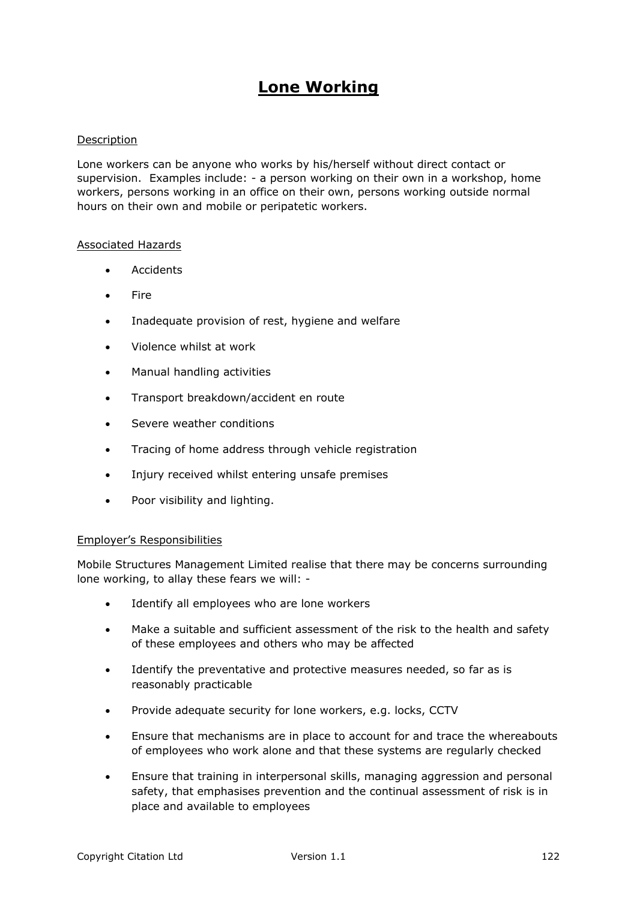# Lone Working

Description

Lone workers can be anyone who works by his/herself without direct contact or supervision. Examples include: - a person working on their own in a workshop, home workers, persons working in an office on their own, persons working outside normal hours on their own and mobile or peripatetic workers.

Associated Hazards

- Accidents
- Fire
- Inadequate provision of rest, hygiene and welfare
- Violence whilst at work
- Manual handling activities
- Transport breakdown/accident en route
- Severe weather conditions
- Tracing of home address through vehicle registration
- Injury received whilst entering unsafe premises
- Poor visibility and lighting.

Employer's Responsibilities

Mobile Structures Management Limited realise that there may be concerns surrounding lone working, to allay these fears we will: -

- Identify all employees who are lone workers
- Make a suitable and sufficient assessment of the risk to the health and safety of these employees and others who may be affected
- Identify the preventative and protective measures needed, so far as is reasonably practicable
- Provide adequate security for lone workers, e.g. locks, CCTV
- Ensure that mechanisms are in place to account for and trace the whereabouts of employees who work alone and that these systems are regularly checked
- Ensure that training in interpersonal skills, managing aggression and personal safety, that emphasises prevention and the continual assessment of risk is in place and available to employees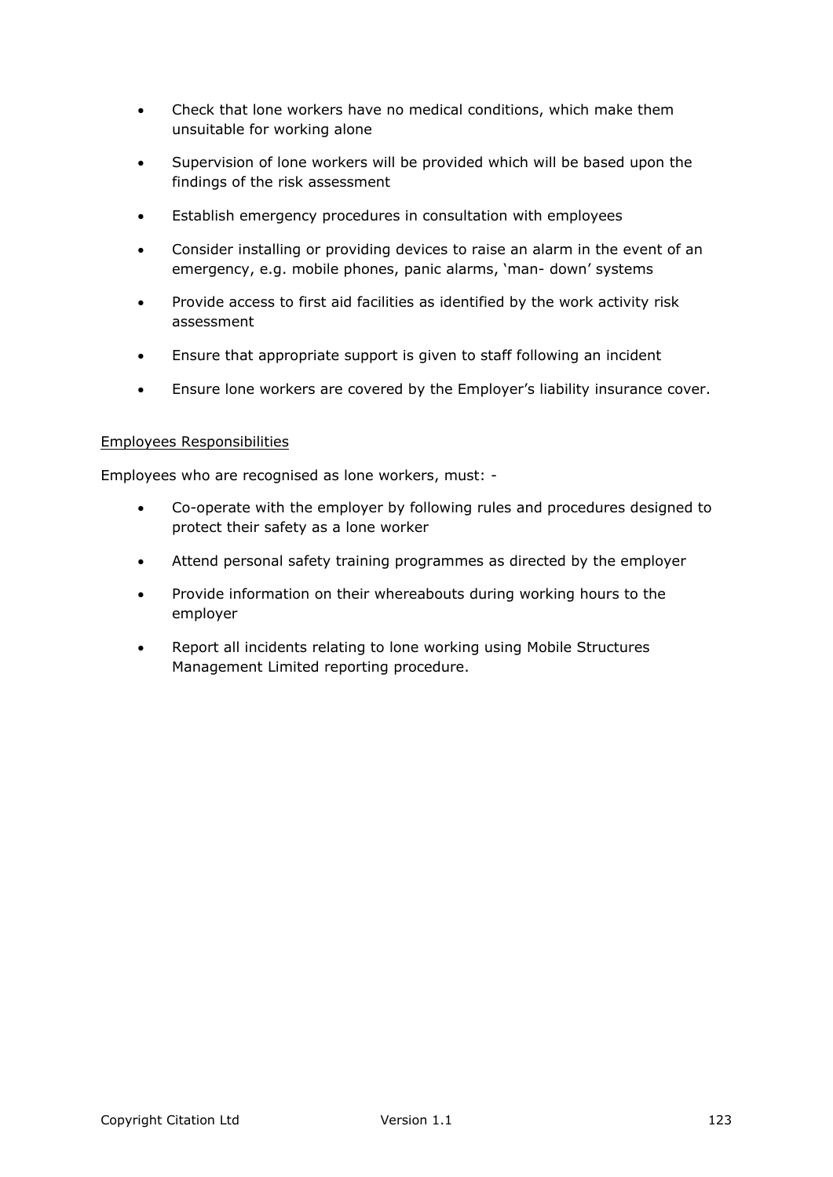- Check that lone workers have no medical conditions, which make them unsuitable for working alone
- Supervision of lone workers will be provided which will be based upon the findings of the risk assessment
- Establish emergency procedures in consultation with employees
- Consider installing or providing devices to raise an alarm in the event of an emergency, e.g. mobile phones, panic alarms, 'man- down' systems
- Provide access to first aid facilities as identified by the work activity risk assessment
- Ensure that appropriate support is given to staff following an incident
- Ensure lone workers are covered by the Employer's liability insurance cover.

<u>Employees Responsibilities</u>

Employees who are recognised as lone workers, must: -

- Co-operate with the employer by following rules and procedures designed to protect their safety as a lone worker
- Attend personal safety training programmes as directed by the employer
- Provide information on their whereabouts during working hours to the employer
- Report all incidents relating to lone working using Mobile Structures Management Limited reporting procedure.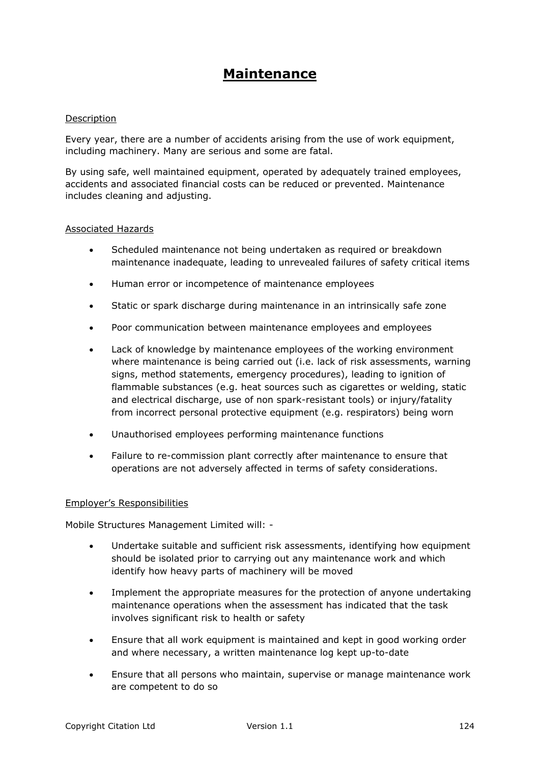# Maintenance

Description

Every year, there are a number of accidents arising from the use of work equipment, including machinery. Many are serious and some are fatal.

By using safe, well maintained equipment, operated by adequately trained employees, accidents and associated financial costs can be reduced or prevented. Maintenance includes cleaning and adjusting.

Associated Hazards

- Scheduled maintenance not being undertaken as required or breakdown maintenance inadequate, leading to unrevealed failures of safety critical items
- Human error or incompetence of maintenance employees
- Static or spark discharge during maintenance in an intrinsically safe zone
- Poor communication between maintenance employees and employees
- Lack of knowledge by maintenance employees of the working environment where maintenance is being carried out (i.e. lack of risk assessments, warning signs, method statements, emergency procedures), leading to ignition of flammable substances (e.g. heat sources such as cigarettes or welding, static and electrical discharge, use of non spark-resistant tools) or injury/fatality from incorrect personal protective equipment (e.g. respirators) being worn
- Unauthorised employees performing maintenance functions
- Failure to re-commission plant correctly after maintenance to ensure that operations are not adversely affected in terms of safety considerations.

Employer's Responsibilities

Mobile Structures Management Limited will: -

- Undertake suitable and sufficient risk assessments, identifying how equipment should be isolated prior to carrying out any maintenance work and which identify how heavy parts of machinery will be moved
- Implement the appropriate measures for the protection of anyone undertaking maintenance operations when the assessment has indicated that the task involves significant risk to health or safety
- Ensure that all work equipment is maintained and kept in good working order and where necessary, a written maintenance log kept up-to-date
- Ensure that all persons who maintain, supervise or manage maintenance work are competent to do so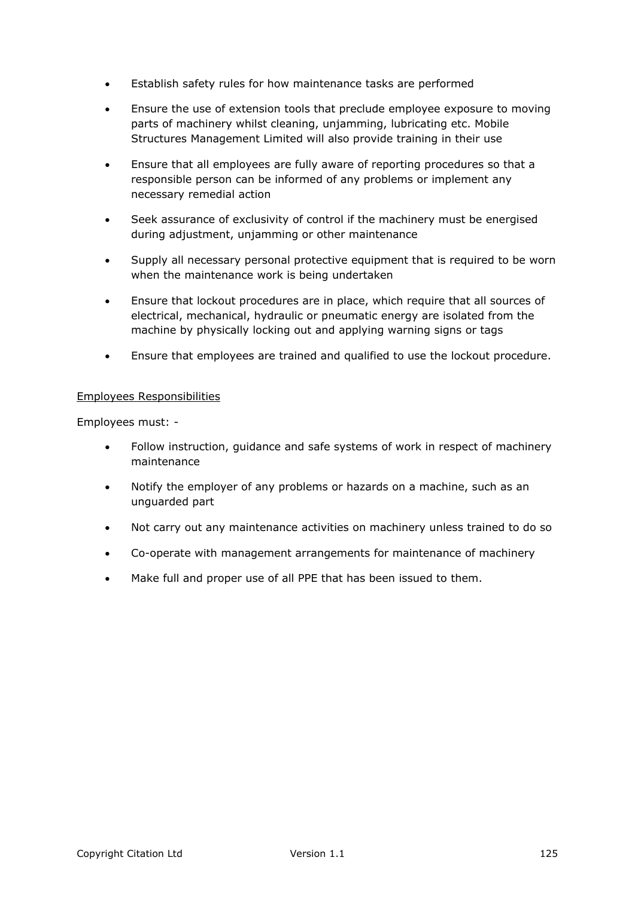- Establish safety rules for how maintenance tasks are performed
- Ensure the use of extension tools that preclude employee exposure to moving parts of machinery whilst cleaning, unjamming, lubricating etc. Mobile Structures Management Limited will also provide training in their use
- Ensure that all employees are fully aware of reporting procedures so that a responsible person can be informed of any problems or implement any necessary remedial action
- Seek assurance of exclusivity of control if the machinery must be energised during adjustment, unjamming or other maintenance
- Supply all necessary personal protective equipment that is required to be worn when the maintenance work is being undertaken
- Ensure that lockout procedures are in place, which require that all sources of electrical, mechanical, hydraulic or pneumatic energy are isolated from the machine by physically locking out and applying warning signs or tags
- Ensure that employees are trained and qualified to use the lockout procedure.

<u>Employees Responsibilities</u>

Employees must: -

- Follow instruction, guidance and safe systems of work in respect of machinery maintenance
- Notify the employer of any problems or hazards on a machine, such as an unguarded part
- Not carry out any maintenance activities on machinery unless trained to do so
- Co-operate with management arrangements for maintenance of machinery
- Make full and proper use of all PPE that has been issued to them.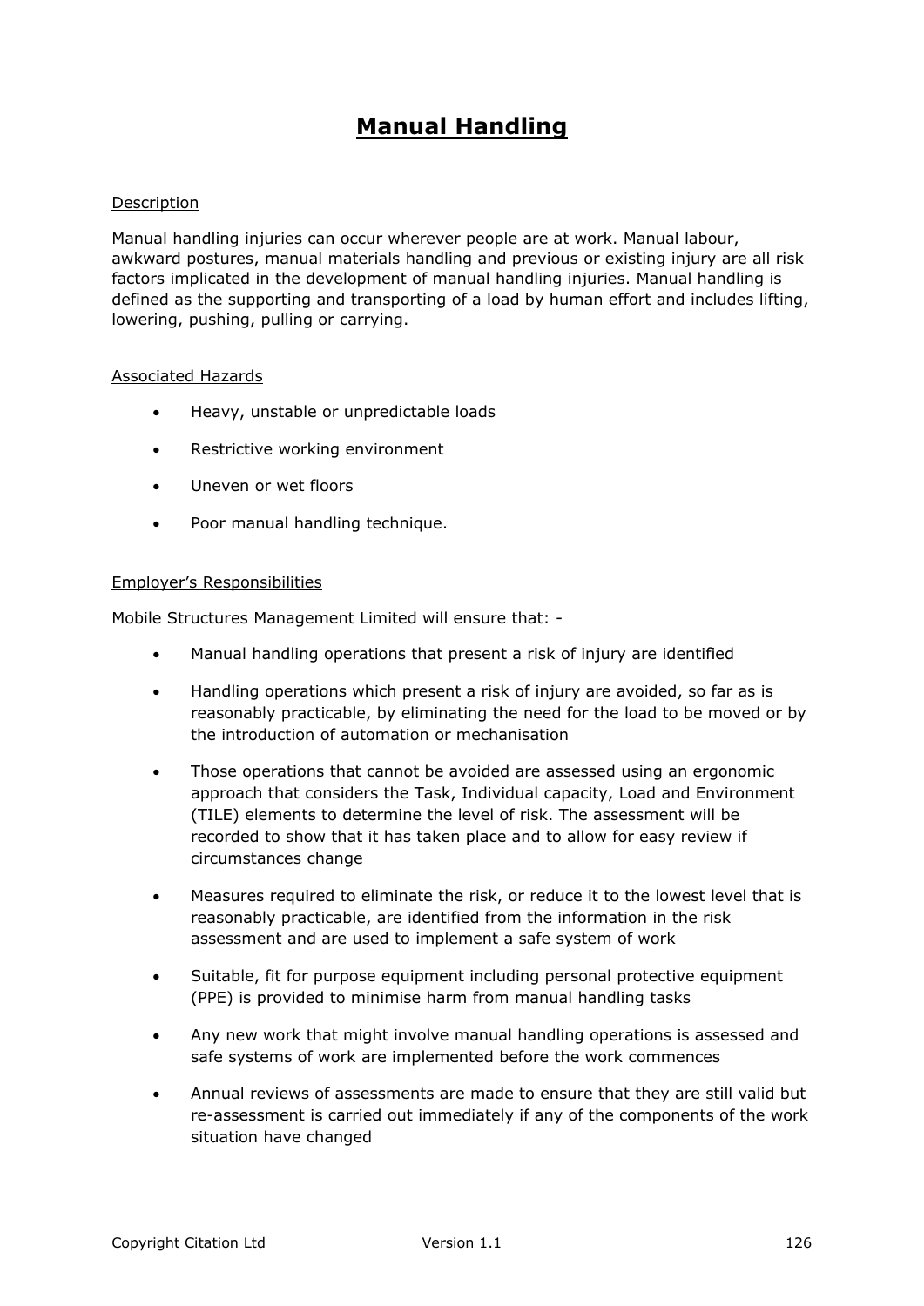# Manual Handling

## Description

Manual handling injuries can occur wherever people are at work. Manual labour, awkward postures, manual materials handling and previous or existing injury are all risk factors implicated in the development of manual handling injuries. Manual handling is defined as the supporting and transporting of a load by human effort and includes lifting, lowering, pushing, pulling or carrying.

## Associated Hazards

- Heavy, unstable or unpredictable loads
- Restrictive working environment
- Uneven or wet floors
- Poor manual handling technique.

## Employer's Responsibilities

Mobile Structures Management Limited will ensure that: -

- Manual handling operations that present a risk of injury are identified
- Handling operations which present a risk of injury are avoided, so far as is reasonably practicable, by eliminating the need for the load to be moved or by the introduction of automation or mechanisation
- Those operations that cannot be avoided are assessed using an ergonomic approach that considers the Task, Individual capacity, Load and Environment (TILE) elements to determine the level of risk. The assessment will be recorded to show that it has taken place and to allow for easy review if circumstances change
- Measures required to eliminate the risk, or reduce it to the lowest level that is reasonably practicable, are identified from the information in the risk assessment and are used to implement a safe system of work
- Suitable, fit for purpose equipment including personal protective equipment (PPE) is provided to minimise harm from manual handling tasks
- Any new work that might involve manual handling operations is assessed and safe systems of work are implemented before the work commences
- Annual reviews of assessments are made to ensure that they are still valid but re-assessment is carried out immediately if any of the components of the work situation have changed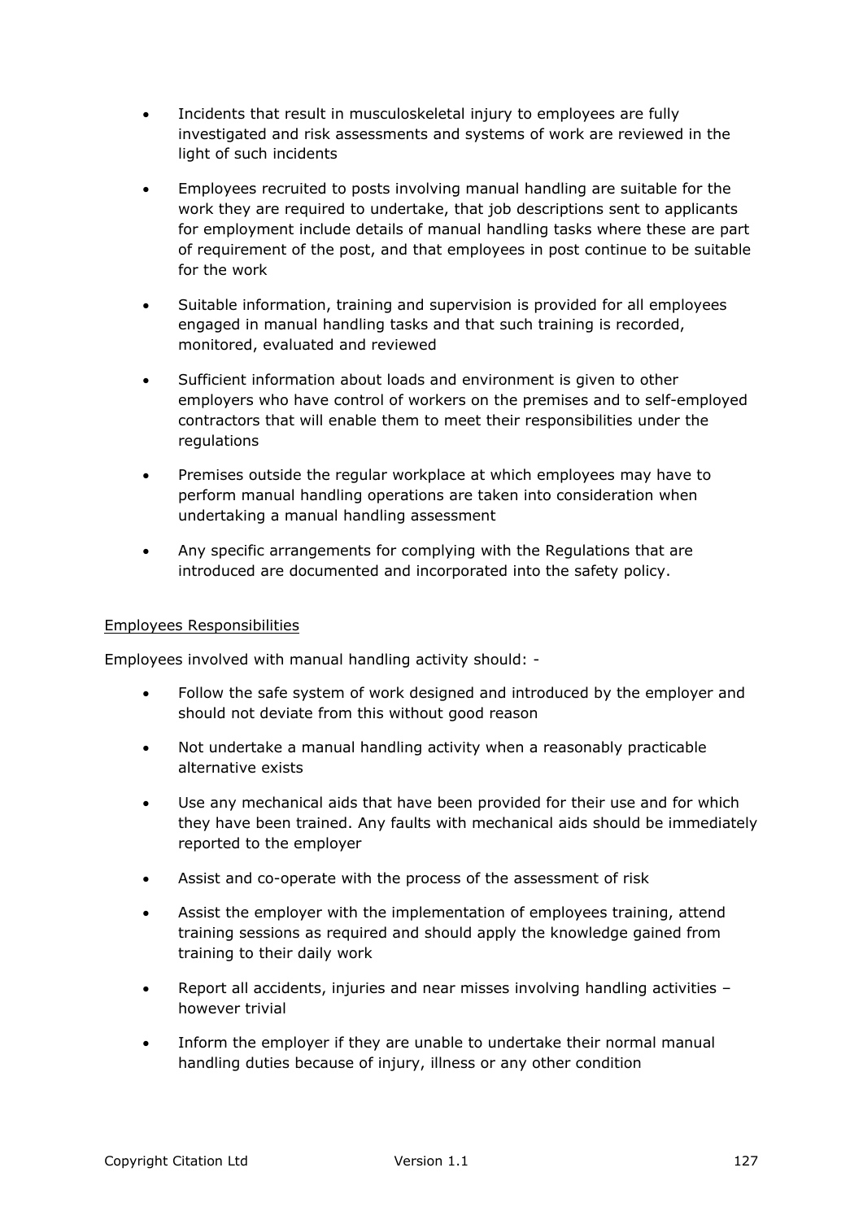- Incidents that result in musculoskeletal injury to employees are fully investigated and risk assessments and systems of work are reviewed in the light of such incidents
- Employees recruited to posts involving manual handling are suitable for the work they are required to undertake, that job descriptions sent to applicants for employment include details of manual handling tasks where these are part of requirement of the post, and that employees in post continue to be suitable for the work
- Suitable information, training and supervision is provided for all employees engaged in manual handling tasks and that such training is recorded, monitored, evaluated and reviewed
- Sufficient information about loads and environment is given to other employers who have control of workers on the premises and to self-employed contractors that will enable them to meet their responsibilities under the regulations
- Premises outside the regular workplace at which employees may have to perform manual handling operations are taken into consideration when undertaking a manual handling assessment
- Any specific arrangements for complying with the Regulations that are introduced are documented and incorporated into the safety policy.

<u>Employees Responsibilities</u>

Employees involved with manual handling activity should: -

- Follow the safe system of work designed and introduced by the employer and should not deviate from this without good reason
- Not undertake a manual handling activity when a reasonably practicable alternative exists
- Use any mechanical aids that have been provided for their use and for which they have been trained. Any faults with mechanical aids should be immediately reported to the employer
- Assist and co-operate with the process of the assessment of risk
- Assist the employer with the implementation of employees training, attend training sessions as required and should apply the knowledge gained from training to their daily work
- Report all accidents, injuries and near misses involving handling activities – however trivial
- Inform the employer if they are unable to undertake their normal manual handling duties because of injury, illness or any other condition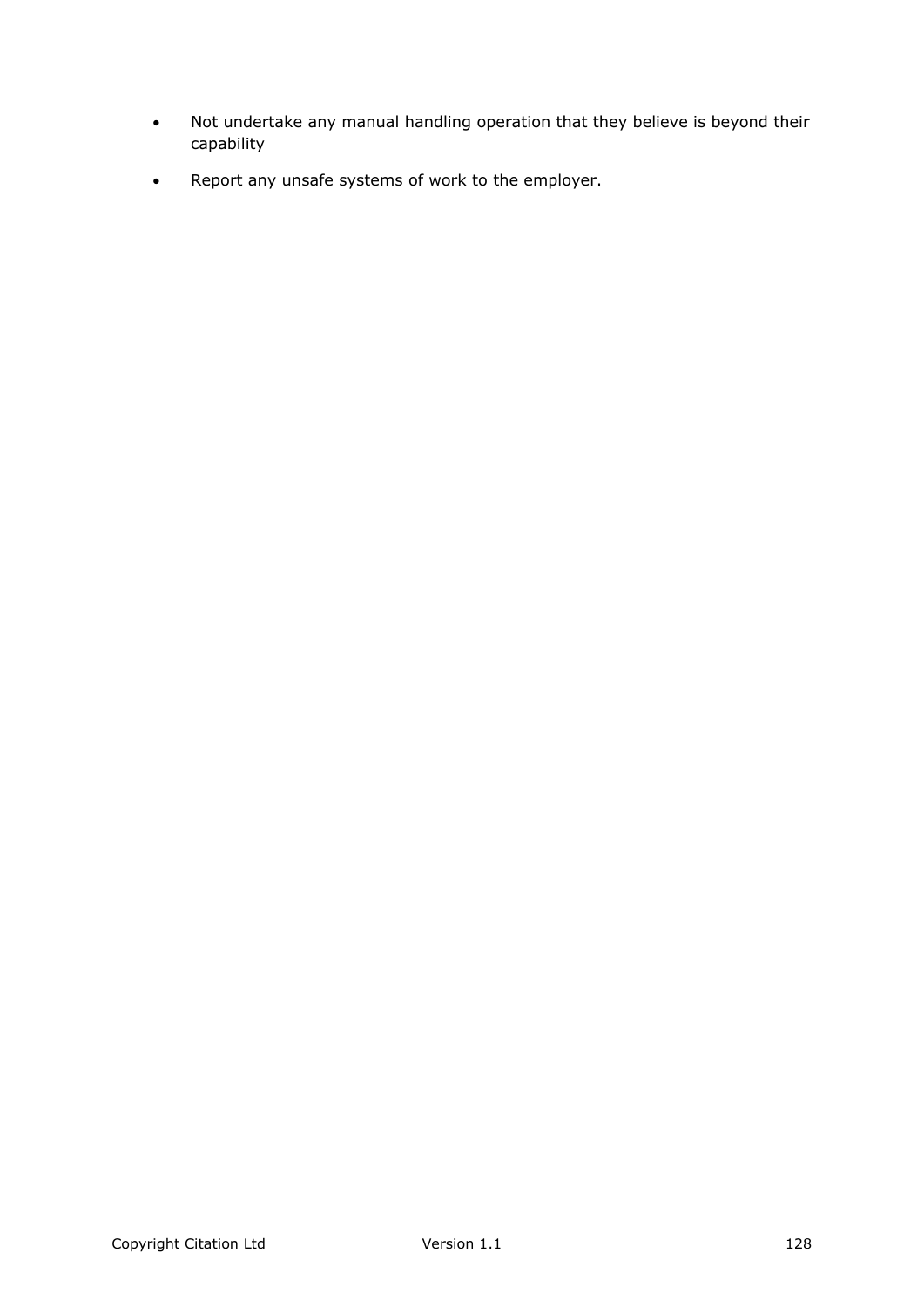- Not undertake any manual handling operation that they believe is beyond their capability
- Report any unsafe systems of work to the employer.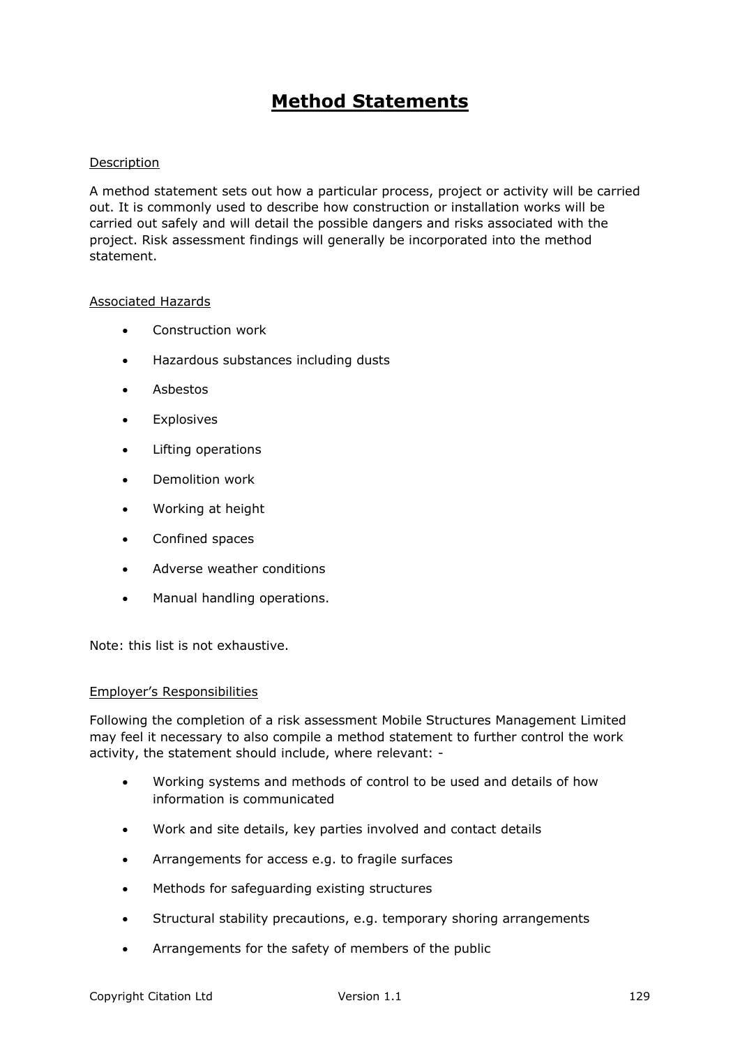# Method Statements

Description

A method statement sets out how a particular process, project or activity will be carried out. It is commonly used to describe how construction or installation works will be carried out safely and will detail the possible dangers and risks associated with the project. Risk assessment findings will generally be incorporated into the method statement.

Associated Hazards

- Construction work
- Hazardous substances including dusts
- Asbestos
- Explosives
- Lifting operations
- Demolition work
- Working at height
- Confined spaces
- Adverse weather conditions
- Manual handling operations.

Note: this list is not exhaustive.

Employer's Responsibilities

Following the completion of a risk assessment Mobile Structures Management Limited may feel it necessary to also compile a method statement to further control the work activity, the statement should include, where relevant: -

- Working systems and methods of control to be used and details of how information is communicated
- Work and site details, key parties involved and contact details
- Arrangements for access e.g. to fragile surfaces
- Methods for safeguarding existing structures
- Structural stability precautions, e.g. temporary shoring arrangements
- Arrangements for the safety of members of the public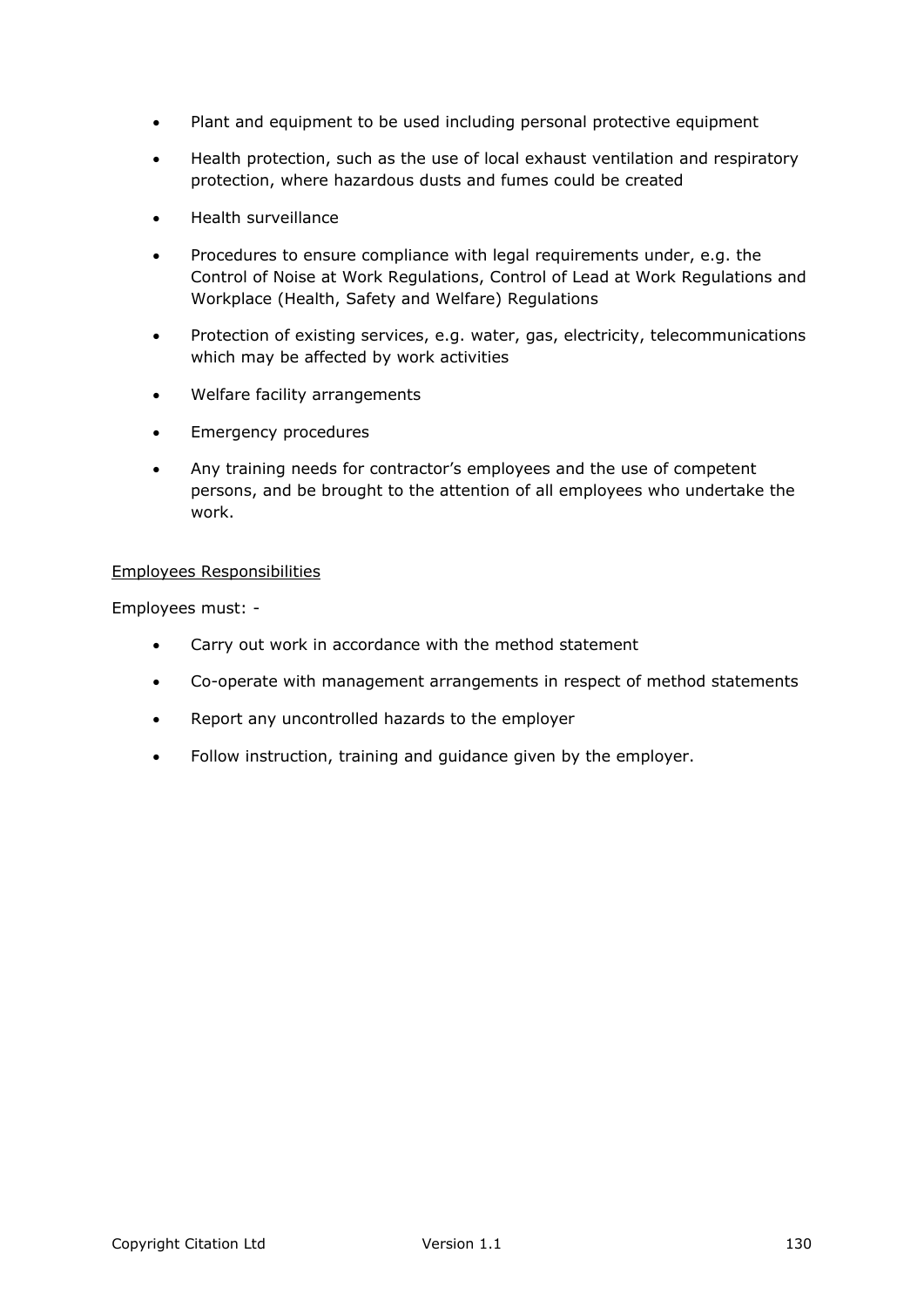- Plant and equipment to be used including personal protective equipment
- Health protection, such as the use of local exhaust ventilation and respiratory protection, where hazardous dusts and fumes could be created
- Health surveillance
- Procedures to ensure compliance with legal requirements under, e.g. the Control of Noise at Work Regulations, Control of Lead at Work Regulations and Workplace (Health, Safety and Welfare) Regulations
- Protection of existing services, e.g. water, gas, electricity, telecommunications which may be affected by work activities
- Welfare facility arrangements
- Emergency procedures
- Any training needs for contractor's employees and the use of competent persons, and be brought to the attention of all employees who undertake the work.

<u>Employees Responsibilities</u>

Employees must: -

- Carry out work in accordance with the method statement
- Co-operate with management arrangements in respect of method statements
- Report any uncontrolled hazards to the employer
- Follow instruction, training and guidance given by the employer.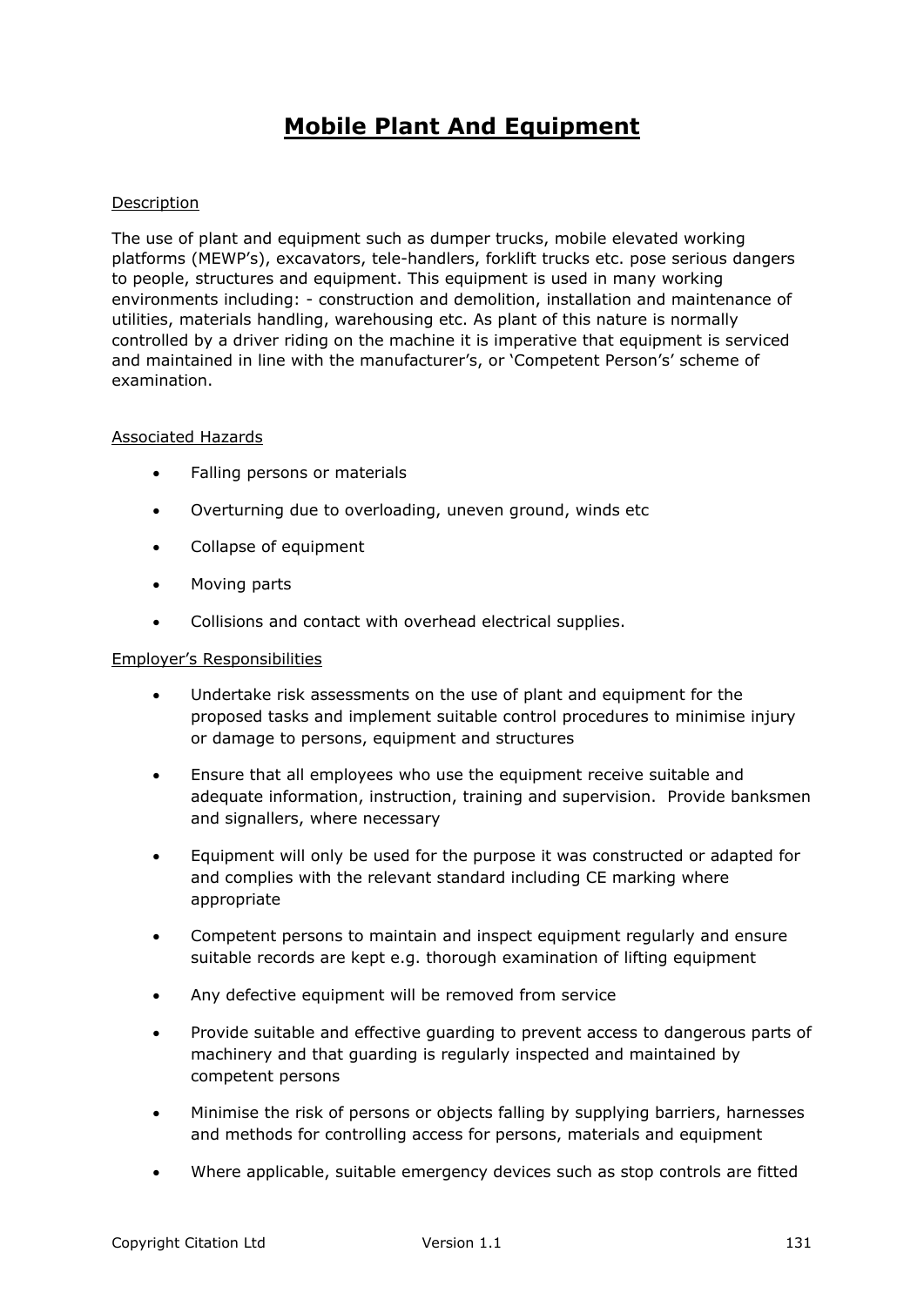# Mobile Plant And Equipment

Description

The use of plant and equipment such as dumper trucks, mobile elevated working platforms (MEWP's), excavators, tele-handlers, forklift trucks etc. pose serious dangers to people, structures and equipment. This equipment is used in many working environments including: - construction and demolition, installation and maintenance of utilities, materials handling, warehousing etc. As plant of this nature is normally controlled by a driver riding on the machine it is imperative that equipment is serviced and maintained in line with the manufacturer's, or 'Competent Person's' scheme of examination.

Associated Hazards

- Falling persons or materials
- Overturning due to overloading, uneven ground, winds etc
- Collapse of equipment
- Moving parts
- Collisions and contact with overhead electrical supplies.

Employer's Responsibilities

- Undertake risk assessments on the use of plant and equipment for the proposed tasks and implement suitable control procedures to minimise injury or damage to persons, equipment and structures
- Ensure that all employees who use the equipment receive suitable and adequate information, instruction, training and supervision. Provide banksmen and signallers, where necessary
- Equipment will only be used for the purpose it was constructed or adapted for and complies with the relevant standard including CE marking where appropriate
- Competent persons to maintain and inspect equipment regularly and ensure suitable records are kept e.g. thorough examination of lifting equipment
- Any defective equipment will be removed from service
- Provide suitable and effective guarding to prevent access to dangerous parts of machinery and that guarding is regularly inspected and maintained by competent persons
- Minimise the risk of persons or objects falling by supplying barriers, harnesses and methods for controlling access for persons, materials and equipment
- Where applicable, suitable emergency devices such as stop controls are fitted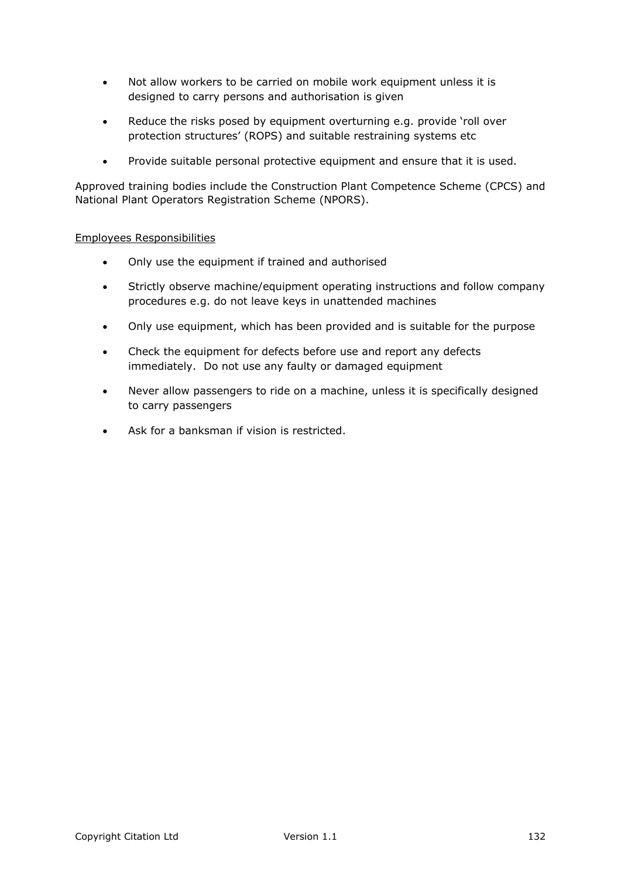- Not allow workers to be carried on mobile work equipment unless it is designed to carry persons and authorisation is given
- Reduce the risks posed by equipment overturning e.g. provide 'roll over protection structures' (ROPS) and suitable restraining systems etc
- Provide suitable personal protective equipment and ensure that it is used.

Approved training bodies include the Construction Plant Competence Scheme (CPCS) and National Plant Operators Registration Scheme (NPORS).

<u>Employees Responsibilities</u>

- Only use the equipment if trained and authorised
- Strictly observe machine/equipment operating instructions and follow company procedures e.g. do not leave keys in unattended machines
- Only use equipment, which has been provided and is suitable for the purpose
- Check the equipment for defects before use and report any defects immediately. Do not use any faulty or damaged equipment
- Never allow passengers to ride on a machine, unless it is specifically designed to carry passengers
- Ask for a banksman if vision is restricted.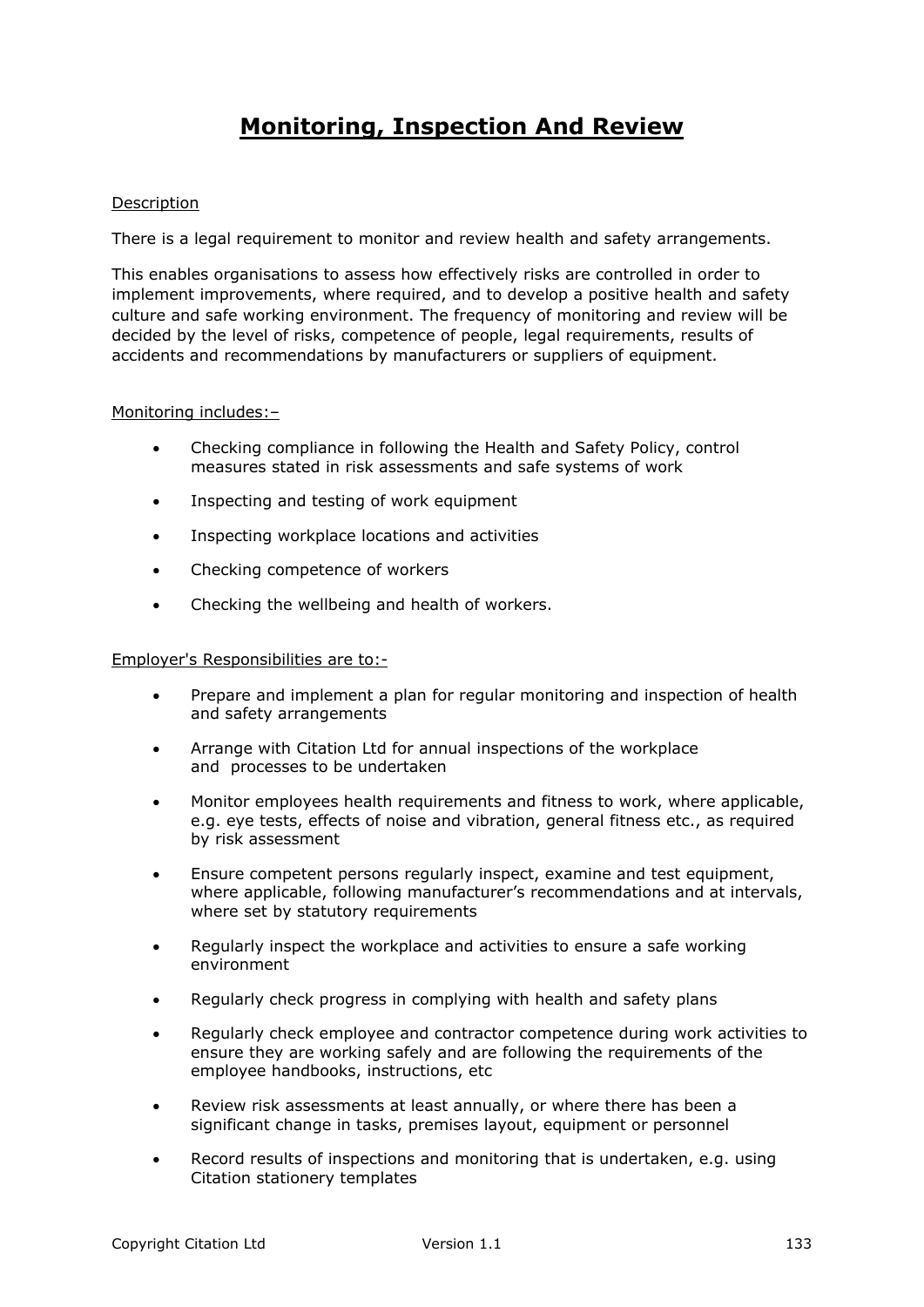# Monitoring, Inspection And Review

Description

There is a legal requirement to monitor and review health and safety arrangements.

This enables organisations to assess how effectively risks are controlled in order to implement improvements, where required, and to develop a positive health and safety culture and safe working environment. The frequency of monitoring and review will be decided by the level of risks, competence of people, legal requirements, results of accidents and recommendations by manufacturers or suppliers of equipment.

Monitoring includes:–

- Checking compliance in following the Health and Safety Policy, control measures stated in risk assessments and safe systems of work
- Inspecting and testing of work equipment
- Inspecting workplace locations and activities
- Checking competence of workers
- Checking the wellbeing and health of workers.

Employer's Responsibilities are to:-

- Prepare and implement a plan for regular monitoring and inspection of health and safety arrangements
- Arrange with Citation Ltd for annual inspections of the workplace and processes to be undertaken
- Monitor employees health requirements and fitness to work, where applicable, e.g. eye tests, effects of noise and vibration, general fitness etc., as required by risk assessment
- Ensure competent persons regularly inspect, examine and test equipment, where applicable, following manufacturer's recommendations and at intervals, where set by statutory requirements
- Regularly inspect the workplace and activities to ensure a safe working environment
- Regularly check progress in complying with health and safety plans
- Regularly check employee and contractor competence during work activities to ensure they are working safely and are following the requirements of the employee handbooks, instructions, etc
- Review risk assessments at least annually, or where there has been a significant change in tasks, premises layout, equipment or personnel
- Record results of inspections and monitoring that is undertaken, e.g. using Citation stationery templates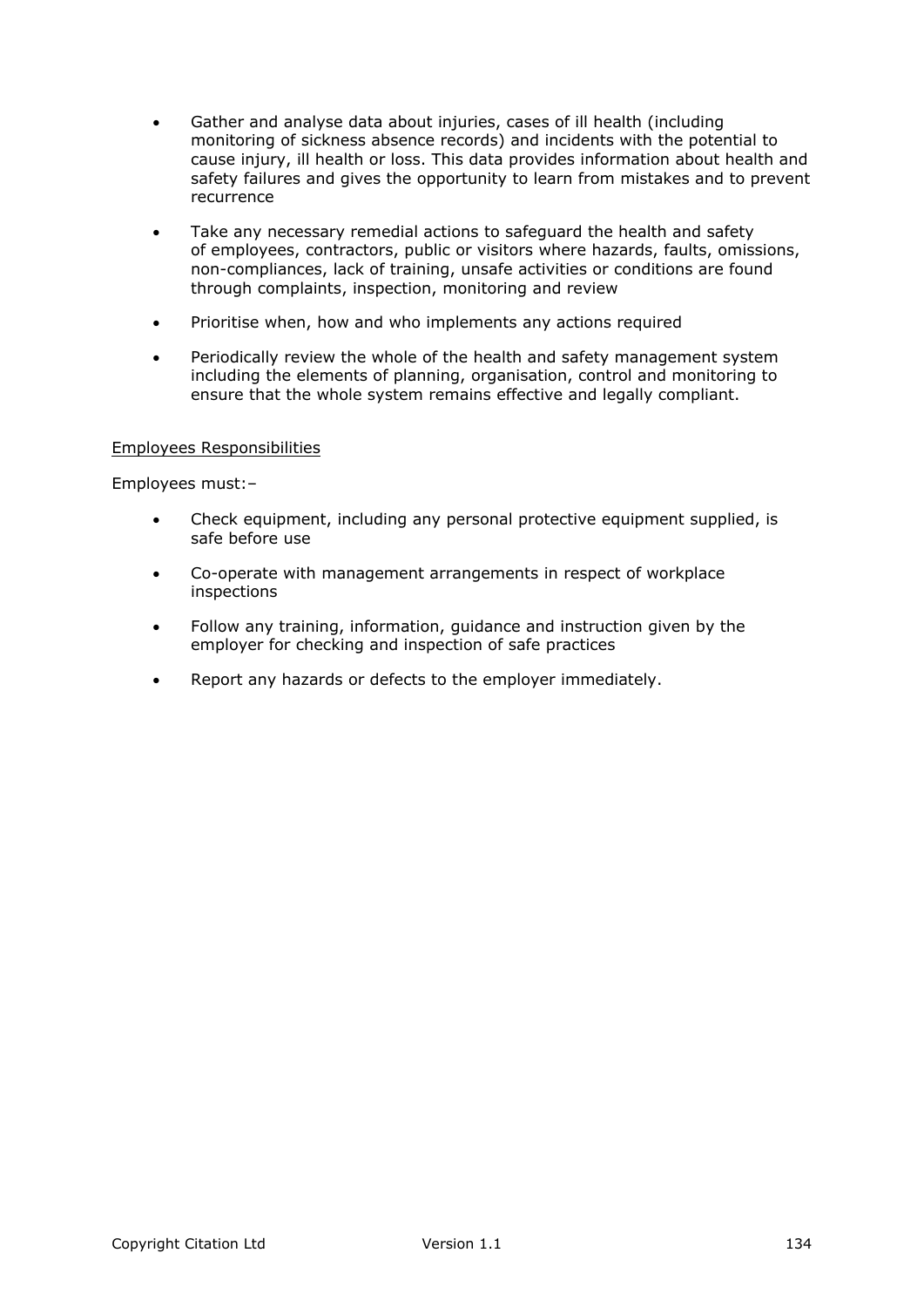- Gather and analyse data about injuries, cases of ill health (including monitoring of sickness absence records) and incidents with the potential to cause injury, ill health or loss. This data provides information about health and safety failures and gives the opportunity to learn from mistakes and to prevent recurrence
- Take any necessary remedial actions to safeguard the health and safety of employees, contractors, public or visitors where hazards, faults, omissions, non-compliances, lack of training, unsafe activities or conditions are found through complaints, inspection, monitoring and review
- Prioritise when, how and who implements any actions required
- Periodically review the whole of the health and safety management system including the elements of planning, organisation, control and monitoring to ensure that the whole system remains effective and legally compliant.

<u>Employees Responsibilities</u>

Employees must:–

- Check equipment, including any personal protective equipment supplied, is safe before use
- Co-operate with management arrangements in respect of workplace inspections
- Follow any training, information, guidance and instruction given by the employer for checking and inspection of safe practices
- Report any hazards or defects to the employer immediately.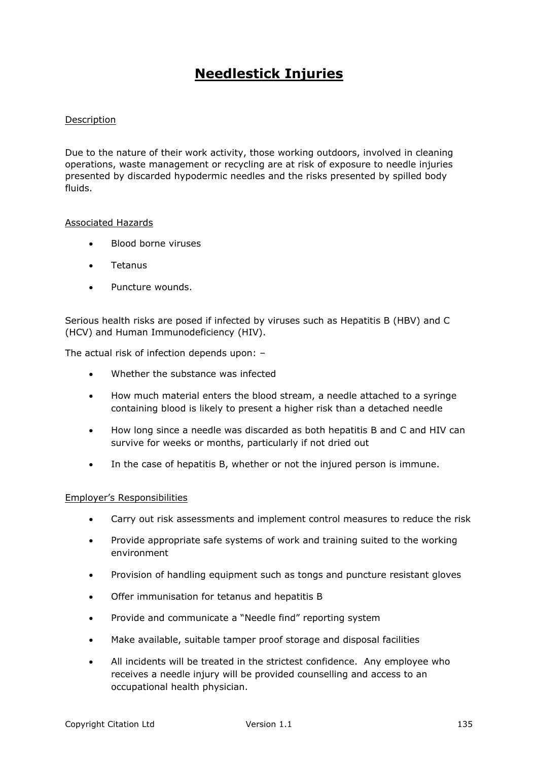# Needlestick Injuries

## Description

Due to the nature of their work activity, those working outdoors, involved in cleaning operations, waste management or recycling are at risk of exposure to needle injuries presented by discarded hypodermic needles and the risks presented by spilled body fluids.

## Associated Hazards

- Blood borne viruses
- Tetanus
- Puncture wounds.

Serious health risks are posed if infected by viruses such as Hepatitis B (HBV) and C (HCV) and Human Immunodeficiency (HIV).

The actual risk of infection depends upon: –

- Whether the substance was infected
- How much material enters the blood stream, a needle attached to a syringe containing blood is likely to present a higher risk than a detached needle
- How long since a needle was discarded as both hepatitis B and C and HIV can survive for weeks or months, particularly if not dried out
- In the case of hepatitis B, whether or not the injured person is immune.

## Employer's Responsibilities

- Carry out risk assessments and implement control measures to reduce the risk
- Provide appropriate safe systems of work and training suited to the working environment
- Provision of handling equipment such as tongs and puncture resistant gloves
- Offer immunisation for tetanus and hepatitis B
- Provide and communicate a "Needle find" reporting system
- Make available, suitable tamper proof storage and disposal facilities
- All incidents will be treated in the strictest confidence. Any employee who receives a needle injury will be provided counselling and access to an occupational health physician.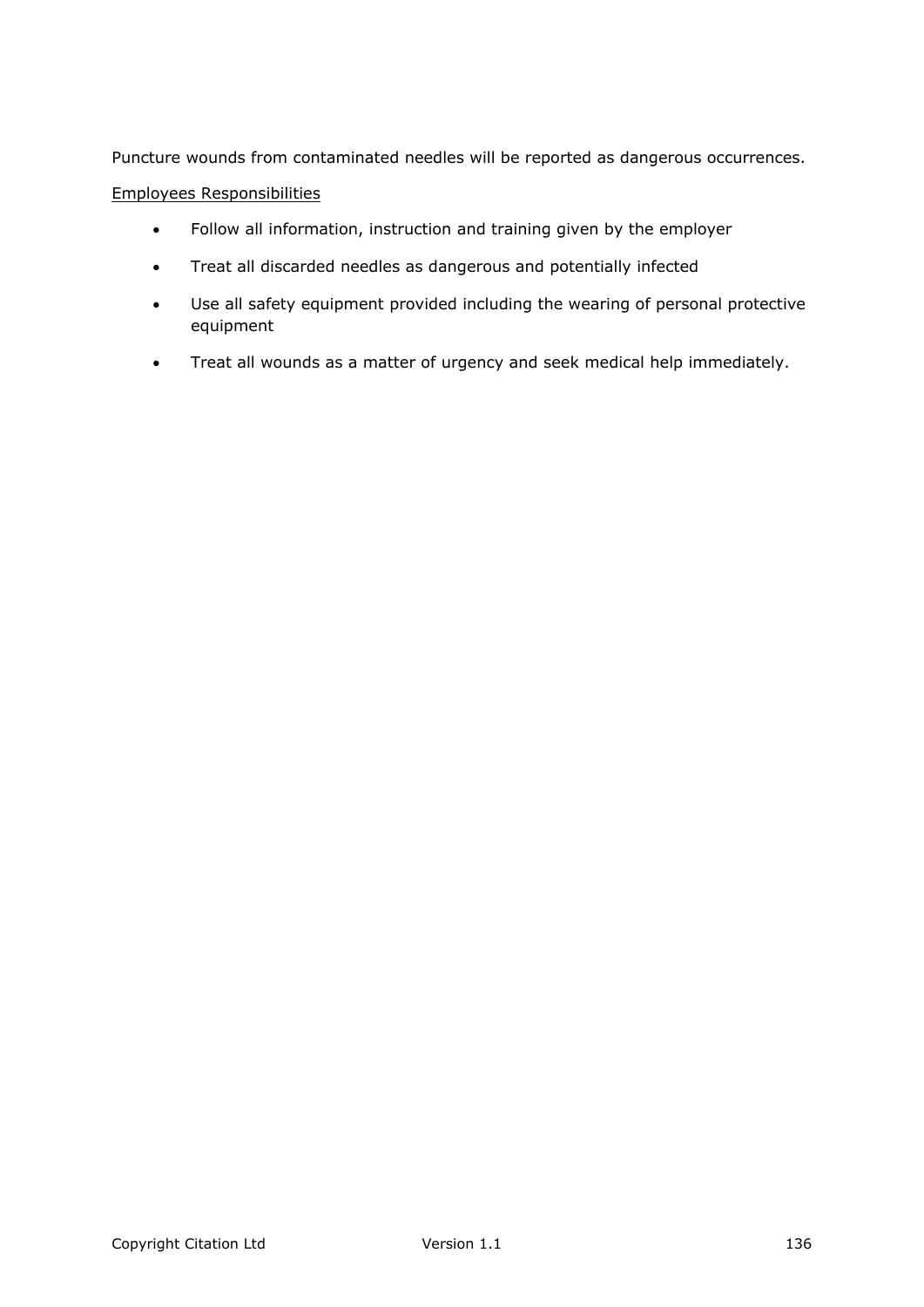Puncture wounds from contaminated needles will be reported as dangerous occurrences.

<u>Employees Responsibilities</u>

- Follow all information, instruction and training given by the employer
- Treat all discarded needles as dangerous and potentially infected
- Use all safety equipment provided including the wearing of personal protective equipment
- Treat all wounds as a matter of urgency and seek medical help immediately.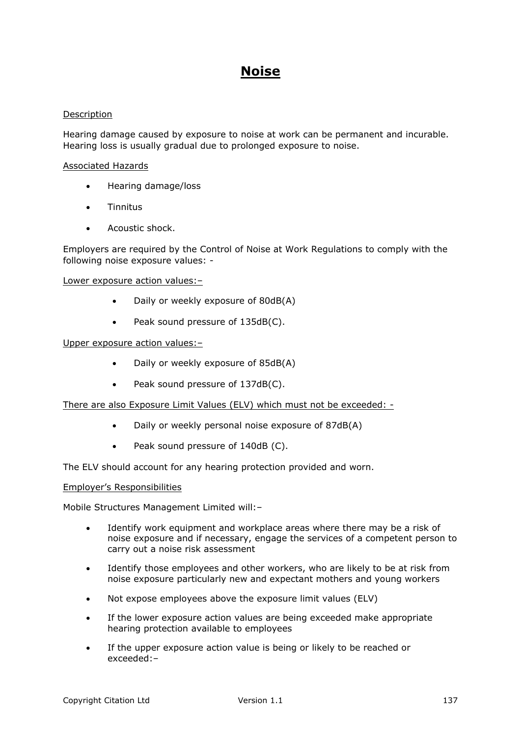# Noise

Description

Hearing damage caused by exposure to noise at work can be permanent and incurable. Hearing loss is usually gradual due to prolonged exposure to noise.

Associated Hazards

- Hearing damage/loss
- Tinnitus
- Acoustic shock.

Employers are required by the Control of Noise at Work Regulations to comply with the following noise exposure values: -

Lower exposure action values:–

- Daily or weekly exposure of 80dB(A)
- Peak sound pressure of 135dB(C).

Upper exposure action values:–

- Daily or weekly exposure of 85dB(A)
- Peak sound pressure of 137dB(C).

There are also Exposure Limit Values (ELV) which must not be exceeded: -

- Daily or weekly personal noise exposure of 87dB(A)
- Peak sound pressure of 140dB (C).

The ELV should account for any hearing protection provided and worn.

Employer's Responsibilities

Mobile Structures Management Limited will:–

- Identify work equipment and workplace areas where there may be a risk of noise exposure and if necessary, engage the services of a competent person to carry out a noise risk assessment
- Identify those employees and other workers, who are likely to be at risk from noise exposure particularly new and expectant mothers and young workers
- Not expose employees above the exposure limit values (ELV)
- If the lower exposure action values are being exceeded make appropriate hearing protection available to employees
- If the upper exposure action value is being or likely to be reached or exceeded:–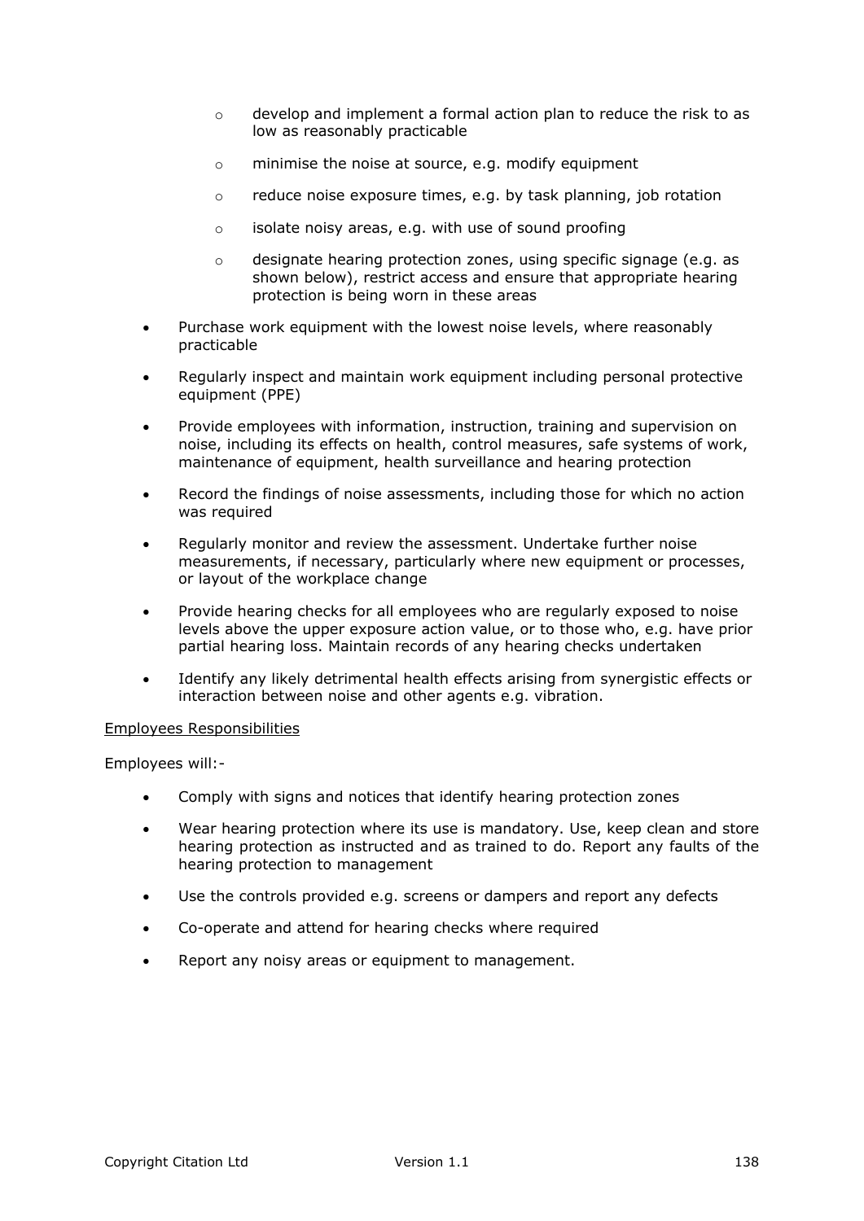- develop and implement a formal action plan to reduce the risk to as low as reasonably practicable
  - minimise the noise at source, e.g. modify equipment
  - reduce noise exposure times, e.g. by task planning, job rotation
  - isolate noisy areas, e.g. with use of sound proofing
  - designate hearing protection zones, using specific signage (e.g. as shown below), restrict access and ensure that appropriate hearing protection is being worn in these areas

- Purchase work equipment with the lowest noise levels, where reasonably practicable
- Regularly inspect and maintain work equipment including personal protective equipment (PPE)
- Provide employees with information, instruction, training and supervision on noise, including its effects on health, control measures, safe systems of work, maintenance of equipment, health surveillance and hearing protection
- Record the findings of noise assessments, including those for which no action was required
- Regularly monitor and review the assessment. Undertake further noise measurements, if necessary, particularly where new equipment or processes, or layout of the workplace change
- Provide hearing checks for all employees who are regularly exposed to noise levels above the upper exposure action value, or to those who, e.g. have prior partial hearing loss. Maintain records of any hearing checks undertaken
- Identify any likely detrimental health effects arising from synergistic effects or interaction between noise and other agents e.g. vibration.

<u>Employees Responsibilities</u>

Employees will:-

- Comply with signs and notices that identify hearing protection zones
- Wear hearing protection where its use is mandatory. Use, keep clean and store hearing protection as instructed and as trained to do. Report any faults of the hearing protection to management
- Use the controls provided e.g. screens or dampers and report any defects
- Co-operate and attend for hearing checks where required
- Report any noisy areas or equipment to management.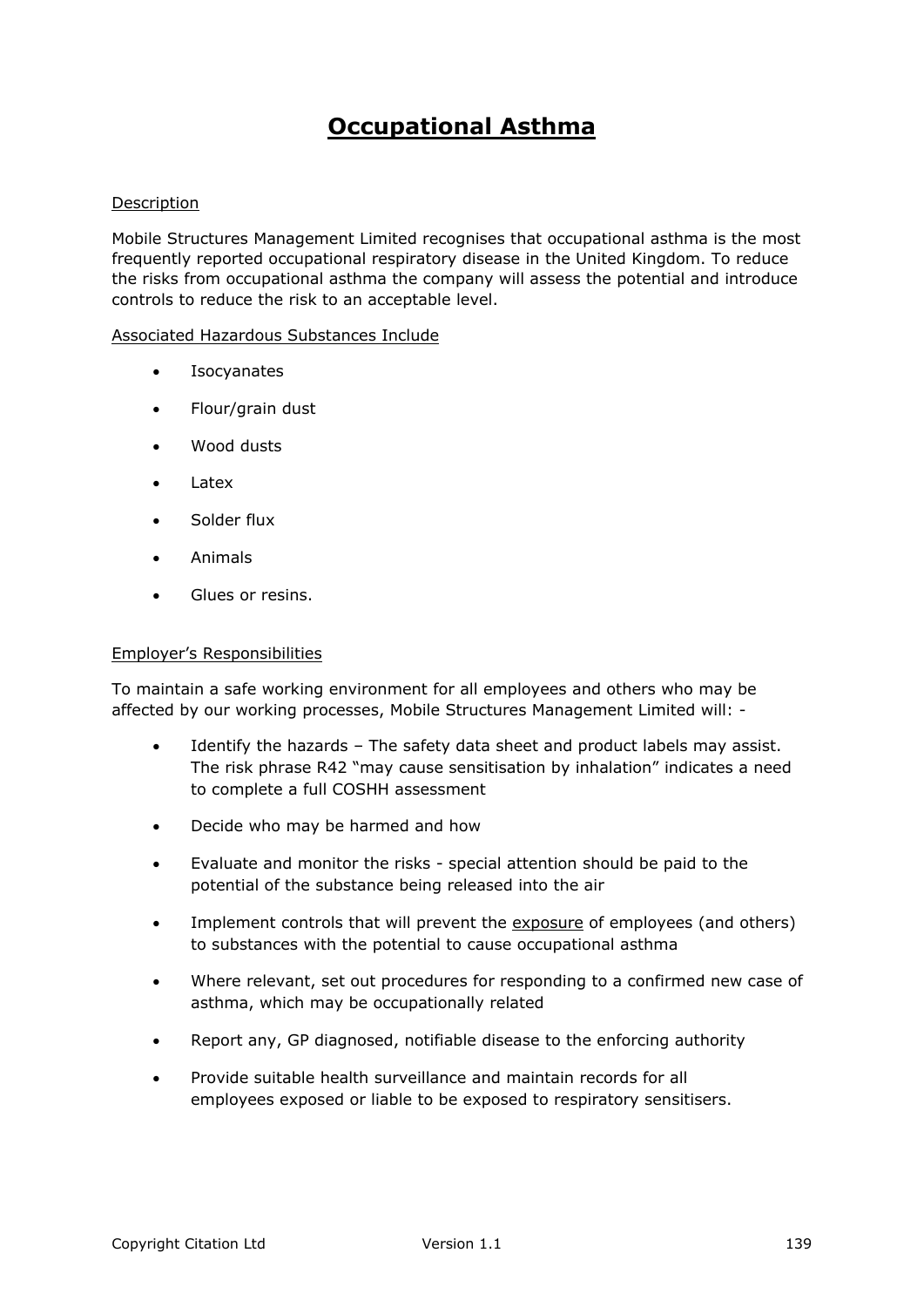# Occupational Asthma

Description

Mobile Structures Management Limited recognises that occupational asthma is the most frequently reported occupational respiratory disease in the United Kingdom. To reduce the risks from occupational asthma the company will assess the potential and introduce controls to reduce the risk to an acceptable level.

Associated Hazardous Substances Include

- Isocyanates
- Flour/grain dust
- Wood dusts
- Latex
- Solder flux
- Animals
- Glues or resins.

Employer's Responsibilities

To maintain a safe working environment for all employees and others who may be affected by our working processes, Mobile Structures Management Limited will: -

- Identify the hazards – The safety data sheet and product labels may assist. The risk phrase R42 "may cause sensitisation by inhalation" indicates a need to complete a full COSHH assessment
- Decide who may be harmed and how
- Evaluate and monitor the risks - special attention should be paid to the potential of the substance being released into the air
- Implement controls that will prevent the exposure of employees (and others) to substances with the potential to cause occupational asthma
- Where relevant, set out procedures for responding to a confirmed new case of asthma, which may be occupationally related
- Report any, GP diagnosed, notifiable disease to the enforcing authority
- Provide suitable health surveillance and maintain records for all employees exposed or liable to be exposed to respiratory sensitisers.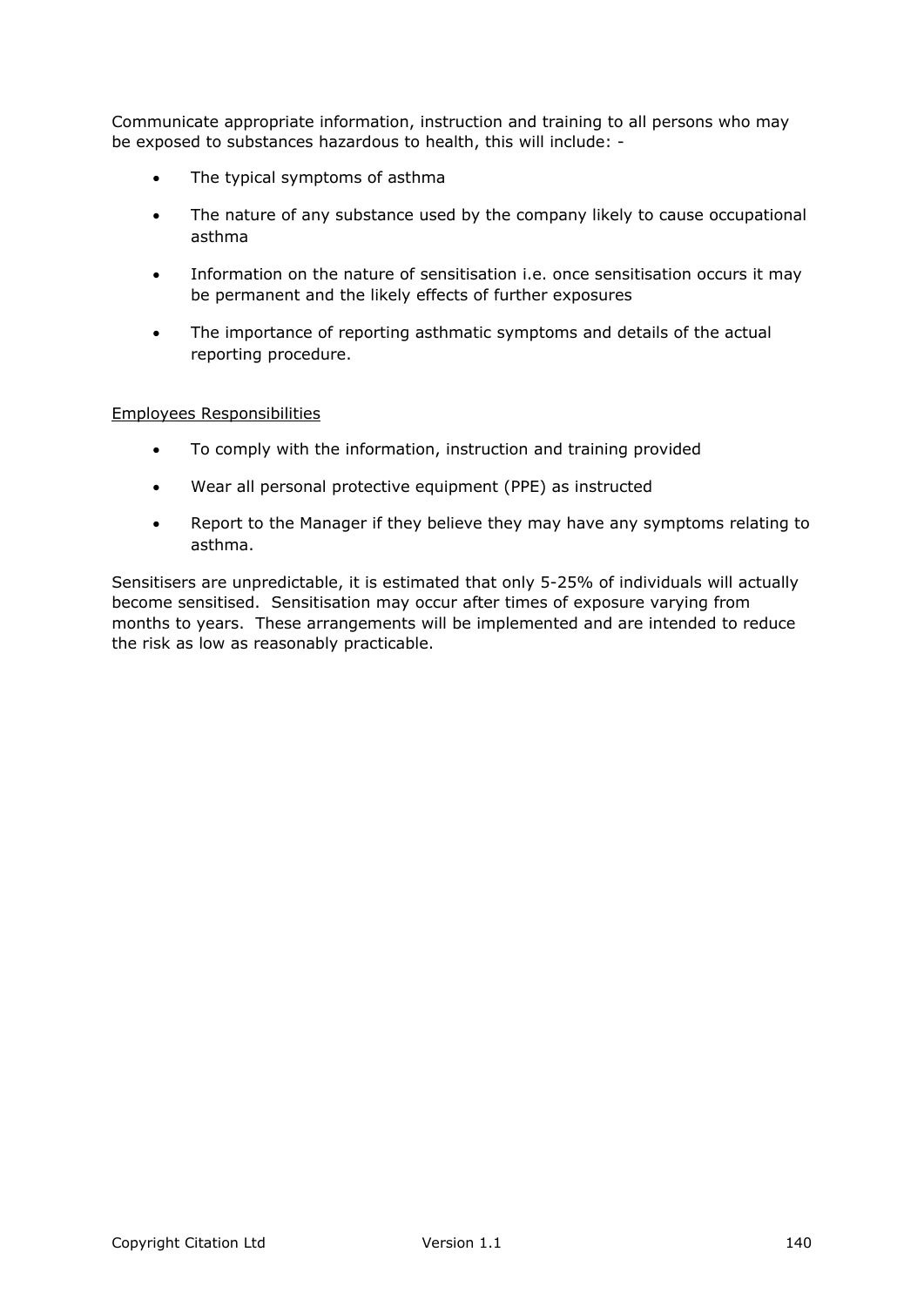Communicate appropriate information, instruction and training to all persons who may be exposed to substances hazardous to health, this will include: -

- The typical symptoms of asthma
- The nature of any substance used by the company likely to cause occupational asthma
- Information on the nature of sensitisation i.e. once sensitisation occurs it may be permanent and the likely effects of further exposures
- The importance of reporting asthmatic symptoms and details of the actual reporting procedure.

<u>Employees Responsibilities</u>

- To comply with the information, instruction and training provided
- Wear all personal protective equipment (PPE) as instructed
- Report to the Manager if they believe they may have any symptoms relating to asthma.

Sensitisers are unpredictable, it is estimated that only 5-25% of individuals will actually become sensitised. Sensitisation may occur after times of exposure varying from months to years. These arrangements will be implemented and are intended to reduce the risk as low as reasonably practicable.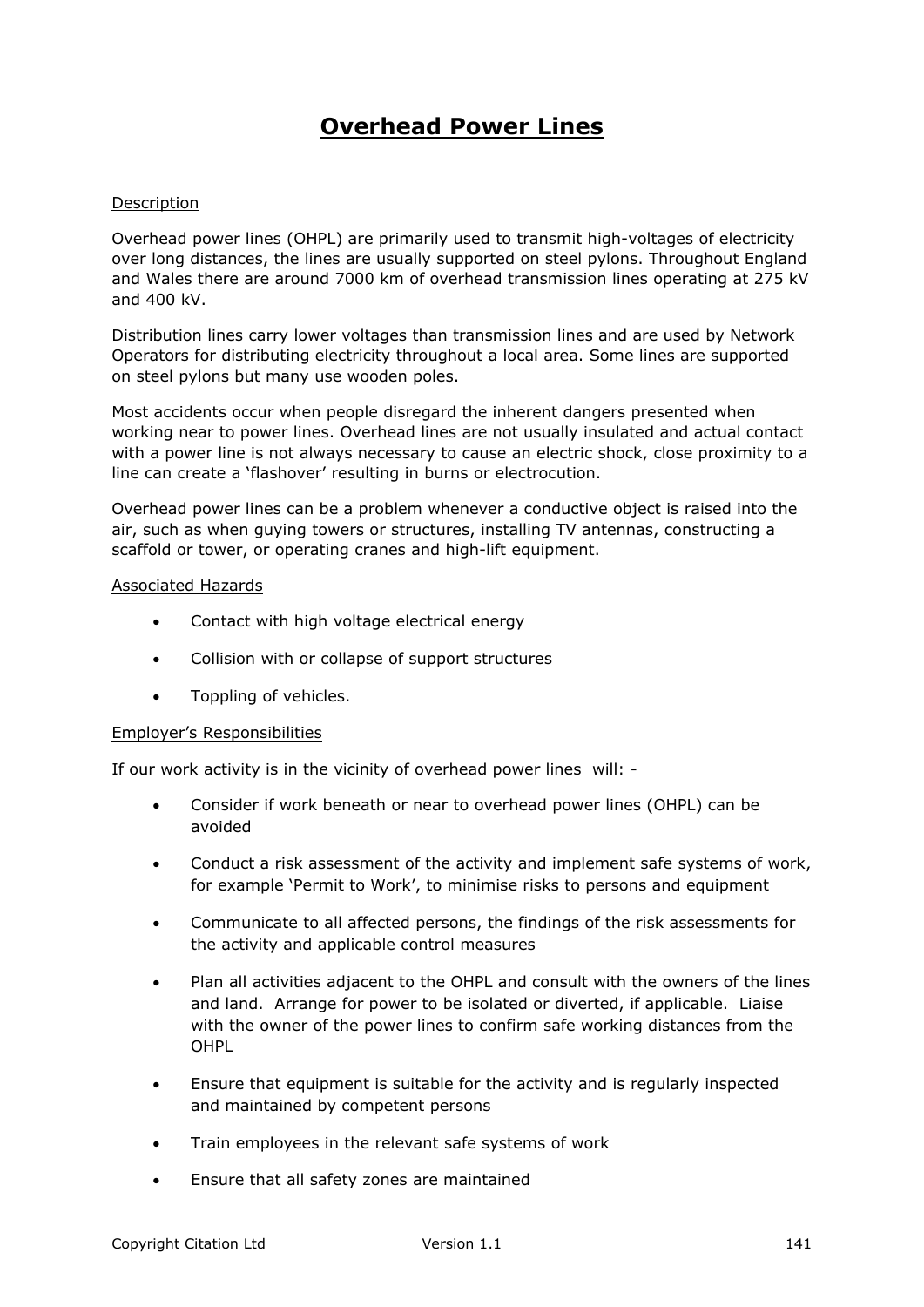# Overhead Power Lines

## Description

Overhead power lines (OHPL) are primarily used to transmit high-voltages of electricity over long distances, the lines are usually supported on steel pylons. Throughout England and Wales there are around 7000 km of overhead transmission lines operating at 275 kV and 400 kV.

Distribution lines carry lower voltages than transmission lines and are used by Network Operators for distributing electricity throughout a local area. Some lines are supported on steel pylons but many use wooden poles.

Most accidents occur when people disregard the inherent dangers presented when working near to power lines. Overhead lines are not usually insulated and actual contact with a power line is not always necessary to cause an electric shock, close proximity to a line can create a 'flashover' resulting in burns or electrocution.

Overhead power lines can be a problem whenever a conductive object is raised into the air, such as when guying towers or structures, installing TV antennas, constructing a scaffold or tower, or operating cranes and high-lift equipment.

## Associated Hazards

- Contact with high voltage electrical energy
- Collision with or collapse of support structures
- Toppling of vehicles.

## Employer's Responsibilities

If our work activity is in the vicinity of overhead power lines will: -

- Consider if work beneath or near to overhead power lines (OHPL) can be avoided
- Conduct a risk assessment of the activity and implement safe systems of work, for example 'Permit to Work', to minimise risks to persons and equipment
- Communicate to all affected persons, the findings of the risk assessments for the activity and applicable control measures
- Plan all activities adjacent to the OHPL and consult with the owners of the lines and land. Arrange for power to be isolated or diverted, if applicable. Liaise with the owner of the power lines to confirm safe working distances from the OHPL
- Ensure that equipment is suitable for the activity and is regularly inspected and maintained by competent persons
- Train employees in the relevant safe systems of work
- Ensure that all safety zones are maintained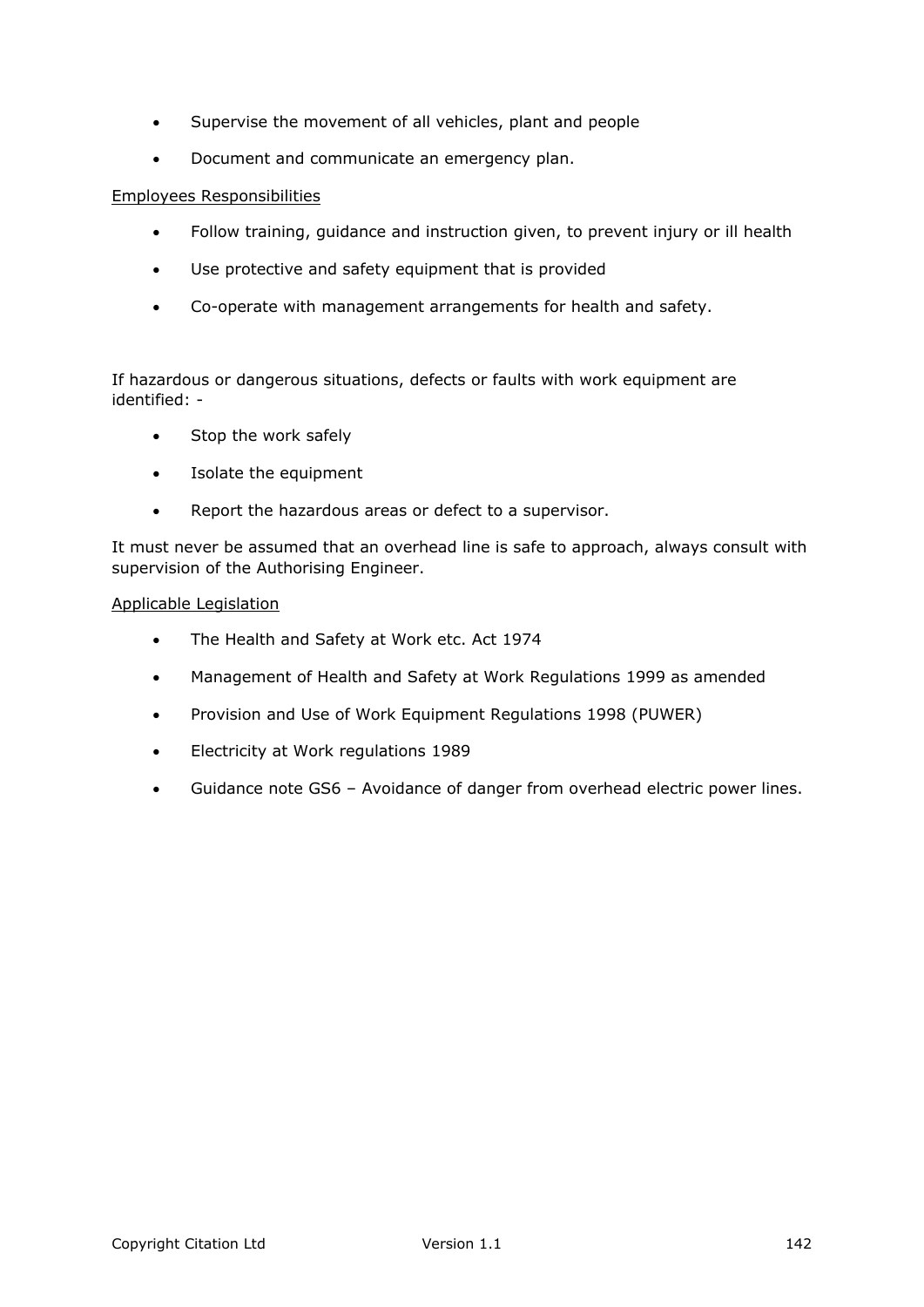- Supervise the movement of all vehicles, plant and people
- Document and communicate an emergency plan.

Employees Responsibilities

- Follow training, guidance and instruction given, to prevent injury or ill health
- Use protective and safety equipment that is provided
- Co-operate with management arrangements for health and safety.

If hazardous or dangerous situations, defects or faults with work equipment are identified: -

- Stop the work safely
- Isolate the equipment
- Report the hazardous areas or defect to a supervisor.

It must never be assumed that an overhead line is safe to approach, always consult with supervision of the Authorising Engineer.

Applicable Legislation

- The Health and Safety at Work etc. Act 1974
- Management of Health and Safety at Work Regulations 1999 as amended
- Provision and Use of Work Equipment Regulations 1998 (PUWER)
- Electricity at Work regulations 1989
- Guidance note GS6 – Avoidance of danger from overhead electric power lines.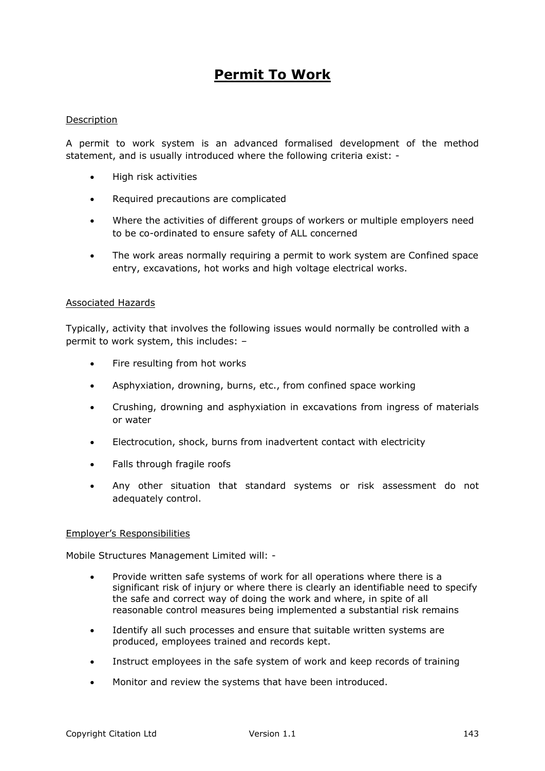# Permit To Work

## Description

A permit to work system is an advanced formalised development of the method statement, and is usually introduced where the following criteria exist: -

- High risk activities
- Required precautions are complicated
- Where the activities of different groups of workers or multiple employers need to be co-ordinated to ensure safety of ALL concerned
- The work areas normally requiring a permit to work system are Confined space entry, excavations, hot works and high voltage electrical works.

## Associated Hazards

Typically, activity that involves the following issues would normally be controlled with a permit to work system, this includes: –

- Fire resulting from hot works
- Asphyxiation, drowning, burns, etc., from confined space working
- Crushing, drowning and asphyxiation in excavations from ingress of materials or water
- Electrocution, shock, burns from inadvertent contact with electricity
- Falls through fragile roofs
- Any other situation that standard systems or risk assessment do not adequately control.

## Employer's Responsibilities

Mobile Structures Management Limited will: -

- Provide written safe systems of work for all operations where there is a significant risk of injury or where there is clearly an identifiable need to specify the safe and correct way of doing the work and where, in spite of all reasonable control measures being implemented a substantial risk remains
- Identify all such processes and ensure that suitable written systems are produced, employees trained and records kept.
- Instruct employees in the safe system of work and keep records of training
- Monitor and review the systems that have been introduced.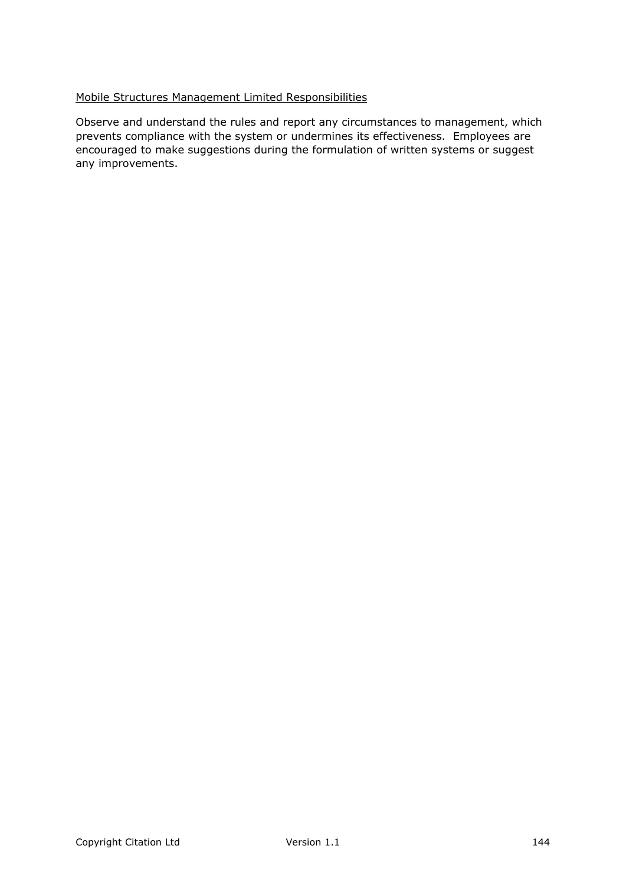<u>Mobile Structures Management Limited Responsibilities</u>

Observe and understand the rules and report any circumstances to management, which prevents compliance with the system or undermines its effectiveness. Employees are encouraged to make suggestions during the formulation of written systems or suggest any improvements.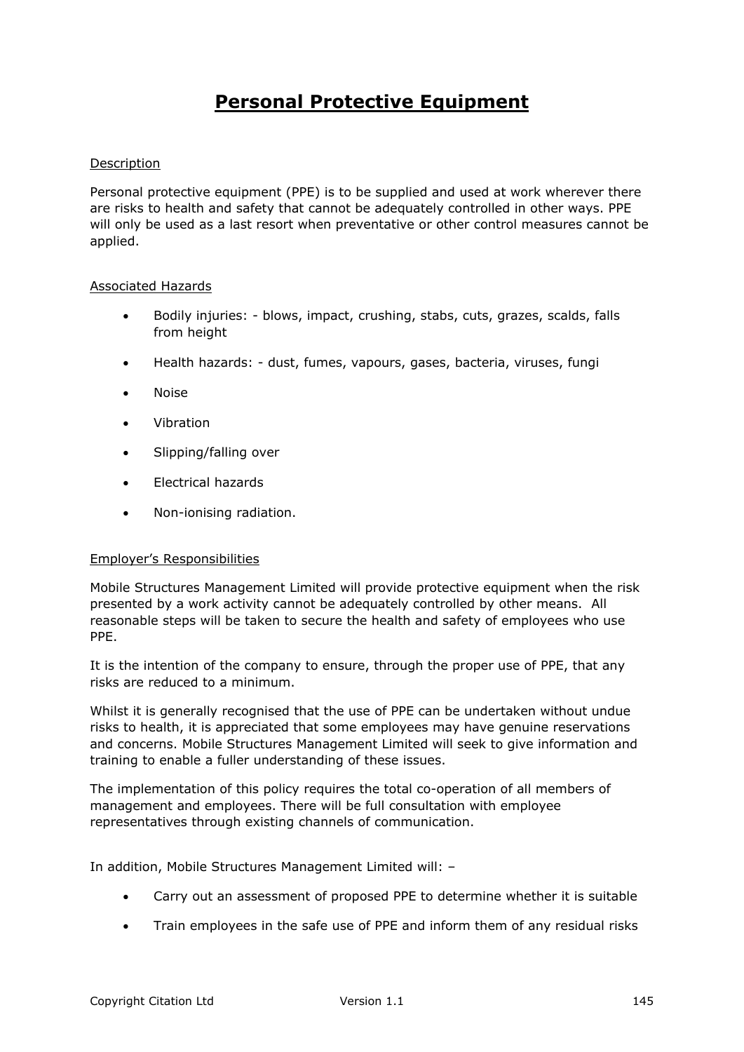# Personal Protective Equipment

Description

Personal protective equipment (PPE) is to be supplied and used at work wherever there are risks to health and safety that cannot be adequately controlled in other ways. PPE will only be used as a last resort when preventative or other control measures cannot be applied.

Associated Hazards

- Bodily injuries: - blows, impact, crushing, stabs, cuts, grazes, scalds, falls from height
- Health hazards: - dust, fumes, vapours, gases, bacteria, viruses, fungi
- Noise
- Vibration
- Slipping/falling over
- Electrical hazards
- Non-ionising radiation.

Employer's Responsibilities

Mobile Structures Management Limited will provide protective equipment when the risk presented by a work activity cannot be adequately controlled by other means. All reasonable steps will be taken to secure the health and safety of employees who use PPE.

It is the intention of the company to ensure, through the proper use of PPE, that any risks are reduced to a minimum.

Whilst it is generally recognised that the use of PPE can be undertaken without undue risks to health, it is appreciated that some employees may have genuine reservations and concerns. Mobile Structures Management Limited will seek to give information and training to enable a fuller understanding of these issues.

The implementation of this policy requires the total co-operation of all members of management and employees. There will be full consultation with employee representatives through existing channels of communication.

In addition, Mobile Structures Management Limited will: –

- Carry out an assessment of proposed PPE to determine whether it is suitable
- Train employees in the safe use of PPE and inform them of any residual risks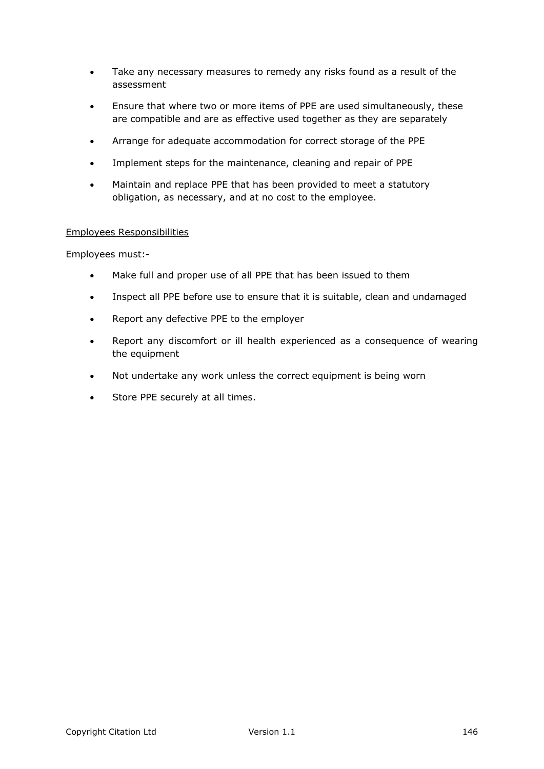- Take any necessary measures to remedy any risks found as a result of the assessment
- Ensure that where two or more items of PPE are used simultaneously, these are compatible and are as effective used together as they are separately
- Arrange for adequate accommodation for correct storage of the PPE
- Implement steps for the maintenance, cleaning and repair of PPE
- Maintain and replace PPE that has been provided to meet a statutory obligation, as necessary, and at no cost to the employee.

<u>Employees Responsibilities</u>

Employees must:-

- Make full and proper use of all PPE that has been issued to them
- Inspect all PPE before use to ensure that it is suitable, clean and undamaged
- Report any defective PPE to the employer
- Report any discomfort or ill health experienced as a consequence of wearing the equipment
- Not undertake any work unless the correct equipment is being worn
- Store PPE securely at all times.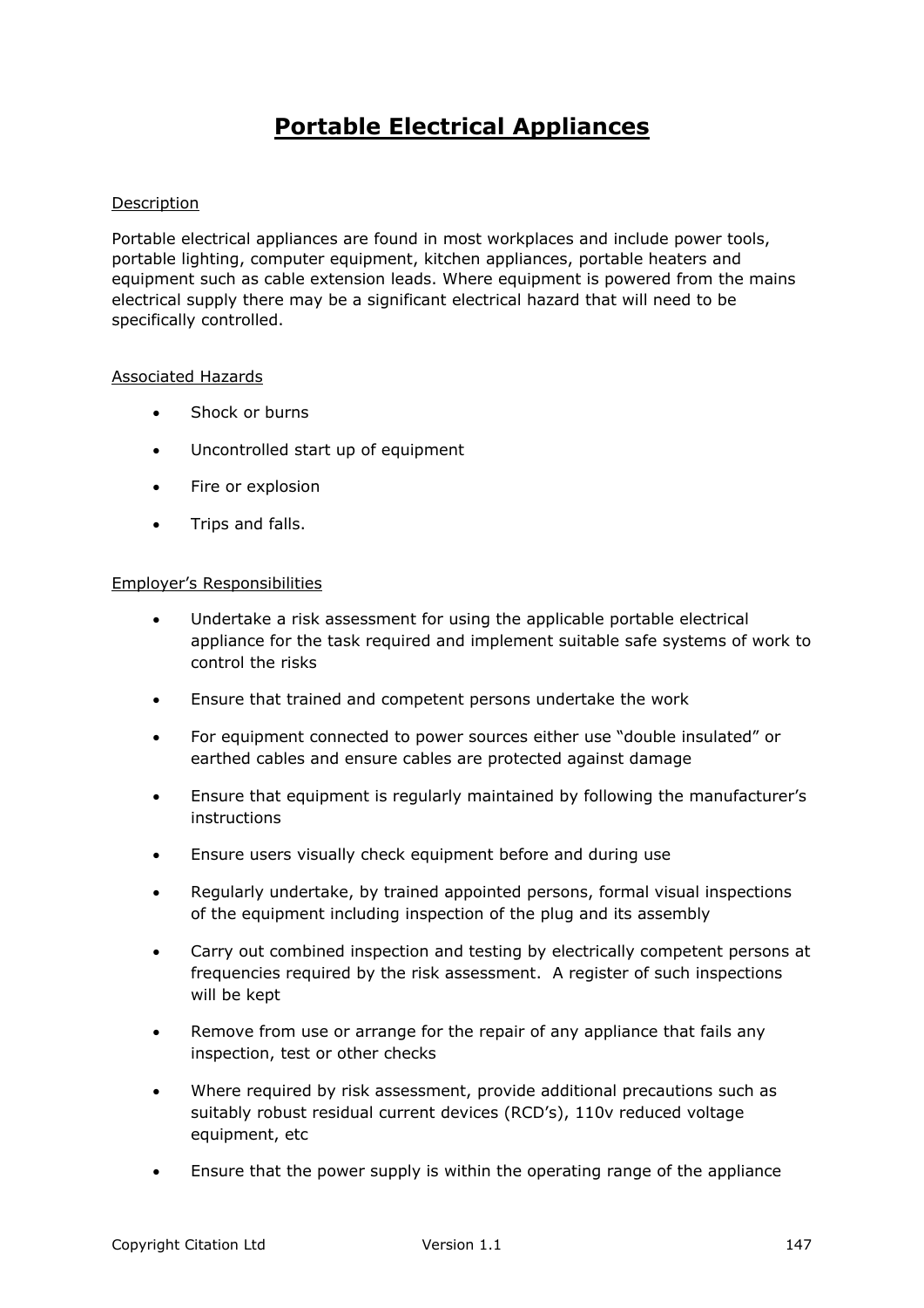# Portable Electrical Appliances

## Description

Portable electrical appliances are found in most workplaces and include power tools, portable lighting, computer equipment, kitchen appliances, portable heaters and equipment such as cable extension leads. Where equipment is powered from the mains electrical supply there may be a significant electrical hazard that will need to be specifically controlled.

## Associated Hazards

- Shock or burns
- Uncontrolled start up of equipment
- Fire or explosion
- Trips and falls.

## Employer's Responsibilities

- Undertake a risk assessment for using the applicable portable electrical appliance for the task required and implement suitable safe systems of work to control the risks
- Ensure that trained and competent persons undertake the work
- For equipment connected to power sources either use "double insulated" or earthed cables and ensure cables are protected against damage
- Ensure that equipment is regularly maintained by following the manufacturer's instructions
- Ensure users visually check equipment before and during use
- Regularly undertake, by trained appointed persons, formal visual inspections of the equipment including inspection of the plug and its assembly
- Carry out combined inspection and testing by electrically competent persons at frequencies required by the risk assessment. A register of such inspections will be kept
- Remove from use or arrange for the repair of any appliance that fails any inspection, test or other checks
- Where required by risk assessment, provide additional precautions such as suitably robust residual current devices (RCD's), 110v reduced voltage equipment, etc
- Ensure that the power supply is within the operating range of the appliance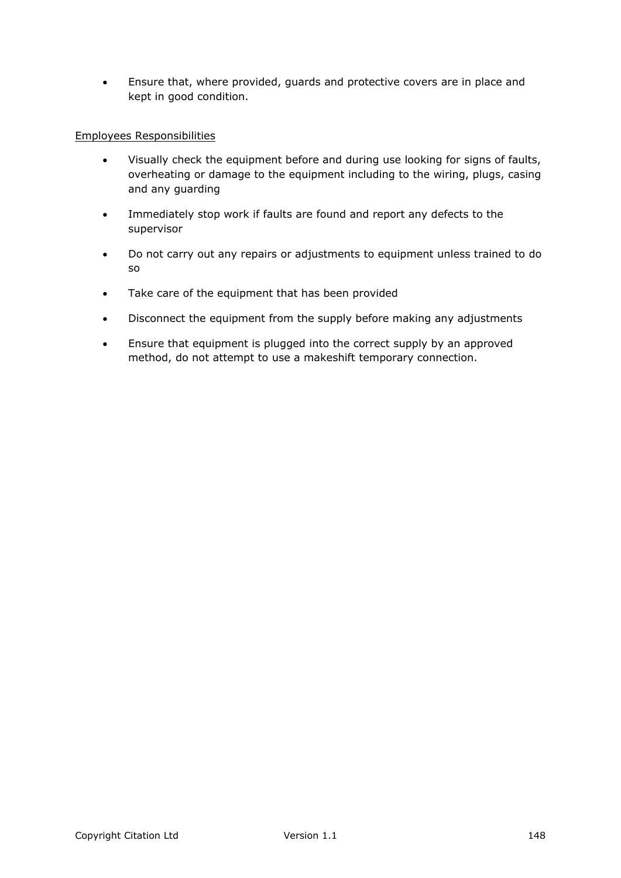- Ensure that, where provided, guards and protective covers are in place and kept in good condition.

<u>Employees Responsibilities</u>

- Visually check the equipment before and during use looking for signs of faults, overheating or damage to the equipment including to the wiring, plugs, casing and any guarding
- Immediately stop work if faults are found and report any defects to the supervisor
- Do not carry out any repairs or adjustments to equipment unless trained to do so
- Take care of the equipment that has been provided
- Disconnect the equipment from the supply before making any adjustments
- Ensure that equipment is plugged into the correct supply by an approved method, do not attempt to use a makeshift temporary connection.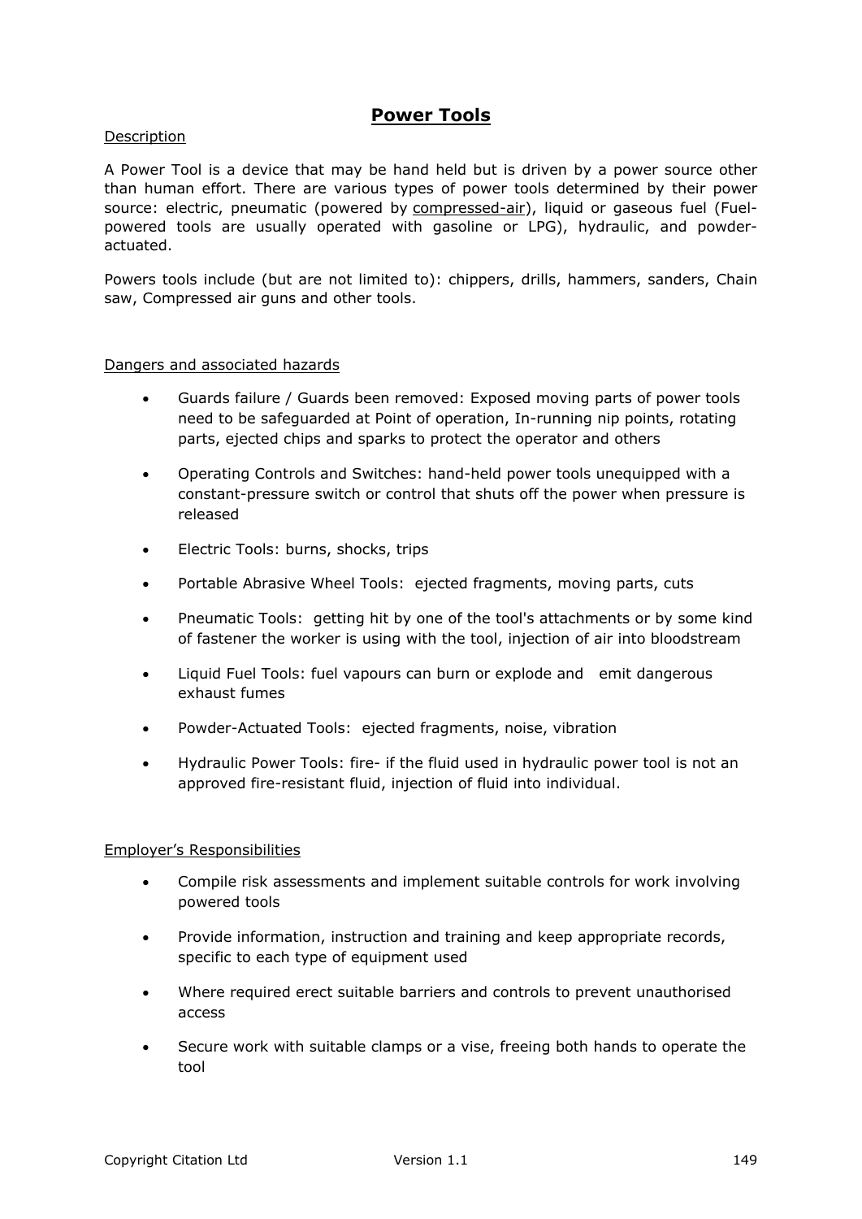# Power Tools

Description

A Power Tool is a device that may be hand held but is driven by a power source other than human effort. There are various types of power tools determined by their power source: electric, pneumatic (powered by compressed-air), liquid or gaseous fuel (Fuel-powered tools are usually operated with gasoline or LPG), hydraulic, and powder-actuated.

Powers tools include (but are not limited to): chippers, drills, hammers, sanders, Chain saw, Compressed air guns and other tools.

Dangers and associated hazards

- Guards failure / Guards been removed: Exposed moving parts of power tools need to be safeguarded at Point of operation, In-running nip points, rotating parts, ejected chips and sparks to protect the operator and others
- Operating Controls and Switches: hand-held power tools unequipped with a constant-pressure switch or control that shuts off the power when pressure is released
- Electric Tools: burns, shocks, trips
- Portable Abrasive Wheel Tools: ejected fragments, moving parts, cuts
- Pneumatic Tools: getting hit by one of the tool's attachments or by some kind of fastener the worker is using with the tool, injection of air into bloodstream
- Liquid Fuel Tools: fuel vapours can burn or explode and emit dangerous exhaust fumes
- Powder-Actuated Tools: ejected fragments, noise, vibration
- Hydraulic Power Tools: fire- if the fluid used in hydraulic power tool is not an approved fire-resistant fluid, injection of fluid into individual.

Employer's Responsibilities

- Compile risk assessments and implement suitable controls for work involving powered tools
- Provide information, instruction and training and keep appropriate records, specific to each type of equipment used
- Where required erect suitable barriers and controls to prevent unauthorised access
- Secure work with suitable clamps or a vise, freeing both hands to operate the tool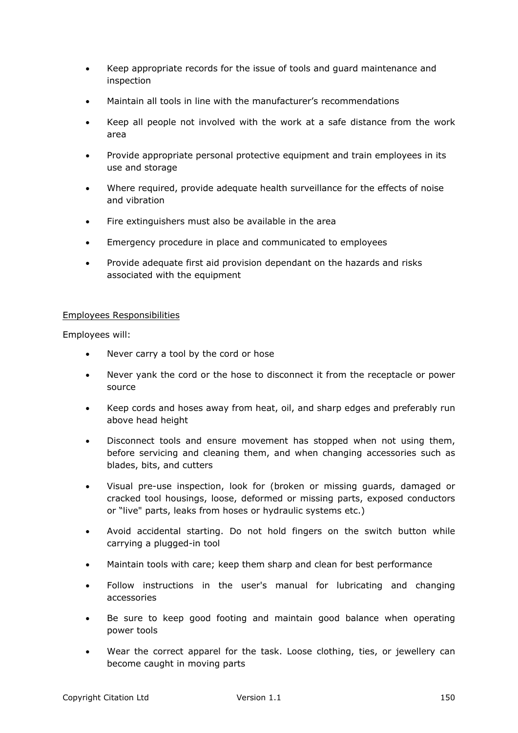- Keep appropriate records for the issue of tools and guard maintenance and inspection
- Maintain all tools in line with the manufacturer's recommendations
- Keep all people not involved with the work at a safe distance from the work area
- Provide appropriate personal protective equipment and train employees in its use and storage
- Where required, provide adequate health surveillance for the effects of noise and vibration
- Fire extinguishers must also be available in the area
- Emergency procedure in place and communicated to employees
- Provide adequate first aid provision dependant on the hazards and risks associated with the equipment

<u>Employees Responsibilities</u>

Employees will:

- Never carry a tool by the cord or hose
- Never yank the cord or the hose to disconnect it from the receptacle or power source
- Keep cords and hoses away from heat, oil, and sharp edges and preferably run above head height
- Disconnect tools and ensure movement has stopped when not using them, before servicing and cleaning them, and when changing accessories such as blades, bits, and cutters
- Visual pre-use inspection, look for (broken or missing guards, damaged or cracked tool housings, loose, deformed or missing parts, exposed conductors or "live" parts, leaks from hoses or hydraulic systems etc.)
- Avoid accidental starting. Do not hold fingers on the switch button while carrying a plugged-in tool
- Maintain tools with care; keep them sharp and clean for best performance
- Follow instructions in the user's manual for lubricating and changing accessories
- Be sure to keep good footing and maintain good balance when operating power tools
- Wear the correct apparel for the task. Loose clothing, ties, or jewellery can become caught in moving parts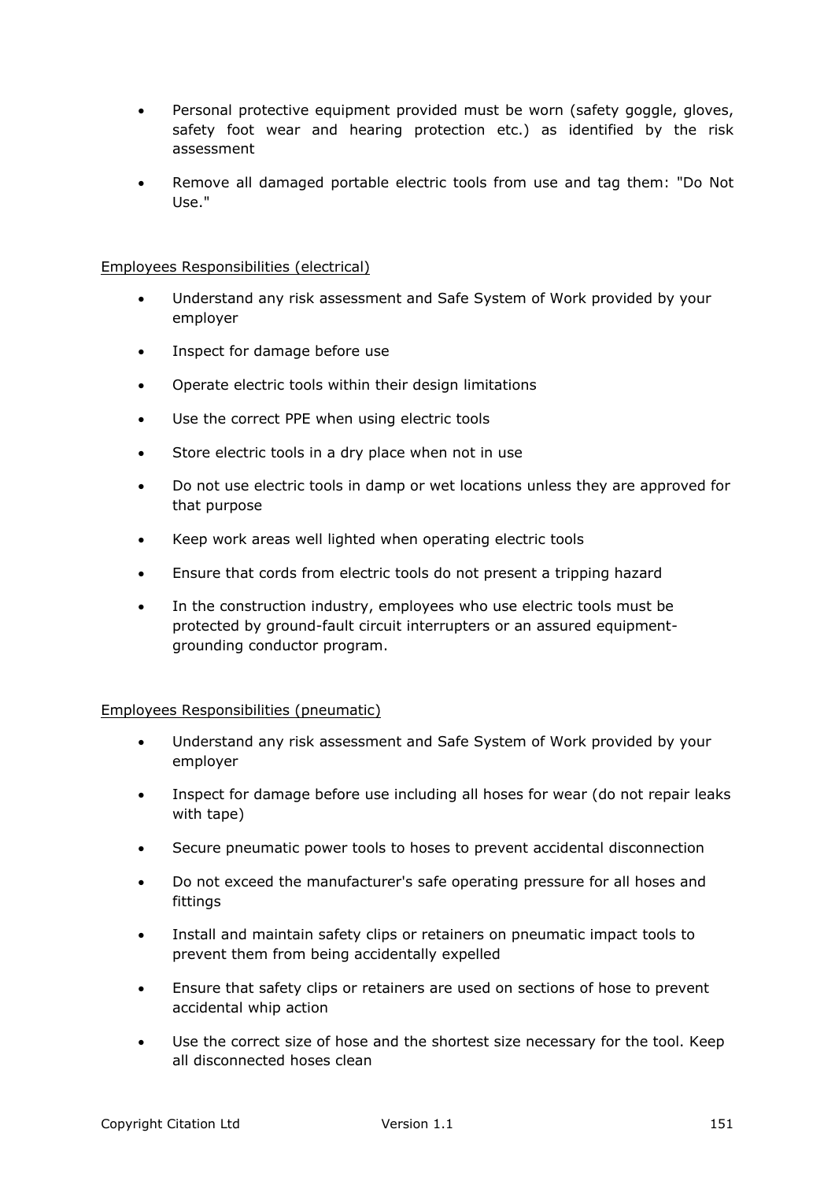- Personal protective equipment provided must be worn (safety goggle, gloves, safety foot wear and hearing protection etc.) as identified by the risk assessment
- Remove all damaged portable electric tools from use and tag them: "Do Not Use."

<u>Employees Responsibilities (electrical)</u>

- Understand any risk assessment and Safe System of Work provided by your employer
- Inspect for damage before use
- Operate electric tools within their design limitations
- Use the correct PPE when using electric tools
- Store electric tools in a dry place when not in use
- Do not use electric tools in damp or wet locations unless they are approved for that purpose
- Keep work areas well lighted when operating electric tools
- Ensure that cords from electric tools do not present a tripping hazard
- In the construction industry, employees who use electric tools must be protected by ground-fault circuit interrupters or an assured equipment-grounding conductor program.

<u>Employees Responsibilities (pneumatic)</u>

- Understand any risk assessment and Safe System of Work provided by your employer
- Inspect for damage before use including all hoses for wear (do not repair leaks with tape)
- Secure pneumatic power tools to hoses to prevent accidental disconnection
- Do not exceed the manufacturer's safe operating pressure for all hoses and fittings
- Install and maintain safety clips or retainers on pneumatic impact tools to prevent them from being accidentally expelled
- Ensure that safety clips or retainers are used on sections of hose to prevent accidental whip action
- Use the correct size of hose and the shortest size necessary for the tool. Keep all disconnected hoses clean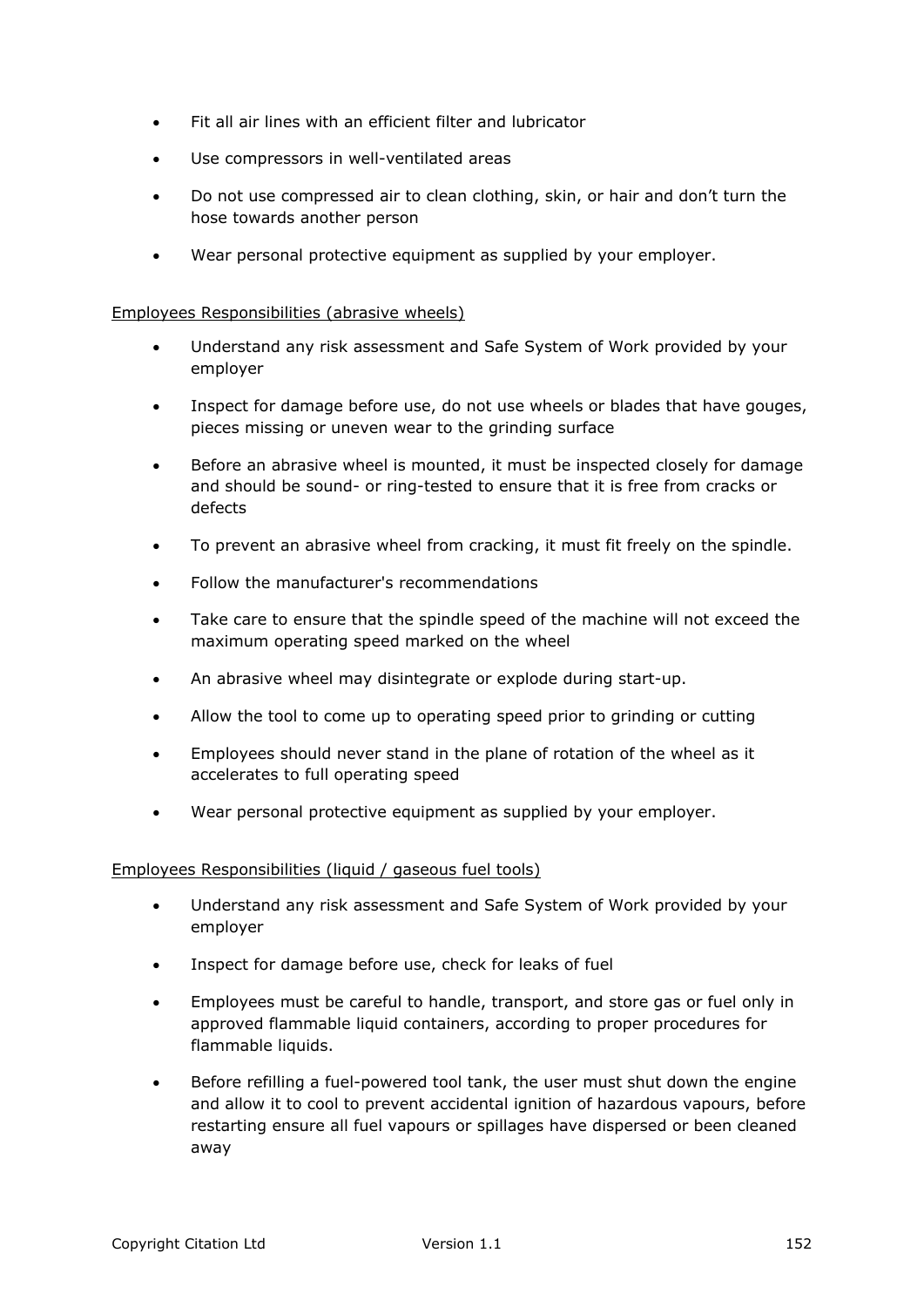- Fit all air lines with an efficient filter and lubricator
- Use compressors in well-ventilated areas
- Do not use compressed air to clean clothing, skin, or hair and don't turn the hose towards another person
- Wear personal protective equipment as supplied by your employer.

<u>Employees Responsibilities (abrasive wheels)</u>

- Understand any risk assessment and Safe System of Work provided by your employer
- Inspect for damage before use, do not use wheels or blades that have gouges, pieces missing or uneven wear to the grinding surface
- Before an abrasive wheel is mounted, it must be inspected closely for damage and should be sound- or ring-tested to ensure that it is free from cracks or defects
- To prevent an abrasive wheel from cracking, it must fit freely on the spindle.
- Follow the manufacturer's recommendations
- Take care to ensure that the spindle speed of the machine will not exceed the maximum operating speed marked on the wheel
- An abrasive wheel may disintegrate or explode during start-up.
- Allow the tool to come up to operating speed prior to grinding or cutting
- Employees should never stand in the plane of rotation of the wheel as it accelerates to full operating speed
- Wear personal protective equipment as supplied by your employer.

<u>Employees Responsibilities (liquid / gaseous fuel tools)</u>

- Understand any risk assessment and Safe System of Work provided by your employer
- Inspect for damage before use, check for leaks of fuel
- Employees must be careful to handle, transport, and store gas or fuel only in approved flammable liquid containers, according to proper procedures for flammable liquids.
- Before refilling a fuel-powered tool tank, the user must shut down the engine and allow it to cool to prevent accidental ignition of hazardous vapours, before restarting ensure all fuel vapours or spillages have dispersed or been cleaned away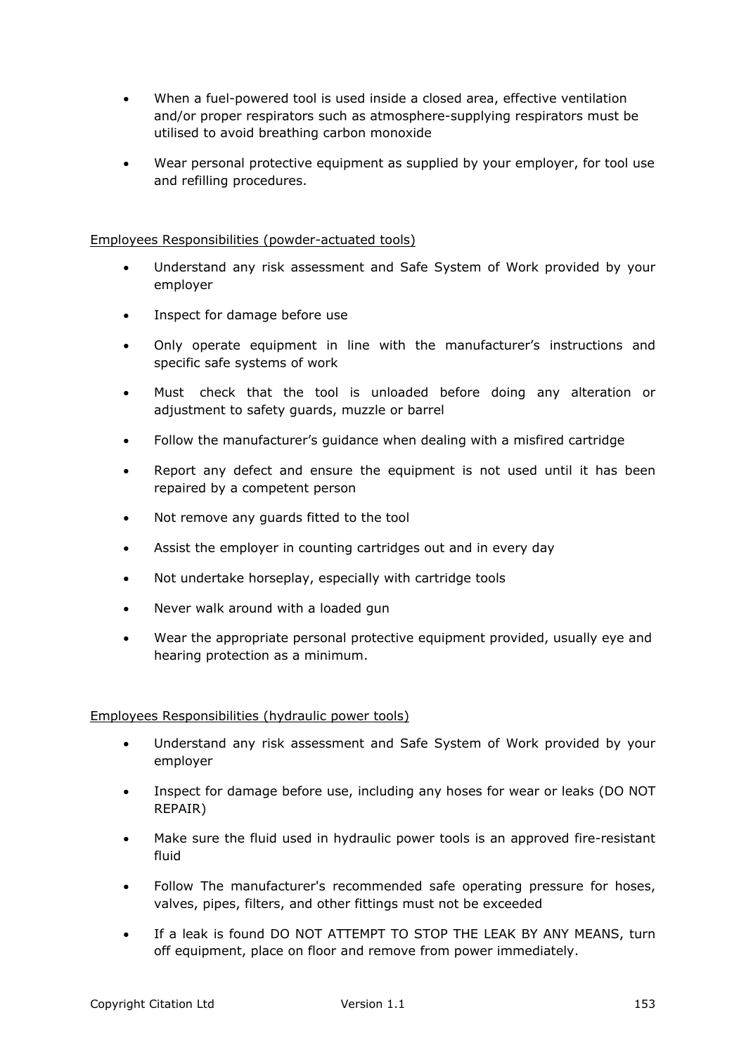- When a fuel-powered tool is used inside a closed area, effective ventilation and/or proper respirators such as atmosphere-supplying respirators must be utilised to avoid breathing carbon monoxide
- Wear personal protective equipment as supplied by your employer, for tool use and refilling procedures.

<u>Employees Responsibilities (powder-actuated tools)</u>

- Understand any risk assessment and Safe System of Work provided by your employer
- Inspect for damage before use
- Only operate equipment in line with the manufacturer's instructions and specific safe systems of work
- Must check that the tool is unloaded before doing any alteration or adjustment to safety guards, muzzle or barrel
- Follow the manufacturer's guidance when dealing with a misfired cartridge
- Report any defect and ensure the equipment is not used until it has been repaired by a competent person
- Not remove any guards fitted to the tool
- Assist the employer in counting cartridges out and in every day
- Not undertake horseplay, especially with cartridge tools
- Never walk around with a loaded gun
- Wear the appropriate personal protective equipment provided, usually eye and hearing protection as a minimum.

<u>Employees Responsibilities (hydraulic power tools)</u>

- Understand any risk assessment and Safe System of Work provided by your employer
- Inspect for damage before use, including any hoses for wear or leaks (DO NOT REPAIR)
- Make sure the fluid used in hydraulic power tools is an approved fire-resistant fluid
- Follow The manufacturer's recommended safe operating pressure for hoses, valves, pipes, filters, and other fittings must not be exceeded
- If a leak is found DO NOT ATTEMPT TO STOP THE LEAK BY ANY MEANS, turn off equipment, place on floor and remove from power immediately.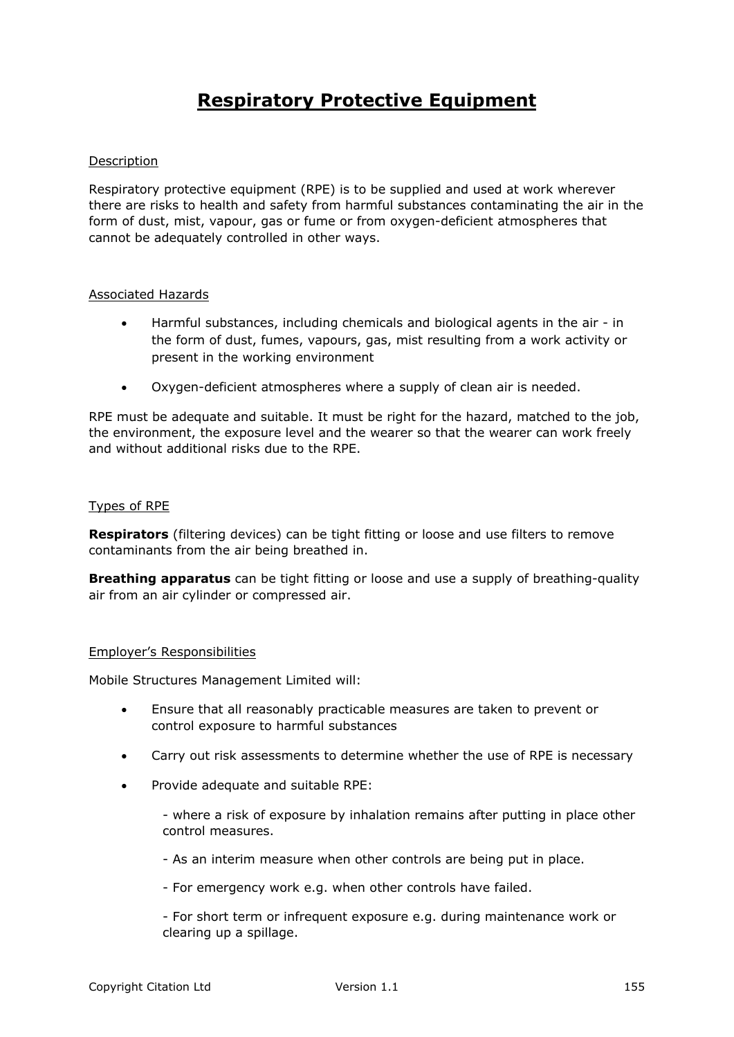# Respiratory Protective Equipment

Description

Respiratory protective equipment (RPE) is to be supplied and used at work wherever there are risks to health and safety from harmful substances contaminating the air in the form of dust, mist, vapour, gas or fume or from oxygen-deficient atmospheres that cannot be adequately controlled in other ways.

Associated Hazards

- Harmful substances, including chemicals and biological agents in the air - in the form of dust, fumes, vapours, gas, mist resulting from a work activity or present in the working environment
- Oxygen-deficient atmospheres where a supply of clean air is needed.

RPE must be adequate and suitable. It must be right for the hazard, matched to the job, the environment, the exposure level and the wearer so that the wearer can work freely and without additional risks due to the RPE.

Types of RPE

**Respirators** (filtering devices) can be tight fitting or loose and use filters to remove contaminants from the air being breathed in.

**Breathing apparatus** can be tight fitting or loose and use a supply of breathing-quality air from an air cylinder or compressed air.

Employer's Responsibilities

Mobile Structures Management Limited will:

- Ensure that all reasonably practicable measures are taken to prevent or control exposure to harmful substances
- Carry out risk assessments to determine whether the use of RPE is necessary
- Provide adequate and suitable RPE:

  - where a risk of exposure by inhalation remains after putting in place other control measures.

  - As an interim measure when other controls are being put in place.

  - For emergency work e.g. when other controls have failed.

  - For short term or infrequent exposure e.g. during maintenance work or clearing up a spillage.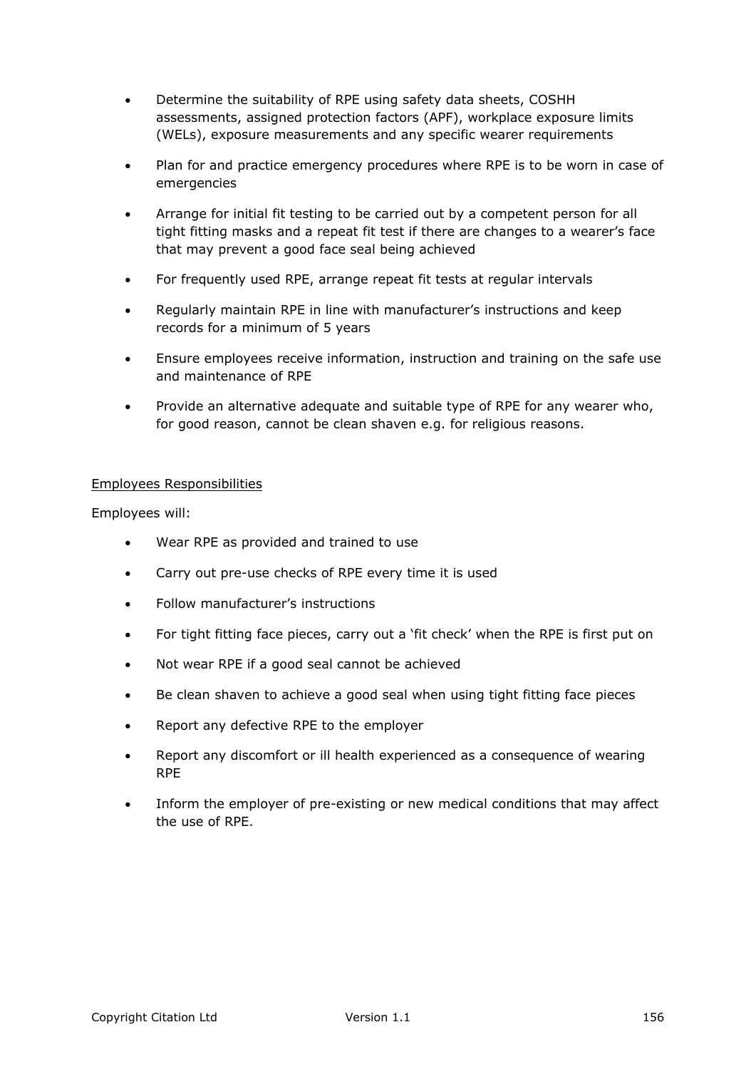- Determine the suitability of RPE using safety data sheets, COSHH assessments, assigned protection factors (APF), workplace exposure limits (WELs), exposure measurements and any specific wearer requirements
- Plan for and practice emergency procedures where RPE is to be worn in case of emergencies
- Arrange for initial fit testing to be carried out by a competent person for all tight fitting masks and a repeat fit test if there are changes to a wearer's face that may prevent a good face seal being achieved
- For frequently used RPE, arrange repeat fit tests at regular intervals
- Regularly maintain RPE in line with manufacturer's instructions and keep records for a minimum of 5 years
- Ensure employees receive information, instruction and training on the safe use and maintenance of RPE
- Provide an alternative adequate and suitable type of RPE for any wearer who, for good reason, cannot be clean shaven e.g. for religious reasons.

<u>Employees Responsibilities</u>

Employees will:

- Wear RPE as provided and trained to use
- Carry out pre-use checks of RPE every time it is used
- Follow manufacturer's instructions
- For tight fitting face pieces, carry out a 'fit check' when the RPE is first put on
- Not wear RPE if a good seal cannot be achieved
- Be clean shaven to achieve a good seal when using tight fitting face pieces
- Report any defective RPE to the employer
- Report any discomfort or ill health experienced as a consequence of wearing RPE
- Inform the employer of pre-existing or new medical conditions that may affect the use of RPE.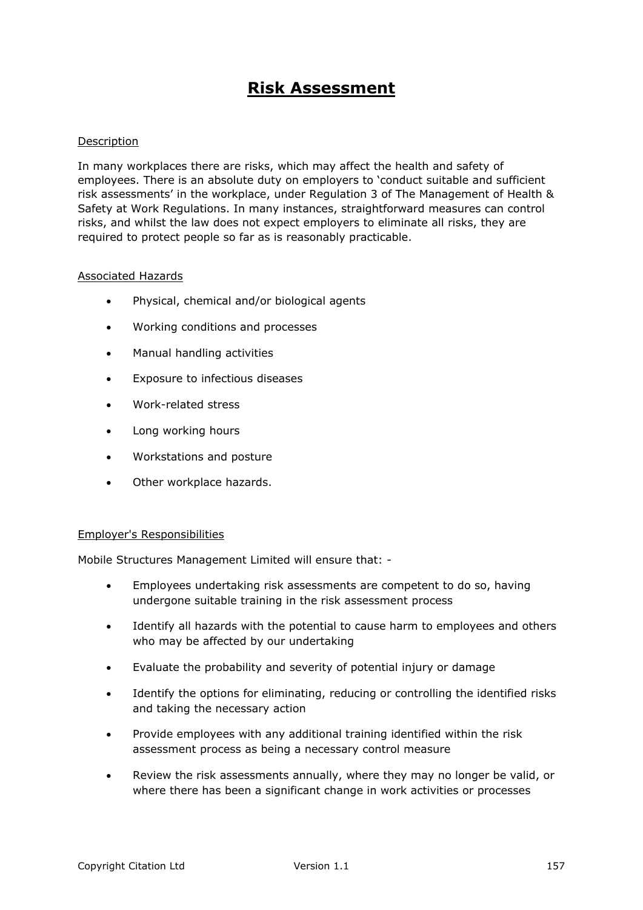# Risk Assessment

Description

In many workplaces there are risks, which may affect the health and safety of employees. There is an absolute duty on employers to 'conduct suitable and sufficient risk assessments' in the workplace, under Regulation 3 of The Management of Health & Safety at Work Regulations. In many instances, straightforward measures can control risks, and whilst the law does not expect employers to eliminate all risks, they are required to protect people so far as is reasonably practicable.

Associated Hazards

- Physical, chemical and/or biological agents
- Working conditions and processes
- Manual handling activities
- Exposure to infectious diseases
- Work-related stress
- Long working hours
- Workstations and posture
- Other workplace hazards.

Employer's Responsibilities

Mobile Structures Management Limited will ensure that: -

- Employees undertaking risk assessments are competent to do so, having undergone suitable training in the risk assessment process
- Identify all hazards with the potential to cause harm to employees and others who may be affected by our undertaking
- Evaluate the probability and severity of potential injury or damage
- Identify the options for eliminating, reducing or controlling the identified risks and taking the necessary action
- Provide employees with any additional training identified within the risk assessment process as being a necessary control measure
- Review the risk assessments annually, where they may no longer be valid, or where there has been a significant change in work activities or processes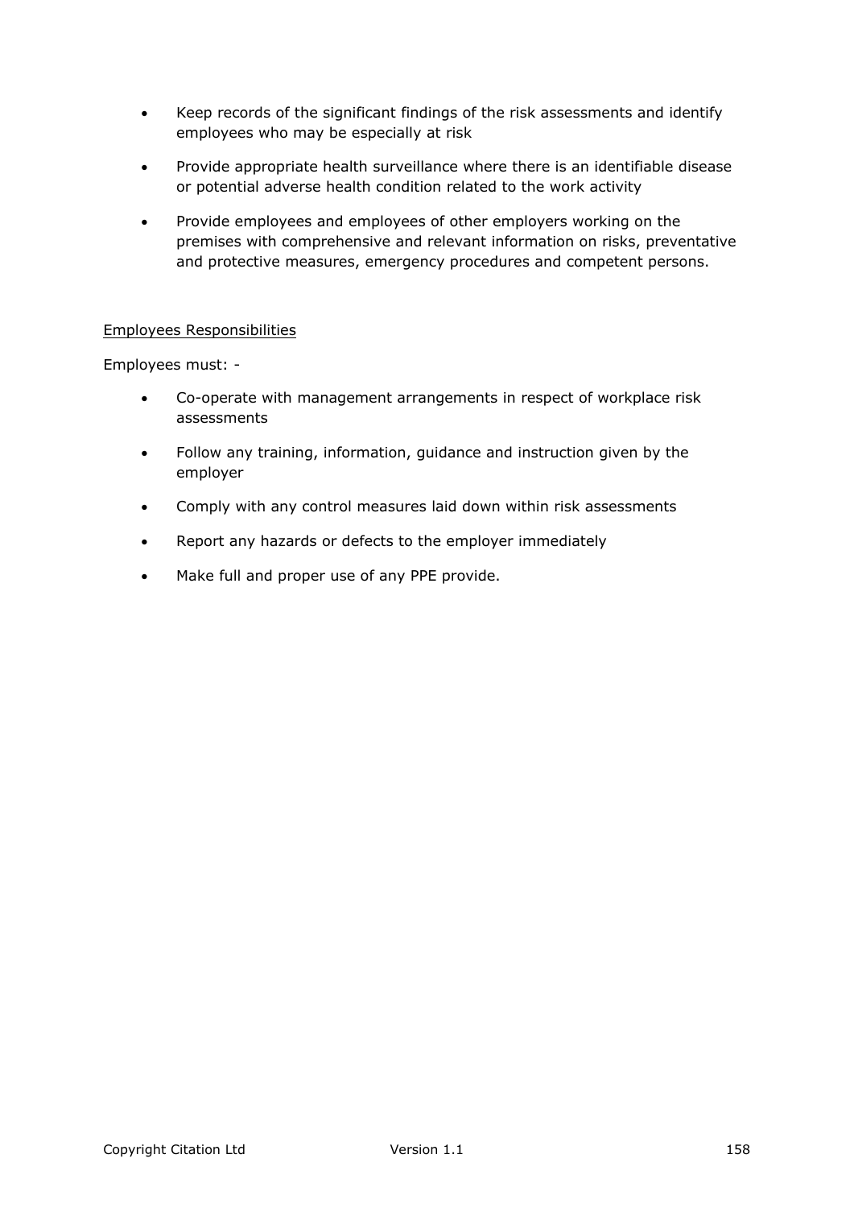- Keep records of the significant findings of the risk assessments and identify employees who may be especially at risk
- Provide appropriate health surveillance where there is an identifiable disease or potential adverse health condition related to the work activity
- Provide employees and employees of other employers working on the premises with comprehensive and relevant information on risks, preventative and protective measures, emergency procedures and competent persons.

<u>Employees Responsibilities</u>

Employees must: -

- Co-operate with management arrangements in respect of workplace risk assessments
- Follow any training, information, guidance and instruction given by the employer
- Comply with any control measures laid down within risk assessments
- Report any hazards or defects to the employer immediately
- Make full and proper use of any PPE provide.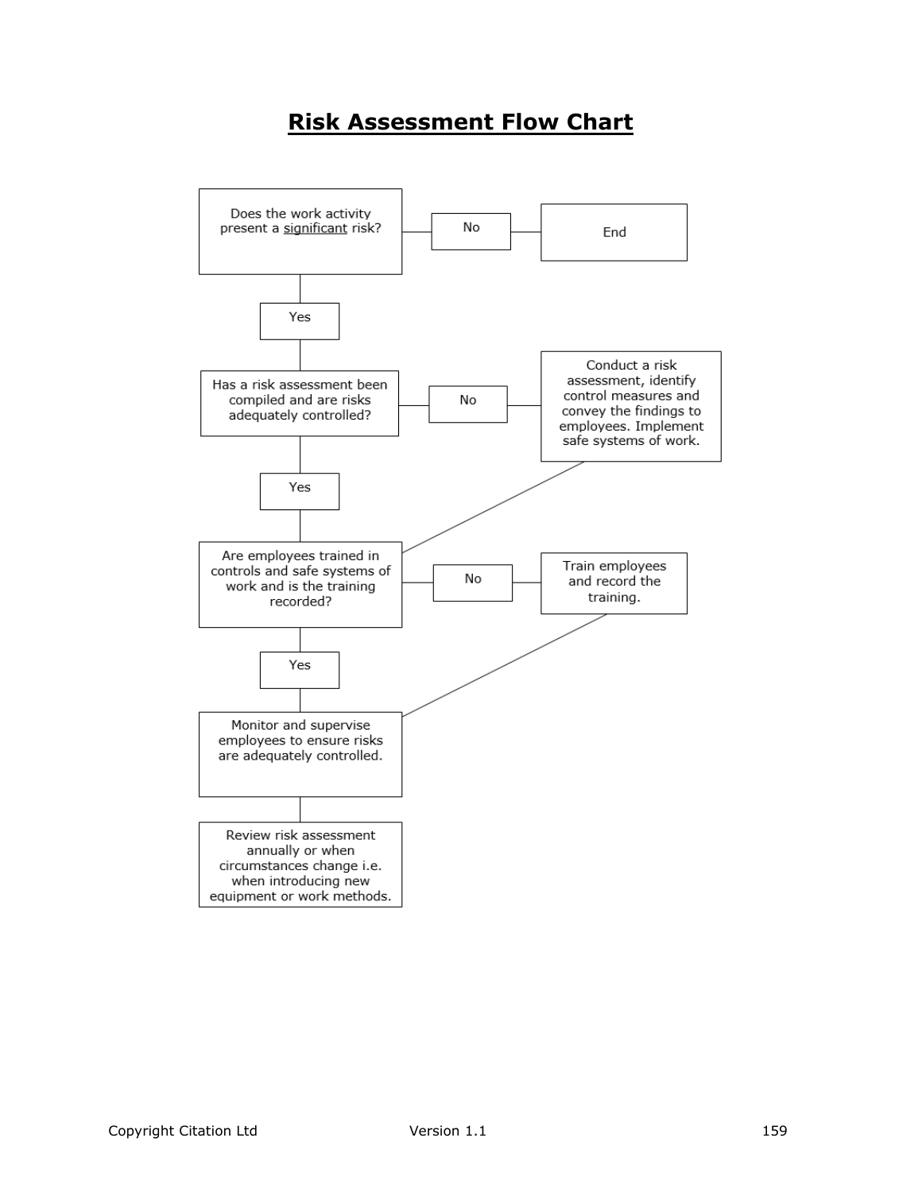# Risk Assessment Flow Chart

Does the work activity present a significant risk?

- **No** → End
- **Yes** → Has a risk assessment been compiled and are risks adequately controlled?

Has a risk assessment been compiled and are risks adequately controlled?

- **No** → Conduct a risk assessment, identify control measures and convey the findings to employees. Implement safe systems of work. → Are employees trained in controls and safe systems of work and is the training recorded?
- **Yes** → Are employees trained in controls and safe systems of work and is the training recorded?

Are employees trained in controls and safe systems of work and is the training recorded?

- **No** → Train employees and record the training. → Monitor and supervise employees to ensure risks are adequately controlled.
- **Yes** → Monitor and supervise employees to ensure risks are adequately controlled.

Monitor and supervise employees to ensure risks are adequately controlled.

↓

Review risk assessment annually or when circumstances change i.e. when introducing new equipment or work methods.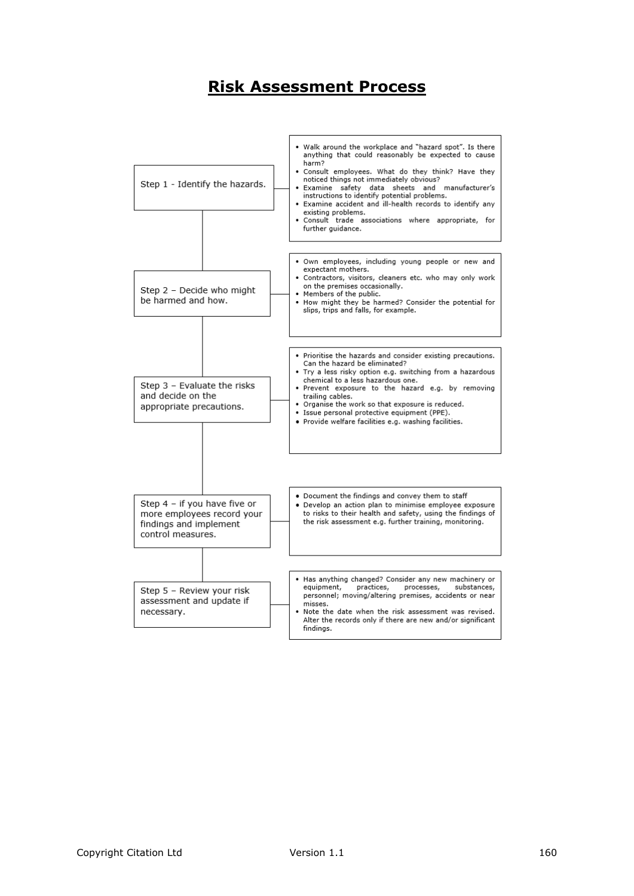# Risk Assessment Process

## Step 1 - Identify the hazards.

- Walk around the workplace and "hazard spot". Is there anything that could reasonably be expected to cause harm?
- Consult employees. What do they think? Have they noticed things not immediately obvious?
- Examine safety data sheets and manufacturer's instructions to identify potential problems.
- Examine accident and ill-health records to identify any existing problems.
- Consult trade associations where appropriate, for further guidance.

## Step 2 – Decide who might be harmed and how.

- Own employees, including young people or new and expectant mothers.
- Contractors, visitors, cleaners etc. who may only work on the premises occasionally.
- Members of the public.
- How might they be harmed? Consider the potential for slips, trips and falls, for example.

## Step 3 – Evaluate the risks and decide on the appropriate precautions.

- Prioritise the hazards and consider existing precautions. Can the hazard be eliminated?
- Try a less risky option e.g. switching from a hazardous chemical to a less hazardous one.
- Prevent exposure to the hazard e.g. by removing trailing cables.
- Organise the work so that exposure is reduced.
- Issue personal protective equipment (PPE).
- Provide welfare facilities e.g. washing facilities.

## Step 4 – if you have five or more employees record your findings and implement control measures.

- Document the findings and convey them to staff
- Develop an action plan to minimise employee exposure to risks to their health and safety, using the findings of the risk assessment e.g. further training, monitoring.

## Step 5 – Review your risk assessment and update if necessary.

- Has anything changed? Consider any new machinery or equipment, practices, processes, substances, personnel; moving/altering premises, accidents or near misses.
- Note the date when the risk assessment was revised. Alter the records only if there are new and/or significant findings.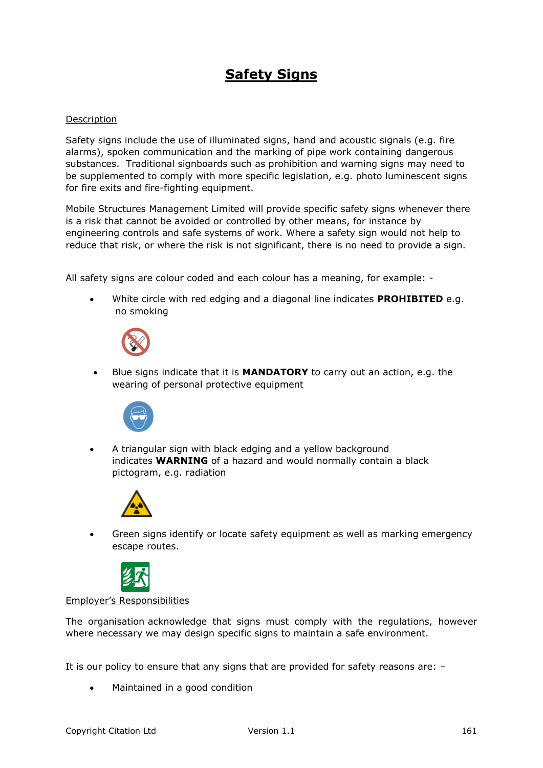# Safety Signs

Description

Safety signs include the use of illuminated signs, hand and acoustic signals (e.g. fire alarms), spoken communication and the marking of pipe work containing dangerous substances. Traditional signboards such as prohibition and warning signs may need to be supplemented to comply with more specific legislation, e.g. photo luminescent signs for fire exits and fire-fighting equipment.

Mobile Structures Management Limited will provide specific safety signs whenever there is a risk that cannot be avoided or controlled by other means, for instance by engineering controls and safe systems of work. Where a safety sign would not help to reduce that risk, or where the risk is not significant, there is no need to provide a sign.

All safety signs are colour coded and each colour has a meaning, for example: -

- White circle with red edging and a diagonal line indicates **PROHIBITED** e.g. no smoking
- Blue signs indicate that it is **MANDATORY** to carry out an action, e.g. the wearing of personal protective equipment
- A triangular sign with black edging and a yellow background indicates **WARNING** of a hazard and would normally contain a black pictogram, e.g. radiation
- Green signs identify or locate safety equipment as well as marking emergency escape routes.

Employer's Responsibilities

The organisation acknowledge that signs must comply with the regulations, however where necessary we may design specific signs to maintain a safe environment.

It is our policy to ensure that any signs that are provided for safety reasons are: –

- Maintained in a good condition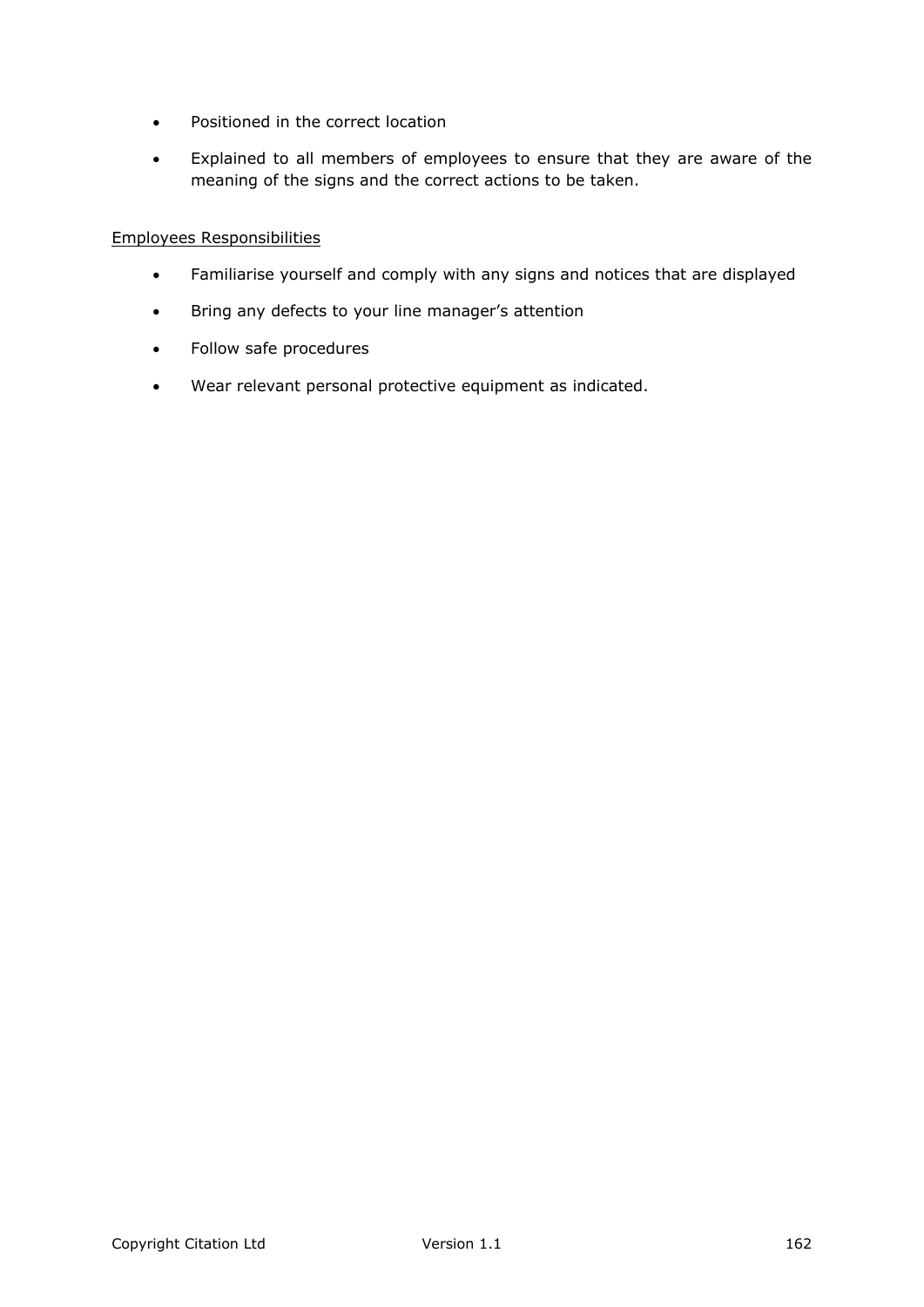- Positioned in the correct location
- Explained to all members of employees to ensure that they are aware of the meaning of the signs and the correct actions to be taken.

<u>Employees Responsibilities</u>

- Familiarise yourself and comply with any signs and notices that are displayed
- Bring any defects to your line manager's attention
- Follow safe procedures
- Wear relevant personal protective equipment as indicated.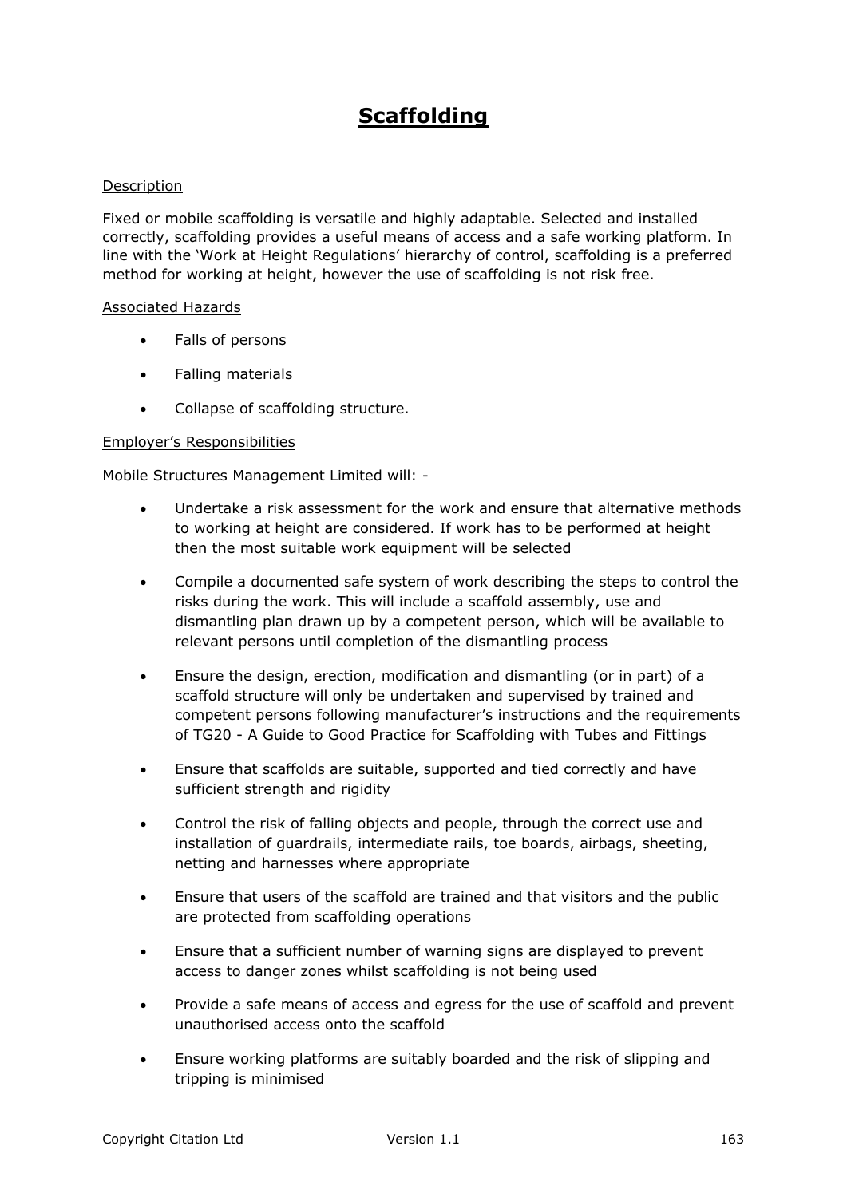# Scaffolding

Description

Fixed or mobile scaffolding is versatile and highly adaptable. Selected and installed correctly, scaffolding provides a useful means of access and a safe working platform. In line with the 'Work at Height Regulations' hierarchy of control, scaffolding is a preferred method for working at height, however the use of scaffolding is not risk free.

Associated Hazards

- Falls of persons
- Falling materials
- Collapse of scaffolding structure.

Employer's Responsibilities

Mobile Structures Management Limited will: -

- Undertake a risk assessment for the work and ensure that alternative methods to working at height are considered. If work has to be performed at height then the most suitable work equipment will be selected
- Compile a documented safe system of work describing the steps to control the risks during the work. This will include a scaffold assembly, use and dismantling plan drawn up by a competent person, which will be available to relevant persons until completion of the dismantling process
- Ensure the design, erection, modification and dismantling (or in part) of a scaffold structure will only be undertaken and supervised by trained and competent persons following manufacturer's instructions and the requirements of TG20 - A Guide to Good Practice for Scaffolding with Tubes and Fittings
- Ensure that scaffolds are suitable, supported and tied correctly and have sufficient strength and rigidity
- Control the risk of falling objects and people, through the correct use and installation of guardrails, intermediate rails, toe boards, airbags, sheeting, netting and harnesses where appropriate
- Ensure that users of the scaffold are trained and that visitors and the public are protected from scaffolding operations
- Ensure that a sufficient number of warning signs are displayed to prevent access to danger zones whilst scaffolding is not being used
- Provide a safe means of access and egress for the use of scaffold and prevent unauthorised access onto the scaffold
- Ensure working platforms are suitably boarded and the risk of slipping and tripping is minimised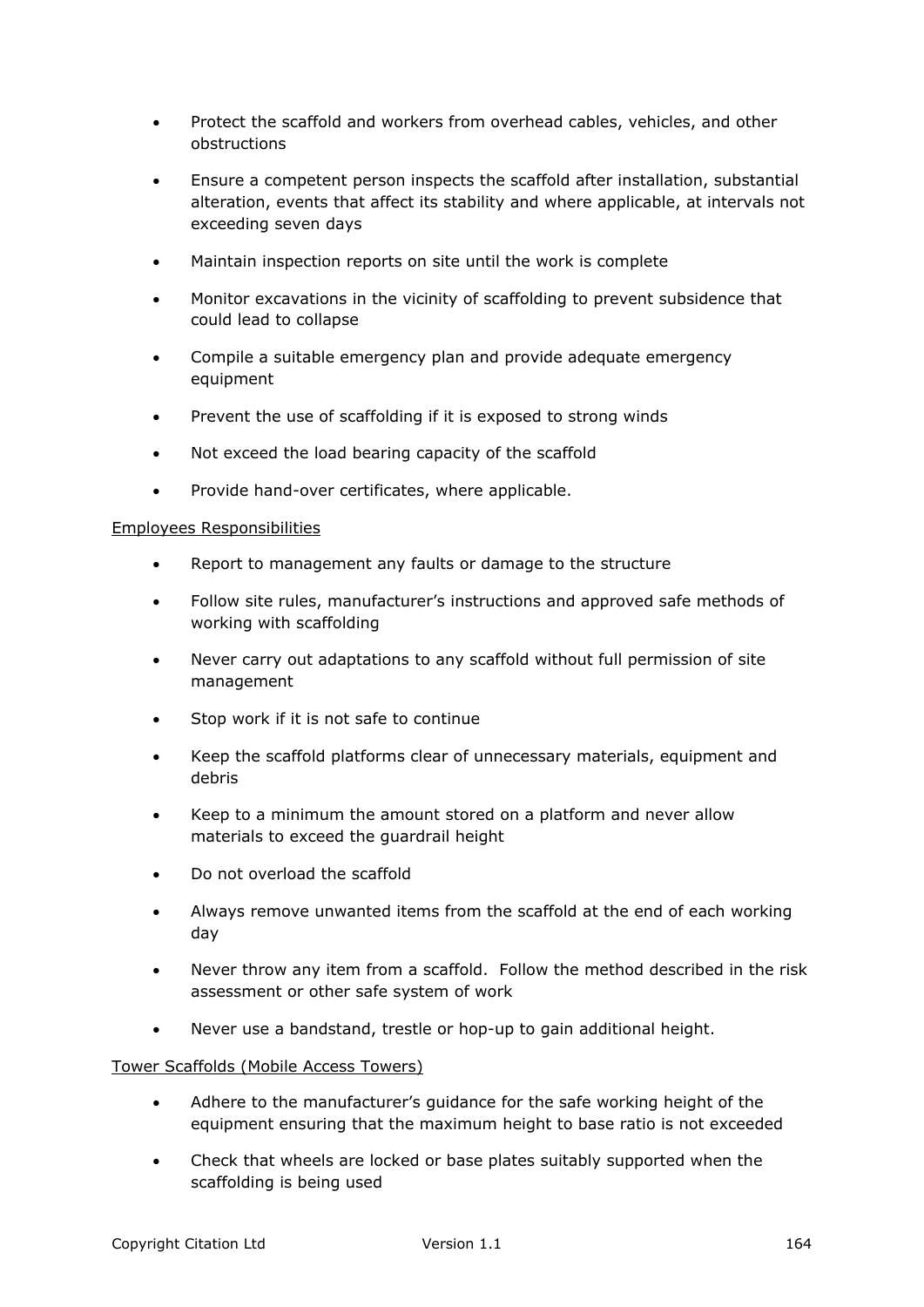- Protect the scaffold and workers from overhead cables, vehicles, and other obstructions
- Ensure a competent person inspects the scaffold after installation, substantial alteration, events that affect its stability and where applicable, at intervals not exceeding seven days
- Maintain inspection reports on site until the work is complete
- Monitor excavations in the vicinity of scaffolding to prevent subsidence that could lead to collapse
- Compile a suitable emergency plan and provide adequate emergency equipment
- Prevent the use of scaffolding if it is exposed to strong winds
- Not exceed the load bearing capacity of the scaffold
- Provide hand-over certificates, where applicable.

<u>Employees Responsibilities</u>

- Report to management any faults or damage to the structure
- Follow site rules, manufacturer's instructions and approved safe methods of working with scaffolding
- Never carry out adaptations to any scaffold without full permission of site management
- Stop work if it is not safe to continue
- Keep the scaffold platforms clear of unnecessary materials, equipment and debris
- Keep to a minimum the amount stored on a platform and never allow materials to exceed the guardrail height
- Do not overload the scaffold
- Always remove unwanted items from the scaffold at the end of each working day
- Never throw any item from a scaffold. Follow the method described in the risk assessment or other safe system of work
- Never use a bandstand, trestle or hop-up to gain additional height.

<u>Tower Scaffolds (Mobile Access Towers)</u>

- Adhere to the manufacturer's guidance for the safe working height of the equipment ensuring that the maximum height to base ratio is not exceeded
- Check that wheels are locked or base plates suitably supported when the scaffolding is being used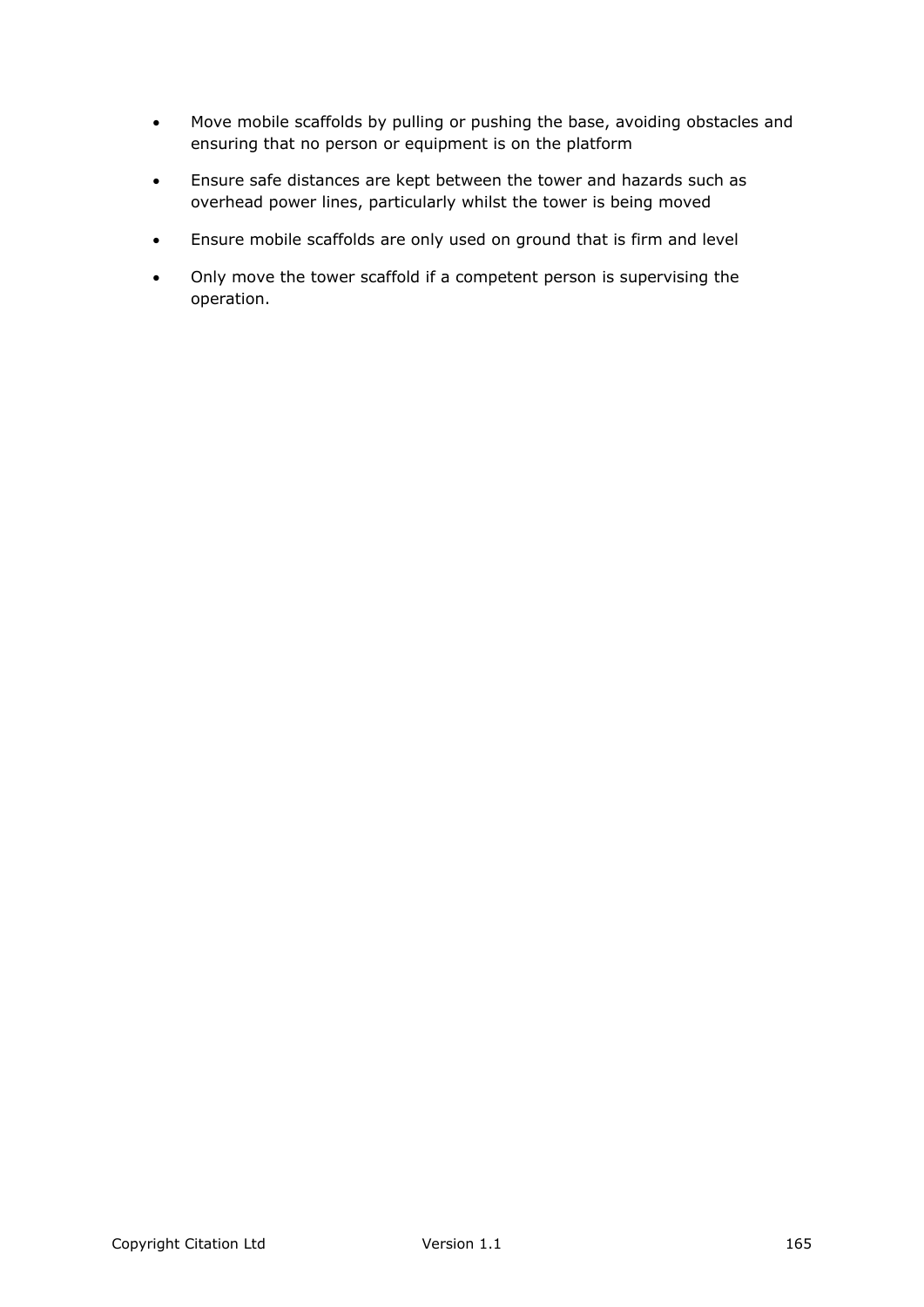- Move mobile scaffolds by pulling or pushing the base, avoiding obstacles and ensuring that no person or equipment is on the platform
- Ensure safe distances are kept between the tower and hazards such as overhead power lines, particularly whilst the tower is being moved
- Ensure mobile scaffolds are only used on ground that is firm and level
- Only move the tower scaffold if a competent person is supervising the operation.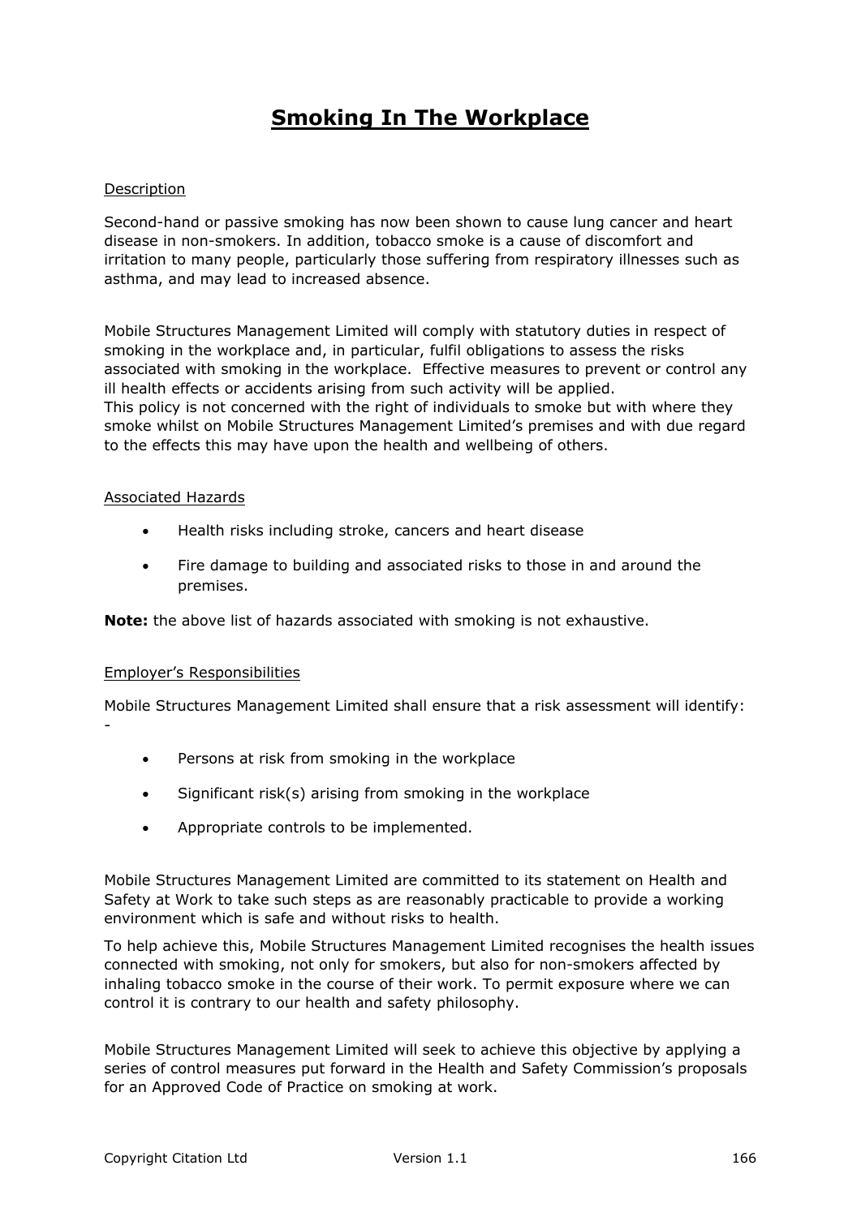# Smoking In The Workplace

Description

Second-hand or passive smoking has now been shown to cause lung cancer and heart disease in non-smokers. In addition, tobacco smoke is a cause of discomfort and irritation to many people, particularly those suffering from respiratory illnesses such as asthma, and may lead to increased absence.

Mobile Structures Management Limited will comply with statutory duties in respect of smoking in the workplace and, in particular, fulfil obligations to assess the risks associated with smoking in the workplace. Effective measures to prevent or control any ill health effects or accidents arising from such activity will be applied.
This policy is not concerned with the right of individuals to smoke but with where they smoke whilst on Mobile Structures Management Limited's premises and with due regard to the effects this may have upon the health and wellbeing of others.

Associated Hazards

- Health risks including stroke, cancers and heart disease
- Fire damage to building and associated risks to those in and around the premises.

**Note:** the above list of hazards associated with smoking is not exhaustive.

Employer's Responsibilities

Mobile Structures Management Limited shall ensure that a risk assessment will identify: -

- Persons at risk from smoking in the workplace
- Significant risk(s) arising from smoking in the workplace
- Appropriate controls to be implemented.

Mobile Structures Management Limited are committed to its statement on Health and Safety at Work to take such steps as are reasonably practicable to provide a working environment which is safe and without risks to health.

To help achieve this, Mobile Structures Management Limited recognises the health issues connected with smoking, not only for smokers, but also for non-smokers affected by inhaling tobacco smoke in the course of their work. To permit exposure where we can control it is contrary to our health and safety philosophy.

Mobile Structures Management Limited will seek to achieve this objective by applying a series of control measures put forward in the Health and Safety Commission's proposals for an Approved Code of Practice on smoking at work.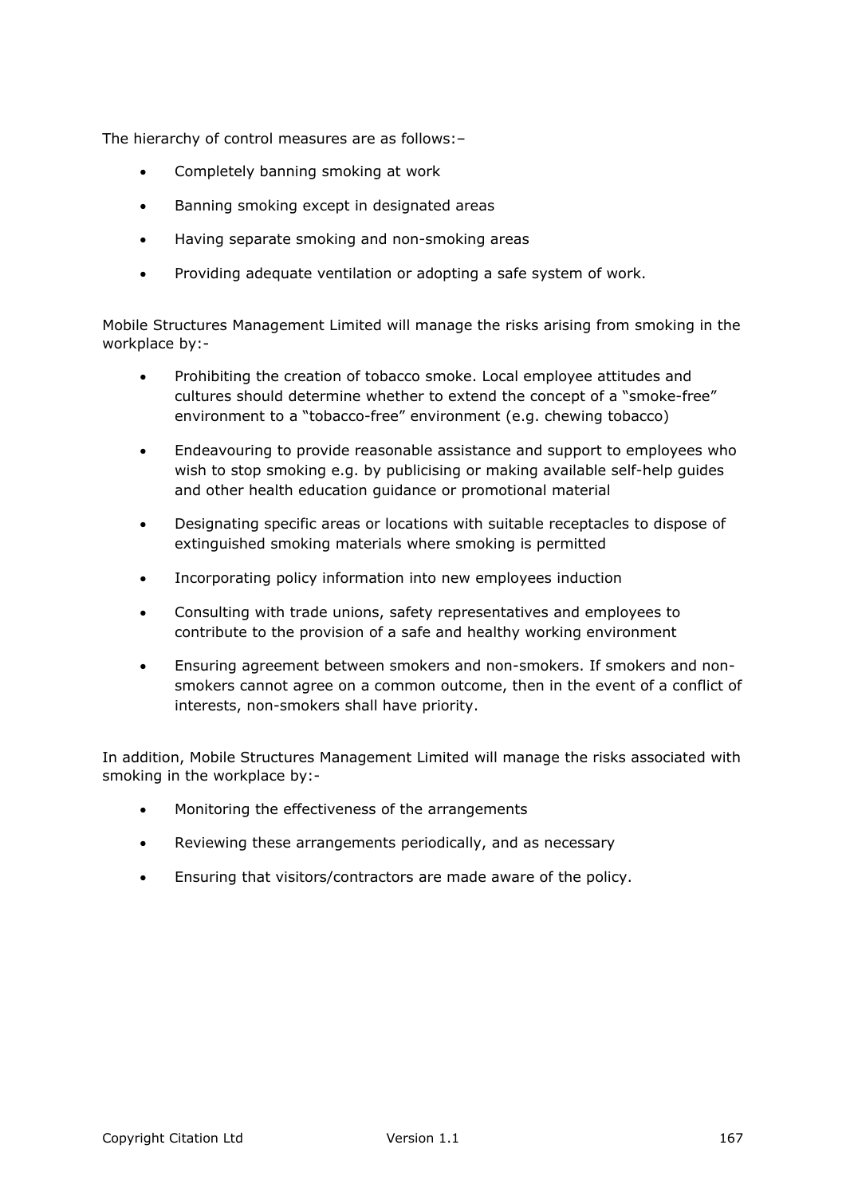The hierarchy of control measures are as follows:–

- Completely banning smoking at work
- Banning smoking except in designated areas
- Having separate smoking and non-smoking areas
- Providing adequate ventilation or adopting a safe system of work.

Mobile Structures Management Limited will manage the risks arising from smoking in the workplace by:-

- Prohibiting the creation of tobacco smoke. Local employee attitudes and cultures should determine whether to extend the concept of a "smoke-free" environment to a "tobacco-free" environment (e.g. chewing tobacco)
- Endeavouring to provide reasonable assistance and support to employees who wish to stop smoking e.g. by publicising or making available self-help guides and other health education guidance or promotional material
- Designating specific areas or locations with suitable receptacles to dispose of extinguished smoking materials where smoking is permitted
- Incorporating policy information into new employees induction
- Consulting with trade unions, safety representatives and employees to contribute to the provision of a safe and healthy working environment
- Ensuring agreement between smokers and non-smokers. If smokers and non-smokers cannot agree on a common outcome, then in the event of a conflict of interests, non-smokers shall have priority.

In addition, Mobile Structures Management Limited will manage the risks associated with smoking in the workplace by:-

- Monitoring the effectiveness of the arrangements
- Reviewing these arrangements periodically, and as necessary
- Ensuring that visitors/contractors are made aware of the policy.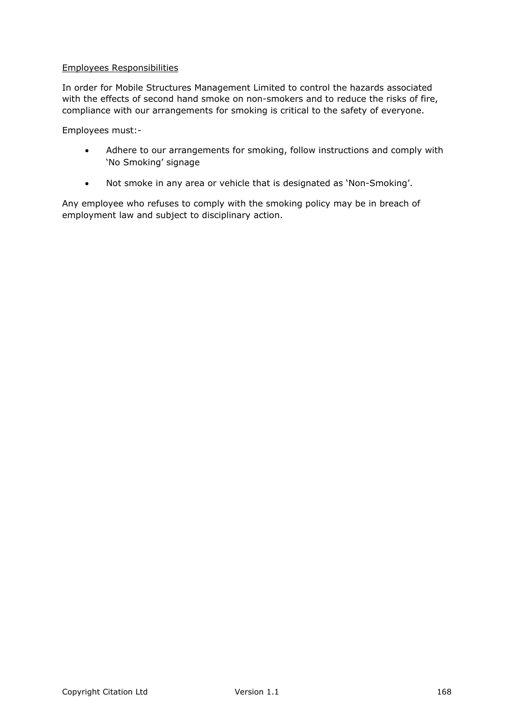<u>Employees Responsibilities</u>

In order for Mobile Structures Management Limited to control the hazards associated with the effects of second hand smoke on non-smokers and to reduce the risks of fire, compliance with our arrangements for smoking is critical to the safety of everyone.

Employees must:-

- Adhere to our arrangements for smoking, follow instructions and comply with 'No Smoking' signage
- Not smoke in any area or vehicle that is designated as 'Non-Smoking'.

Any employee who refuses to comply with the smoking policy may be in breach of employment law and subject to disciplinary action.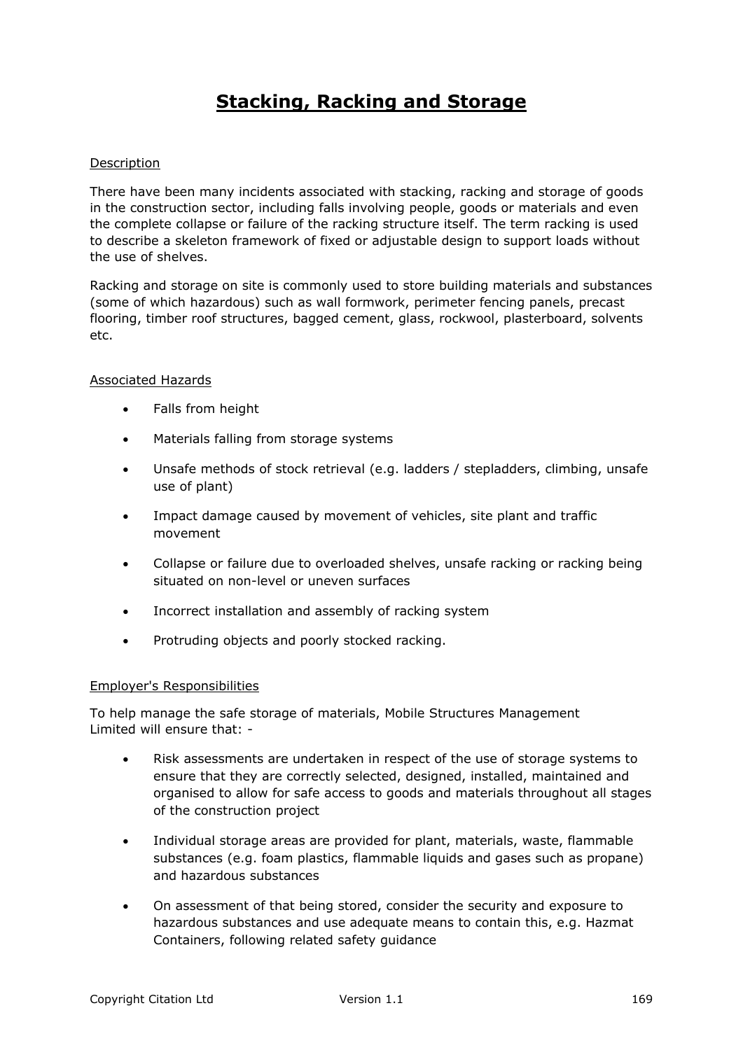# Stacking, Racking and Storage

Description

There have been many incidents associated with stacking, racking and storage of goods in the construction sector, including falls involving people, goods or materials and even the complete collapse or failure of the racking structure itself. The term racking is used to describe a skeleton framework of fixed or adjustable design to support loads without the use of shelves.

Racking and storage on site is commonly used to store building materials and substances (some of which hazardous) such as wall formwork, perimeter fencing panels, precast flooring, timber roof structures, bagged cement, glass, rockwool, plasterboard, solvents etc.

Associated Hazards

- Falls from height
- Materials falling from storage systems
- Unsafe methods of stock retrieval (e.g. ladders / stepladders, climbing, unsafe use of plant)
- Impact damage caused by movement of vehicles, site plant and traffic movement
- Collapse or failure due to overloaded shelves, unsafe racking or racking being situated on non-level or uneven surfaces
- Incorrect installation and assembly of racking system
- Protruding objects and poorly stocked racking.

Employer's Responsibilities

To help manage the safe storage of materials, Mobile Structures Management Limited will ensure that: -

- Risk assessments are undertaken in respect of the use of storage systems to ensure that they are correctly selected, designed, installed, maintained and organised to allow for safe access to goods and materials throughout all stages of the construction project
- Individual storage areas are provided for plant, materials, waste, flammable substances (e.g. foam plastics, flammable liquids and gases such as propane) and hazardous substances
- On assessment of that being stored, consider the security and exposure to hazardous substances and use adequate means to contain this, e.g. Hazmat Containers, following related safety guidance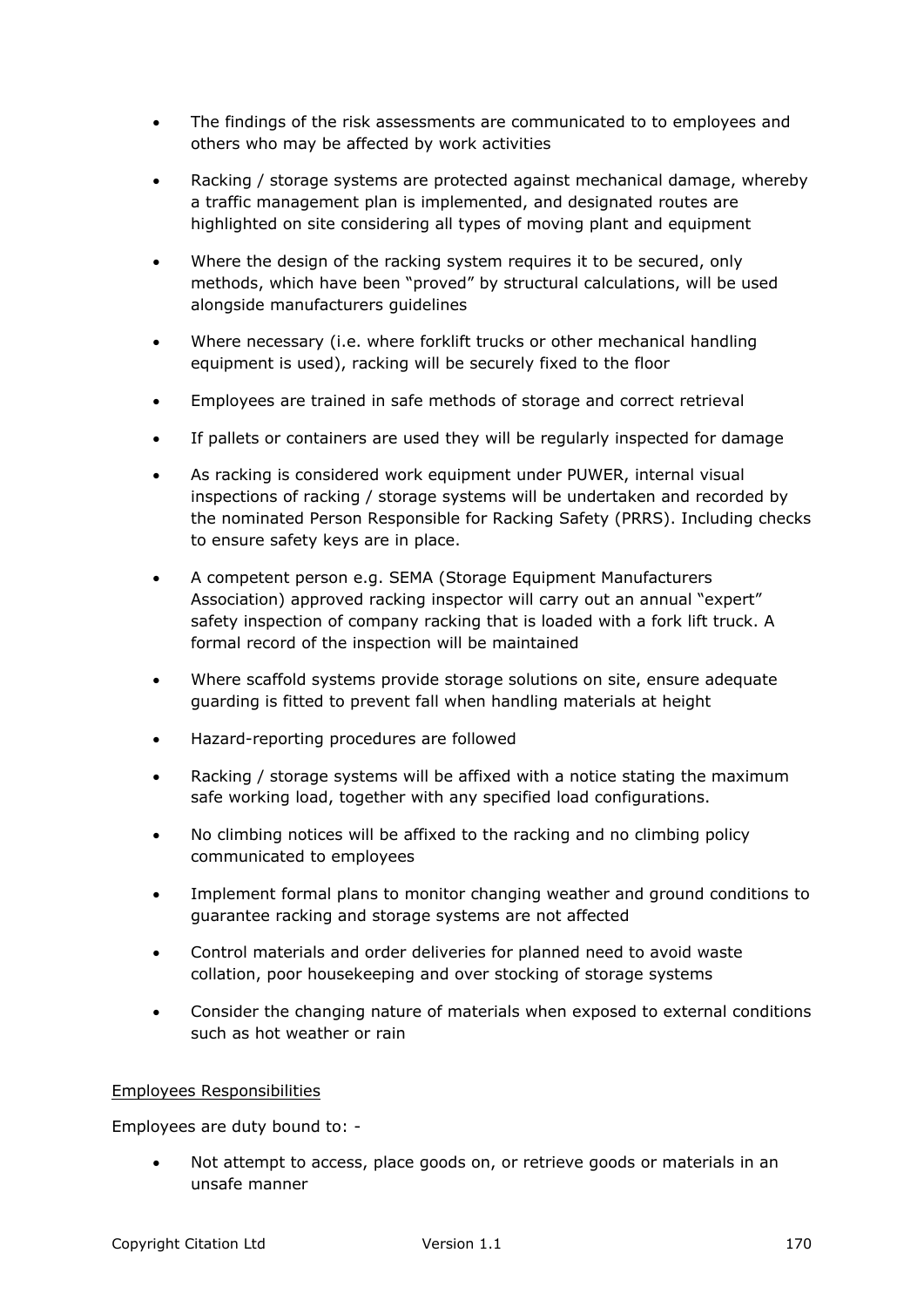- The findings of the risk assessments are communicated to to employees and others who may be affected by work activities
- Racking / storage systems are protected against mechanical damage, whereby a traffic management plan is implemented, and designated routes are highlighted on site considering all types of moving plant and equipment
- Where the design of the racking system requires it to be secured, only methods, which have been "proved" by structural calculations, will be used alongside manufacturers guidelines
- Where necessary (i.e. where forklift trucks or other mechanical handling equipment is used), racking will be securely fixed to the floor
- Employees are trained in safe methods of storage and correct retrieval
- If pallets or containers are used they will be regularly inspected for damage
- As racking is considered work equipment under PUWER, internal visual inspections of racking / storage systems will be undertaken and recorded by the nominated Person Responsible for Racking Safety (PRRS). Including checks to ensure safety keys are in place.
- A competent person e.g. SEMA (Storage Equipment Manufacturers Association) approved racking inspector will carry out an annual "expert" safety inspection of company racking that is loaded with a fork lift truck. A formal record of the inspection will be maintained
- Where scaffold systems provide storage solutions on site, ensure adequate guarding is fitted to prevent fall when handling materials at height
- Hazard-reporting procedures are followed
- Racking / storage systems will be affixed with a notice stating the maximum safe working load, together with any specified load configurations.
- No climbing notices will be affixed to the racking and no climbing policy communicated to employees
- Implement formal plans to monitor changing weather and ground conditions to guarantee racking and storage systems are not affected
- Control materials and order deliveries for planned need to avoid waste collation, poor housekeeping and over stocking of storage systems
- Consider the changing nature of materials when exposed to external conditions such as hot weather or rain

<u>Employees Responsibilities</u>

Employees are duty bound to: -

- Not attempt to access, place goods on, or retrieve goods or materials in an unsafe manner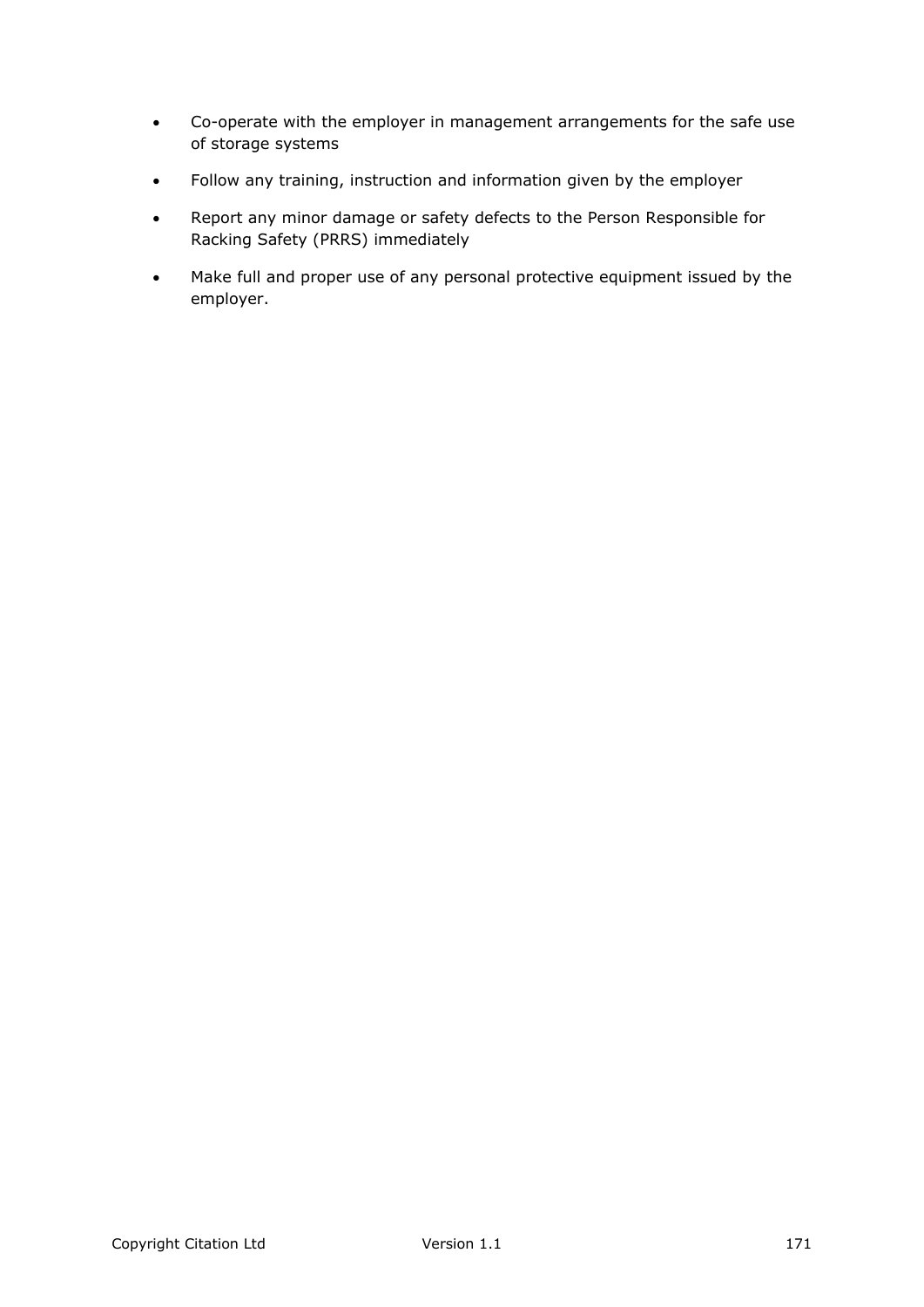- Co-operate with the employer in management arrangements for the safe use of storage systems
- Follow any training, instruction and information given by the employer
- Report any minor damage or safety defects to the Person Responsible for Racking Safety (PRRS) immediately
- Make full and proper use of any personal protective equipment issued by the employer.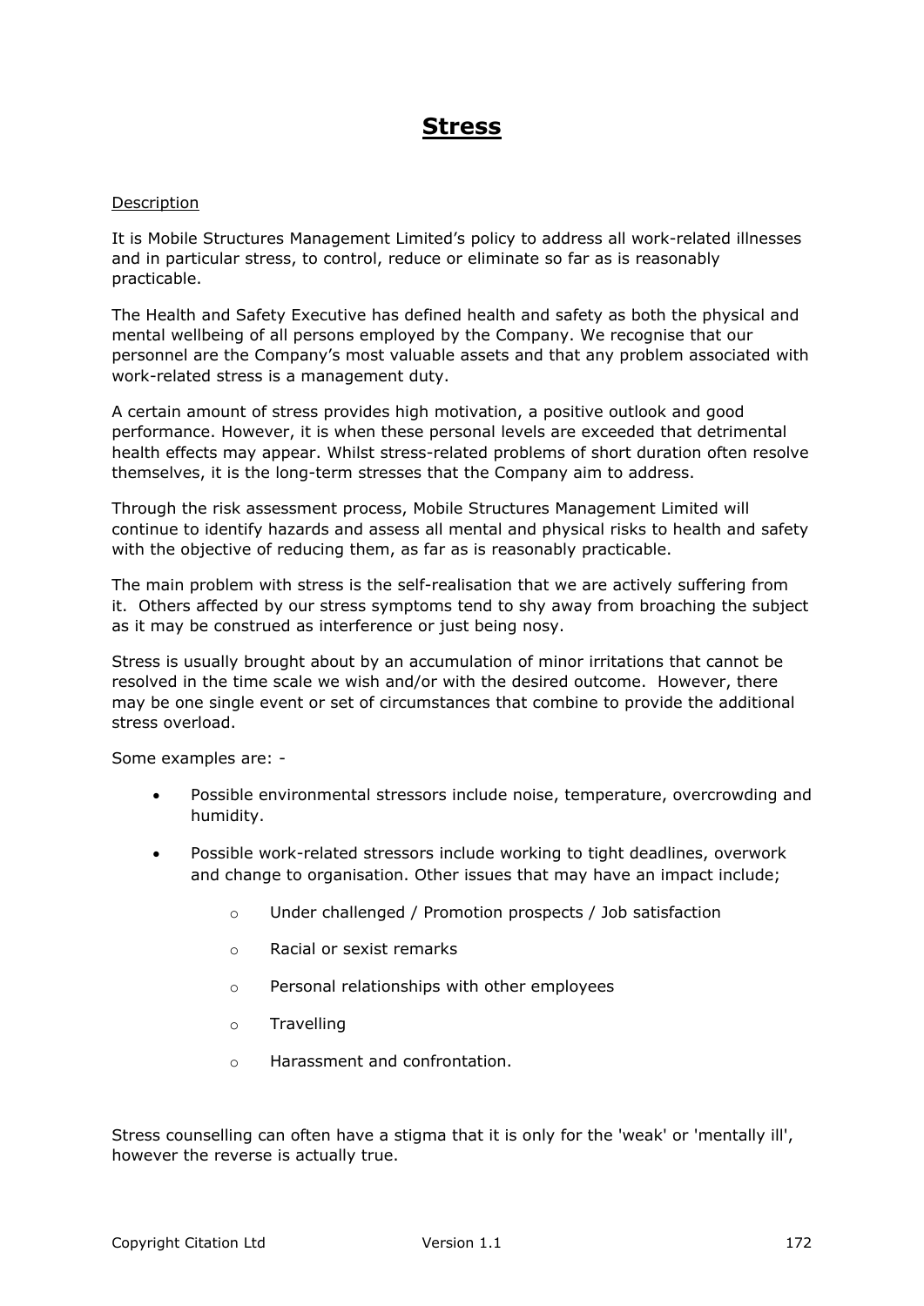# Stress

Description

It is Mobile Structures Management Limited's policy to address all work-related illnesses and in particular stress, to control, reduce or eliminate so far as is reasonably practicable.

The Health and Safety Executive has defined health and safety as both the physical and mental wellbeing of all persons employed by the Company. We recognise that our personnel are the Company's most valuable assets and that any problem associated with work-related stress is a management duty.

A certain amount of stress provides high motivation, a positive outlook and good performance. However, it is when these personal levels are exceeded that detrimental health effects may appear. Whilst stress-related problems of short duration often resolve themselves, it is the long-term stresses that the Company aim to address.

Through the risk assessment process, Mobile Structures Management Limited will continue to identify hazards and assess all mental and physical risks to health and safety with the objective of reducing them, as far as is reasonably practicable.

The main problem with stress is the self-realisation that we are actively suffering from it. Others affected by our stress symptoms tend to shy away from broaching the subject as it may be construed as interference or just being nosy.

Stress is usually brought about by an accumulation of minor irritations that cannot be resolved in the time scale we wish and/or with the desired outcome. However, there may be one single event or set of circumstances that combine to provide the additional stress overload.

Some examples are: -

- Possible environmental stressors include noise, temperature, overcrowding and humidity.
- Possible work-related stressors include working to tight deadlines, overwork and change to organisation. Other issues that may have an impact include;
  - Under challenged / Promotion prospects / Job satisfaction
  - Racial or sexist remarks
  - Personal relationships with other employees
  - Travelling
  - Harassment and confrontation.

Stress counselling can often have a stigma that it is only for the 'weak' or 'mentally ill', however the reverse is actually true.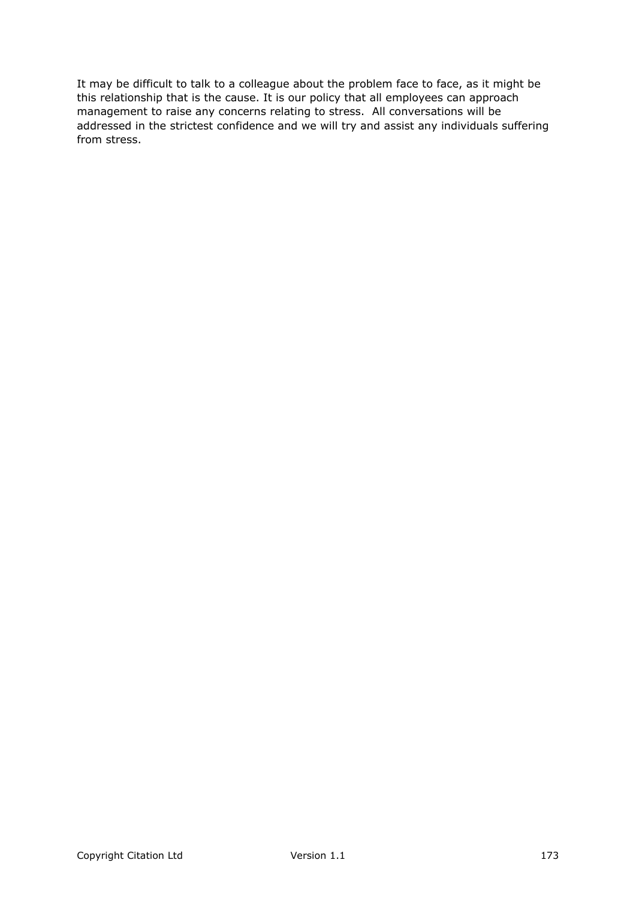It may be difficult to talk to a colleague about the problem face to face, as it might be this relationship that is the cause. It is our policy that all employees can approach management to raise any concerns relating to stress. All conversations will be addressed in the strictest confidence and we will try and assist any individuals suffering from stress.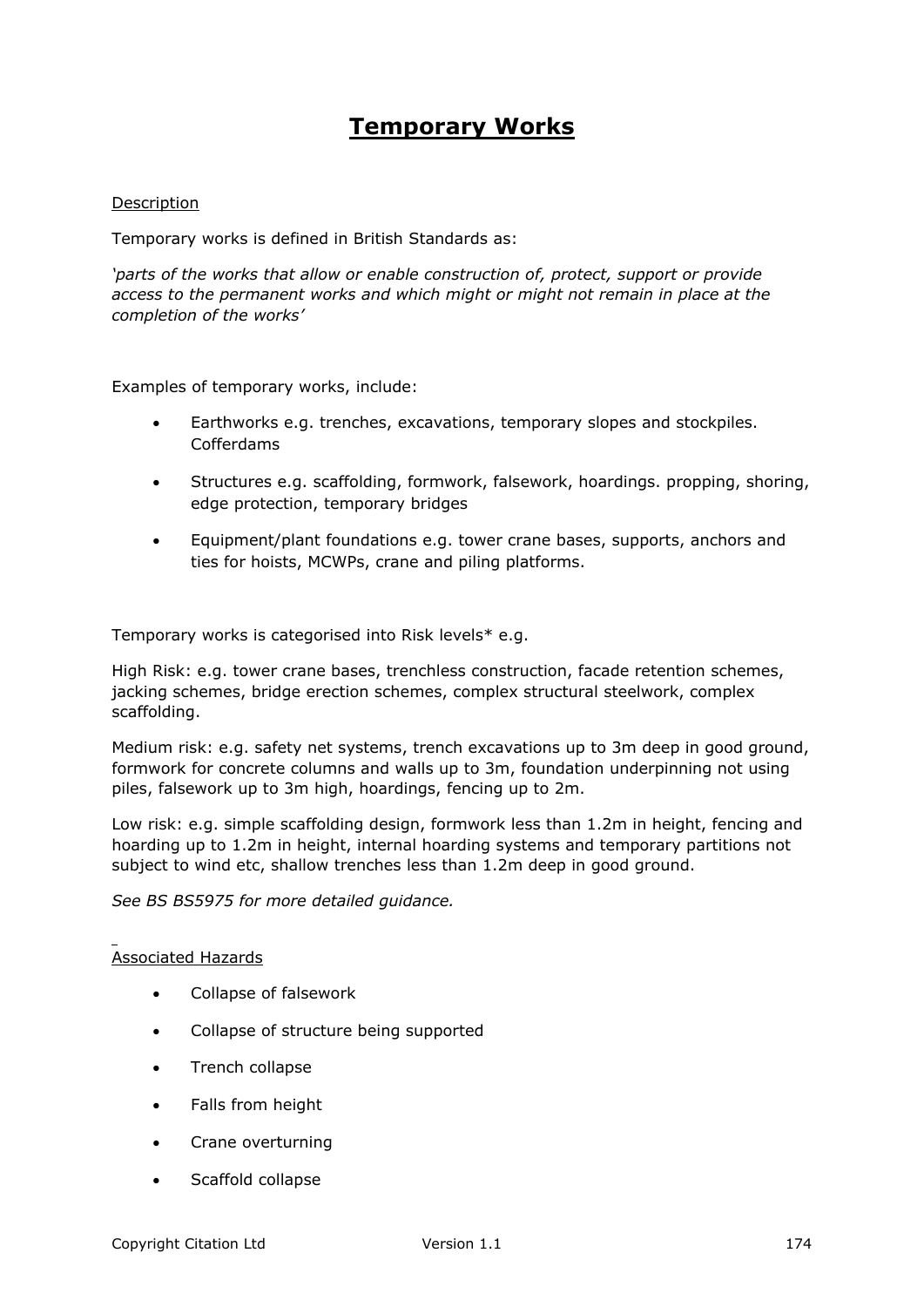# Temporary Works

Description

Temporary works is defined in British Standards as:

*'parts of the works that allow or enable construction of, protect, support or provide access to the permanent works and which might or might not remain in place at the completion of the works'*

Examples of temporary works, include:

- Earthworks e.g. trenches, excavations, temporary slopes and stockpiles. Cofferdams
- Structures e.g. scaffolding, formwork, falsework, hoardings. propping, shoring, edge protection, temporary bridges
- Equipment/plant foundations e.g. tower crane bases, supports, anchors and ties for hoists, MCWPs, crane and piling platforms.

Temporary works is categorised into Risk levels* e.g.

High Risk: e.g. tower crane bases, trenchless construction, facade retention schemes, jacking schemes, bridge erection schemes, complex structural steelwork, complex scaffolding.

Medium risk: e.g. safety net systems, trench excavations up to 3m deep in good ground, formwork for concrete columns and walls up to 3m, foundation underpinning not using piles, falsework up to 3m high, hoardings, fencing up to 2m.

Low risk: e.g. simple scaffolding design, formwork less than 1.2m in height, fencing and hoarding up to 1.2m in height, internal hoarding systems and temporary partitions not subject to wind etc, shallow trenches less than 1.2m deep in good ground.

*See BS BS5975 for more detailed guidance.*

Associated Hazards

- Collapse of falsework
- Collapse of structure being supported
- Trench collapse
- Falls from height
- Crane overturning
- Scaffold collapse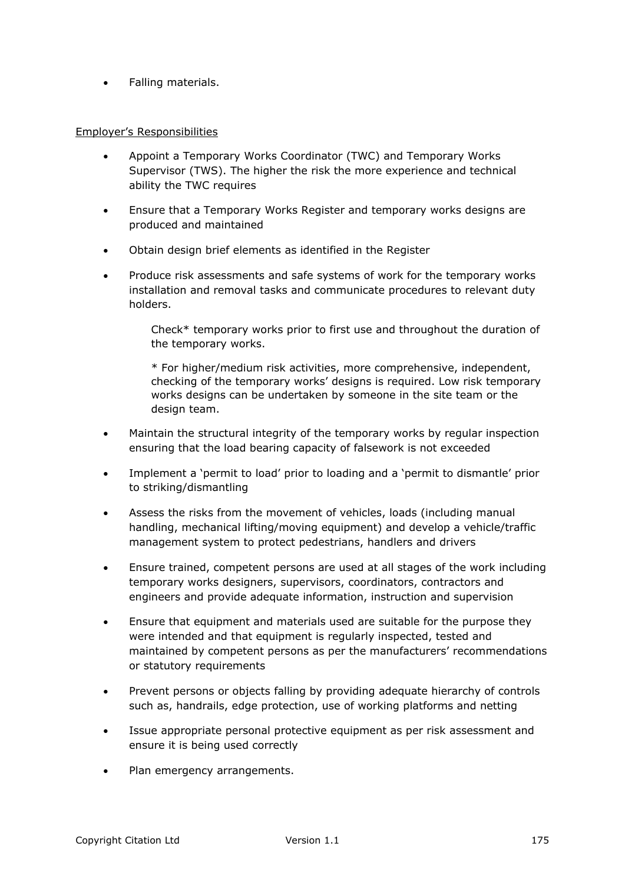- Falling materials.

<u>Employer's Responsibilities</u>

- Appoint a Temporary Works Coordinator (TWC) and Temporary Works Supervisor (TWS). The higher the risk the more experience and technical ability the TWC requires
- Ensure that a Temporary Works Register and temporary works designs are produced and maintained
- Obtain design brief elements as identified in the Register
- Produce risk assessments and safe systems of work for the temporary works installation and removal tasks and communicate procedures to relevant duty holders.

  Check* temporary works prior to first use and throughout the duration of the temporary works.

  * For higher/medium risk activities, more comprehensive, independent, checking of the temporary works' designs is required. Low risk temporary works designs can be undertaken by someone in the site team or the design team.

- Maintain the structural integrity of the temporary works by regular inspection ensuring that the load bearing capacity of falsework is not exceeded
- Implement a 'permit to load' prior to loading and a 'permit to dismantle' prior to striking/dismantling
- Assess the risks from the movement of vehicles, loads (including manual handling, mechanical lifting/moving equipment) and develop a vehicle/traffic management system to protect pedestrians, handlers and drivers
- Ensure trained, competent persons are used at all stages of the work including temporary works designers, supervisors, coordinators, contractors and engineers and provide adequate information, instruction and supervision
- Ensure that equipment and materials used are suitable for the purpose they were intended and that equipment is regularly inspected, tested and maintained by competent persons as per the manufacturers' recommendations or statutory requirements
- Prevent persons or objects falling by providing adequate hierarchy of controls such as, handrails, edge protection, use of working platforms and netting
- Issue appropriate personal protective equipment as per risk assessment and ensure it is being used correctly
- Plan emergency arrangements.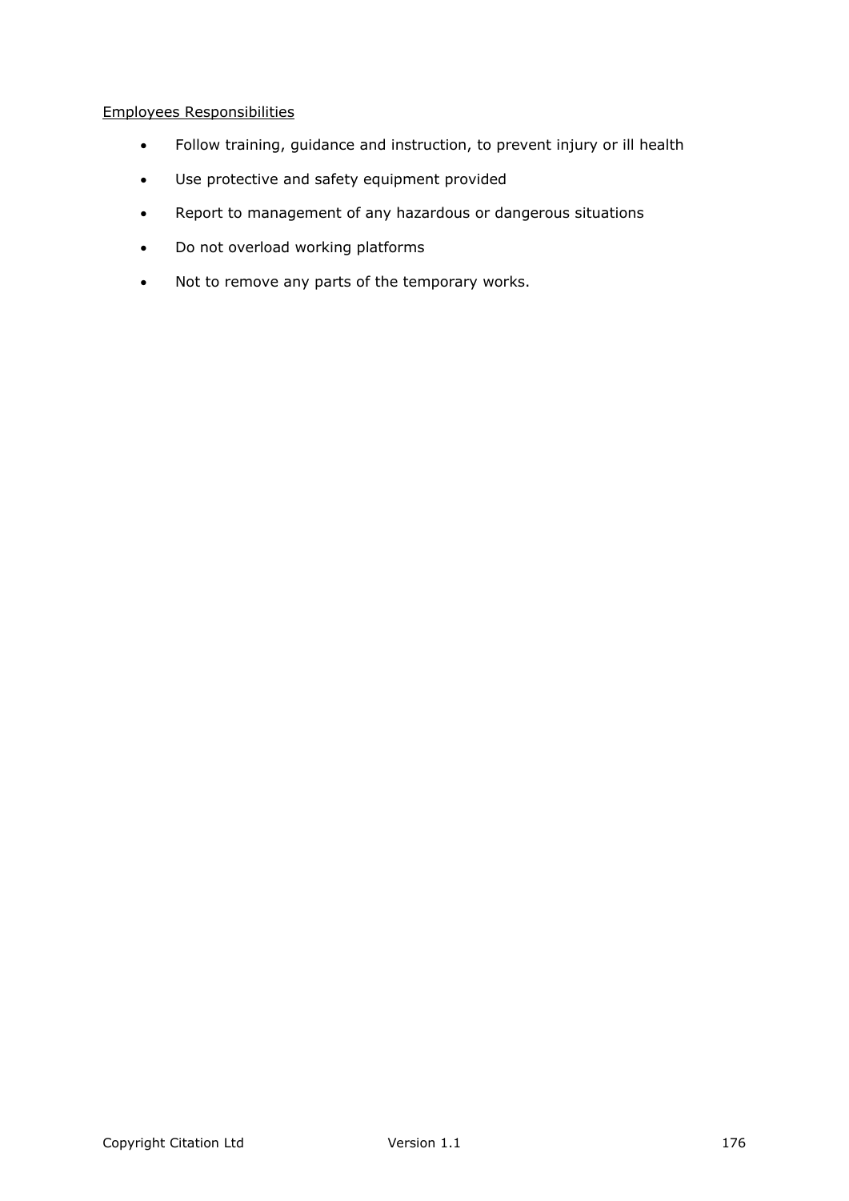Employees Responsibilities

- Follow training, guidance and instruction, to prevent injury or ill health
- Use protective and safety equipment provided
- Report to management of any hazardous or dangerous situations
- Do not overload working platforms
- Not to remove any parts of the temporary works.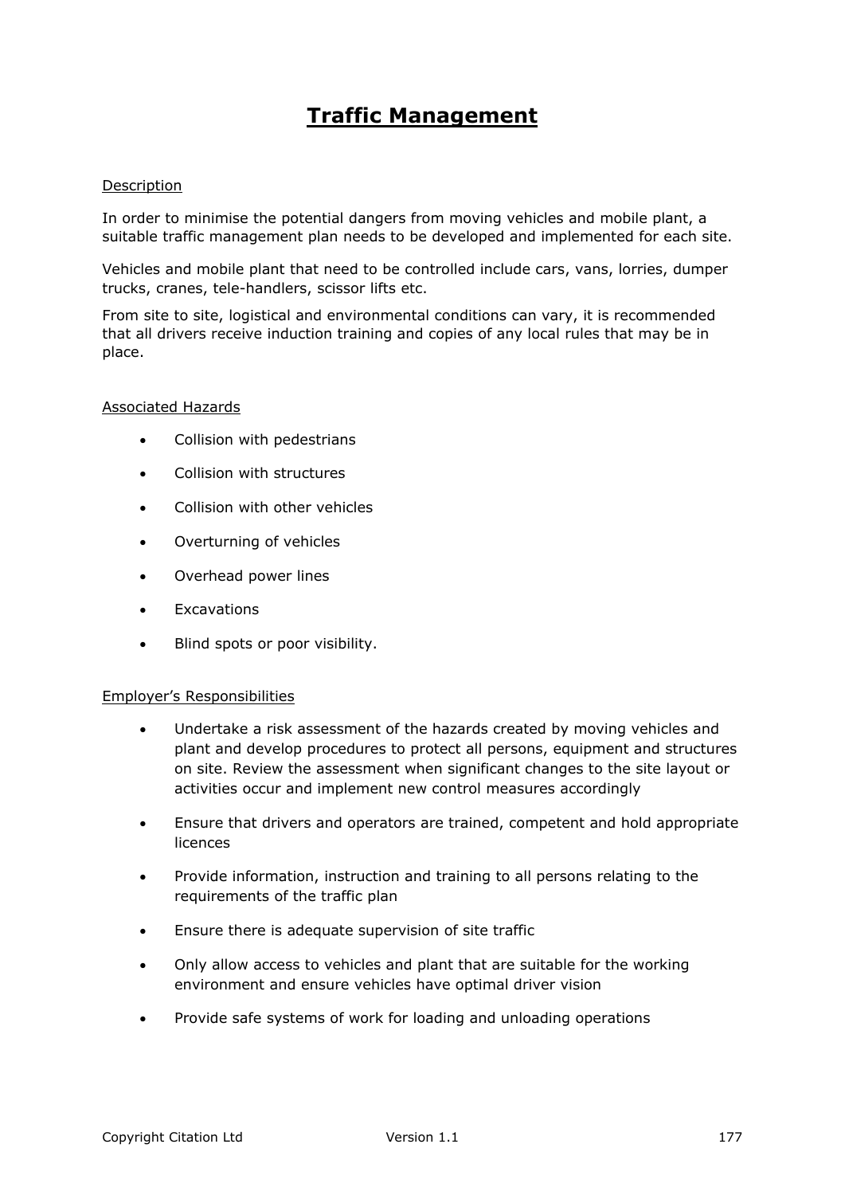# Traffic Management

Description

In order to minimise the potential dangers from moving vehicles and mobile plant, a suitable traffic management plan needs to be developed and implemented for each site.

Vehicles and mobile plant that need to be controlled include cars, vans, lorries, dumper trucks, cranes, tele-handlers, scissor lifts etc.

From site to site, logistical and environmental conditions can vary, it is recommended that all drivers receive induction training and copies of any local rules that may be in place.

Associated Hazards

- Collision with pedestrians
- Collision with structures
- Collision with other vehicles
- Overturning of vehicles
- Overhead power lines
- Excavations
- Blind spots or poor visibility.

Employer's Responsibilities

- Undertake a risk assessment of the hazards created by moving vehicles and plant and develop procedures to protect all persons, equipment and structures on site. Review the assessment when significant changes to the site layout or activities occur and implement new control measures accordingly
- Ensure that drivers and operators are trained, competent and hold appropriate licences
- Provide information, instruction and training to all persons relating to the requirements of the traffic plan
- Ensure there is adequate supervision of site traffic
- Only allow access to vehicles and plant that are suitable for the working environment and ensure vehicles have optimal driver vision
- Provide safe systems of work for loading and unloading operations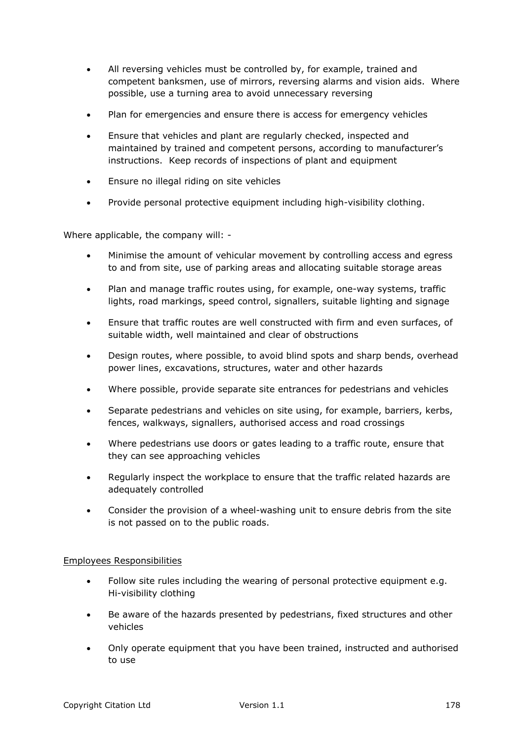- All reversing vehicles must be controlled by, for example, trained and competent banksmen, use of mirrors, reversing alarms and vision aids. Where possible, use a turning area to avoid unnecessary reversing
- Plan for emergencies and ensure there is access for emergency vehicles
- Ensure that vehicles and plant are regularly checked, inspected and maintained by trained and competent persons, according to manufacturer's instructions. Keep records of inspections of plant and equipment
- Ensure no illegal riding on site vehicles
- Provide personal protective equipment including high-visibility clothing.

Where applicable, the company will: -

- Minimise the amount of vehicular movement by controlling access and egress to and from site, use of parking areas and allocating suitable storage areas
- Plan and manage traffic routes using, for example, one-way systems, traffic lights, road markings, speed control, signallers, suitable lighting and signage
- Ensure that traffic routes are well constructed with firm and even surfaces, of suitable width, well maintained and clear of obstructions
- Design routes, where possible, to avoid blind spots and sharp bends, overhead power lines, excavations, structures, water and other hazards
- Where possible, provide separate site entrances for pedestrians and vehicles
- Separate pedestrians and vehicles on site using, for example, barriers, kerbs, fences, walkways, signallers, authorised access and road crossings
- Where pedestrians use doors or gates leading to a traffic route, ensure that they can see approaching vehicles
- Regularly inspect the workplace to ensure that the traffic related hazards are adequately controlled
- Consider the provision of a wheel-washing unit to ensure debris from the site is not passed on to the public roads.

Employees Responsibilities

- Follow site rules including the wearing of personal protective equipment e.g. Hi-visibility clothing
- Be aware of the hazards presented by pedestrians, fixed structures and other vehicles
- Only operate equipment that you have been trained, instructed and authorised to use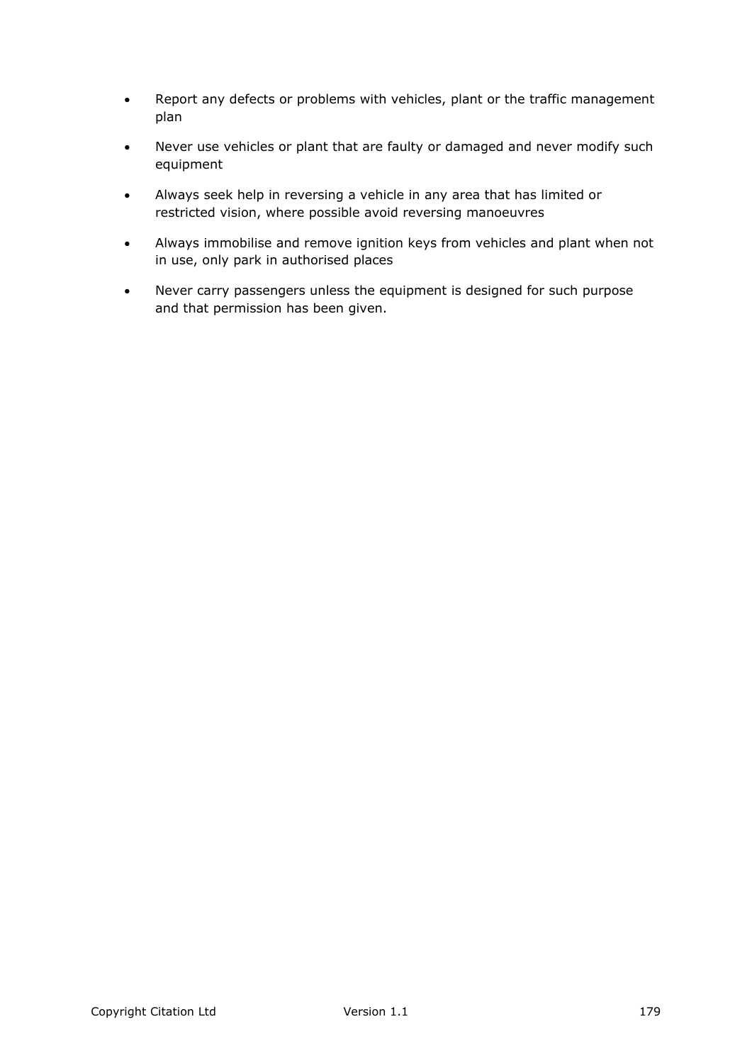- Report any defects or problems with vehicles, plant or the traffic management plan
- Never use vehicles or plant that are faulty or damaged and never modify such equipment
- Always seek help in reversing a vehicle in any area that has limited or restricted vision, where possible avoid reversing manoeuvres
- Always immobilise and remove ignition keys from vehicles and plant when not in use, only park in authorised places
- Never carry passengers unless the equipment is designed for such purpose and that permission has been given.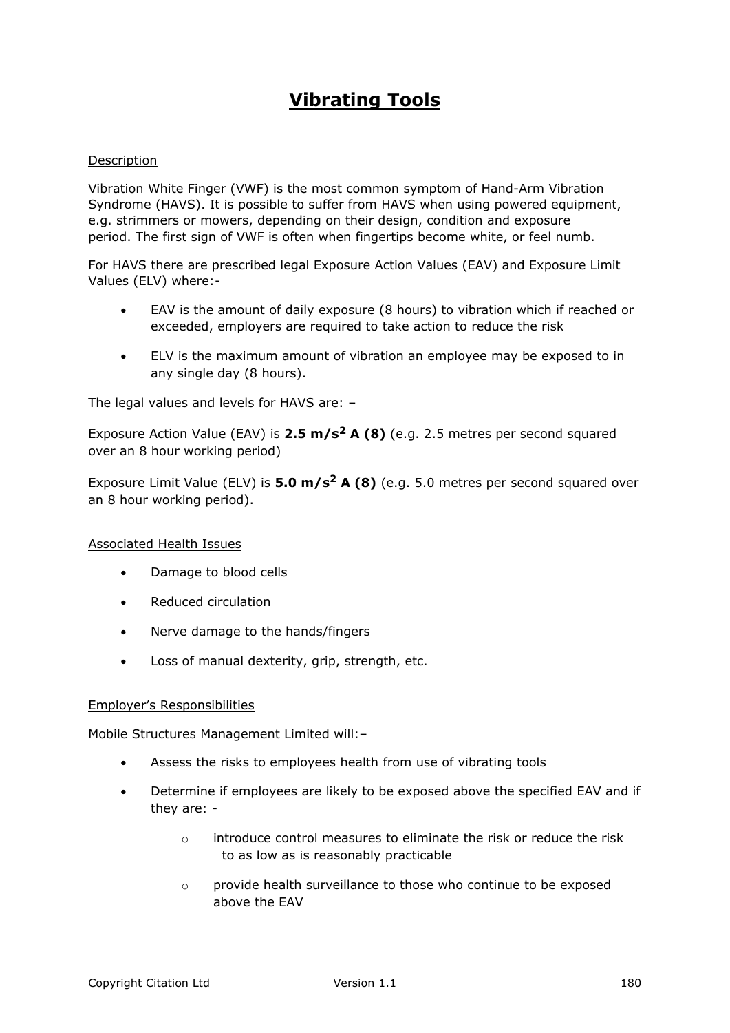# Vibrating Tools

Description

Vibration White Finger (VWF) is the most common symptom of Hand-Arm Vibration Syndrome (HAVS). It is possible to suffer from HAVS when using powered equipment, e.g. strimmers or mowers, depending on their design, condition and exposure period. The first sign of VWF is often when fingertips become white, or feel numb.

For HAVS there are prescribed legal Exposure Action Values (EAV) and Exposure Limit Values (ELV) where:-

- EAV is the amount of daily exposure (8 hours) to vibration which if reached or exceeded, employers are required to take action to reduce the risk
- ELV is the maximum amount of vibration an employee may be exposed to in any single day (8 hours).

The legal values and levels for HAVS are: –

Exposure Action Value (EAV) is **2.5 $m/s^2$ A (8)** (e.g. 2.5 metres per second squared over an 8 hour working period)

Exposure Limit Value (ELV) is **5.0 $m/s^2$ A (8)** (e.g. 5.0 metres per second squared over an 8 hour working period).

Associated Health Issues

- Damage to blood cells
- Reduced circulation
- Nerve damage to the hands/fingers
- Loss of manual dexterity, grip, strength, etc.

Employer's Responsibilities

Mobile Structures Management Limited will:–

- Assess the risks to employees health from use of vibrating tools
- Determine if employees are likely to be exposed above the specified EAV and if they are: -
    - introduce control measures to eliminate the risk or reduce the risk to as low as is reasonably practicable
    - provide health surveillance to those who continue to be exposed above the EAV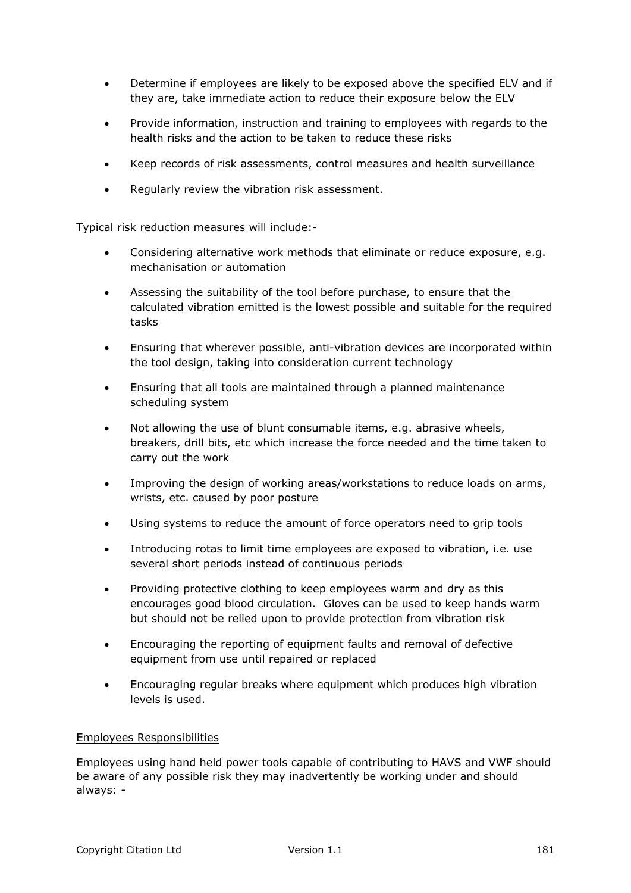- Determine if employees are likely to be exposed above the specified ELV and if they are, take immediate action to reduce their exposure below the ELV
- Provide information, instruction and training to employees with regards to the health risks and the action to be taken to reduce these risks
- Keep records of risk assessments, control measures and health surveillance
- Regularly review the vibration risk assessment.

Typical risk reduction measures will include:-

- Considering alternative work methods that eliminate or reduce exposure, e.g. mechanisation or automation
- Assessing the suitability of the tool before purchase, to ensure that the calculated vibration emitted is the lowest possible and suitable for the required tasks
- Ensuring that wherever possible, anti-vibration devices are incorporated within the tool design, taking into consideration current technology
- Ensuring that all tools are maintained through a planned maintenance scheduling system
- Not allowing the use of blunt consumable items, e.g. abrasive wheels, breakers, drill bits, etc which increase the force needed and the time taken to carry out the work
- Improving the design of working areas/workstations to reduce loads on arms, wrists, etc. caused by poor posture
- Using systems to reduce the amount of force operators need to grip tools
- Introducing rotas to limit time employees are exposed to vibration, i.e. use several short periods instead of continuous periods
- Providing protective clothing to keep employees warm and dry as this encourages good blood circulation. Gloves can be used to keep hands warm but should not be relied upon to provide protection from vibration risk
- Encouraging the reporting of equipment faults and removal of defective equipment from use until repaired or replaced
- Encouraging regular breaks where equipment which produces high vibration levels is used.

<u>Employees Responsibilities</u>

Employees using hand held power tools capable of contributing to HAVS and VWF should be aware of any possible risk they may inadvertently be working under and should always: -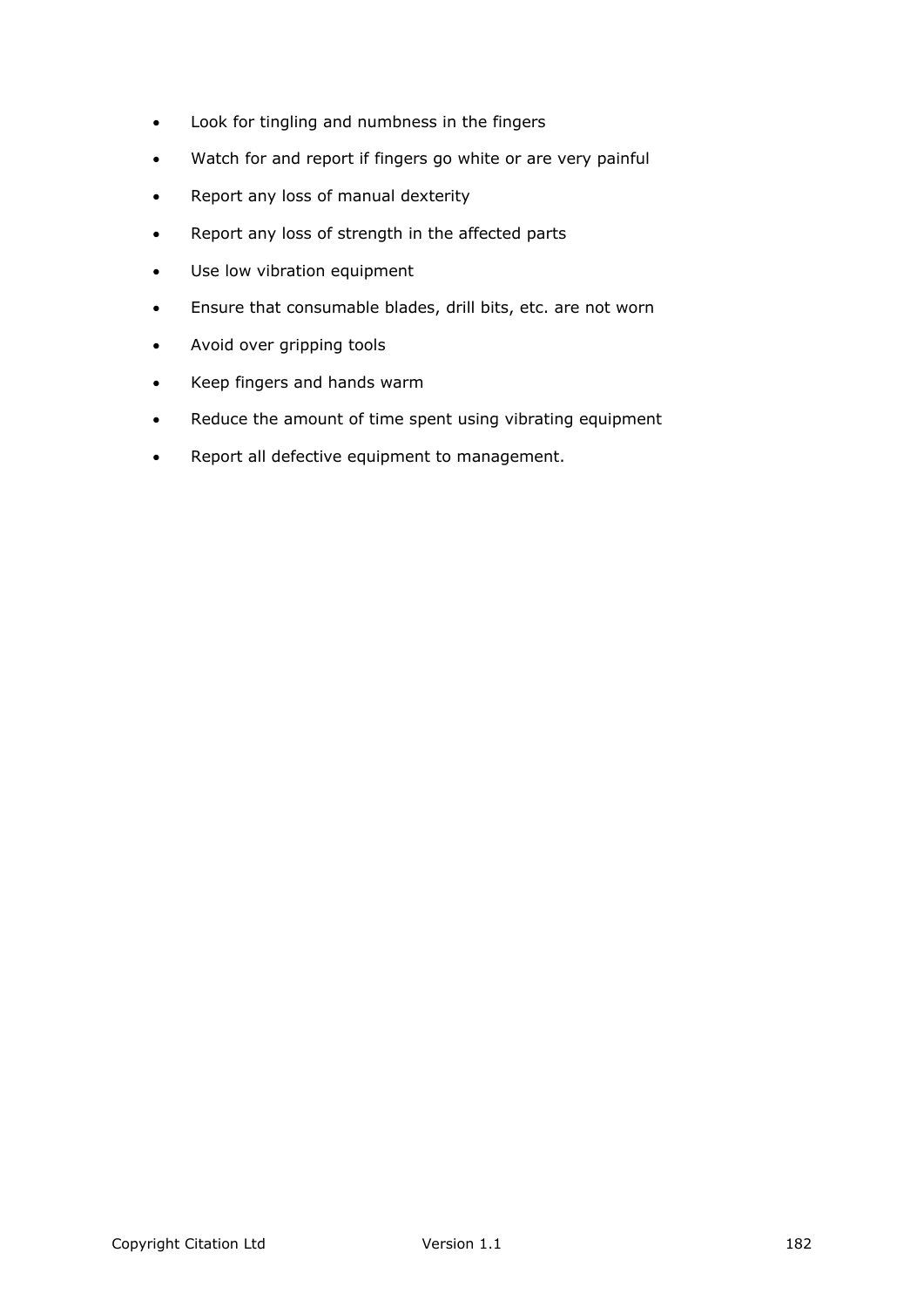- Look for tingling and numbness in the fingers
- Watch for and report if fingers go white or are very painful
- Report any loss of manual dexterity
- Report any loss of strength in the affected parts
- Use low vibration equipment
- Ensure that consumable blades, drill bits, etc. are not worn
- Avoid over gripping tools
- Keep fingers and hands warm
- Reduce the amount of time spent using vibrating equipment
- Report all defective equipment to management.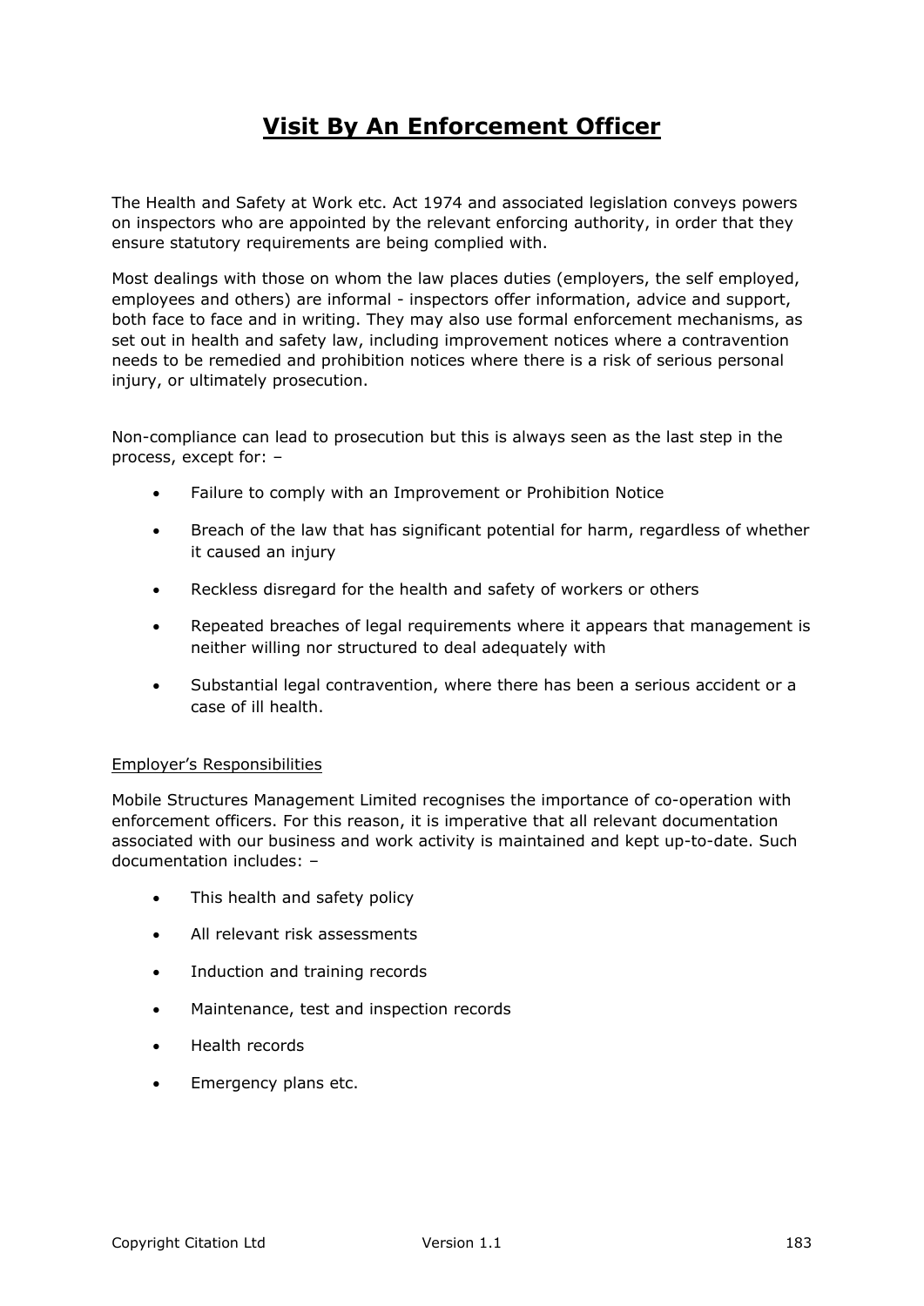# Visit By An Enforcement Officer

The Health and Safety at Work etc. Act 1974 and associated legislation conveys powers on inspectors who are appointed by the relevant enforcing authority, in order that they ensure statutory requirements are being complied with.

Most dealings with those on whom the law places duties (employers, the self employed, employees and others) are informal - inspectors offer information, advice and support, both face to face and in writing. They may also use formal enforcement mechanisms, as set out in health and safety law, including improvement notices where a contravention needs to be remedied and prohibition notices where there is a risk of serious personal injury, or ultimately prosecution.

Non-compliance can lead to prosecution but this is always seen as the last step in the process, except for: –

- Failure to comply with an Improvement or Prohibition Notice
- Breach of the law that has significant potential for harm, regardless of whether it caused an injury
- Reckless disregard for the health and safety of workers or others
- Repeated breaches of legal requirements where it appears that management is neither willing nor structured to deal adequately with
- Substantial legal contravention, where there has been a serious accident or a case of ill health.

<u>Employer's Responsibilities</u>

Mobile Structures Management Limited recognises the importance of co-operation with enforcement officers. For this reason, it is imperative that all relevant documentation associated with our business and work activity is maintained and kept up-to-date. Such documentation includes: –

- This health and safety policy
- All relevant risk assessments
- Induction and training records
- Maintenance, test and inspection records
- Health records
- Emergency plans etc.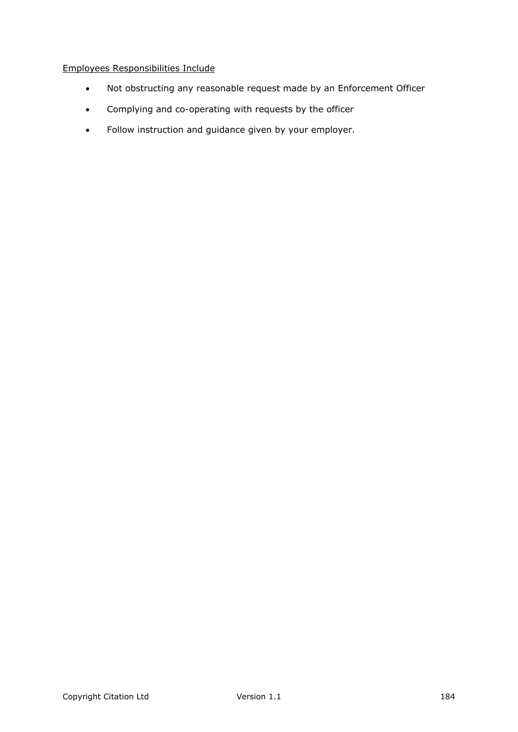<u>Employees Responsibilities Include</u>

- Not obstructing any reasonable request made by an Enforcement Officer
- Complying and co-operating with requests by the officer
- Follow instruction and guidance given by your employer.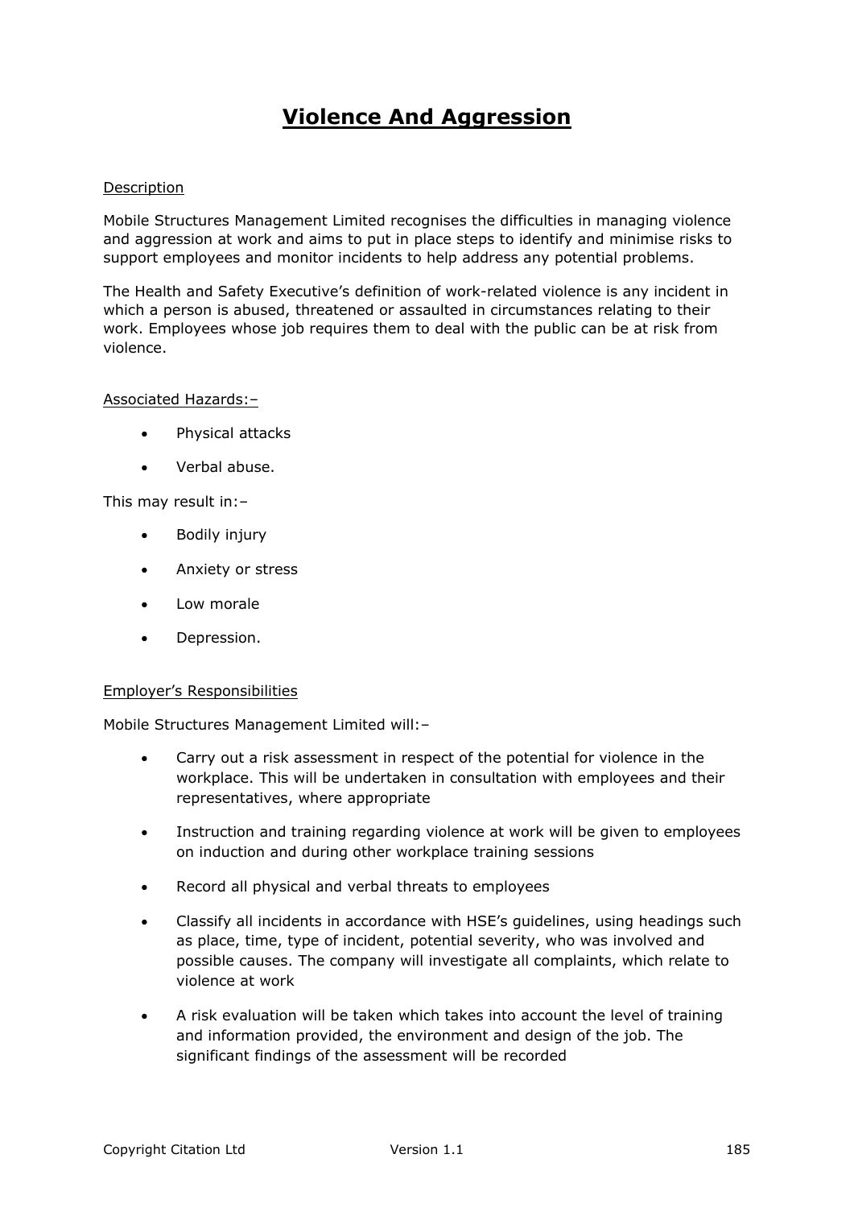# Violence And Aggression

Description

Mobile Structures Management Limited recognises the difficulties in managing violence and aggression at work and aims to put in place steps to identify and minimise risks to support employees and monitor incidents to help address any potential problems.

The Health and Safety Executive's definition of work-related violence is any incident in which a person is abused, threatened or assaulted in circumstances relating to their work. Employees whose job requires them to deal with the public can be at risk from violence.

Associated Hazards:–

- Physical attacks
- Verbal abuse.

This may result in:–

- Bodily injury
- Anxiety or stress
- Low morale
- Depression.

Employer's Responsibilities

Mobile Structures Management Limited will:–

- Carry out a risk assessment in respect of the potential for violence in the workplace. This will be undertaken in consultation with employees and their representatives, where appropriate
- Instruction and training regarding violence at work will be given to employees on induction and during other workplace training sessions
- Record all physical and verbal threats to employees
- Classify all incidents in accordance with HSE's guidelines, using headings such as place, time, type of incident, potential severity, who was involved and possible causes. The company will investigate all complaints, which relate to violence at work
- A risk evaluation will be taken which takes into account the level of training and information provided, the environment and design of the job. The significant findings of the assessment will be recorded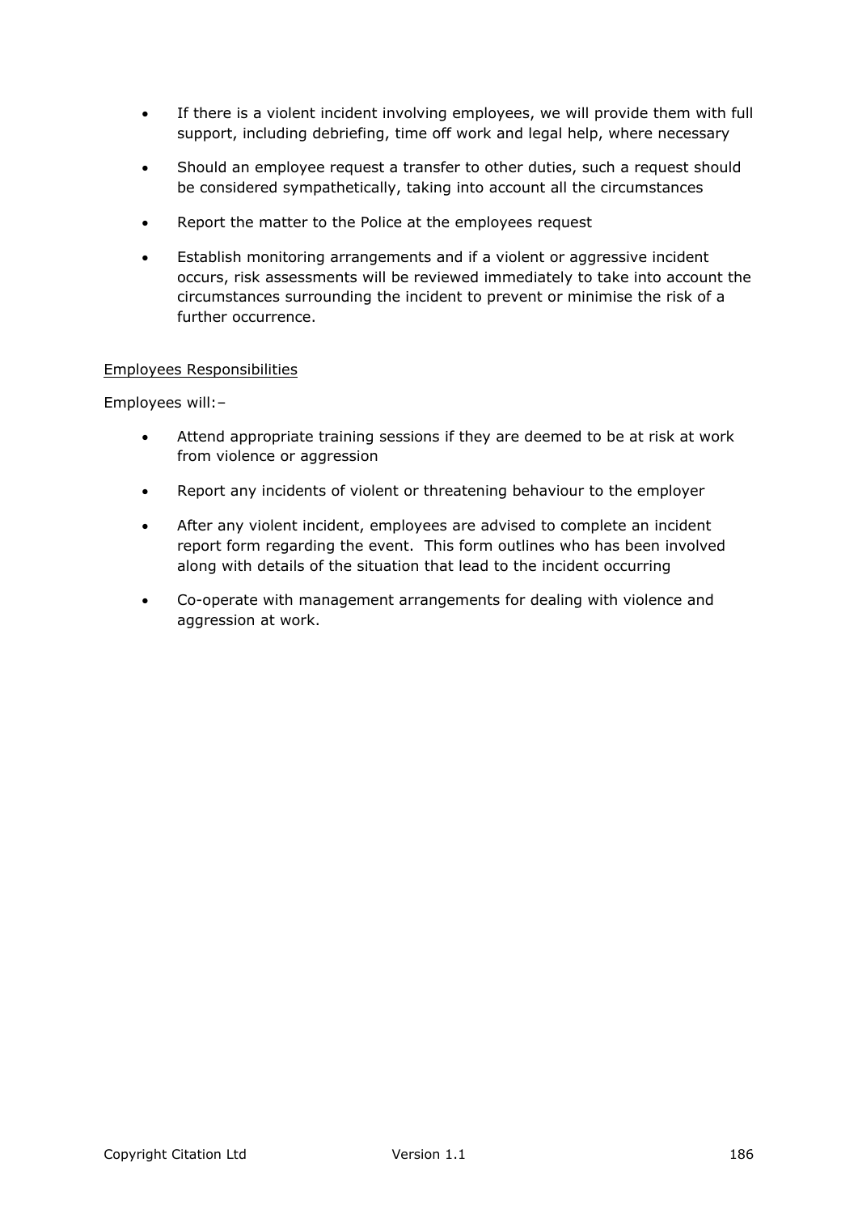- If there is a violent incident involving employees, we will provide them with full support, including debriefing, time off work and legal help, where necessary
- Should an employee request a transfer to other duties, such a request should be considered sympathetically, taking into account all the circumstances
- Report the matter to the Police at the employees request
- Establish monitoring arrangements and if a violent or aggressive incident occurs, risk assessments will be reviewed immediately to take into account the circumstances surrounding the incident to prevent or minimise the risk of a further occurrence.

<u>Employees Responsibilities</u>

Employees will:–

- Attend appropriate training sessions if they are deemed to be at risk at work from violence or aggression
- Report any incidents of violent or threatening behaviour to the employer
- After any violent incident, employees are advised to complete an incident report form regarding the event. This form outlines who has been involved along with details of the situation that lead to the incident occurring
- Co-operate with management arrangements for dealing with violence and aggression at work.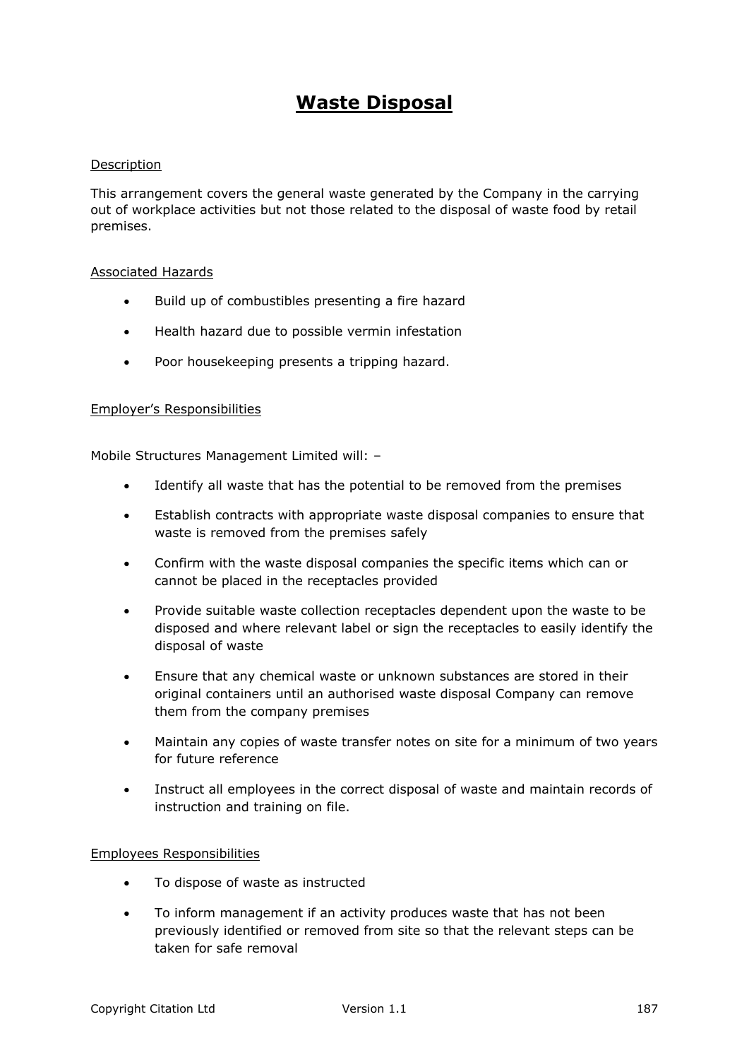# Waste Disposal

Description

This arrangement covers the general waste generated by the Company in the carrying out of workplace activities but not those related to the disposal of waste food by retail premises.

Associated Hazards

- Build up of combustibles presenting a fire hazard
- Health hazard due to possible vermin infestation
- Poor housekeeping presents a tripping hazard.

Employer's Responsibilities

Mobile Structures Management Limited will: –

- Identify all waste that has the potential to be removed from the premises
- Establish contracts with appropriate waste disposal companies to ensure that waste is removed from the premises safely
- Confirm with the waste disposal companies the specific items which can or cannot be placed in the receptacles provided
- Provide suitable waste collection receptacles dependent upon the waste to be disposed and where relevant label or sign the receptacles to easily identify the disposal of waste
- Ensure that any chemical waste or unknown substances are stored in their original containers until an authorised waste disposal Company can remove them from the company premises
- Maintain any copies of waste transfer notes on site for a minimum of two years for future reference
- Instruct all employees in the correct disposal of waste and maintain records of instruction and training on file.

Employees Responsibilities

- To dispose of waste as instructed
- To inform management if an activity produces waste that has not been previously identified or removed from site so that the relevant steps can be taken for safe removal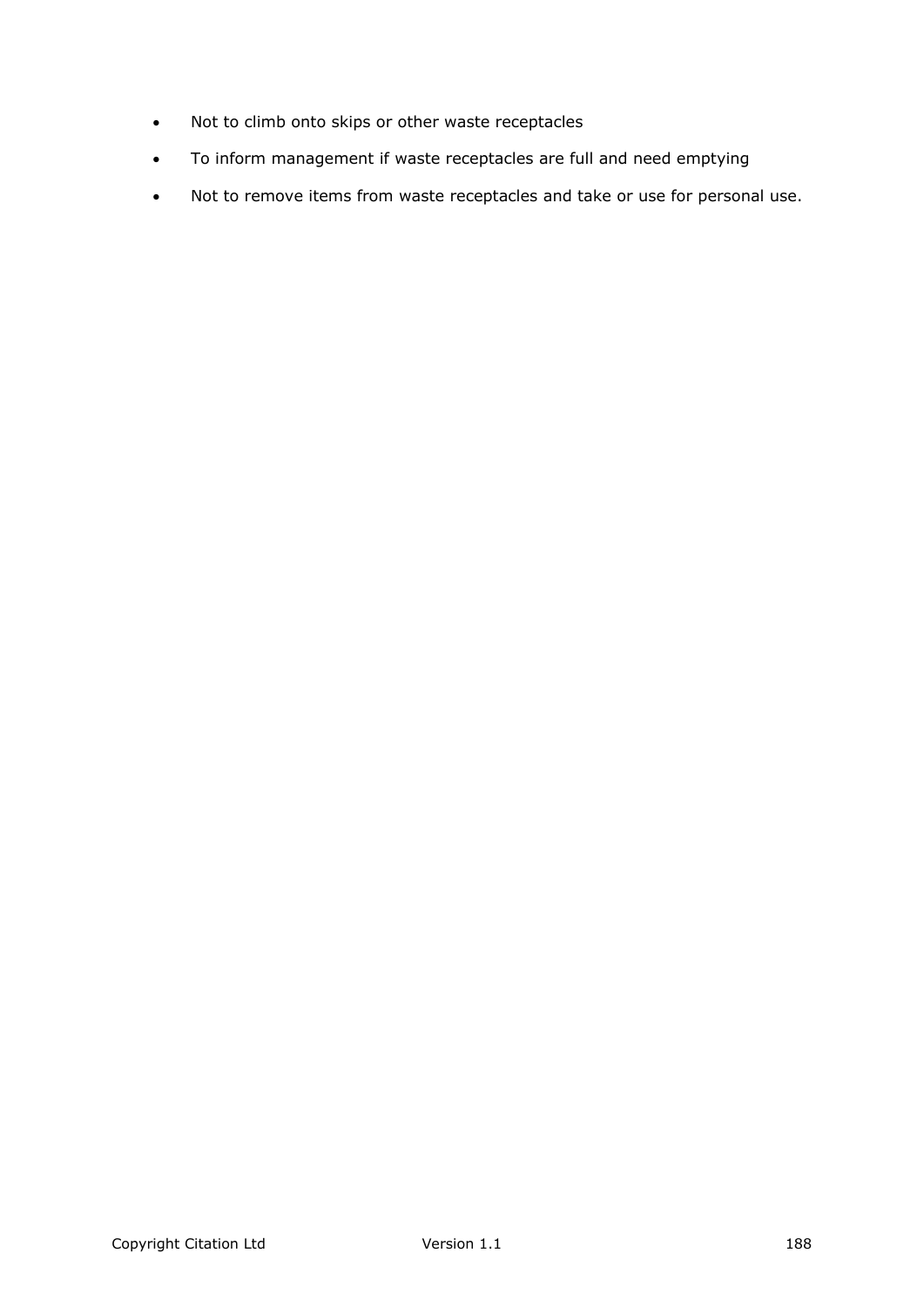- Not to climb onto skips or other waste receptacles
- To inform management if waste receptacles are full and need emptying
- Not to remove items from waste receptacles and take or use for personal use.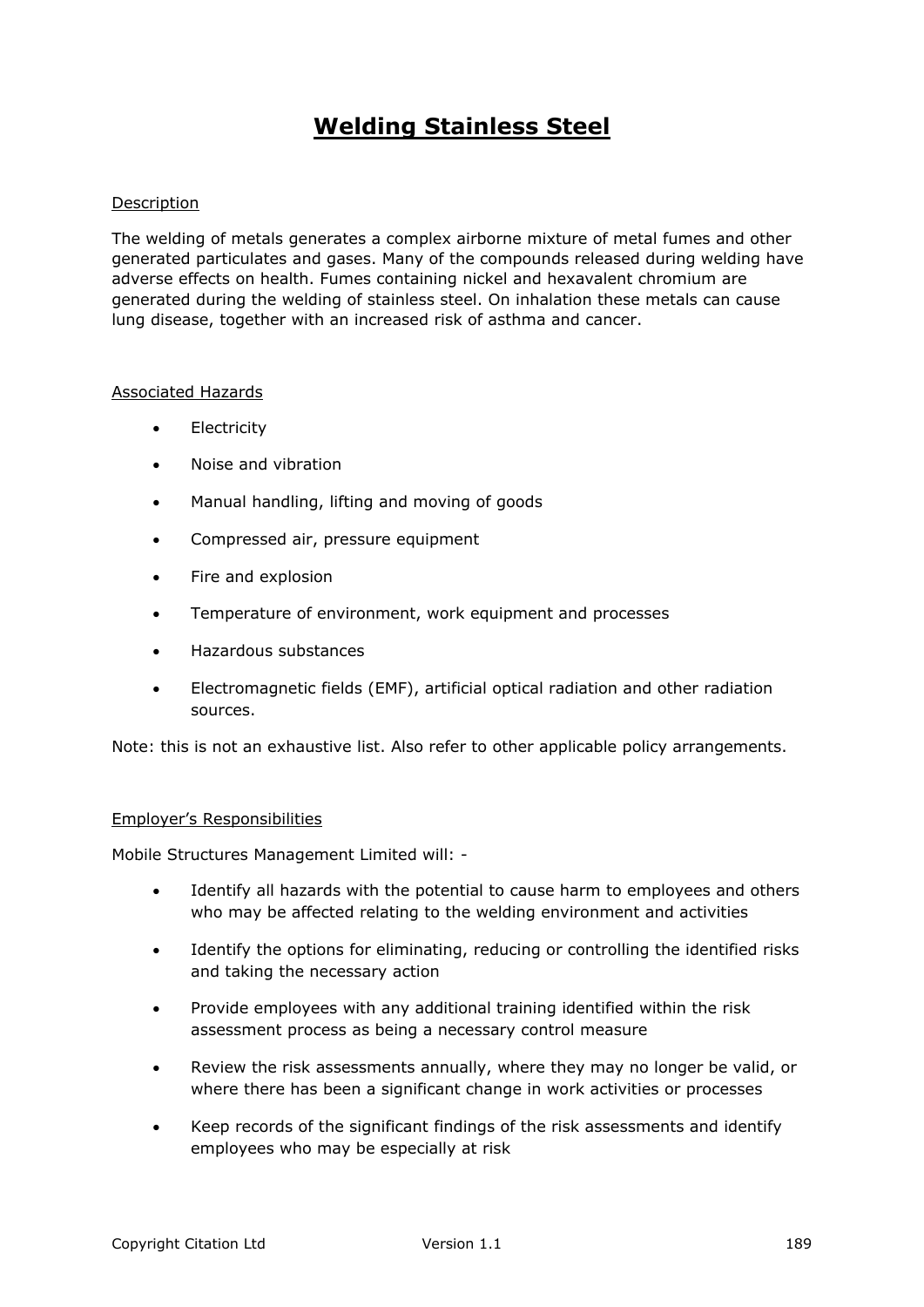# Welding Stainless Steel

Description

The welding of metals generates a complex airborne mixture of metal fumes and other generated particulates and gases. Many of the compounds released during welding have adverse effects on health. Fumes containing nickel and hexavalent chromium are generated during the welding of stainless steel. On inhalation these metals can cause lung disease, together with an increased risk of asthma and cancer.

Associated Hazards

- Electricity
- Noise and vibration
- Manual handling, lifting and moving of goods
- Compressed air, pressure equipment
- Fire and explosion
- Temperature of environment, work equipment and processes
- Hazardous substances
- Electromagnetic fields (EMF), artificial optical radiation and other radiation sources.

Note: this is not an exhaustive list. Also refer to other applicable policy arrangements.

Employer's Responsibilities

Mobile Structures Management Limited will: -

- Identify all hazards with the potential to cause harm to employees and others who may be affected relating to the welding environment and activities
- Identify the options for eliminating, reducing or controlling the identified risks and taking the necessary action
- Provide employees with any additional training identified within the risk assessment process as being a necessary control measure
- Review the risk assessments annually, where they may no longer be valid, or where there has been a significant change in work activities or processes
- Keep records of the significant findings of the risk assessments and identify employees who may be especially at risk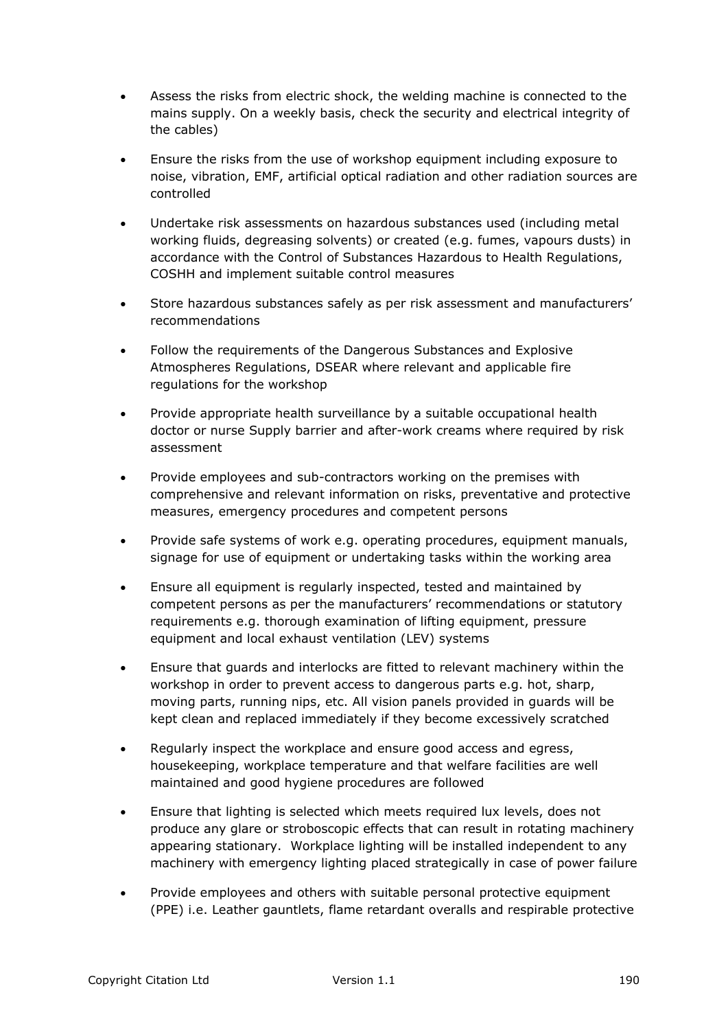- Assess the risks from electric shock, the welding machine is connected to the mains supply. On a weekly basis, check the security and electrical integrity of the cables)

- Ensure the risks from the use of workshop equipment including exposure to noise, vibration, EMF, artificial optical radiation and other radiation sources are controlled

- Undertake risk assessments on hazardous substances used (including metal working fluids, degreasing solvents) or created (e.g. fumes, vapours dusts) in accordance with the Control of Substances Hazardous to Health Regulations, COSHH and implement suitable control measures

- Store hazardous substances safely as per risk assessment and manufacturers' recommendations

- Follow the requirements of the Dangerous Substances and Explosive Atmospheres Regulations, DSEAR where relevant and applicable fire regulations for the workshop

- Provide appropriate health surveillance by a suitable occupational health doctor or nurse Supply barrier and after-work creams where required by risk assessment

- Provide employees and sub-contractors working on the premises with comprehensive and relevant information on risks, preventative and protective measures, emergency procedures and competent persons

- Provide safe systems of work e.g. operating procedures, equipment manuals, signage for use of equipment or undertaking tasks within the working area

- Ensure all equipment is regularly inspected, tested and maintained by competent persons as per the manufacturers' recommendations or statutory requirements e.g. thorough examination of lifting equipment, pressure equipment and local exhaust ventilation (LEV) systems

- Ensure that guards and interlocks are fitted to relevant machinery within the workshop in order to prevent access to dangerous parts e.g. hot, sharp, moving parts, running nips, etc. All vision panels provided in guards will be kept clean and replaced immediately if they become excessively scratched

- Regularly inspect the workplace and ensure good access and egress, housekeeping, workplace temperature and that welfare facilities are well maintained and good hygiene procedures are followed

- Ensure that lighting is selected which meets required lux levels, does not produce any glare or stroboscopic effects that can result in rotating machinery appearing stationary. Workplace lighting will be installed independent to any machinery with emergency lighting placed strategically in case of power failure

- Provide employees and others with suitable personal protective equipment (PPE) i.e. Leather gauntlets, flame retardant overalls and respirable protective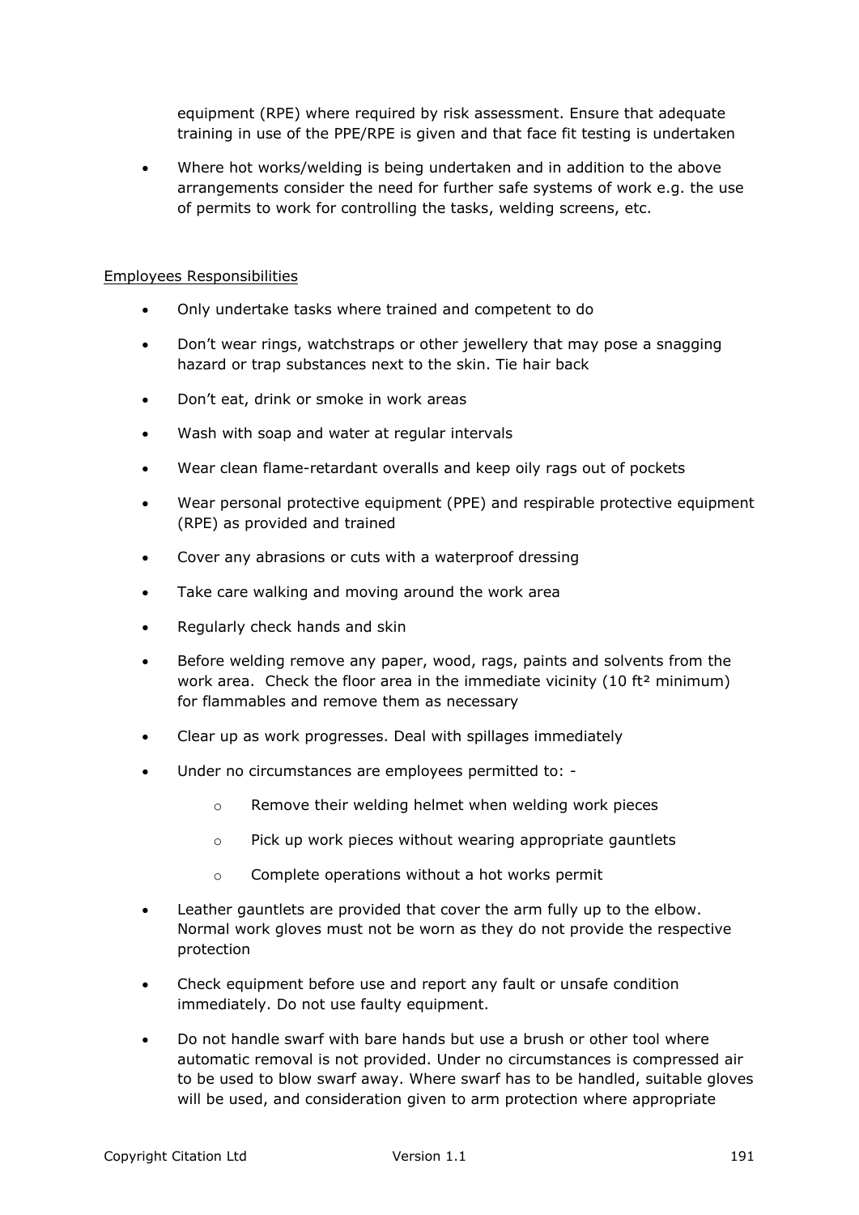equipment (RPE) where required by risk assessment. Ensure that adequate training in use of the PPE/RPE is given and that face fit testing is undertaken

- Where hot works/welding is being undertaken and in addition to the above arrangements consider the need for further safe systems of work e.g. the use of permits to work for controlling the tasks, welding screens, etc.

<u>Employees Responsibilities</u>

- Only undertake tasks where trained and competent to do
- Don't wear rings, watchstraps or other jewellery that may pose a snagging hazard or trap substances next to the skin. Tie hair back
- Don't eat, drink or smoke in work areas
- Wash with soap and water at regular intervals
- Wear clean flame-retardant overalls and keep oily rags out of pockets
- Wear personal protective equipment (PPE) and respirable protective equipment (RPE) as provided and trained
- Cover any abrasions or cuts with a waterproof dressing
- Take care walking and moving around the work area
- Regularly check hands and skin
- Before welding remove any paper, wood, rags, paints and solvents from the work area. Check the floor area in the immediate vicinity (10 $ft^2$ minimum) for flammables and remove them as necessary
- Clear up as work progresses. Deal with spillages immediately
- Under no circumstances are employees permitted to: -
    - Remove their welding helmet when welding work pieces
    - Pick up work pieces without wearing appropriate gauntlets
    - Complete operations without a hot works permit
- Leather gauntlets are provided that cover the arm fully up to the elbow. Normal work gloves must not be worn as they do not provide the respective protection
- Check equipment before use and report any fault or unsafe condition immediately. Do not use faulty equipment.
- Do not handle swarf with bare hands but use a brush or other tool where automatic removal is not provided. Under no circumstances is compressed air to be used to blow swarf away. Where swarf has to be handled, suitable gloves will be used, and consideration given to arm protection where appropriate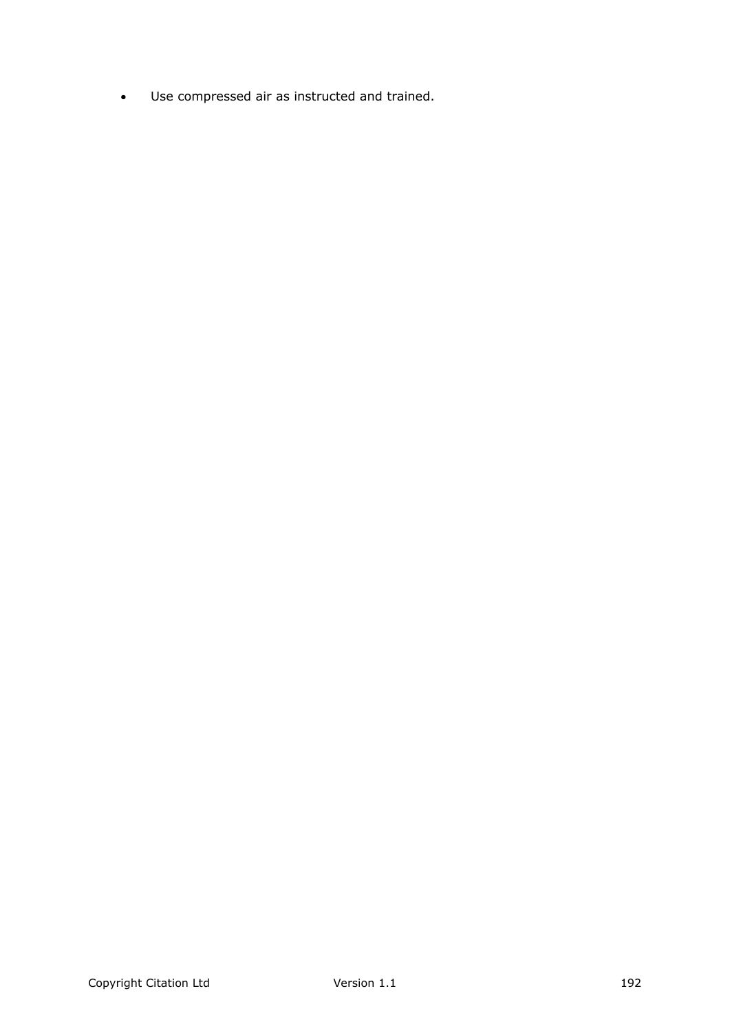- Use compressed air as instructed and trained.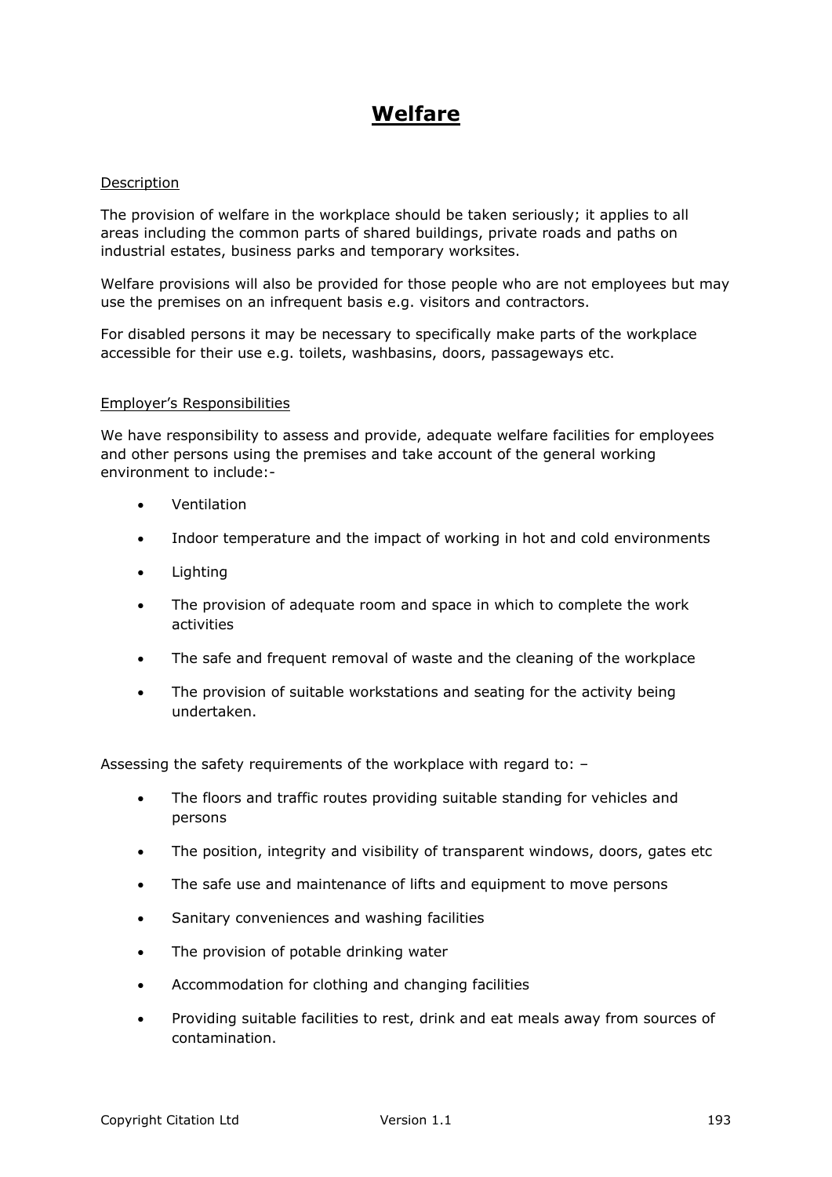# Welfare

Description

The provision of welfare in the workplace should be taken seriously; it applies to all areas including the common parts of shared buildings, private roads and paths on industrial estates, business parks and temporary worksites.

Welfare provisions will also be provided for those people who are not employees but may use the premises on an infrequent basis e.g. visitors and contractors.

For disabled persons it may be necessary to specifically make parts of the workplace accessible for their use e.g. toilets, washbasins, doors, passageways etc.

Employer's Responsibilities

We have responsibility to assess and provide, adequate welfare facilities for employees and other persons using the premises and take account of the general working environment to include:-

- Ventilation
- Indoor temperature and the impact of working in hot and cold environments
- Lighting
- The provision of adequate room and space in which to complete the work activities
- The safe and frequent removal of waste and the cleaning of the workplace
- The provision of suitable workstations and seating for the activity being undertaken.

Assessing the safety requirements of the workplace with regard to: –

- The floors and traffic routes providing suitable standing for vehicles and persons
- The position, integrity and visibility of transparent windows, doors, gates etc
- The safe use and maintenance of lifts and equipment to move persons
- Sanitary conveniences and washing facilities
- The provision of potable drinking water
- Accommodation for clothing and changing facilities
- Providing suitable facilities to rest, drink and eat meals away from sources of contamination.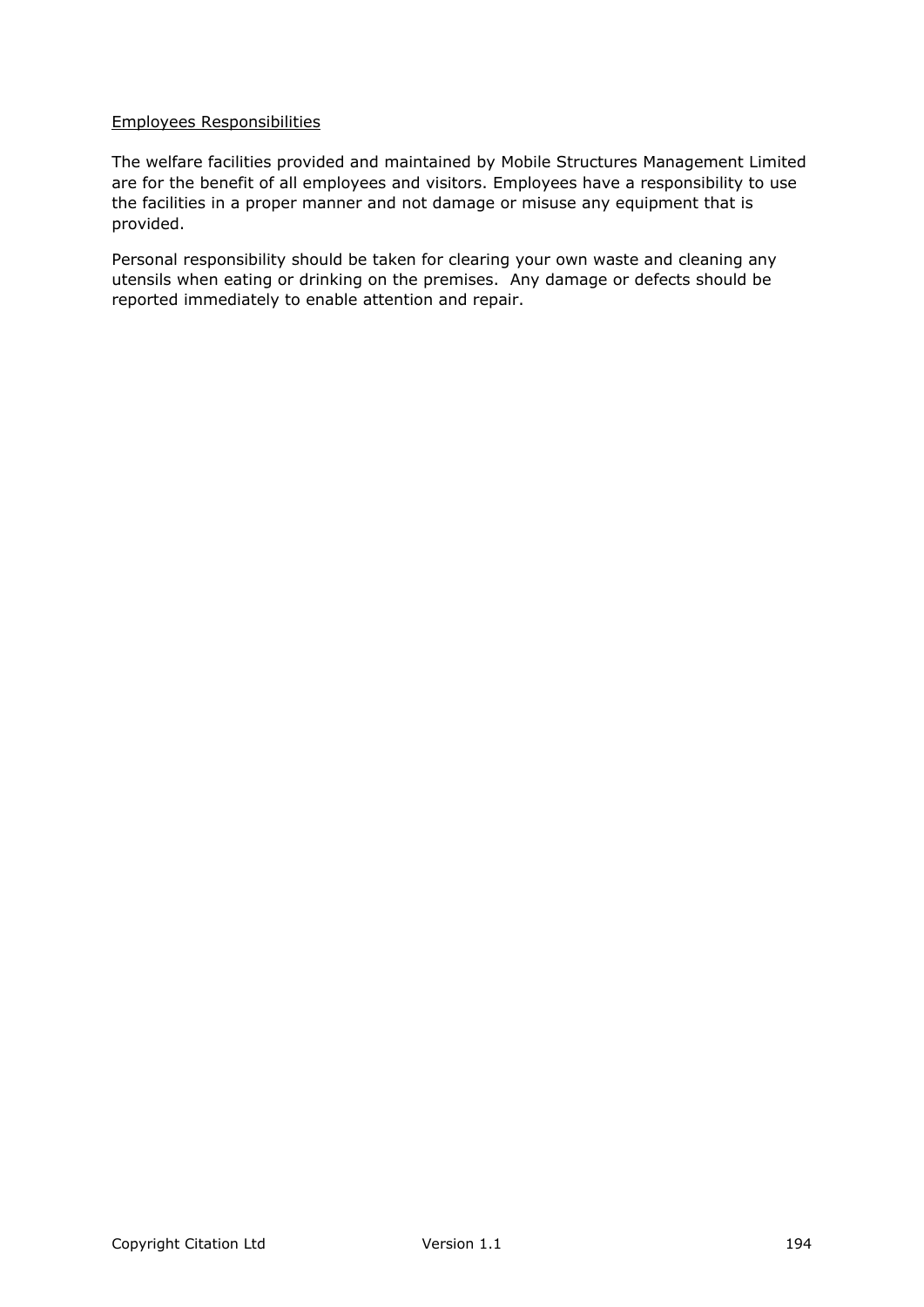Employees Responsibilities

The welfare facilities provided and maintained by Mobile Structures Management Limited are for the benefit of all employees and visitors. Employees have a responsibility to use the facilities in a proper manner and not damage or misuse any equipment that is provided.

Personal responsibility should be taken for clearing your own waste and cleaning any utensils when eating or drinking on the premises. Any damage or defects should be reported immediately to enable attention and repair.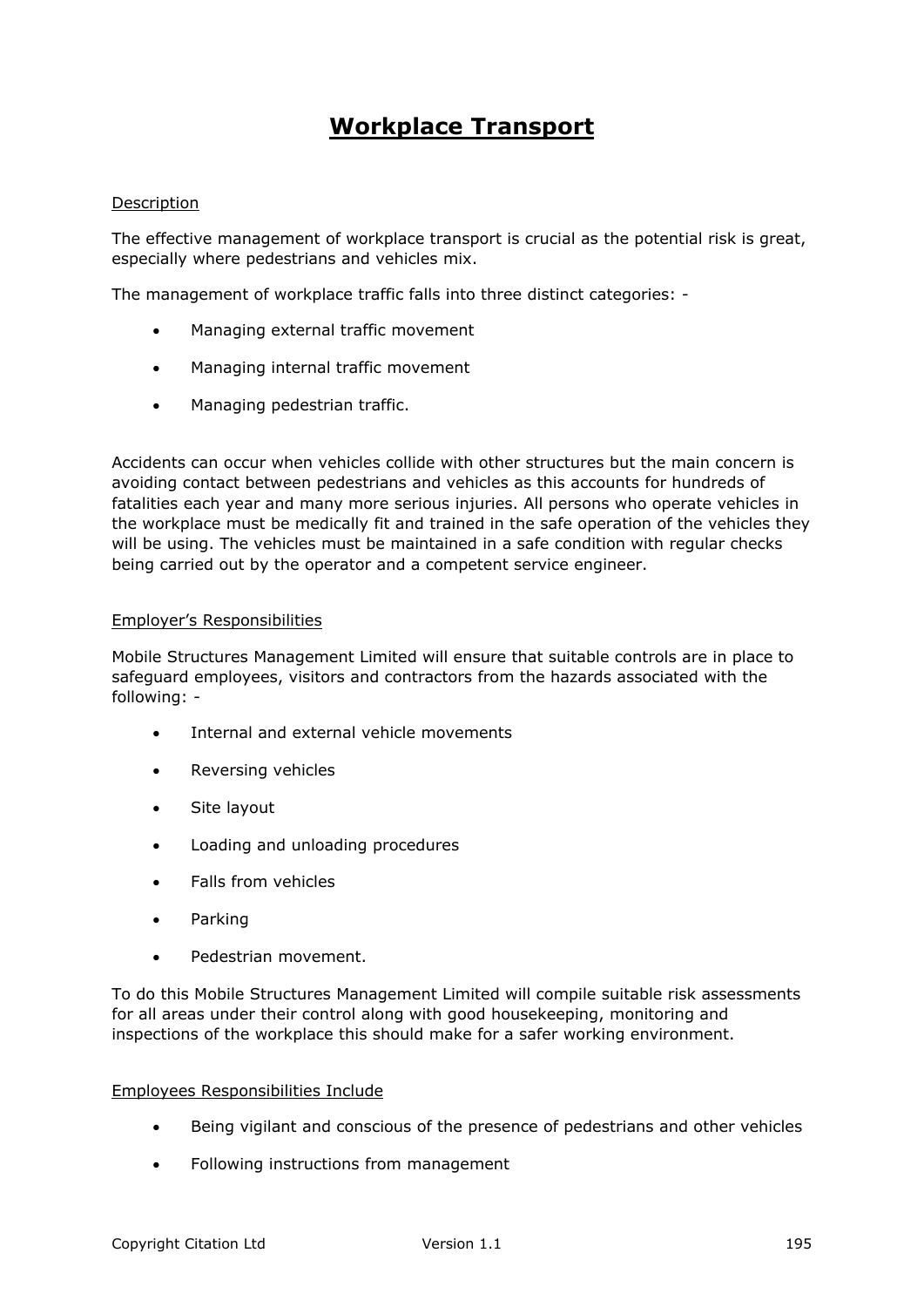# Workplace Transport

Description

The effective management of workplace transport is crucial as the potential risk is great, especially where pedestrians and vehicles mix.

The management of workplace traffic falls into three distinct categories: -

- Managing external traffic movement
- Managing internal traffic movement
- Managing pedestrian traffic.

Accidents can occur when vehicles collide with other structures but the main concern is avoiding contact between pedestrians and vehicles as this accounts for hundreds of fatalities each year and many more serious injuries. All persons who operate vehicles in the workplace must be medically fit and trained in the safe operation of the vehicles they will be using. The vehicles must be maintained in a safe condition with regular checks being carried out by the operator and a competent service engineer.

Employer's Responsibilities

Mobile Structures Management Limited will ensure that suitable controls are in place to safeguard employees, visitors and contractors from the hazards associated with the following: -

- Internal and external vehicle movements
- Reversing vehicles
- Site layout
- Loading and unloading procedures
- Falls from vehicles
- Parking
- Pedestrian movement.

To do this Mobile Structures Management Limited will compile suitable risk assessments for all areas under their control along with good housekeeping, monitoring and inspections of the workplace this should make for a safer working environment.

Employees Responsibilities Include

- Being vigilant and conscious of the presence of pedestrians and other vehicles
- Following instructions from management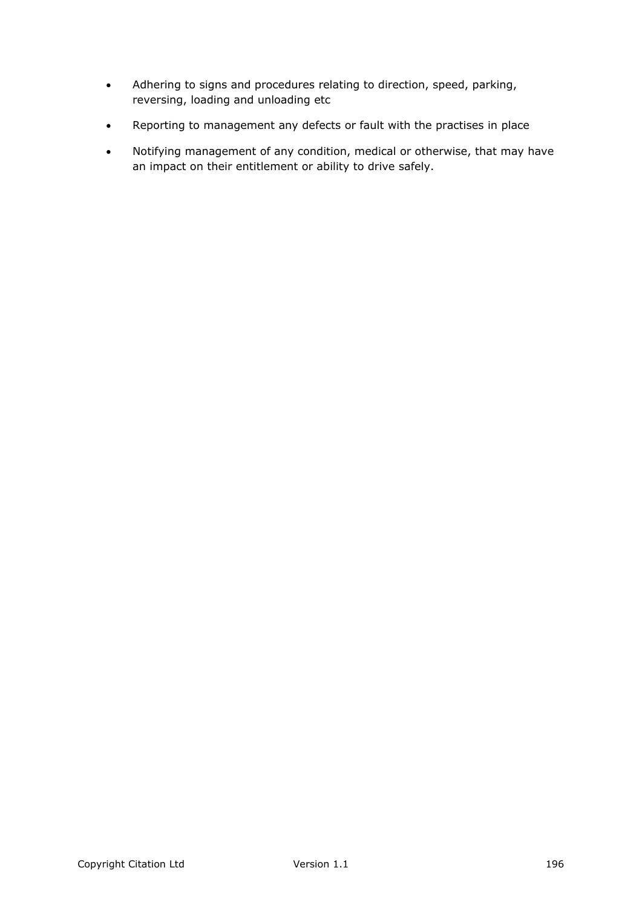- Adhering to signs and procedures relating to direction, speed, parking, reversing, loading and unloading etc
- Reporting to management any defects or fault with the practises in place
- Notifying management of any condition, medical or otherwise, that may have an impact on their entitlement or ability to drive safely.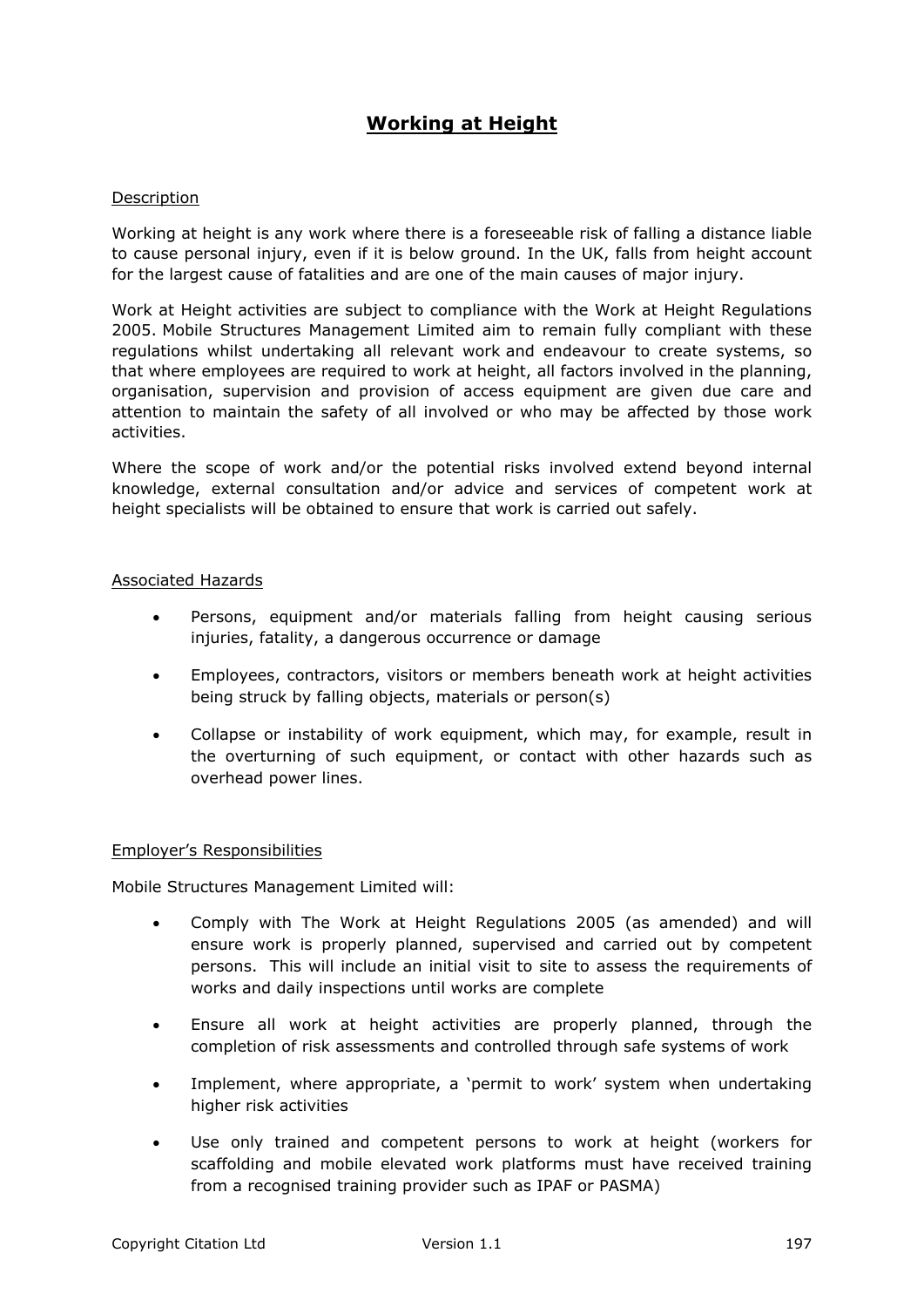## Working at Height

### Description

Working at height is any work where there is a foreseeable risk of falling a distance liable to cause personal injury, even if it is below ground. In the UK, falls from height account for the largest cause of fatalities and are one of the main causes of major injury.

Work at Height activities are subject to compliance with the Work at Height Regulations 2005. Mobile Structures Management Limited aim to remain fully compliant with these regulations whilst undertaking all relevant work and endeavour to create systems, so that where employees are required to work at height, all factors involved in the planning, organisation, supervision and provision of access equipment are given due care and attention to maintain the safety of all involved or who may be affected by those work activities.

Where the scope of work and/or the potential risks involved extend beyond internal knowledge, external consultation and/or advice and services of competent work at height specialists will be obtained to ensure that work is carried out safely.

### Associated Hazards

- Persons, equipment and/or materials falling from height causing serious injuries, fatality, a dangerous occurrence or damage
- Employees, contractors, visitors or members beneath work at height activities being struck by falling objects, materials or person(s)
- Collapse or instability of work equipment, which may, for example, result in the overturning of such equipment, or contact with other hazards such as overhead power lines.

### Employer's Responsibilities

Mobile Structures Management Limited will:

- Comply with The Work at Height Regulations 2005 (as amended) and will ensure work is properly planned, supervised and carried out by competent persons. This will include an initial visit to site to assess the requirements of works and daily inspections until works are complete
- Ensure all work at height activities are properly planned, through the completion of risk assessments and controlled through safe systems of work
- Implement, where appropriate, a 'permit to work' system when undertaking higher risk activities
- Use only trained and competent persons to work at height (workers for scaffolding and mobile elevated work platforms must have received training from a recognised training provider such as IPAF or PASMA)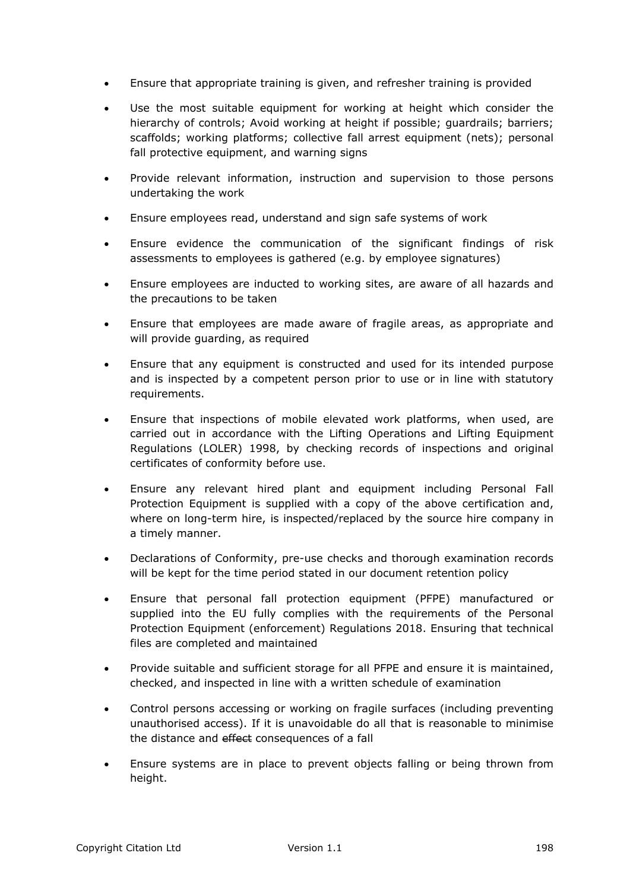- Ensure that appropriate training is given, and refresher training is provided
- Use the most suitable equipment for working at height which consider the hierarchy of controls; Avoid working at height if possible; guardrails; barriers; scaffolds; working platforms; collective fall arrest equipment (nets); personal fall protective equipment, and warning signs
- Provide relevant information, instruction and supervision to those persons undertaking the work
- Ensure employees read, understand and sign safe systems of work
- Ensure evidence the communication of the significant findings of risk assessments to employees is gathered (e.g. by employee signatures)
- Ensure employees are inducted to working sites, are aware of all hazards and the precautions to be taken
- Ensure that employees are made aware of fragile areas, as appropriate and will provide guarding, as required
- Ensure that any equipment is constructed and used for its intended purpose and is inspected by a competent person prior to use or in line with statutory requirements.
- Ensure that inspections of mobile elevated work platforms, when used, are carried out in accordance with the Lifting Operations and Lifting Equipment Regulations (LOLER) 1998, by checking records of inspections and original certificates of conformity before use.
- Ensure any relevant hired plant and equipment including Personal Fall Protection Equipment is supplied with a copy of the above certification and, where on long-term hire, is inspected/replaced by the source hire company in a timely manner.
- Declarations of Conformity, pre-use checks and thorough examination records will be kept for the time period stated in our document retention policy
- Ensure that personal fall protection equipment (PFPE) manufactured or supplied into the EU fully complies with the requirements of the Personal Protection Equipment (enforcement) Regulations 2018. Ensuring that technical files are completed and maintained
- Provide suitable and sufficient storage for all PFPE and ensure it is maintained, checked, and inspected in line with a written schedule of examination
- Control persons accessing or working on fragile surfaces (including preventing unauthorised access). If it is unavoidable do all that is reasonable to minimise the distance and ~~effect~~ consequences of a fall
- Ensure systems are in place to prevent objects falling or being thrown from height.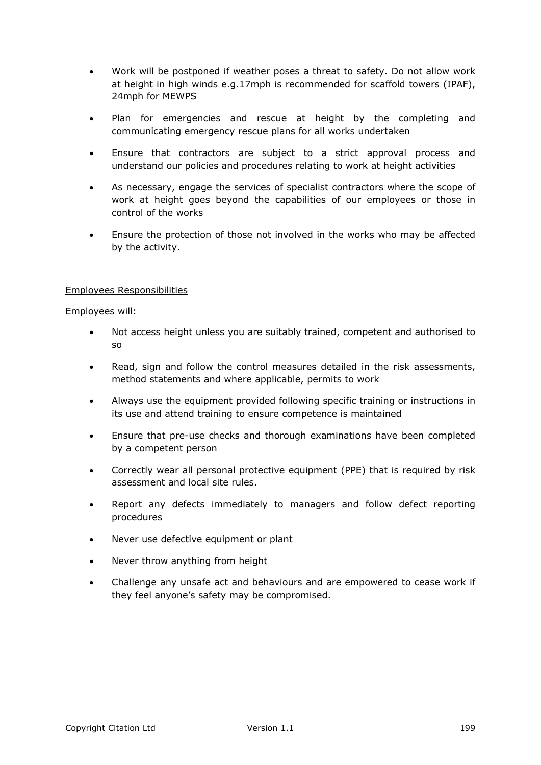- Work will be postponed if weather poses a threat to safety. Do not allow work at height in high winds e.g.17mph is recommended for scaffold towers (IPAF), 24mph for MEWPS

- Plan for emergencies and rescue at height by the completing and communicating emergency rescue plans for all works undertaken

- Ensure that contractors are subject to a strict approval process and understand our policies and procedures relating to work at height activities

- As necessary, engage the services of specialist contractors where the scope of work at height goes beyond the capabilities of our employees or those in control of the works

- Ensure the protection of those not involved in the works who may be affected by the activity.

Employees Responsibilities

Employees will:

- Not access height unless you are suitably trained, competent and authorised to so

- Read, sign and follow the control measures detailed in the risk assessments, method statements and where applicable, permits to work

- Always use the equipment provided following specific training or instruction~~s~~ in its use and attend training to ensure competence is maintained

- Ensure that pre-use checks and thorough examinations have been completed by a competent person

- Correctly wear all personal protective equipment (PPE) that is required by risk assessment and local site rules.

- Report any defects immediately to managers and follow defect reporting procedures

- Never use defective equipment or plant

- Never throw anything from height

- Challenge any unsafe act and behaviours and are empowered to cease work if they feel anyone's safety may be compromised.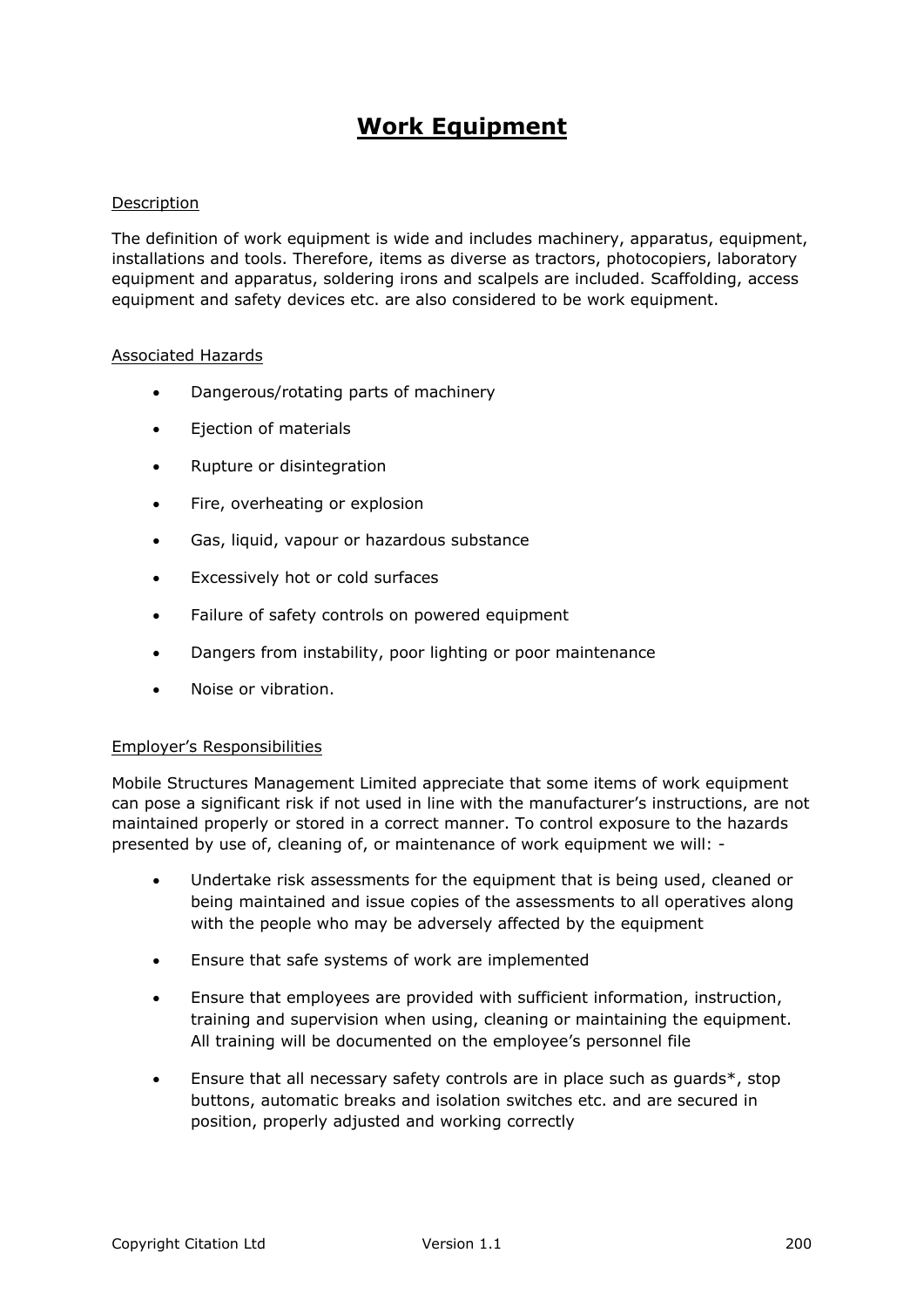# Work Equipment

Description

The definition of work equipment is wide and includes machinery, apparatus, equipment, installations and tools. Therefore, items as diverse as tractors, photocopiers, laboratory equipment and apparatus, soldering irons and scalpels are included. Scaffolding, access equipment and safety devices etc. are also considered to be work equipment.

Associated Hazards

- Dangerous/rotating parts of machinery
- Ejection of materials
- Rupture or disintegration
- Fire, overheating or explosion
- Gas, liquid, vapour or hazardous substance
- Excessively hot or cold surfaces
- Failure of safety controls on powered equipment
- Dangers from instability, poor lighting or poor maintenance
- Noise or vibration.

Employer's Responsibilities

Mobile Structures Management Limited appreciate that some items of work equipment can pose a significant risk if not used in line with the manufacturer's instructions, are not maintained properly or stored in a correct manner. To control exposure to the hazards presented by use of, cleaning of, or maintenance of work equipment we will: -

- Undertake risk assessments for the equipment that is being used, cleaned or being maintained and issue copies of the assessments to all operatives along with the people who may be adversely affected by the equipment
- Ensure that safe systems of work are implemented
- Ensure that employees are provided with sufficient information, instruction, training and supervision when using, cleaning or maintaining the equipment. All training will be documented on the employee's personnel file
- Ensure that all necessary safety controls are in place such as guards*, stop buttons, automatic breaks and isolation switches etc. and are secured in position, properly adjusted and working correctly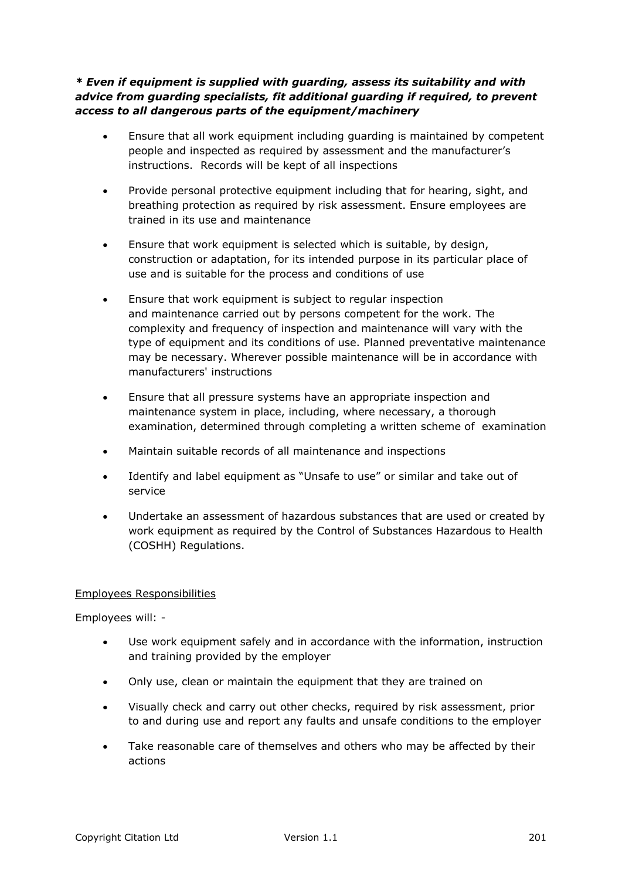***\* Even if equipment is supplied with guarding, assess its suitability and with advice from guarding specialists, fit additional guarding if required, to prevent access to all dangerous parts of the equipment/machinery***

- Ensure that all work equipment including guarding is maintained by competent people and inspected as required by assessment and the manufacturer's instructions. Records will be kept of all inspections
- Provide personal protective equipment including that for hearing, sight, and breathing protection as required by risk assessment. Ensure employees are trained in its use and maintenance
- Ensure that work equipment is selected which is suitable, by design, construction or adaptation, for its intended purpose in its particular place of use and is suitable for the process and conditions of use
- Ensure that work equipment is subject to regular inspection and maintenance carried out by persons competent for the work. The complexity and frequency of inspection and maintenance will vary with the type of equipment and its conditions of use. Planned preventative maintenance may be necessary. Wherever possible maintenance will be in accordance with manufacturers' instructions
- Ensure that all pressure systems have an appropriate inspection and maintenance system in place, including, where necessary, a thorough examination, determined through completing a written scheme of examination
- Maintain suitable records of all maintenance and inspections
- Identify and label equipment as "Unsafe to use" or similar and take out of service
- Undertake an assessment of hazardous substances that are used or created by work equipment as required by the Control of Substances Hazardous to Health (COSHH) Regulations.

<u>Employees Responsibilities</u>

Employees will: -

- Use work equipment safely and in accordance with the information, instruction and training provided by the employer
- Only use, clean or maintain the equipment that they are trained on
- Visually check and carry out other checks, required by risk assessment, prior to and during use and report any faults and unsafe conditions to the employer
- Take reasonable care of themselves and others who may be affected by their actions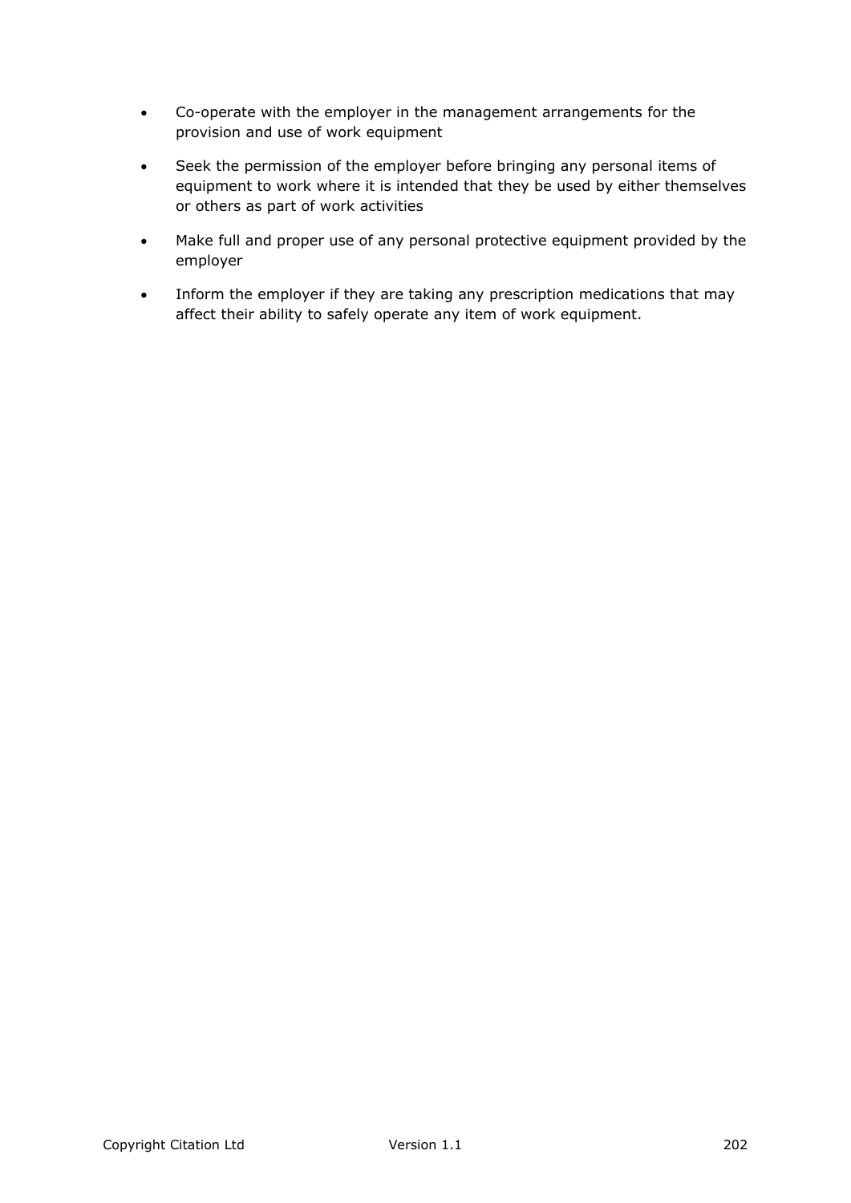- Co-operate with the employer in the management arrangements for the provision and use of work equipment
- Seek the permission of the employer before bringing any personal items of equipment to work where it is intended that they be used by either themselves or others as part of work activities
- Make full and proper use of any personal protective equipment provided by the employer
- Inform the employer if they are taking any prescription medications that may affect their ability to safely operate any item of work equipment.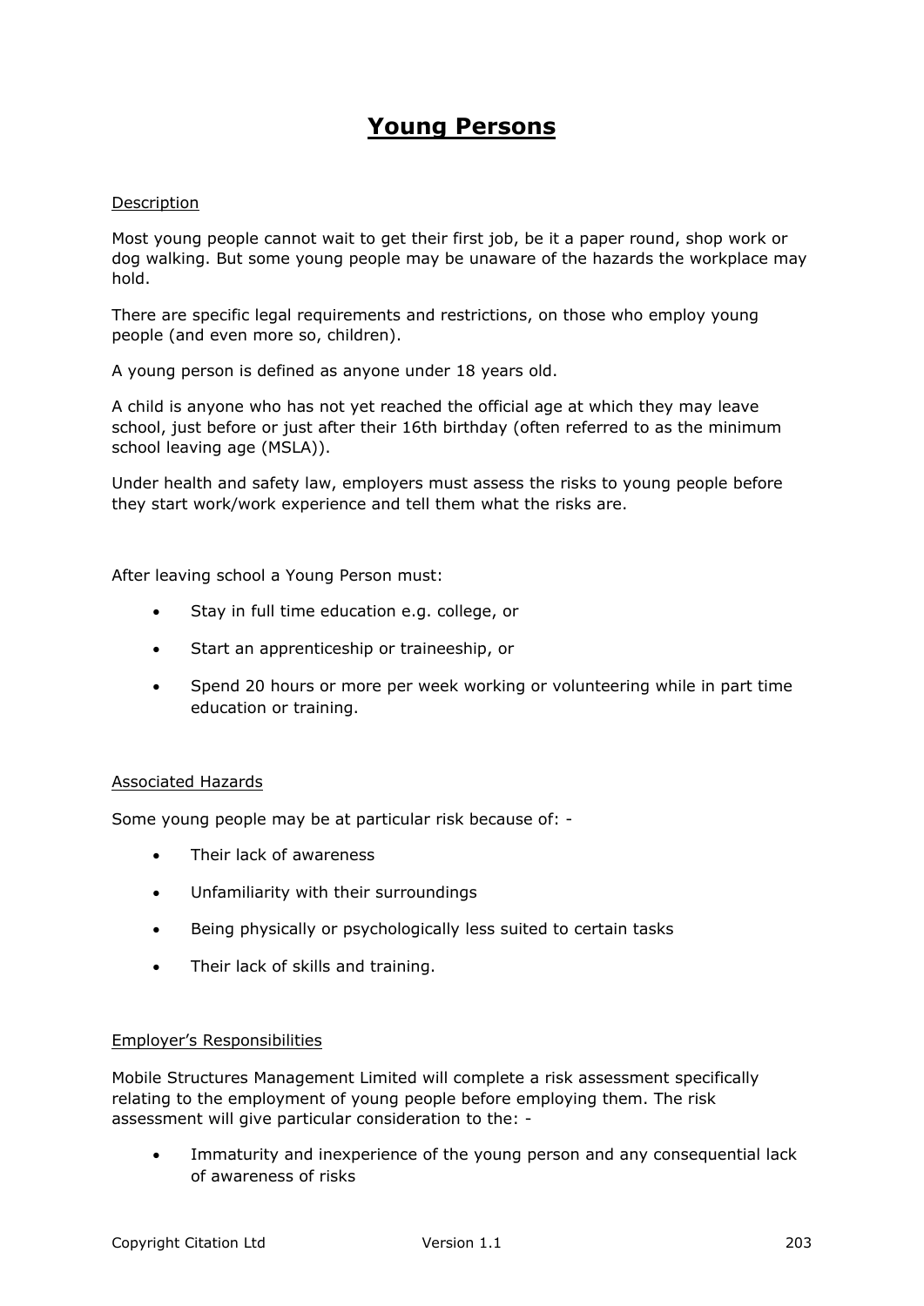# Young Persons

Description

Most young people cannot wait to get their first job, be it a paper round, shop work or dog walking. But some young people may be unaware of the hazards the workplace may hold.

There are specific legal requirements and restrictions, on those who employ young people (and even more so, children).

A young person is defined as anyone under 18 years old.

A child is anyone who has not yet reached the official age at which they may leave school, just before or just after their 16th birthday (often referred to as the minimum school leaving age (MSLA)).

Under health and safety law, employers must assess the risks to young people before they start work/work experience and tell them what the risks are.

After leaving school a Young Person must:

- Stay in full time education e.g. college, or
- Start an apprenticeship or traineeship, or
- Spend 20 hours or more per week working or volunteering while in part time education or training.

Associated Hazards

Some young people may be at particular risk because of: -

- Their lack of awareness
- Unfamiliarity with their surroundings
- Being physically or psychologically less suited to certain tasks
- Their lack of skills and training.

Employer's Responsibilities

Mobile Structures Management Limited will complete a risk assessment specifically relating to the employment of young people before employing them. The risk assessment will give particular consideration to the: -

- Immaturity and inexperience of the young person and any consequential lack of awareness of risks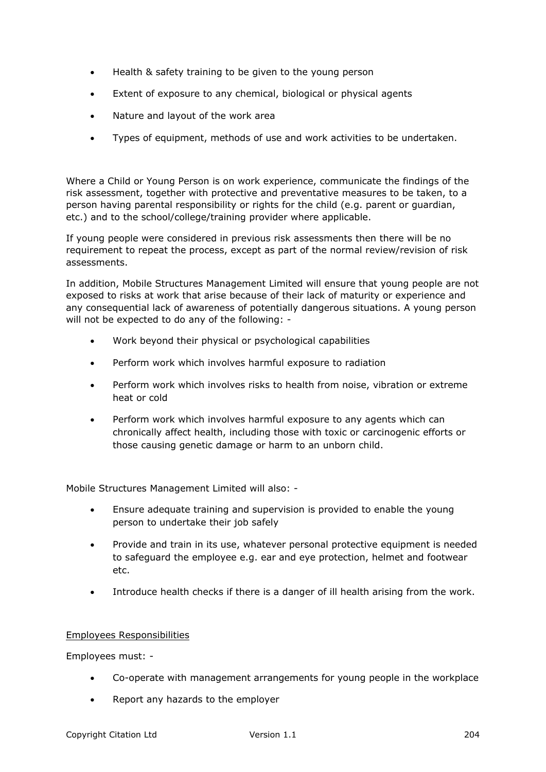- Health & safety training to be given to the young person
- Extent of exposure to any chemical, biological or physical agents
- Nature and layout of the work area
- Types of equipment, methods of use and work activities to be undertaken.

Where a Child or Young Person is on work experience, communicate the findings of the risk assessment, together with protective and preventative measures to be taken, to a person having parental responsibility or rights for the child (e.g. parent or guardian, etc.) and to the school/college/training provider where applicable.

If young people were considered in previous risk assessments then there will be no requirement to repeat the process, except as part of the normal review/revision of risk assessments.

In addition, Mobile Structures Management Limited will ensure that young people are not exposed to risks at work that arise because of their lack of maturity or experience and any consequential lack of awareness of potentially dangerous situations. A young person will not be expected to do any of the following: -

- Work beyond their physical or psychological capabilities
- Perform work which involves harmful exposure to radiation
- Perform work which involves risks to health from noise, vibration or extreme heat or cold
- Perform work which involves harmful exposure to any agents which can chronically affect health, including those with toxic or carcinogenic efforts or those causing genetic damage or harm to an unborn child.

Mobile Structures Management Limited will also: -

- Ensure adequate training and supervision is provided to enable the young person to undertake their job safely
- Provide and train in its use, whatever personal protective equipment is needed to safeguard the employee e.g. ear and eye protection, helmet and footwear etc.
- Introduce health checks if there is a danger of ill health arising from the work.

<u>Employees Responsibilities</u>

Employees must: -

- Co-operate with management arrangements for young people in the workplace
- Report any hazards to the employer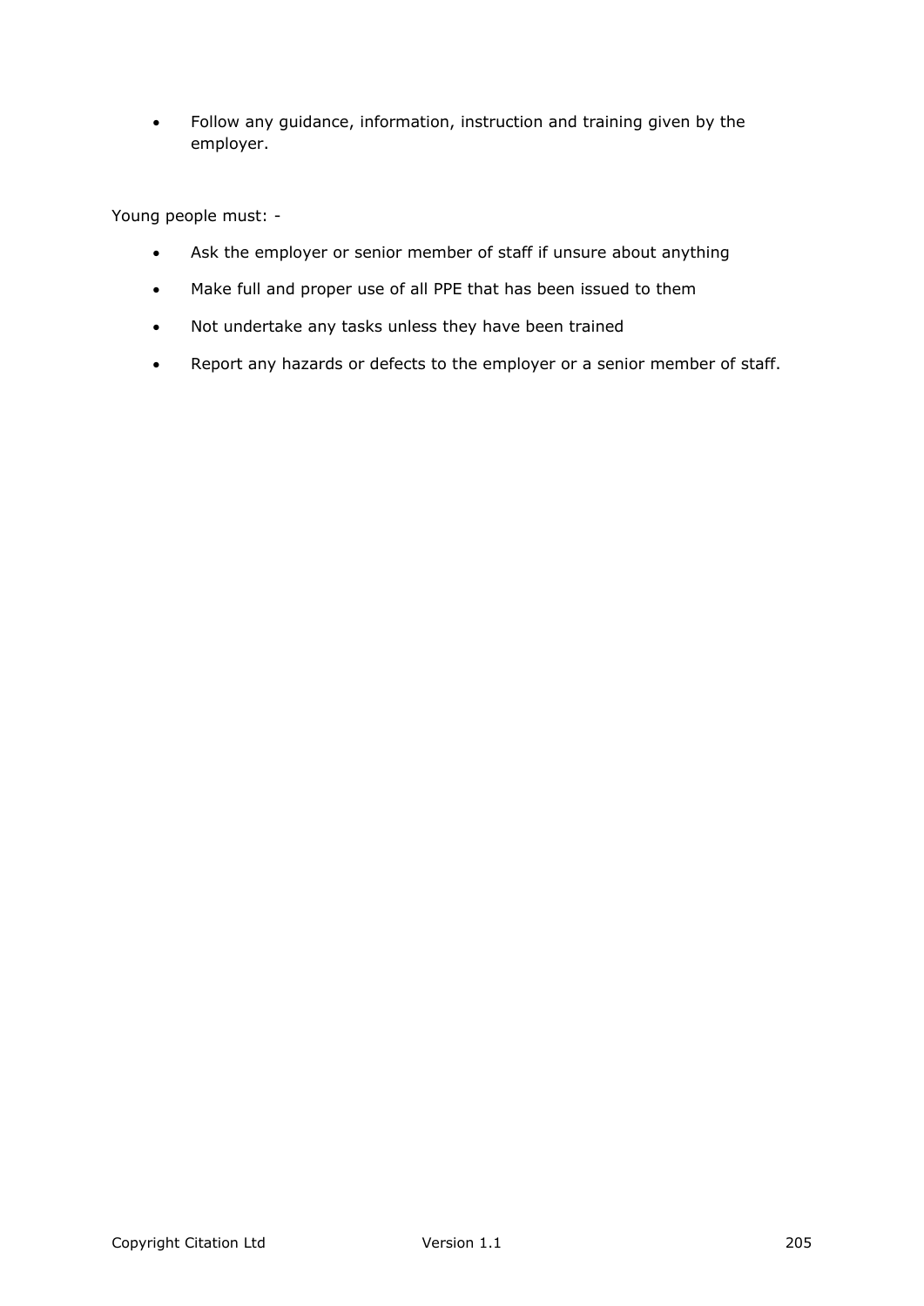- Follow any guidance, information, instruction and training given by the employer.

Young people must: -

- Ask the employer or senior member of staff if unsure about anything
- Make full and proper use of all PPE that has been issued to them
- Not undertake any tasks unless they have been trained
- Report any hazards or defects to the employer or a senior member of staff.